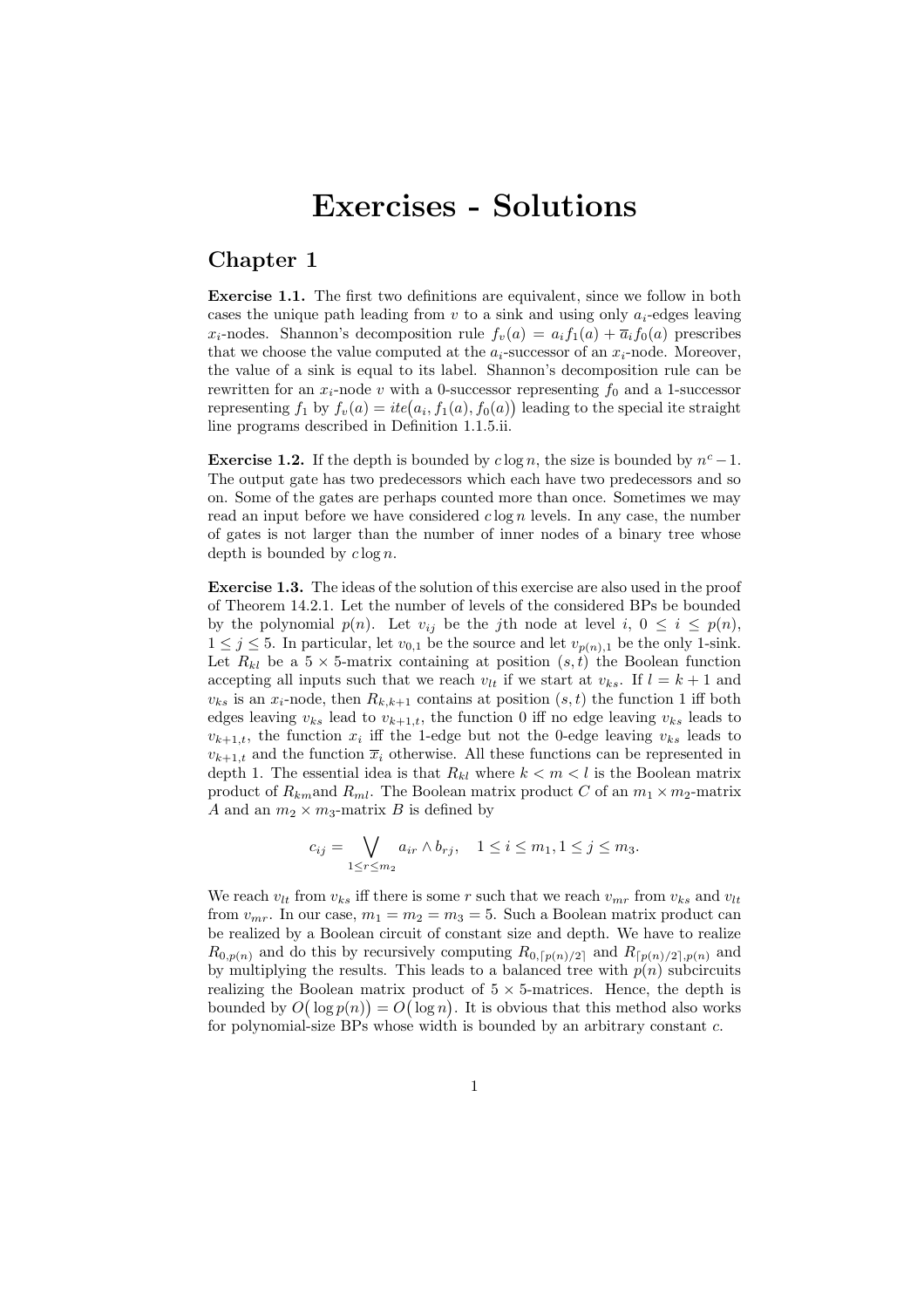# Exercises - Solutions

## Chapter 1

**Exercise 1.1.** The first two definitions are equivalent, since we follow in both cases the unique path leading from $v$ to a sink and using only $a_i$-edges leaving $x_i$-nodes. Shannon's decomposition rule $f_v(a) = a_i f_1(a) + \overline{a}_i f_0(a)$ prescribes that we choose the value computed at the $a_i$-successor of an $x_i$-node. Moreover, the value of a sink is equal to its label. Shannon's decomposition rule can be rewritten for an $x_i$-node $v$ with a 0-successor representing $f_0$ and a 1-successor representing $f_1$ by $f_v(a) = ite\big(a_i, f_1(a), f_0(a)\big)$ leading to the special ite straight line programs described in Definition 1.1.5.ii.

**Exercise 1.2.** If the depth is bounded by $c \log n$, the size is bounded by $n^c - 1$. The output gate has two predecessors which each have two predecessors and so on. Some of the gates are perhaps counted more than once. Sometimes we may read an input before we have considered $c \log n$ levels. In any case, the number of gates is not larger than the number of inner nodes of a binary tree whose depth is bounded by $c \log n$.

**Exercise 1.3.** The ideas of the solution of this exercise are also used in the proof of Theorem 14.2.1. Let the number of levels of the considered BPs be bounded by the polynomial $p(n)$. Let $v_{ij}$ be the $j$th node at level $i$, $0 \le i \le p(n)$, $1 \le j \le 5$. In particular, let $v_{0,1}$ be the source and let $v_{p(n),1}$ be the only 1-sink. Let $R_{kl}$ be a $5 \times 5$-matrix containing at position $(s,t)$ the Boolean function accepting all inputs such that we reach $v_{lt}$ if we start at $v_{ks}$. If $l = k+1$ and $v_{ks}$ is an $x_i$-node, then $R_{k,k+1}$ contains at position $(s,t)$ the function 1 iff both edges leaving $v_{ks}$ lead to $v_{k+1,t}$, the function 0 iff no edge leaving $v_{ks}$ leads to $v_{k+1,t}$, the function $x_i$ iff the 1-edge but not the 0-edge leaving $v_{ks}$ leads to $v_{k+1,t}$ and the function $\overline{x}_i$ otherwise. All these functions can be represented in depth 1. The essential idea is that $R_{kl}$ where $k < m < l$ is the Boolean matrix product of $R_{km}$and $R_{ml}$. The Boolean matrix product $C$ of an $m_1 \times m_2$-matrix $A$ and an $m_2 \times m_3$-matrix $B$ is defined by

$$c_{ij} = \bigvee_{1 \le r \le m_2} a_{ir} \wedge b_{rj}, \quad 1 \le i \le m_1, 1 \le j \le m_3.$$

We reach $v_{lt}$ from $v_{ks}$ iff there is some $r$ such that we reach $v_{mr}$ from $v_{ks}$ and $v_{lt}$ from $v_{mr}$. In our case, $m_1 = m_2 = m_3 = 5$. Such a Boolean matrix product can be realized by a Boolean circuit of constant size and depth. We have to realize $R_{0,p(n)}$ and do this by recursively computing $R_{0,\lceil p(n)/2 \rceil}$ and $R_{\lceil p(n)/2 \rceil, p(n)}$ and by multiplying the results. This leads to a balanced tree with $p(n)$ subcircuits realizing the Boolean matrix product of $5 \times 5$-matrices. Hence, the depth is bounded by $O\big(\log p(n)\big) = O\big(\log n\big)$. It is obvious that this method also works for polynomial-size BPs whose width is bounded by an arbitrary constant $c$.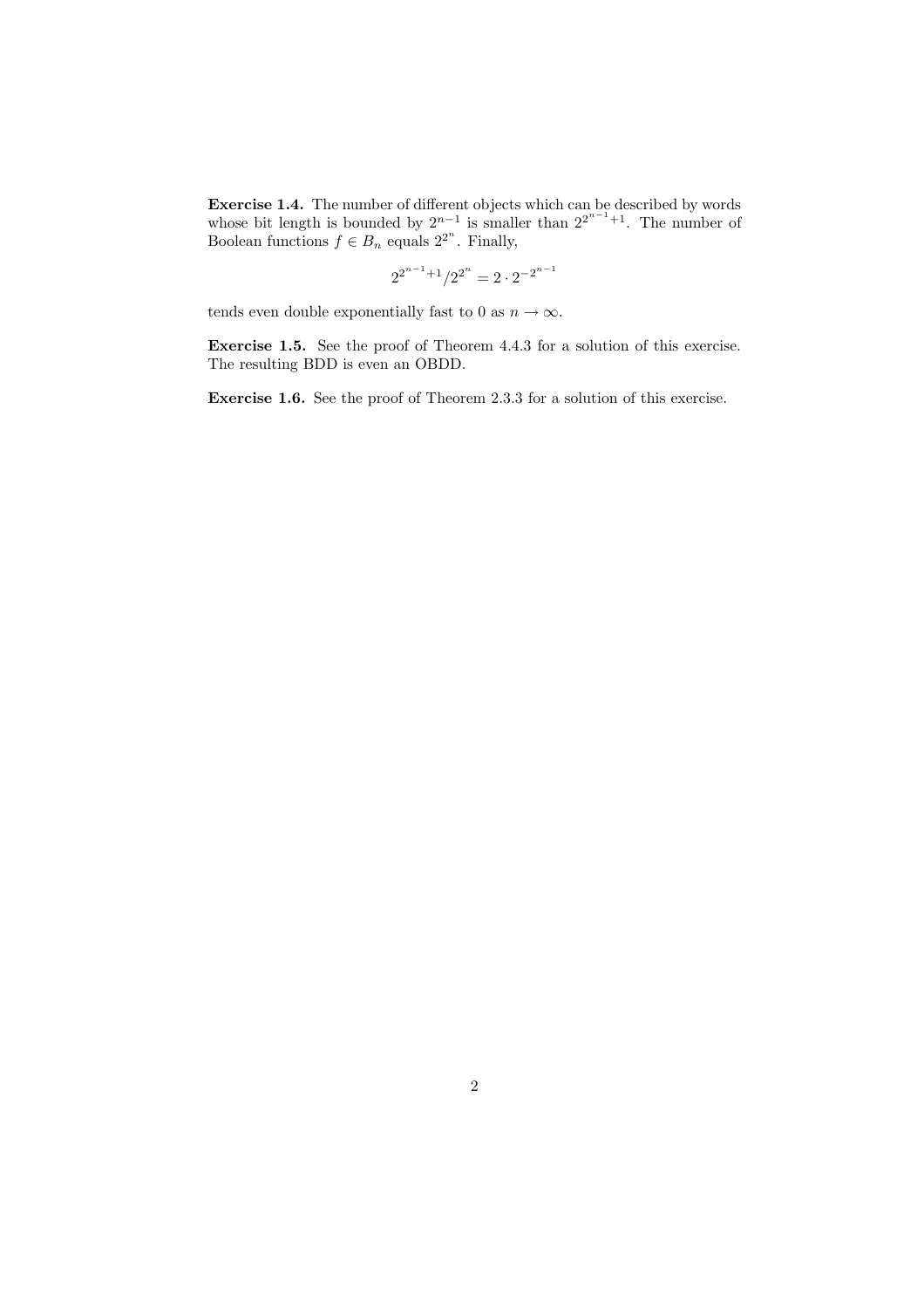**Exercise 1.4.** The number of different objects which can be described by words whose bit length is bounded by $2^{n-1}$ is smaller than $2^{2^{n-1}+1}$. The number of Boolean functions $f \in B_n$ equals $2^{2^n}$. Finally,

$$2^{2^{n-1}+1}/2^{2^n} = 2 \cdot 2^{-2^{n-1}}$$

tends even double exponentially fast to 0 as $n \to \infty$.

**Exercise 1.5.** See the proof of Theorem 4.4.3 for a solution of this exercise. The resulting BDD is even an OBDD.

**Exercise 1.6.** See the proof of Theorem 2.3.3 for a solution of this exercise.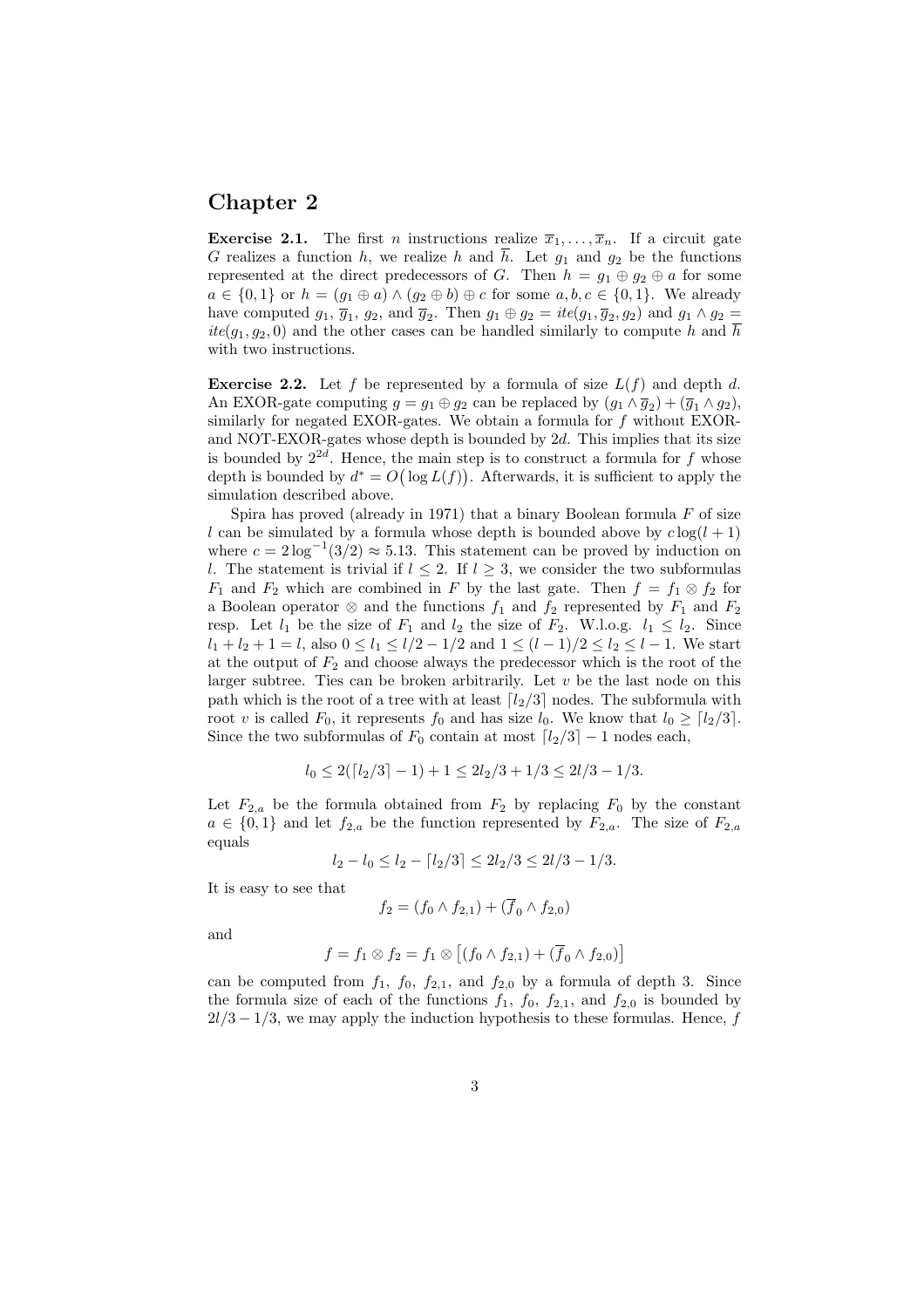# Chapter 2

**Exercise 2.1.** The first $n$ instructions realize $\overline{x}_1, \dots, \overline{x}_n$. If a circuit gate $G$ realizes a function $h$, we realize $h$ and $\overline{h}$. Let $g_1$ and $g_2$ be the functions represented at the direct predecessors of $G$. Then $h = g_1 \oplus g_2 \oplus a$ for some $a \in \{0,1\}$ or $h = (g_1 \oplus a) \wedge (g_2 \oplus b) \oplus c$ for some $a, b, c \in \{0,1\}$. We already have computed $g_1$, $\overline{g}_1$, $g_2$, and $\overline{g}_2$. Then $g_1 \oplus g_2 = \mathit{ite}(g_1, \overline{g}_2, g_2)$ and $g_1 \wedge g_2 = \mathit{ite}(g_1, g_2, 0)$ and the other cases can be handled similarly to compute $h$ and $\overline{h}$ with two instructions.

**Exercise 2.2.** Let $f$ be represented by a formula of size $L(f)$ and depth $d$. An EXOR-gate computing $g = g_1 \oplus g_2$ can be replaced by $(g_1 \wedge \overline{g}_2) + (\overline{g}_1 \wedge g_2)$, similarly for negated EXOR-gates. We obtain a formula for $f$ without EXOR- and NOT-EXOR-gates whose depth is bounded by $2d$. This implies that its size is bounded by $2^{2d}$. Hence, the main step is to construct a formula for $f$ whose depth is bounded by $d^* = O(\log L(f))$. Afterwards, it is sufficient to apply the simulation described above.

Spira has proved (already in 1971) that a binary Boolean formula $F$ of size $l$ can be simulated by a formula whose depth is bounded above by $c \log(l+1)$ where $c = 2 \log^{-1}(3/2) \approx 5.13$. This statement can be proved by induction on $l$. The statement is trivial if $l \le 2$. If $l \ge 3$, we consider the two subformulas $F_1$ and $F_2$ which are combined in $F$ by the last gate. Then $f = f_1 \otimes f_2$ for a Boolean operator $\otimes$ and the functions $f_1$ and $f_2$ represented by $F_1$ and $F_2$ resp. Let $l_1$ be the size of $F_1$ and $l_2$ the size of $F_2$. W.l.o.g. $l_1 \le l_2$. Since $l_1 + l_2 + 1 = l$, also $0 \le l_1 \le l/2 - 1/2$ and $1 \le (l-1)/2 \le l_2 \le l-1$. We start at the output of $F_2$ and choose always the predecessor which is the root of the larger subtree. Ties can be broken arbitrarily. Let $v$ be the last node on this path which is the root of a tree with at least $\lceil l_2/3 \rceil$ nodes. The subformula with root $v$ is called $F_0$, it represents $f_0$ and has size $l_0$. We know that $l_0 \ge \lceil l_2/3 \rceil$. Since the two subformulas of $F_0$ contain at most $\lceil l_2/3 \rceil - 1$ nodes each,

$$l_0 \le 2(\lceil l_2/3 \rceil - 1) + 1 \le 2l_2/3 + 1/3 \le 2l/3 - 1/3.$$

Let $F_{2,a}$ be the formula obtained from $F_2$ by replacing $F_0$ by the constant $a \in \{0,1\}$ and let $f_{2,a}$ be the function represented by $F_{2,a}$. The size of $F_{2,a}$ equals

$$l_2 - l_0 \le l_2 - \lceil l_2/3 \rceil \le 2l_2/3 \le 2l/3 - 1/3.$$

It is easy to see that

$$f_2 = (f_0 \wedge f_{2,1}) + (\overline{f}_0 \wedge f_{2,0})$$

and

$$f = f_1 \otimes f_2 = f_1 \otimes \left[(f_0 \wedge f_{2,1}) + (\overline{f}_0 \wedge f_{2,0})\right]$$

can be computed from $f_1$, $f_0$, $f_{2,1}$, and $f_{2,0}$ by a formula of depth 3. Since the formula size of each of the functions $f_1$, $f_0$, $f_{2,1}$, and $f_{2,0}$ is bounded by $2l/3 - 1/3$, we may apply the induction hypothesis to these formulas. Hence, $f$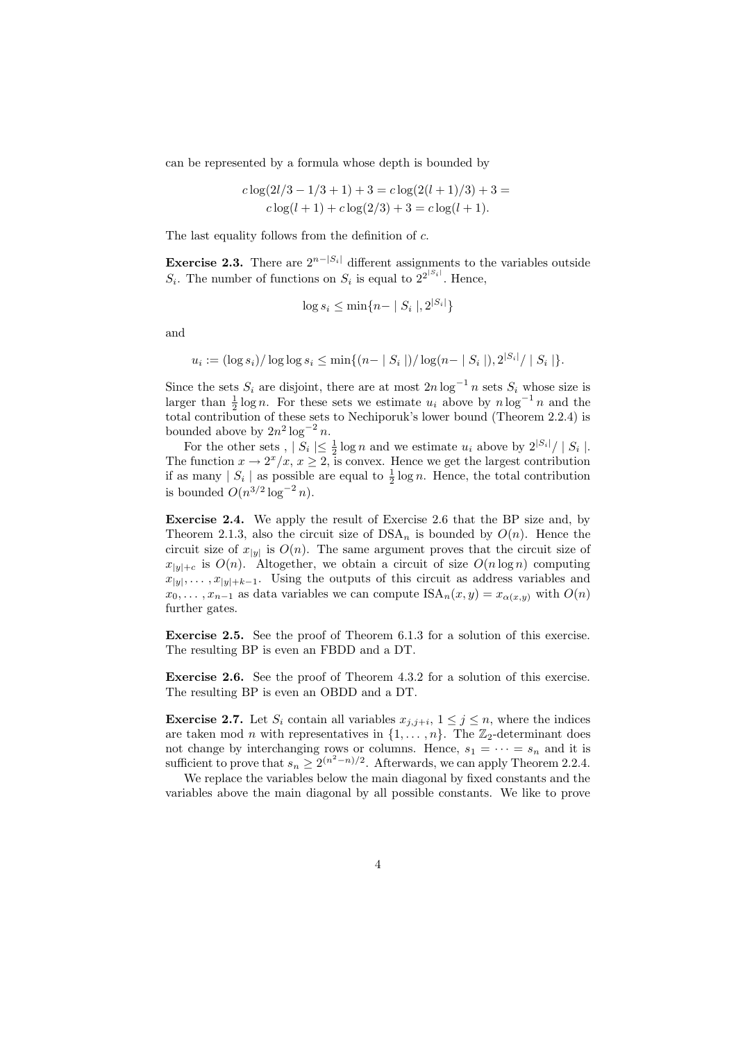can be represented by a formula whose depth is bounded by

$$c\log(2l/3 - 1/3 + 1) + 3 = c\log(2(l+1)/3) + 3 =$$
$$c\log(l+1) + c\log(2/3) + 3 = c\log(l+1).$$

The last equality follows from the definition of $c$.

**Exercise 2.3.** There are $2^{n-|S_i|}$ different assignments to the variables outside $S_i$. The number of functions on $S_i$ is equal to $2^{2^{|S_i|}}$. Hence,

$$\log s_i \le \min\{n - \mid S_i \mid, 2^{|S_i|}\}$$

and

$$u_i := (\log s_i)/\log\log s_i \le \min\{(n - \mid S_i \mid)/\log(n - \mid S_i \mid), 2^{|S_i|}/\mid S_i \mid\}.$$

Since the sets $S_i$ are disjoint, there are at most $2n\log^{-1} n$ sets $S_i$ whose size is larger than $\frac{1}{2}\log n$. For these sets we estimate $u_i$ above by $n\log^{-1} n$ and the total contribution of these sets to Nechiporuk's lower bound (Theorem 2.2.4) is bounded above by $2n^2\log^{-2} n$.

For the other sets , $\mid S_i \mid \le \frac{1}{2}\log n$ and we estimate $u_i$ above by $2^{|S_i|}/\mid S_i \mid$. The function $x \to 2^x/x$, $x \ge 2$, is convex. Hence we get the largest contribution if as many $\mid S_i \mid$ as possible are equal to $\frac{1}{2}\log n$. Hence, the total contribution is bounded $O(n^{3/2}\log^{-2} n)$.

**Exercise 2.4.** We apply the result of Exercise 2.6 that the BP size and, by Theorem 2.1.3, also the circuit size of $\text{DSA}_n$ is bounded by $O(n)$. Hence the circuit size of $x_{|y|}$ is $O(n)$. The same argument proves that the circuit size of $x_{|y|+c}$ is $O(n)$. Altogether, we obtain a circuit of size $O(n\log n)$ computing $x_{|y|}, \ldots, x_{|y|+k-1}$. Using the outputs of this circuit as address variables and $x_0, \ldots, x_{n-1}$ as data variables we can compute $\text{ISA}_n(x, y) = x_{\alpha(x,y)}$ with $O(n)$ further gates.

**Exercise 2.5.** See the proof of Theorem 6.1.3 for a solution of this exercise. The resulting BP is even an FBDD and a DT.

**Exercise 2.6.** See the proof of Theorem 4.3.2 for a solution of this exercise. The resulting BP is even an OBDD and a DT.

**Exercise 2.7.** Let $S_i$ contain all variables $x_{j,j+i}$, $1 \le j \le n$, where the indices are taken mod $n$ with representatives in $\{1, \ldots, n\}$. The $\mathbb{Z}_2$-determinant does not change by interchanging rows or columns. Hence, $s_1 = \cdots = s_n$ and it is sufficient to prove that $s_n \ge 2^{(n^2-n)/2}$. Afterwards, we can apply Theorem 2.2.4.

We replace the variables below the main diagonal by fixed constants and the variables above the main diagonal by all possible constants. We like to prove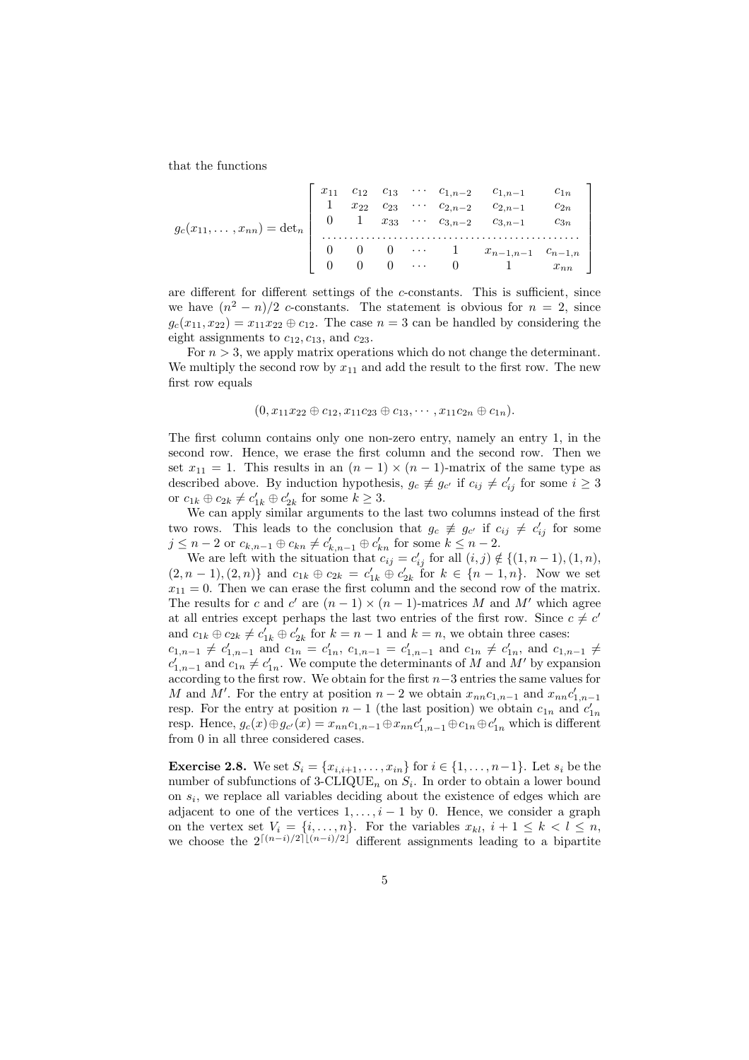that the functions

$$g_c(x_{11},\ldots,x_{nn}) = \det_n \left[ \begin{array}{ccccccc} x_{11} & c_{12} & c_{13} & \cdots & c_{1,n-2} & c_{1,n-1} & c_{1n} \\ 1 & x_{22} & c_{23} & \cdots & c_{2,n-2} & c_{2,n-1} & c_{2n} \\ 0 & 1 & x_{33} & \cdots & c_{3,n-2} & c_{3,n-1} & c_{3n} \\ \multicolumn{7}{c}{\dotfill} \\ 0 & 0 & 0 & \cdots & 1 & x_{n-1,n-1} & c_{n-1,n} \\ 0 & 0 & 0 & \cdots & 0 & 1 & x_{nn} \end{array} \right]$$

are different for different settings of the $c$-constants. This is sufficient, since we have $(n^2-n)/2$ $c$-constants. The statement is obvious for $n=2$, since $g_c(x_{11},x_{22}) = x_{11}x_{22} \oplus c_{12}$. The case $n=3$ can be handled by considering the eight assignments to $c_{12}$, $c_{13}$, and $c_{23}$.

For $n>3$, we apply matrix operations which do not change the determinant. We multiply the second row by $x_{11}$ and add the result to the first row. The new first row equals

$$(0, x_{11}x_{22} \oplus c_{12}, x_{11}c_{23} \oplus c_{13}, \cdots, x_{11}c_{2n} \oplus c_{1n}).$$

The first column contains only one non-zero entry, namely an entry 1, in the second row. Hence, we erase the first column and the second row. Then we set $x_{11}=1$. This results in an $(n-1)\times(n-1)$-matrix of the same type as described above. By induction hypothesis, $g_c \not\equiv g_{c'}$ if $c_{ij} \neq c'_{ij}$ for some $i \geq 3$ or $c_{1k} \oplus c_{2k} \neq c'_{1k} \oplus c'_{2k}$ for some $k \geq 3$.

We can apply similar arguments to the last two columns instead of the first two rows. This leads to the conclusion that $g_c \not\equiv g_{c'}$ if $c_{ij} \neq c'_{ij}$ for some $j \leq n-2$ or $c_{k,n-1} \oplus c_{kn} \neq c'_{k,n-1} \oplus c'_{kn}$ for some $k \leq n-2$.

We are left with the situation that $c_{ij} = c'_{ij}$ for all $(i,j) \notin \{(1,n-1),(1,n),(2,n-1),(2,n)\}$ and $c_{1k} \oplus c_{2k} = c'_{1k} \oplus c'_{2k}$ for $k \in \{n-1,n\}$. Now we set $x_{11}=0$. Then we can erase the first column and the second row of the matrix. The results for $c$ and $c'$ are $(n-1)\times(n-1)$-matrices $M$ and $M'$ which agree at all entries except perhaps the last two entries of the first row. Since $c \neq c'$ and $c_{1k} \oplus c_{2k} \neq c'_{1k} \oplus c'_{2k}$ for $k=n-1$ and $k=n$, we obtain three cases: $c_{1,n-1} \neq c'_{1,n-1}$ and $c_{1n} = c'_{1n}$, $c_{1,n-1} = c'_{1,n-1}$ and $c_{1n} \neq c'_{1n}$, and $c_{1,n-1} \neq c'_{1,n-1}$ and $c_{1n} \neq c'_{1n}$. We compute the determinants of $M$ and $M'$ by expansion according to the first row. We obtain for the first $n-3$ entries the same values for $M$ and $M'$. For the entry at position $n-2$ we obtain $x_{nn}c_{1,n-1}$ and $x_{nn}c'_{1,n-1}$ resp. For the entry at position $n-1$ (the last position) we obtain $c_{1n}$ and $c'_{1n}$ resp. Hence, $g_c(x) \oplus g_{c'}(x) = x_{nn}c_{1,n-1} \oplus x_{nn}c'_{1,n-1} \oplus c_{1n} \oplus c'_{1n}$ which is different from 0 in all three considered cases.

**Exercise 2.8.** We set $S_i = \{x_{i,i+1},\ldots,x_{in}\}$ for $i \in \{1,\ldots,n-1\}$. Let $s_i$ be the number of subfunctions of 3-CLIQUE$_n$ on $S_i$. In order to obtain a lower bound on $s_i$, we replace all variables deciding about the existence of edges which are adjacent to one of the vertices $1,\ldots,i-1$ by 0. Hence, we consider a graph on the vertex set $V_i = \{i,\ldots,n\}$. For the variables $x_{kl}$, $i+1 \leq k < l \leq n$, we choose the $2^{\lceil (n-i)/2 \rceil \lfloor (n-i)/2 \rfloor}$ different assignments leading to a bipartite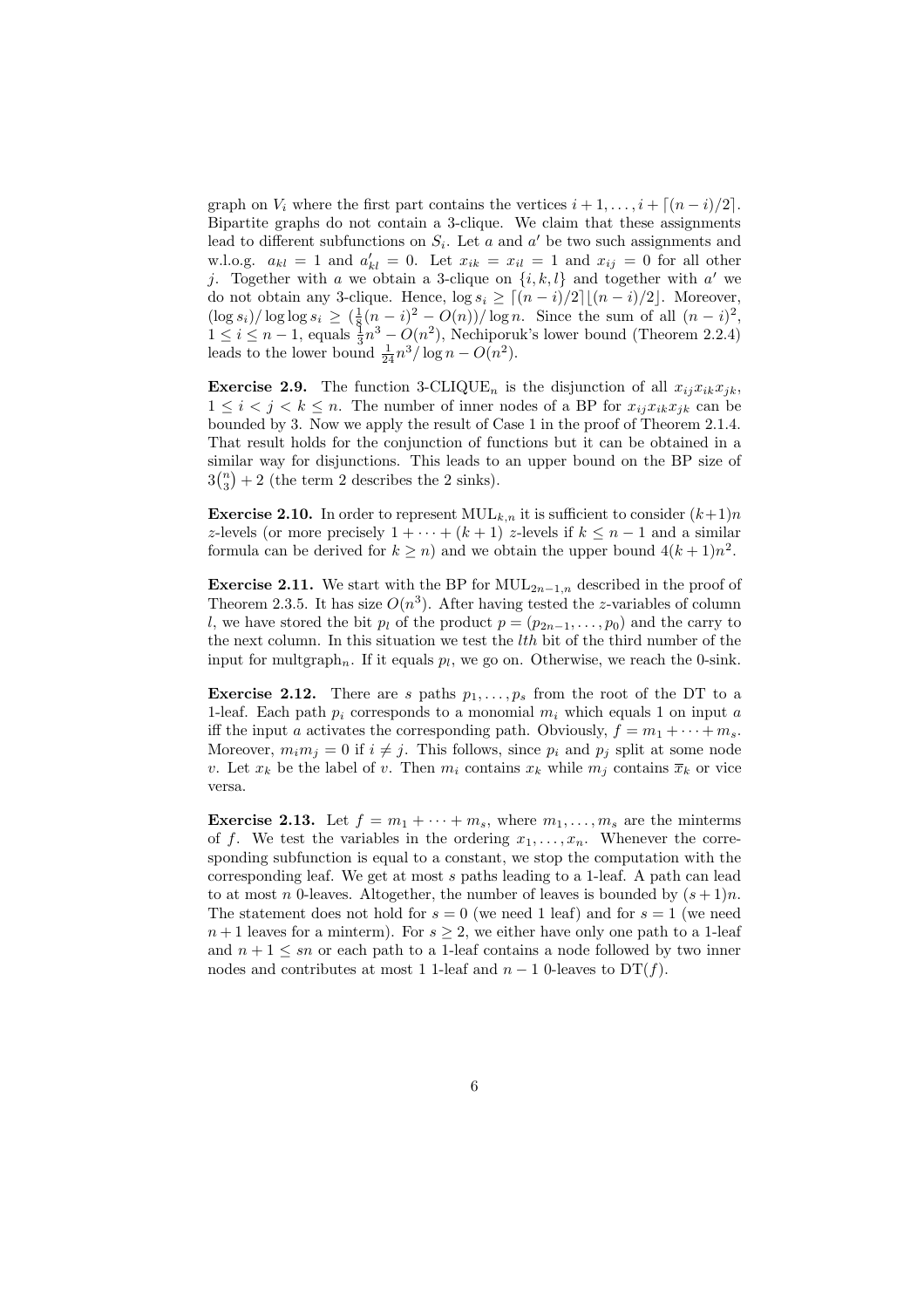graph on $V_i$ where the first part contains the vertices $i+1, \ldots, i+\lceil (n-i)/2 \rceil$. Bipartite graphs do not contain a 3-clique. We claim that these assignments lead to different subfunctions on $S_i$. Let $a$ and $a'$ be two such assignments and w.l.o.g. $a_{kl} = 1$ and $a'_{kl} = 0$. Let $x_{ik} = x_{il} = 1$ and $x_{ij} = 0$ for all other $j$. Together with $a$ we obtain a 3-clique on $\{i, k, l\}$ and together with $a'$ we do not obtain any 3-clique. Hence, $\log s_i \geq \lceil (n-i)/2 \rceil \lfloor (n-i)/2 \rfloor$. Moreover, $(\log s_i)/\log\log s_i \geq (\frac{1}{8}(n-i)^2 - O(n))/\log n$. Since the sum of all $(n-i)^2$, $1 \leq i \leq n-1$, equals $\frac{1}{3}n^3 - O(n^2)$, Nechiporuk's lower bound (Theorem 2.2.4) leads to the lower bound $\frac{1}{24}n^3/\log n - O(n^2)$.

**Exercise 2.9.** The function 3-CLIQUE$_n$ is the disjunction of all $x_{ij}x_{ik}x_{jk}$, $1 \leq i < j < k \leq n$. The number of inner nodes of a BP for $x_{ij}x_{ik}x_{jk}$ can be bounded by 3. Now we apply the result of Case 1 in the proof of Theorem 2.1.4. That result holds for the conjunction of functions but it can be obtained in a similar way for disjunctions. This leads to an upper bound on the BP size of $3\binom{n}{3} + 2$ (the term 2 describes the 2 sinks).

**Exercise 2.10.** In order to represent MUL$_{k,n}$ it is sufficient to consider $(k+1)n$ $z$-levels (or more precisely $1 + \cdots + (k+1)$ $z$-levels if $k \leq n-1$ and a similar formula can be derived for $k \geq n$) and we obtain the upper bound $4(k+1)n^2$.

**Exercise 2.11.** We start with the BP for MUL$_{2n-1,n}$ described in the proof of Theorem 2.3.5. It has size $O(n^3)$. After having tested the $z$-variables of column $l$, we have stored the bit $p_l$ of the product $p = (p_{2n-1}, \ldots, p_0)$ and the carry to the next column. In this situation we test the $l$th bit of the third number of the input for multgraph$_n$. If it equals $p_l$, we go on. Otherwise, we reach the 0-sink.

**Exercise 2.12.** There are $s$ paths $p_1, \ldots, p_s$ from the root of the DT to a 1-leaf. Each path $p_i$ corresponds to a monomial $m_i$ which equals 1 on input $a$ iff the input $a$ activates the corresponding path. Obviously, $f = m_1 + \cdots + m_s$. Moreover, $m_i m_j = 0$ if $i \neq j$. This follows, since $p_i$ and $p_j$ split at some node $v$. Let $x_k$ be the label of $v$. Then $m_i$ contains $x_k$ while $m_j$ contains $\overline{x}_k$ or vice versa.

**Exercise 2.13.** Let $f = m_1 + \cdots + m_s$, where $m_1, \ldots, m_s$ are the minterms of $f$. We test the variables in the ordering $x_1, \ldots, x_n$. Whenever the corresponding subfunction is equal to a constant, we stop the computation with the corresponding leaf. We get at most $s$ paths leading to a 1-leaf. A path can lead to at most $n$ 0-leaves. Altogether, the number of leaves is bounded by $(s+1)n$. The statement does not hold for $s = 0$ (we need 1 leaf) and for $s = 1$ (we need $n+1$ leaves for a minterm). For $s \geq 2$, we either have only one path to a 1-leaf and $n+1 \leq sn$ or each path to a 1-leaf contains a node followed by two inner nodes and contributes at most 1 1-leaf and $n-1$ 0-leaves to DT$(f)$.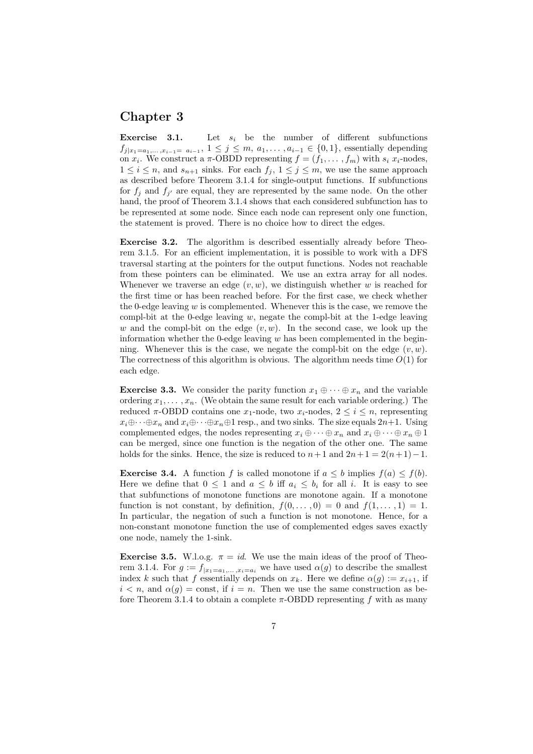# Chapter 3

**Exercise 3.1.** Let $s_i$ be the number of different subfunctions $f_{j|x_1=a_1,\dots,x_{i-1}=a_{i-1}}$, $1 \le j \le m$, $a_1,\dots,a_{i-1} \in \{0,1\}$, essentially depending on $x_i$. We construct a $\pi$-OBDD representing $f = (f_1,\dots,f_m)$ with $s_i$ $x_i$-nodes, $1 \le i \le n$, and $s_{n+1}$ sinks. For each $f_j$, $1 \le j \le m$, we use the same approach as described before Theorem 3.1.4 for single-output functions. If subfunctions for $f_j$ and $f_{j'}$ are equal, they are represented by the same node. On the other hand, the proof of Theorem 3.1.4 shows that each considered subfunction has to be represented at some node. Since each node can represent only one function, the statement is proved. There is no choice how to direct the edges.

**Exercise 3.2.** The algorithm is described essentially already before Theorem 3.1.5. For an efficient implementation, it is possible to work with a DFS traversal starting at the pointers for the output functions. Nodes not reachable from these pointers can be eliminated. We use an extra array for all nodes. Whenever we traverse an edge $(v,w)$, we distinguish whether $w$ is reached for the first time or has been reached before. For the first case, we check whether the 0-edge leaving $w$ is complemented. Whenever this is the case, we remove the compl-bit at the 0-edge leaving $w$, negate the compl-bit at the 1-edge leaving $w$ and the compl-bit on the edge $(v,w)$. In the second case, we look up the information whether the 0-edge leaving $w$ has been complemented in the beginning. Whenever this is the case, we negate the compl-bit on the edge $(v,w)$. The correctness of this algorithm is obvious. The algorithm needs time $O(1)$ for each edge.

**Exercise 3.3.** We consider the parity function $x_1 \oplus \cdots \oplus x_n$ and the variable ordering $x_1,\dots,x_n$. (We obtain the same result for each variable ordering.) The reduced $\pi$-OBDD contains one $x_1$-node, two $x_i$-nodes, $2 \le i \le n$, representing $x_i \oplus \cdots \oplus x_n$ and $x_i \oplus \cdots \oplus x_n \oplus 1$ resp., and two sinks. The size equals $2n+1$. Using complemented edges, the nodes representing $x_i \oplus \cdots \oplus x_n$ and $x_i \oplus \cdots \oplus x_n \oplus 1$ can be merged, since one function is the negation of the other one. The same holds for the sinks. Hence, the size is reduced to $n+1$ and $2n+1 = 2(n+1)-1$.

**Exercise 3.4.** A function $f$ is called monotone if $a \le b$ implies $f(a) \le f(b)$. Here we define that $0 \le 1$ and $a \le b$ iff $a_i \le b_i$ for all $i$. It is easy to see that subfunctions of monotone functions are monotone again. If a monotone function is not constant, by definition, $f(0,\dots,0) = 0$ and $f(1,\dots,1) = 1$. In particular, the negation of such a function is not monotone. Hence, for a non-constant monotone function the use of complemented edges saves exactly one node, namely the 1-sink.

**Exercise 3.5.** W.l.o.g. $\pi = id$. We use the main ideas of the proof of Theorem 3.1.4. For $g := f_{|x_1=a_1,\dots,x_i=a_i}$ we have used $\alpha(g)$ to describe the smallest index $k$ such that $f$ essentially depends on $x_k$. Here we define $\alpha(g) := x_{i+1}$, if $i < n$, and $\alpha(g) = \text{const}$, if $i = n$. Then we use the same construction as before Theorem 3.1.4 to obtain a complete $\pi$-OBDD representing $f$ with as many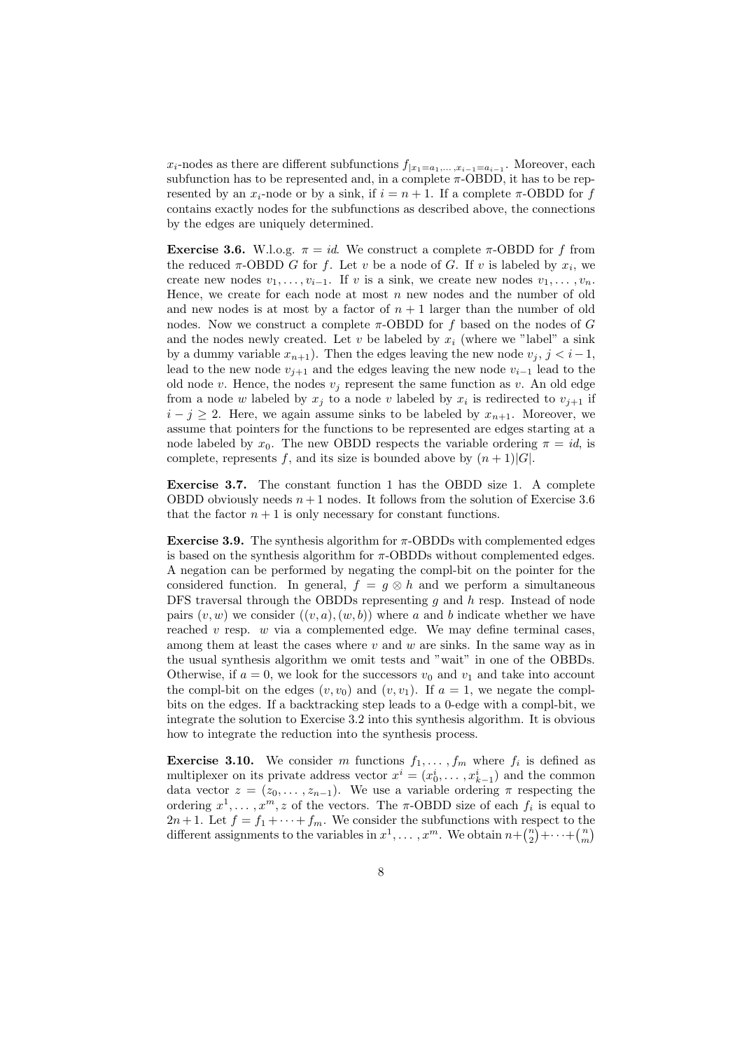$x_i$-nodes as there are different subfunctions $f_{|x_1=a_1,\dots,x_{i-1}=a_{i-1}}$. Moreover, each subfunction has to be represented and, in a complete $\pi$-OBDD, it has to be represented by an $x_i$-node or by a sink, if $i = n+1$. If a complete $\pi$-OBDD for $f$ contains exactly nodes for the subfunctions as described above, the connections by the edges are uniquely determined.

**Exercise 3.6.** W.l.o.g. $\pi = id$. We construct a complete $\pi$-OBDD for $f$ from the reduced $\pi$-OBDD $G$ for $f$. Let $v$ be a node of $G$. If $v$ is labeled by $x_i$, we create new nodes $v_1, \dots, v_{i-1}$. If $v$ is a sink, we create new nodes $v_1, \dots, v_n$. Hence, we create for each node at most $n$ new nodes and the number of old and new nodes is at most by a factor of $n+1$ larger than the number of old nodes. Now we construct a complete $\pi$-OBDD for $f$ based on the nodes of $G$ and the nodes newly created. Let $v$ be labeled by $x_i$ (where we "label" a sink by a dummy variable $x_{n+1}$). Then the edges leaving the new node $v_j$, $j < i-1$, lead to the new node $v_{j+1}$ and the edges leaving the new node $v_{i-1}$ lead to the old node $v$. Hence, the nodes $v_j$ represent the same function as $v$. An old edge from a node $w$ labeled by $x_j$ to a node $v$ labeled by $x_i$ is redirected to $v_{j+1}$ if $i - j \geq 2$. Here, we again assume sinks to be labeled by $x_{n+1}$. Moreover, we assume that pointers for the functions to be represented are edges starting at a node labeled by $x_0$. The new OBDD respects the variable ordering $\pi = id$, is complete, represents $f$, and its size is bounded above by $(n+1)|G|$.

**Exercise 3.7.** The constant function 1 has the OBDD size 1. A complete OBDD obviously needs $n+1$ nodes. It follows from the solution of Exercise 3.6 that the factor $n+1$ is only necessary for constant functions.

**Exercise 3.9.** The synthesis algorithm for $\pi$-OBDDs with complemented edges is based on the synthesis algorithm for $\pi$-OBDDs without complemented edges. A negation can be performed by negating the compl-bit on the pointer for the considered function. In general, $f = g \otimes h$ and we perform a simultaneous DFS traversal through the OBDDs representing $g$ and $h$ resp. Instead of node pairs $(v, w)$ we consider $((v, a), (w, b))$ where $a$ and $b$ indicate whether we have reached $v$ resp. $w$ via a complemented edge. We may define terminal cases, among them at least the cases where $v$ and $w$ are sinks. In the same way as in the usual synthesis algorithm we omit tests and "wait" in one of the OBBDs. Otherwise, if $a = 0$, we look for the successors $v_0$ and $v_1$ and take into account the compl-bit on the edges $(v, v_0)$ and $(v, v_1)$. If $a = 1$, we negate the compl-bits on the edges. If a backtracking step leads to a 0-edge with a compl-bit, we integrate the solution to Exercise 3.2 into this synthesis algorithm. It is obvious how to integrate the reduction into the synthesis process.

**Exercise 3.10.** We consider $m$ functions $f_1, \dots, f_m$ where $f_i$ is defined as multiplexer on its private address vector $x^i = (x_0^i, \dots, x_{k-1}^i)$ and the common data vector $z = (z_0, \dots, z_{n-1})$. We use a variable ordering $\pi$ respecting the ordering $x^1, \dots, x^m, z$ of the vectors. The $\pi$-OBDD size of each $f_i$ is equal to $2n+1$. Let $f = f_1 + \cdots + f_m$. We consider the subfunctions with respect to the different assignments to the variables in $x^1, \dots, x^m$. We obtain $n + \binom{n}{2} + \cdots + \binom{n}{m}$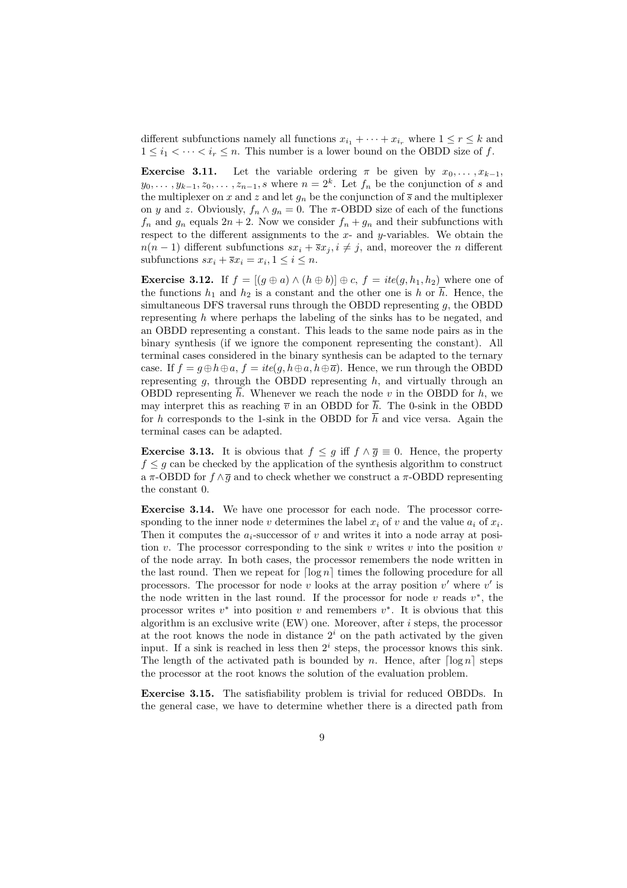different subfunctions namely all functions $x_{i_1} + \cdots + x_{i_r}$ where $1 \le r \le k$ and $1 \le i_1 < \cdots < i_r \le n$. This number is a lower bound on the OBDD size of $f$.

**Exercise 3.11.** Let the variable ordering $\pi$ be given by $x_0, \ldots, x_{k-1}$, $y_0, \ldots, y_{k-1}, z_0, \ldots, z_{n-1}, s$ where $n = 2^k$. Let $f_n$ be the conjunction of $s$ and the multiplexer on $x$ and $z$ and let $g_n$ be the conjunction of $\overline{s}$ and the multiplexer on $y$ and $z$. Obviously, $f_n \wedge g_n = 0$. The $\pi$-OBDD size of each of the functions $f_n$ and $g_n$ equals $2n + 2$. Now we consider $f_n + g_n$ and their subfunctions with respect to the different assignments to the $x$- and $y$-variables. We obtain the $n(n-1)$ different subfunctions $sx_i + \overline{s}x_j, i \neq j$, and, moreover the $n$ different subfunctions $sx_i + \overline{s}x_i = x_i, 1 \le i \le n$.

**Exercise 3.12.** If $f = [(g \oplus a) \wedge (h \oplus b)] \oplus c$, $f = ite(g, h_1, h_2)$ where one of the functions $h_1$ and $h_2$ is a constant and the other one is $h$ or $\overline{h}$. Hence, the simultaneous DFS traversal runs through the OBDD representing $g$, the OBDD representing $h$ where perhaps the labeling of the sinks has to be negated, and an OBDD representing a constant. This leads to the same node pairs as in the binary synthesis (if we ignore the component representing the constant). All terminal cases considered in the binary synthesis can be adapted to the ternary case. If $f = g \oplus h \oplus a$, $f = ite(g, h \oplus a, h \oplus \overline{a})$. Hence, we run through the OBDD representing $g$, through the OBDD representing $h$, and virtually through an OBDD representing $\overline{h}$. Whenever we reach the node $v$ in the OBDD for $h$, we may interpret this as reaching $\overline{v}$ in an OBDD for $\overline{h}$. The 0-sink in the OBDD for $h$ corresponds to the 1-sink in the OBDD for $\overline{h}$ and vice versa. Again the terminal cases can be adapted.

**Exercise 3.13.** It is obvious that $f \le g$ iff $f \wedge \overline{g} \equiv 0$. Hence, the property $f \le g$ can be checked by the application of the synthesis algorithm to construct a $\pi$-OBDD for $f \wedge \overline{g}$ and to check whether we construct a $\pi$-OBDD representing the constant 0.

**Exercise 3.14.** We have one processor for each node. The processor corresponding to the inner node $v$ determines the label $x_i$ of $v$ and the value $a_i$ of $x_i$. Then it computes the $a_i$-successor of $v$ and writes it into a node array at position $v$. The processor corresponding to the sink $v$ writes $v$ into the position $v$ of the node array. In both cases, the processor remembers the node written in the last round. Then we repeat for $\lceil \log n \rceil$ times the following procedure for all processors. The processor for node $v$ looks at the array position $v'$ where $v'$ is the node written in the last round. If the processor for node $v$ reads $v^*$, the processor writes $v^*$ into position $v$ and remembers $v^*$. It is obvious that this algorithm is an exclusive write (EW) one. Moreover, after $i$ steps, the processor at the root knows the node in distance $2^i$ on the path activated by the given input. If a sink is reached in less then $2^i$ steps, the processor knows this sink. The length of the activated path is bounded by $n$. Hence, after $\lceil \log n \rceil$ steps the processor at the root knows the solution of the evaluation problem.

**Exercise 3.15.** The satisfiability problem is trivial for reduced OBDDs. In the general case, we have to determine whether there is a directed path from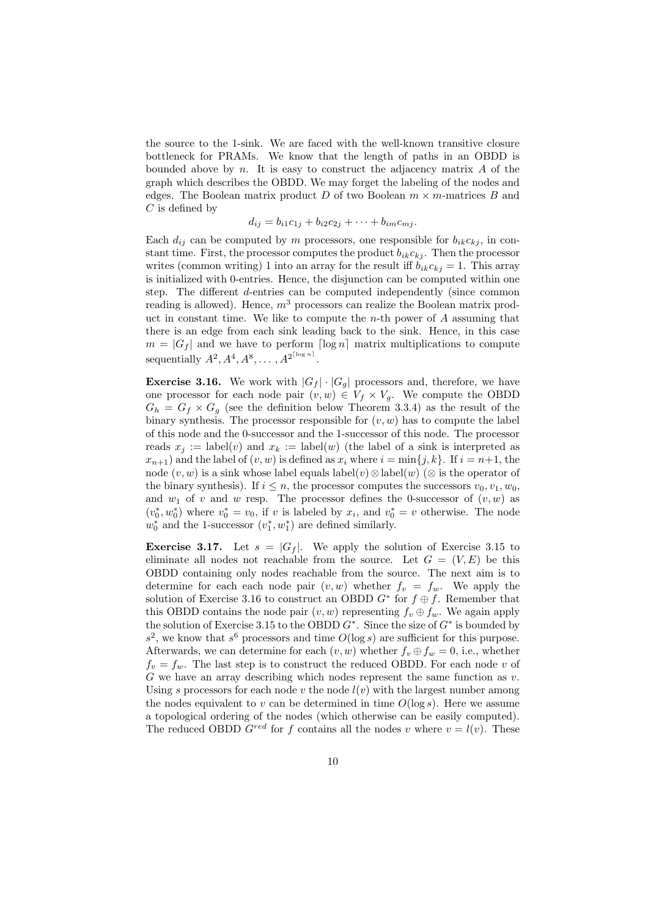the source to the 1-sink. We are faced with the well-known transitive closure bottleneck for PRAMs. We know that the length of paths in an OBDD is bounded above by $n$. It is easy to construct the adjacency matrix $A$ of the graph which describes the OBDD. We may forget the labeling of the nodes and edges. The Boolean matrix product $D$ of two Boolean $m \times m$-matrices $B$ and $C$ is defined by

$$d_{ij} = b_{i1}c_{1j} + b_{i2}c_{2j} + \cdots + b_{im}c_{mj}.$$

Each $d_{ij}$ can be computed by $m$ processors, one responsible for $b_{ik}c_{kj}$, in constant time. First, the processor computes the product $b_{ik}c_{kj}$. Then the processor writes (common writing) 1 into an array for the result iff $b_{ik}c_{kj} = 1$. This array is initialized with 0-entries. Hence, the disjunction can be computed within one step. The different $d$-entries can be computed independently (since common reading is allowed). Hence, $m^3$ processors can realize the Boolean matrix product in constant time. We like to compute the $n$-th power of $A$ assuming that there is an edge from each sink leading back to the sink. Hence, in this case $m = |G_f|$ and we have to perform $\lceil \log n \rceil$ matrix multiplications to compute sequentially $A^2, A^4, A^8, \ldots, A^{2^{\lceil \log n \rceil}}$.

**Exercise 3.16.** We work with $|G_f| \cdot |G_g|$ processors and, therefore, we have one processor for each node pair $(v, w) \in V_f \times V_g$. We compute the OBDD $G_h = G_f \times G_g$ (see the definition below Theorem 3.3.4) as the result of the binary synthesis. The processor responsible for $(v, w)$ has to compute the label of this node and the 0-successor and the 1-successor of this node. The processor reads $x_j := \text{label}(v)$ and $x_k := \text{label}(w)$ (the label of a sink is interpreted as $x_{n+1}$) and the label of $(v, w)$ is defined as $x_i$ where $i = \min\{j, k\}$. If $i = n+1$, the node $(v, w)$ is a sink whose label equals $\text{label}(v) \otimes \text{label}(w)$ ($\otimes$ is the operator of the binary synthesis). If $i \leq n$, the processor computes the successors $v_0, v_1, w_0$, and $w_1$ of $v$ and $w$ resp. The processor defines the 0-successor of $(v, w)$ as $(v_0^*, w_0^*)$ where $v_0^* = v_0$, if $v$ is labeled by $x_i$, and $v_0^* = v$ otherwise. The node $w_0^*$ and the 1-successor $(v_1^*, w_1^*)$ are defined similarly.

**Exercise 3.17.** Let $s = |G_f|$. We apply the solution of Exercise 3.15 to eliminate all nodes not reachable from the source. Let $G = (V, E)$ be this OBDD containing only nodes reachable from the source. The next aim is to determine for each each node pair $(v, w)$ whether $f_v = f_w$. We apply the solution of Exercise 3.16 to construct an OBDD $G^*$ for $f \oplus f$. Remember that this OBDD contains the node pair $(v, w)$ representing $f_v \oplus f_w$. We again apply the solution of Exercise 3.15 to the OBDD $G^*$. Since the size of $G^*$ is bounded by $s^2$, we know that $s^6$ processors and time $O(\log s)$ are sufficient for this purpose. Afterwards, we can determine for each $(v, w)$ whether $f_v \oplus f_w = 0$, i.e., whether $f_v = f_w$. The last step is to construct the reduced OBDD. For each node $v$ of $G$ we have an array describing which nodes represent the same function as $v$. Using $s$ processors for each node $v$ the node $l(v)$ with the largest number among the nodes equivalent to $v$ can be determined in time $O(\log s)$. Here we assume a topological ordering of the nodes (which otherwise can be easily computed). The reduced OBDD $G^{red}$ for $f$ contains all the nodes $v$ where $v = l(v)$. These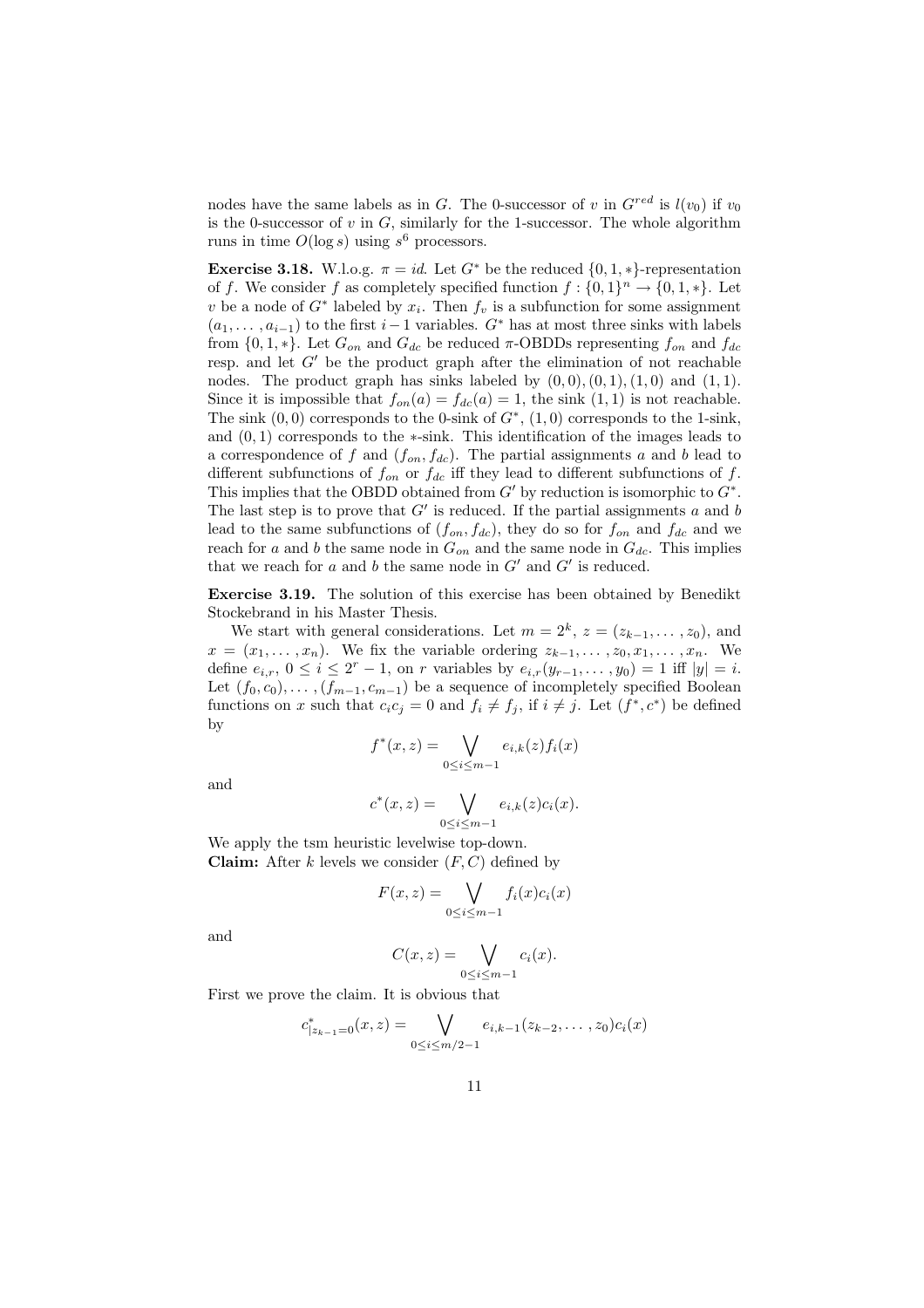nodes have the same labels as in $G$. The 0-successor of $v$ in $G^{red}$ is $l(v_0)$ if $v_0$ is the 0-successor of $v$ in $G$, similarly for the 1-successor. The whole algorithm runs in time $O(\log s)$ using $s^6$ processors.

**Exercise 3.18.** W.l.o.g. $\pi = id$. Let $G^*$ be the reduced $\{0,1,*\}$-representation of $f$. We consider $f$ as completely specified function $f : \{0,1\}^n \to \{0,1,*\}$. Let $v$ be a node of $G^*$ labeled by $x_i$. Then $f_v$ is a subfunction for some assignment $(a_1, \dots, a_{i-1})$ to the first $i-1$ variables. $G^*$ has at most three sinks with labels from $\{0,1,*\}$. Let $G_{on}$ and $G_{dc}$ be reduced $\pi$-OBDDs representing $f_{on}$ and $f_{dc}$ resp. and let $G'$ be the product graph after the elimination of not reachable nodes. The product graph has sinks labeled by $(0,0), (0,1), (1,0)$ and $(1,1)$. Since it is impossible that $f_{on}(a) = f_{dc}(a) = 1$, the sink $(1,1)$ is not reachable. The sink $(0,0)$ corresponds to the 0-sink of $G^*$, $(1,0)$ corresponds to the 1-sink, and $(0,1)$ corresponds to the $*$-sink. This identification of the images leads to a correspondence of $f$ and $(f_{on}, f_{dc})$. The partial assignments $a$ and $b$ lead to different subfunctions of $f_{on}$ or $f_{dc}$ iff they lead to different subfunctions of $f$. This implies that the OBDD obtained from $G'$ by reduction is isomorphic to $G^*$. The last step is to prove that $G'$ is reduced. If the partial assignments $a$ and $b$ lead to the same subfunctions of $(f_{on}, f_{dc})$, they do so for $f_{on}$ and $f_{dc}$ and we reach for $a$ and $b$ the same node in $G_{on}$ and the same node in $G_{dc}$. This implies that we reach for $a$ and $b$ the same node in $G'$ and $G'$ is reduced.

**Exercise 3.19.** The solution of this exercise has been obtained by Benedikt Stockebrand in his Master Thesis.

We start with general considerations. Let $m = 2^k$, $z = (z_{k-1}, \dots, z_0)$, and $x = (x_1, \dots, x_n)$. We fix the variable ordering $z_{k-1}, \dots, z_0, x_1, \dots, x_n$. We define $e_{i,r}$, $0 \le i \le 2^r - 1$, on $r$ variables by $e_{i,r}(y_{r-1}, \dots, y_0) = 1$ iff $|y| = i$. Let $(f_0, c_0), \dots, (f_{m-1}, c_{m-1})$ be a sequence of incompletely specified Boolean functions on $x$ such that $c_i c_j = 0$ and $f_i \ne f_j$, if $i \ne j$. Let $(f^*, c^*)$ be defined by

$$f^*(x,z) = \bigvee_{0 \le i \le m-1} e_{i,k}(z) f_i(x)$$

and

$$c^*(x,z) = \bigvee_{0 \le i \le m-1} e_{i,k}(z) c_i(x).$$

We apply the tsm heuristic levelwise top-down.

**Claim:** After $k$ levels we consider $(F, C)$ defined by

$$F(x,z) = \bigvee_{0 \le i \le m-1} f_i(x) c_i(x)$$

and

$$C(x,z) = \bigvee_{0 \le i \le m-1} c_i(x).$$

First we prove the claim. It is obvious that

$$c^*_{|z_{k-1}=0}(x,z) = \bigvee_{0 \le i \le m/2-1} e_{i,k-1}(z_{k-2}, \dots, z_0) c_i(x)$$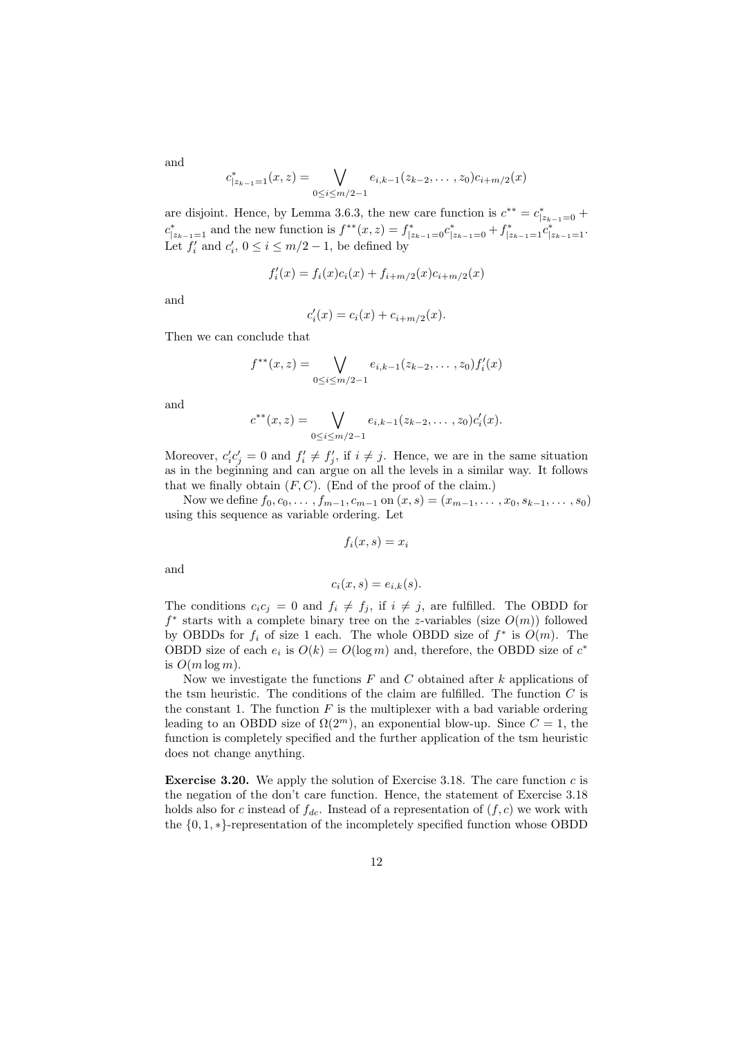and

$$c^*_{|z_{k-1}=1}(x,z) = \bigvee_{0\le i\le m/2-1} e_{i,k-1}(z_{k-2},\dots,z_0)c_{i+m/2}(x)$$

are disjoint. Hence, by Lemma 3.6.3, the new care function is $c^{**} = c^*_{|z_{k-1}=0} + c^*_{|z_{k-1}=1}$ and the new function is $f^{**}(x,z) = f^*_{|z_{k-1}=0}c^*_{|z_{k-1}=0} + f^*_{|z_{k-1}=1}c^*_{|z_{k-1}=1}$. Let $f'_i$ and $c'_i$, $0 \le i \le m/2-1$, be defined by

$$f'_i(x) = f_i(x)c_i(x) + f_{i+m/2}(x)c_{i+m/2}(x)$$

and

$$c'_i(x) = c_i(x) + c_{i+m/2}(x).$$

Then we can conclude that

$$f^{**}(x,z) = \bigvee_{0\le i\le m/2-1} e_{i,k-1}(z_{k-2},\dots,z_0)f'_i(x)$$

and

$$c^{**}(x,z) = \bigvee_{0\le i\le m/2-1} e_{i,k-1}(z_{k-2},\dots,z_0)c'_i(x).$$

Moreover, $c'_ic'_j = 0$ and $f'_i \ne f'_j$, if $i \ne j$. Hence, we are in the same situation as in the beginning and can argue on all the levels in a similar way. It follows that we finally obtain $(F, C)$. (End of the proof of the claim.)

Now we define $f_0, c_0, \dots, f_{m-1}, c_{m-1}$ on $(x,s) = (x_{m-1},\dots,x_0,s_{k-1},\dots,s_0)$ using this sequence as variable ordering. Let

$$f_i(x,s) = x_i$$

and

$$c_i(x,s) = e_{i,k}(s).$$

The conditions $c_ic_j = 0$ and $f_i \ne f_j$, if $i \ne j$, are fulfilled. The OBDD for $f^*$ starts with a complete binary tree on the $z$-variables (size $O(m)$) followed by OBDDs for $f_i$ of size 1 each. The whole OBDD size of $f^*$ is $O(m)$. The OBDD size of each $e_i$ is $O(k) = O(\log m)$ and, therefore, the OBDD size of $c^*$ is $O(m \log m)$.

Now we investigate the functions $F$ and $C$ obtained after $k$ applications of the tsm heuristic. The conditions of the claim are fulfilled. The function $C$ is the constant 1. The function $F$ is the multiplexer with a bad variable ordering leading to an OBDD size of $\Omega(2^m)$, an exponential blow-up. Since $C = 1$, the function is completely specified and the further application of the tsm heuristic does not change anything.

**Exercise 3.20.** We apply the solution of Exercise 3.18. The care function $c$ is the negation of the don't care function. Hence, the statement of Exercise 3.18 holds also for $c$ instead of $f_{dc}$. Instead of a representation of $(f, c)$ we work with the $\{0, 1, *\}$-representation of the incompletely specified function whose OBDD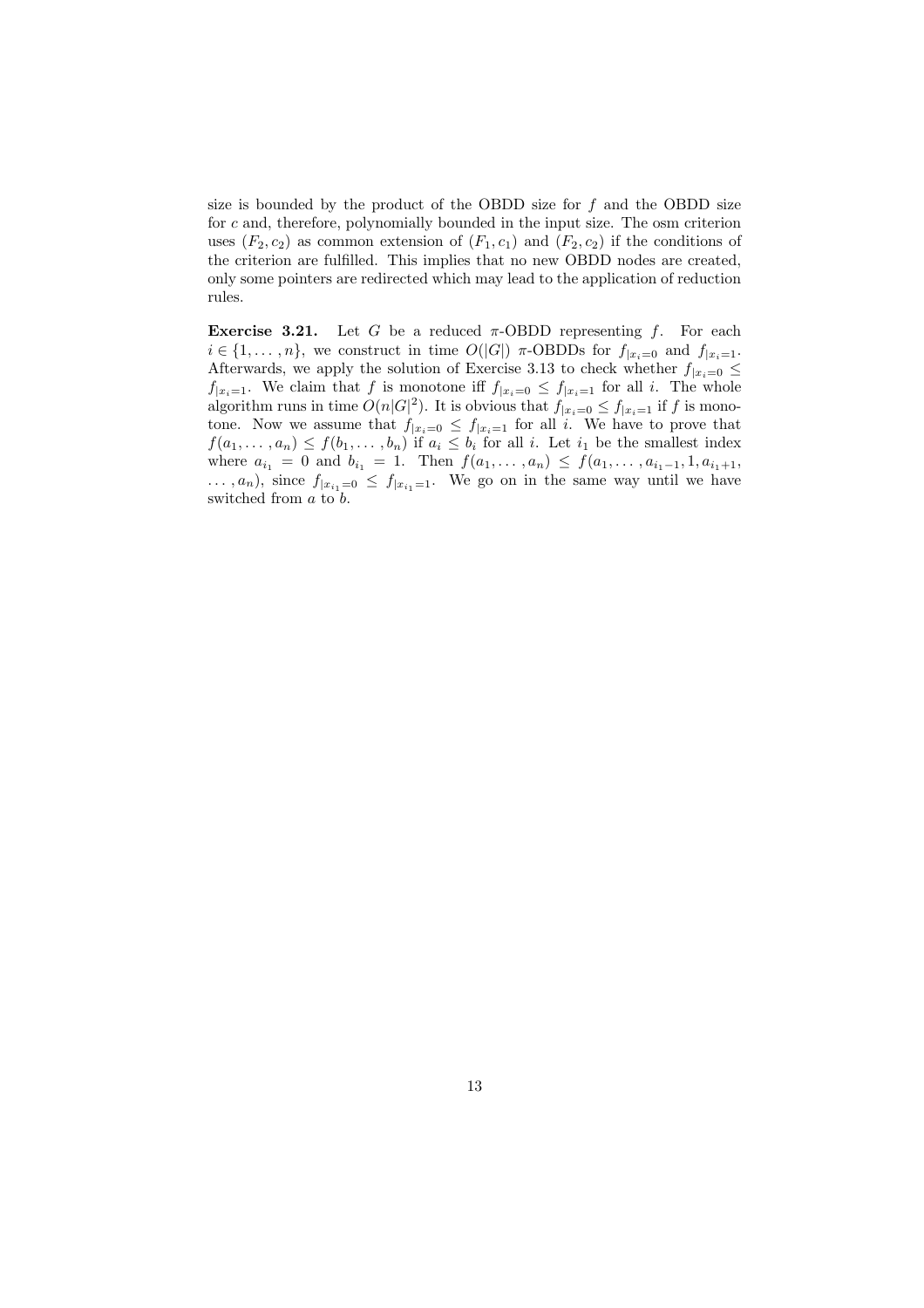size is bounded by the product of the OBDD size for $f$ and the OBDD size for $c$ and, therefore, polynomially bounded in the input size. The osm criterion uses $(F_2, c_2)$ as common extension of $(F_1, c_1)$ and $(F_2, c_2)$ if the conditions of the criterion are fulfilled. This implies that no new OBDD nodes are created, only some pointers are redirected which may lead to the application of reduction rules.

**Exercise 3.21.** Let $G$ be a reduced $\pi$-OBDD representing $f$. For each $i \in \{1, \ldots, n\}$, we construct in time $O(|G|)$ $\pi$-OBDDs for $f_{|x_i=0}$ and $f_{|x_i=1}$. Afterwards, we apply the solution of Exercise 3.13 to check whether $f_{|x_i=0} \le f_{|x_i=1}$. We claim that $f$ is monotone iff $f_{|x_i=0} \le f_{|x_i=1}$ for all $i$. The whole algorithm runs in time $O(n|G|^2)$. It is obvious that $f_{|x_i=0} \le f_{|x_i=1}$ if $f$ is monotone. Now we assume that $f_{|x_i=0} \le f_{|x_i=1}$ for all $i$. We have to prove that $f(a_1, \ldots, a_n) \le f(b_1, \ldots, b_n)$ if $a_i \le b_i$ for all $i$. Let $i_1$ be the smallest index where $a_{i_1} = 0$ and $b_{i_1} = 1$. Then $f(a_1, \ldots, a_n) \le f(a_1, \ldots, a_{i_1-1}, 1, a_{i_1+1}, \ldots, a_n)$, since $f_{|x_{i_1}=0} \le f_{|x_{i_1}=1}$. We go on in the same way until we have switched from $a$ to $b$.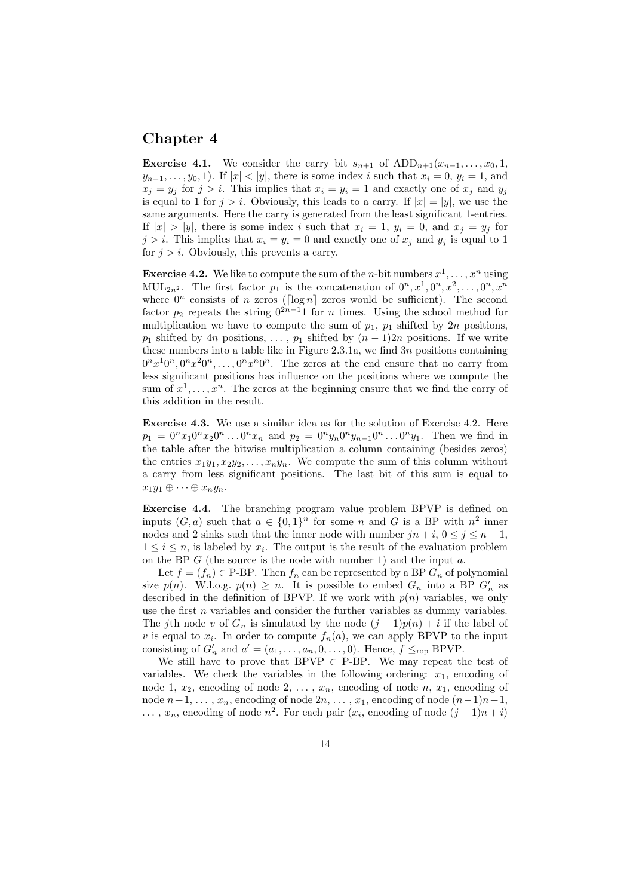# Chapter 4

**Exercise 4.1.** We consider the carry bit $s_{n+1}$ of $\mathrm{ADD}_{n+1}(\overline{x}_{n-1},\ldots,\overline{x}_0,1,$ $y_{n-1},\ldots,y_0,1)$. If $|x|<|y|$, there is some index $i$ such that $x_i=0$, $y_i=1$, and $x_j=y_j$ for $j>i$. This implies that $\overline{x}_i=y_i=1$ and exactly one of $\overline{x}_j$ and $y_j$ is equal to 1 for $j>i$. Obviously, this leads to a carry. If $|x|=|y|$, we use the same arguments. Here the carry is generated from the least significant 1-entries. If $|x|>|y|$, there is some index $i$ such that $x_i=1$, $y_i=0$, and $x_j=y_j$ for $j>i$. This implies that $\overline{x}_i=y_i=0$ and exactly one of $\overline{x}_j$ and $y_j$ is equal to 1 for $j>i$. Obviously, this prevents a carry.

**Exercise 4.2.** We like to compute the sum of the $n$-bit numbers $x^1,\ldots,x^n$ using $\mathrm{MUL}_{2n^2}$. The first factor $p_1$ is the concatenation of $0^n,x^1,0^n,x^2,\ldots,0^n,x^n$ where $0^n$ consists of $n$ zeros ($\lceil\log n\rceil$ zeros would be sufficient). The second factor $p_2$ repeats the string $0^{2n-1}1$ for $n$ times. Using the school method for multiplication we have to compute the sum of $p_1$, $p_1$ shifted by $2n$ positions, $p_1$ shifted by $4n$ positions, ..., $p_1$ shifted by $(n-1)2n$ positions. If we write these numbers into a table like in Figure 2.3.1a, we find $3n$ positions containing $0^nx^10^n,0^nx^20^n,\ldots,0^nx^n0^n$. The zeros at the end ensure that no carry from less significant positions has influence on the positions where we compute the sum of $x^1,\ldots,x^n$. The zeros at the beginning ensure that we find the carry of this addition in the result.

**Exercise 4.3.** We use a similar idea as for the solution of Exercise 4.2. Here $p_1=0^nx_10^nx_20^n\ldots0^nx_n$ and $p_2=0^ny_n0^ny_{n-1}0^n\ldots0^ny_1$. Then we find in the table after the bitwise multiplication a column containing (besides zeros) the entries $x_1y_1,x_2y_2,\ldots,x_ny_n$. We compute the sum of this column without a carry from less significant positions. The last bit of this sum is equal to $x_1y_1\oplus\cdots\oplus x_ny_n$.

**Exercise 4.4.** The branching program value problem BPVP is defined on inputs $(G,a)$ such that $a\in\{0,1\}^n$ for some $n$ and $G$ is a BP with $n^2$ inner nodes and 2 sinks such that the inner node with number $jn+i$, $0\le j\le n-1$, $1\le i\le n$, is labeled by $x_i$. The output is the result of the evaluation problem on the BP $G$ (the source is the node with number 1) and the input $a$.

Let $f=(f_n)\in$ P-BP. Then $f_n$ can be represented by a BP $G_n$ of polynomial size $p(n)$. W.l.o.g. $p(n)\ge n$. It is possible to embed $G_n$ into a BP $G'_n$ as described in the definition of BPVP. If we work with $p(n)$ variables, we only use the first $n$ variables and consider the further variables as dummy variables. The $j$th node $v$ of $G_n$ is simulated by the node $(j-1)p(n)+i$ if the label of $v$ is equal to $x_i$. In order to compute $f_n(a)$, we can apply BPVP to the input consisting of $G'_n$ and $a'=(a_1,\ldots,a_n,0,\ldots,0)$. Hence, $f\le_{\mathrm{rop}}$ BPVP.

We still have to prove that BPVP $\in$ P-BP. We may repeat the test of variables. We check the variables in the following ordering: $x_1$, encoding of node 1, $x_2$, encoding of node 2, ..., $x_n$, encoding of node $n$, $x_1$, encoding of node $n+1$, ..., $x_n$, encoding of node $2n$, ..., $x_1$, encoding of node $(n-1)n+1$, ..., $x_n$, encoding of node $n^2$. For each pair ($x_i$, encoding of node $(j-1)n+i$)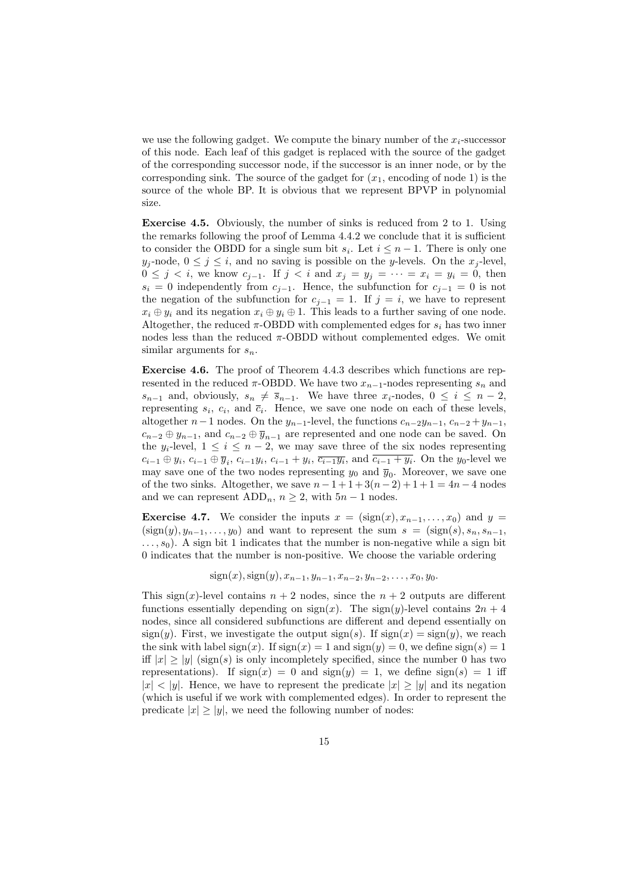we use the following gadget. We compute the binary number of the $x_i$-successor of this node. Each leaf of this gadget is replaced with the source of the gadget of the corresponding successor node, if the successor is an inner node, or by the corresponding sink. The source of the gadget for ($x_1$, encoding of node 1) is the source of the whole BP. It is obvious that we represent BPVP in polynomial size.

**Exercise 4.5.** Obviously, the number of sinks is reduced from 2 to 1. Using the remarks following the proof of Lemma 4.4.2 we conclude that it is sufficient to consider the OBDD for a single sum bit $s_i$. Let $i \le n-1$. There is only one $y_j$-node, $0 \le j \le i$, and no saving is possible on the $y$-levels. On the $x_j$-level, $0 \le j < i$, we know $c_{j-1}$. If $j < i$ and $x_j = y_j = \cdots = x_i = y_i = 0$, then $s_i = 0$ independently from $c_{j-1}$. Hence, the subfunction for $c_{j-1} = 0$ is not the negation of the subfunction for $c_{j-1} = 1$. If $j = i$, we have to represent $x_i \oplus y_i$ and its negation $x_i \oplus y_i \oplus 1$. This leads to a further saving of one node. Altogether, the reduced $\pi$-OBDD with complemented edges for $s_i$ has two inner nodes less than the reduced $\pi$-OBDD without complemented edges. We omit similar arguments for $s_n$.

**Exercise 4.6.** The proof of Theorem 4.4.3 describes which functions are represented in the reduced $\pi$-OBDD. We have two $x_{n-1}$-nodes representing $s_n$ and $s_{n-1}$ and, obviously, $s_n \ne \overline{s}_{n-1}$. We have three $x_i$-nodes, $0 \le i \le n-2$, representing $s_i$, $c_i$, and $\overline{c}_i$. Hence, we save one node on each of these levels, altogether $n-1$ nodes. On the $y_{n-1}$-level, the functions $c_{n-2}y_{n-1}$, $c_{n-2}+y_{n-1}$, $c_{n-2} \oplus y_{n-1}$, and $c_{n-2} \oplus \overline{y}_{n-1}$ are represented and one node can be saved. On the $y_i$-level, $1 \le i \le n-2$, we may save three of the six nodes representing $c_{i-1} \oplus y_i$, $c_{i-1} \oplus \overline{y}_i$, $c_{i-1}y_i$, $c_{i-1}+y_i$, $\overline{c_{i-1}y_i}$, and $\overline{c_{i-1}+y_i}$. On the $y_0$-level we may save one of the two nodes representing $y_0$ and $\overline{y}_0$. Moreover, we save one of the two sinks. Altogether, we save $n-1+1+3(n-2)+1+1 = 4n-4$ nodes and we can represent $\text{ADD}_n$, $n \ge 2$, with $5n-1$ nodes.

**Exercise 4.7.** We consider the inputs $x = (\text{sign}(x), x_{n-1}, \ldots, x_0)$ and $y = (\text{sign}(y), y_{n-1}, \ldots, y_0)$ and want to represent the sum $s = (\text{sign}(s), s_n, s_{n-1}, \ldots, s_0)$. A sign bit 1 indicates that the number is non-negative while a sign bit 0 indicates that the number is non-positive. We choose the variable ordering

$$\text{sign}(x), \text{sign}(y), x_{n-1}, y_{n-1}, x_{n-2}, y_{n-2}, \ldots, x_0, y_0.$$

This $\text{sign}(x)$-level contains $n+2$ nodes, since the $n+2$ outputs are different functions essentially depending on $\text{sign}(x)$. The $\text{sign}(y)$-level contains $2n+4$ nodes, since all considered subfunctions are different and depend essentially on $\text{sign}(y)$. First, we investigate the output $\text{sign}(s)$. If $\text{sign}(x) = \text{sign}(y)$, we reach the sink with label $\text{sign}(x)$. If $\text{sign}(x) = 1$ and $\text{sign}(y) = 0$, we define $\text{sign}(s) = 1$ iff $|x| \ge |y|$ ($\text{sign}(s)$ is only incompletely specified, since the number 0 has two representations). If $\text{sign}(x) = 0$ and $\text{sign}(y) = 1$, we define $\text{sign}(s) = 1$ iff $|x| < |y|$. Hence, we have to represent the predicate $|x| \ge |y|$ and its negation (which is useful if we work with complemented edges). In order to represent the predicate $|x| \ge |y|$, we need the following number of nodes: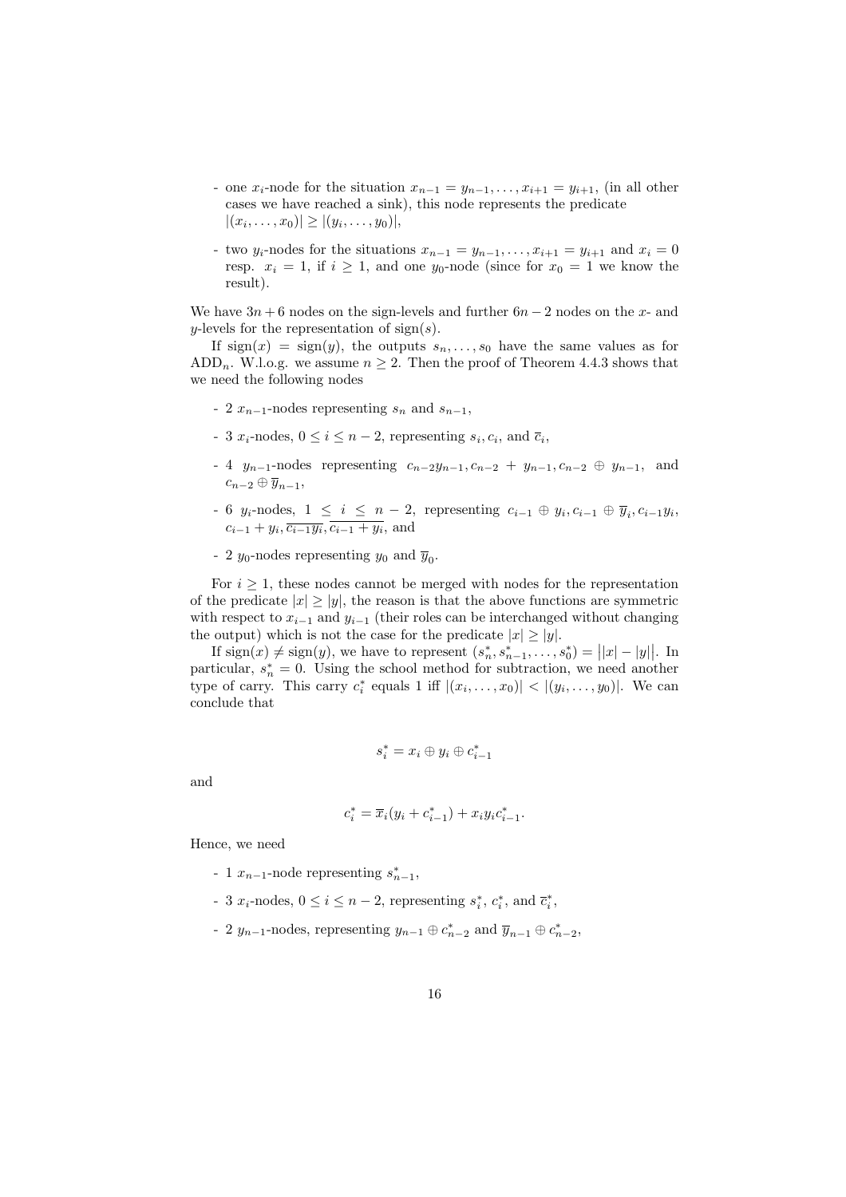- one $x_i$-node for the situation $x_{n-1} = y_{n-1}, \dots, x_{i+1} = y_{i+1}$, (in all other cases we have reached a sink), this node represents the predicate $|(x_i, \dots, x_0)| \geq |(y_i, \dots, y_0)|$,

- two $y_i$-nodes for the situations $x_{n-1} = y_{n-1}, \dots, x_{i+1} = y_{i+1}$ and $x_i = 0$ resp. $x_i = 1$, if $i \geq 1$, and one $y_0$-node (since for $x_0 = 1$ we know the result).

We have $3n + 6$ nodes on the sign-levels and further $6n - 2$ nodes on the $x$- and $y$-levels for the representation of sign($s$).

If $\text{sign}(x) = \text{sign}(y)$, the outputs $s_n, \dots, s_0$ have the same values as for $\text{ADD}_n$. W.l.o.g. we assume $n \geq 2$. Then the proof of Theorem 4.4.3 shows that we need the following nodes

- 2 $x_{n-1}$-nodes representing $s_n$ and $s_{n-1}$,

- 3 $x_i$-nodes, $0 \leq i \leq n-2$, representing $s_i, c_i$, and $\overline{c}_i$,

- 4 $y_{n-1}$-nodes representing $c_{n-2}y_{n-1}, c_{n-2} + y_{n-1}, c_{n-2} \oplus y_{n-1}$, and $c_{n-2} \oplus \overline{y}_{n-1}$,

- 6 $y_i$-nodes, $1 \leq i \leq n-2$, representing $c_{i-1} \oplus y_i, c_{i-1} \oplus \overline{y}_i, c_{i-1}y_i$, $c_{i-1} + y_i, \overline{c_{i-1}y_i}, \overline{c_{i-1} + y_i}$, and

- 2 $y_0$-nodes representing $y_0$ and $\overline{y}_0$.

For $i \geq 1$, these nodes cannot be merged with nodes for the representation of the predicate $|x| \geq |y|$, the reason is that the above functions are symmetric with respect to $x_{i-1}$ and $y_{i-1}$ (their roles can be interchanged without changing the output) which is not the case for the predicate $|x| \geq |y|$.

If $\text{sign}(x) \neq \text{sign}(y)$, we have to represent $(s_n^*, s_{n-1}^*, \dots, s_0^*) = \big||x| - |y|\big|$. In particular, $s_n^* = 0$. Using the school method for subtraction, we need another type of carry. This carry $c_i^*$ equals 1 iff $|(x_i, \dots, x_0)| < |(y_i, \dots, y_0)|$. We can conclude that

$$s_i^* = x_i \oplus y_i \oplus c_{i-1}^*$$

and

$$c_i^* = \overline{x}_i(y_i + c_{i-1}^*) + x_i y_i c_{i-1}^*.$$

Hence, we need

- 1 $x_{n-1}$-node representing $s_{n-1}^*$,

- 3 $x_i$-nodes, $0 \leq i \leq n-2$, representing $s_i^*$, $c_i^*$, and $\overline{c}_i^*$,

- 2 $y_{n-1}$-nodes, representing $y_{n-1} \oplus c_{n-2}^*$ and $\overline{y}_{n-1} \oplus c_{n-2}^*$,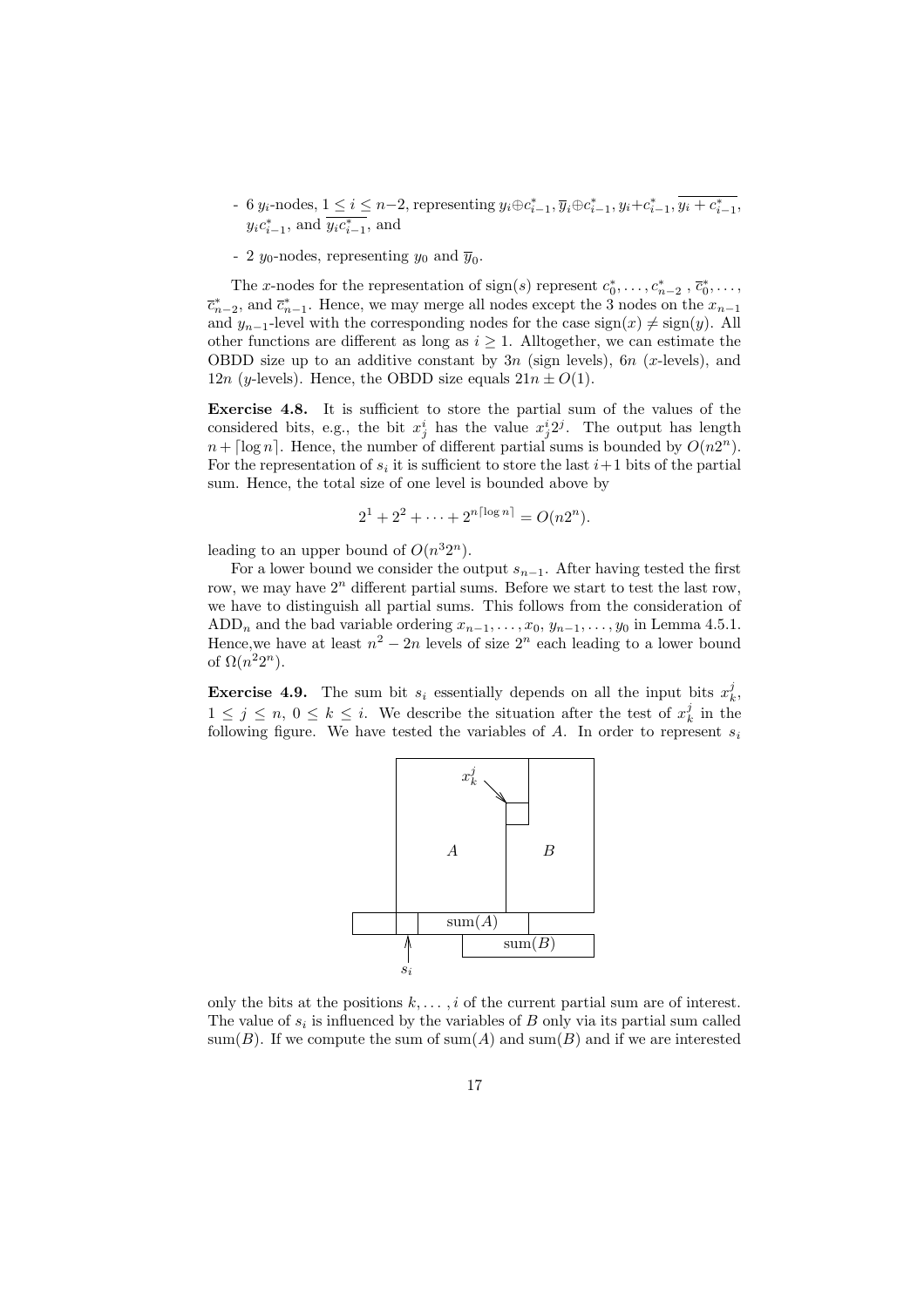- 6 $y_i$-nodes, $1 \le i \le n-2$, representing $y_i \oplus c^*_{i-1}, \overline{y}_i \oplus c^*_{i-1}, y_i + c^*_{i-1}, \overline{y_i + c^*_{i-1}}$, $y_i c^*_{i-1}$, and $\overline{y_i c^*_{i-1}}$, and
- 2 $y_0$-nodes, representing $y_0$ and $\overline{y}_0$.

The $x$-nodes for the representation of sign$(s)$ represent $c^*_0, \ldots, c^*_{n-2}$ , $\overline{c}^*_0, \ldots$, $\overline{c}^*_{n-2}$, and $\overline{c}^*_{n-1}$. Hence, we may merge all nodes except the 3 nodes on the $x_{n-1}$ and $y_{n-1}$-level with the corresponding nodes for the case sign$(x) \ne$ sign$(y)$. All other functions are different as long as $i \ge 1$. Alltogether, we can estimate the OBDD size up to an additive constant by $3n$ (sign levels), $6n$ ($x$-levels), and $12n$ ($y$-levels). Hence, the OBDD size equals $21n \pm O(1)$.

**Exercise 4.8.** It is sufficient to store the partial sum of the values of the considered bits, e.g., the bit $x^i_j$ has the value $x^i_j 2^j$. The output has length $n + \lceil \log n \rceil$. Hence, the number of different partial sums is bounded by $O(n2^n)$. For the representation of $s_i$ it is sufficient to store the last $i+1$ bits of the partial sum. Hence, the total size of one level is bounded above by

$$2^1 + 2^2 + \cdots + 2^{n\lceil \log n \rceil} = O(n2^n).$$

leading to an upper bound of $O(n^3 2^n)$.

For a lower bound we consider the output $s_{n-1}$. After having tested the first row, we may have $2^n$ different partial sums. Before we start to test the last row, we have to distinguish all partial sums. This follows from the consideration of $\text{ADD}_n$ and the bad variable ordering $x_{n-1}, \ldots, x_0, y_{n-1}, \ldots, y_0$ in Lemma 4.5.1. Hence,we have at least $n^2 - 2n$ levels of size $2^n$ each leading to a lower bound of $\Omega(n^2 2^n)$.

**Exercise 4.9.** The sum bit $s_i$ essentially depends on all the input bits $x^j_k$, $1 \le j \le n$, $0 \le k \le i$. We describe the situation after the test of $x^j_k$ in the following figure. We have tested the variables of $A$. In order to represent $s_i$ only the bits at the positions $k, \ldots, i$ of the current partial sum are of interest. The value of $s_i$ is influenced by the variables of $B$ only via its partial sum called sum$(B)$. If we compute the sum of sum$(A)$ and sum$(B)$ and if we are interested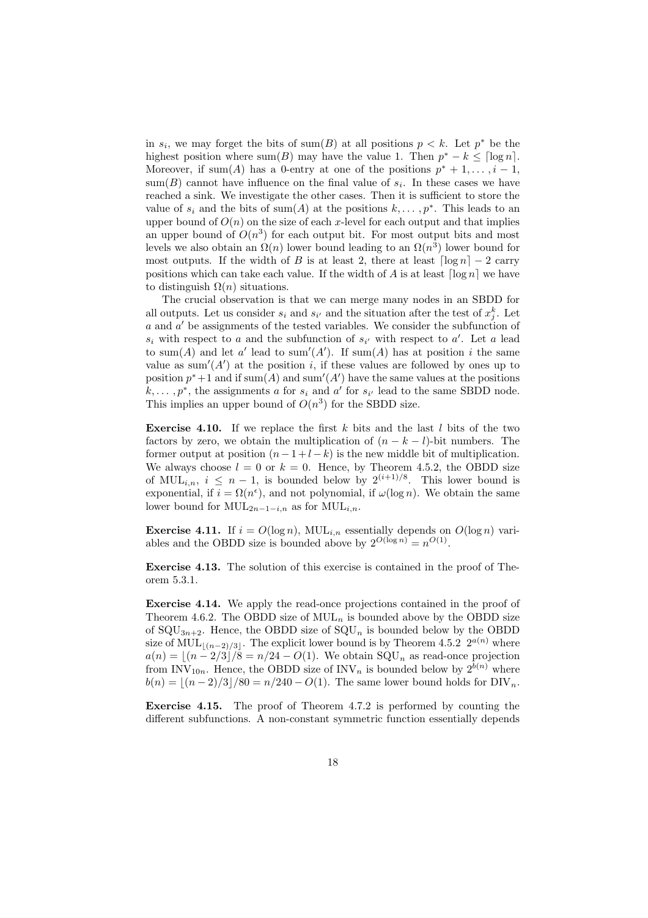in $s_i$, we may forget the bits of $\text{sum}(B)$ at all positions $p < k$. Let $p^*$ be the highest position where $\text{sum}(B)$ may have the value 1. Then $p^* - k \leq \lceil \log n \rceil$. Moreover, if $\text{sum}(A)$ has a 0-entry at one of the positions $p^* + 1, \ldots, i-1$, $\text{sum}(B)$ cannot have influence on the final value of $s_i$. In these cases we have reached a sink. We investigate the other cases. Then it is sufficient to store the value of $s_i$ and the bits of $\text{sum}(A)$ at the positions $k, \ldots, p^*$. This leads to an upper bound of $O(n)$ on the size of each $x$-level for each output and that implies an upper bound of $O(n^3)$ for each output bit. For most output bits and most levels we also obtain an $\Omega(n)$ lower bound leading to an $\Omega(n^3)$ lower bound for most outputs. If the width of $B$ is at least 2, there at least $\lceil \log n \rceil - 2$ carry positions which can take each value. If the width of $A$ is at least $\lceil \log n \rceil$ we have to distinguish $\Omega(n)$ situations.

The crucial observation is that we can merge many nodes in an SBDD for all outputs. Let us consider $s_i$ and $s_{i'}$ and the situation after the test of $x_j^k$. Let $a$ and $a'$ be assignments of the tested variables. We consider the subfunction of $s_i$ with respect to $a$ and the subfunction of $s_{i'}$ with respect to $a'$. Let $a$ lead to $\text{sum}(A)$ and let $a'$ lead to $\text{sum}'(A')$. If $\text{sum}(A)$ has at position $i$ the same value as $\text{sum}'(A')$ at the position $i$, if these values are followed by ones up to position $p^*+1$ and if $\text{sum}(A)$ and $\text{sum}'(A')$ have the same values at the positions $k, \ldots, p^*$, the assignments $a$ for $s_i$ and $a'$ for $s_{i'}$ lead to the same SBDD node. This implies an upper bound of $O(n^3)$ for the SBDD size.

**Exercise 4.10.** If we replace the first $k$ bits and the last $l$ bits of the two factors by zero, we obtain the multiplication of $(n-k-l)$-bit numbers. The former output at position $(n-1+l-k)$ is the new middle bit of multiplication. We always choose $l = 0$ or $k = 0$. Hence, by Theorem 4.5.2, the OBDD size of $\text{MUL}_{i,n}$, $i \leq n-1$, is bounded below by $2^{(i+1)/8}$. This lower bound is exponential, if $i = \Omega(n^\epsilon)$, and not polynomial, if $\omega(\log n)$. We obtain the same lower bound for $\text{MUL}_{2n-1-i,n}$ as for $\text{MUL}_{i,n}$.

**Exercise 4.11.** If $i = O(\log n)$, $\text{MUL}_{i,n}$ essentially depends on $O(\log n)$ variables and the OBDD size is bounded above by $2^{O(\log n)} = n^{O(1)}$.

**Exercise 4.13.** The solution of this exercise is contained in the proof of Theorem 5.3.1.

**Exercise 4.14.** We apply the read-once projections contained in the proof of Theorem 4.6.2. The OBDD size of $\text{MUL}_n$ is bounded above by the OBDD size of $\text{SQU}_{3n+2}$. Hence, the OBDD size of $\text{SQU}_n$ is bounded below by the OBDD size of $\text{MUL}_{\lfloor (n-2)/3 \rfloor}$. The explicit lower bound is by Theorem 4.5.2 $2^{a(n)}$ where $a(n) = \lfloor (n - 2/3 \rfloor /8 = n/24 - O(1)$. We obtain $\text{SQU}_n$ as read-once projection from $\text{INV}_{10n}$. Hence, the OBDD size of $\text{INV}_n$ is bounded below by $2^{b(n)}$ where $b(n) = \lfloor (n-2)/3 \rfloor /80 = n/240 - O(1)$. The same lower bound holds for $\text{DIV}_n$.

**Exercise 4.15.** The proof of Theorem 4.7.2 is performed by counting the different subfunctions. A non-constant symmetric function essentially depends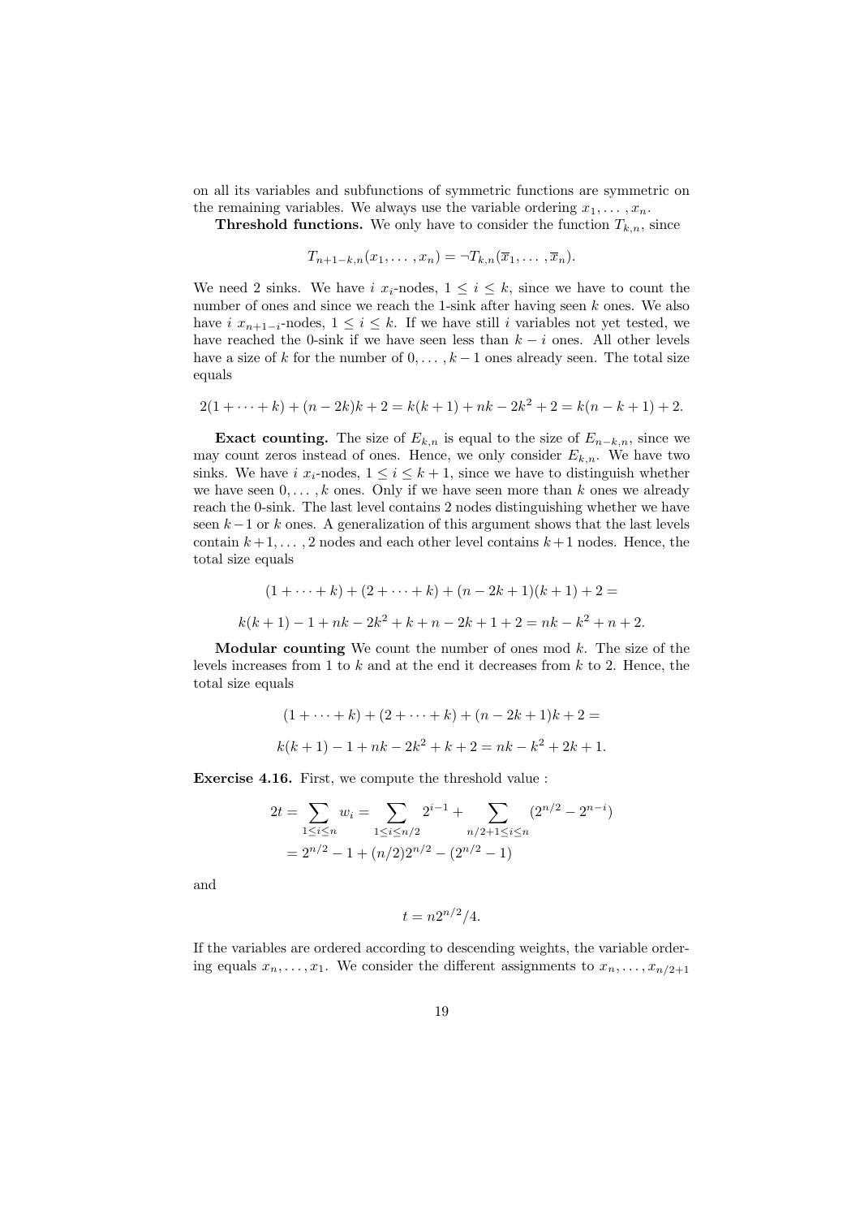on all its variables and subfunctions of symmetric functions are symmetric on the remaining variables. We always use the variable ordering $x_1, \ldots, x_n$.

**Threshold functions.** We only have to consider the function $T_{k,n}$, since

$$T_{n+1-k,n}(x_1, \ldots, x_n) = \neg T_{k,n}(\overline{x}_1, \ldots, \overline{x}_n).$$

We need 2 sinks. We have $i$ $x_i$-nodes, $1 \le i \le k$, since we have to count the number of ones and since we reach the 1-sink after having seen $k$ ones. We also have $i$ $x_{n+1-i}$-nodes, $1 \le i \le k$. If we have still $i$ variables not yet tested, we have reached the 0-sink if we have seen less than $k - i$ ones. All other levels have a size of $k$ for the number of $0, \ldots, k-1$ ones already seen. The total size equals

$$2(1 + \cdots + k) + (n - 2k)k + 2 = k(k+1) + nk - 2k^2 + 2 = k(n - k + 1) + 2.$$

**Exact counting.** The size of $E_{k,n}$ is equal to the size of $E_{n-k,n}$, since we may count zeros instead of ones. Hence, we only consider $E_{k,n}$. We have two sinks. We have $i$ $x_i$-nodes, $1 \le i \le k+1$, since we have to distinguish whether we have seen $0, \ldots, k$ ones. Only if we have seen more than $k$ ones we already reach the 0-sink. The last level contains 2 nodes distinguishing whether we have seen $k-1$ or $k$ ones. A generalization of this argument shows that the last levels contain $k+1, \ldots, 2$ nodes and each other level contains $k+1$ nodes. Hence, the total size equals

$$(1 + \cdots + k) + (2 + \cdots + k) + (n - 2k + 1)(k + 1) + 2 =$$

$$k(k+1) - 1 + nk - 2k^2 + k + n - 2k + 1 + 2 = nk - k^2 + n + 2.$$

**Modular counting** We count the number of ones mod $k$. The size of the levels increases from 1 to $k$ and at the end it decreases from $k$ to 2. Hence, the total size equals

$$(1 + \cdots + k) + (2 + \cdots + k) + (n - 2k + 1)k + 2 =$$

$$k(k+1) - 1 + nk - 2k^2 + k + 2 = nk - k^2 + 2k + 1.$$

**Exercise 4.16.** First, we compute the threshold value :

$$\begin{aligned} 2t &= \sum_{1 \le i \le n} w_i = \sum_{1 \le i \le n/2} 2^{i-1} + \sum_{n/2+1 \le i \le n} (2^{n/2} - 2^{n-i}) \\ &= 2^{n/2} - 1 + (n/2)2^{n/2} - (2^{n/2} - 1) \end{aligned}$$

and

$$t = n2^{n/2}/4.$$

If the variables are ordered according to descending weights, the variable ordering equals $x_n, \ldots, x_1$. We consider the different assignments to $x_n, \ldots, x_{n/2+1}$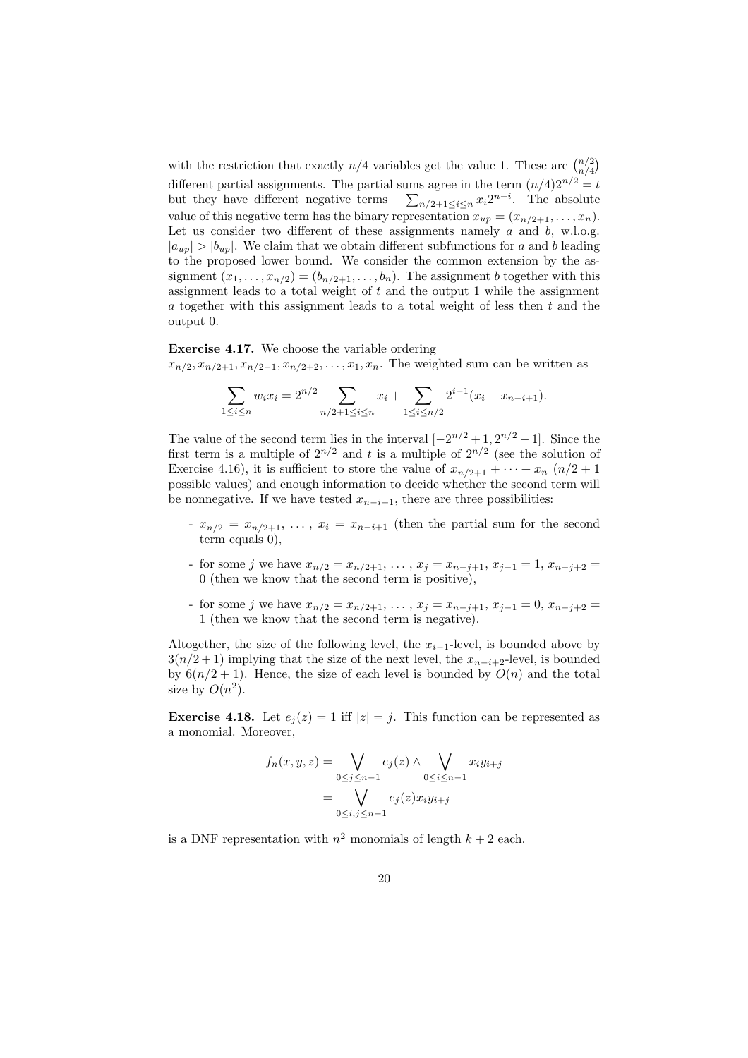with the restriction that exactly $n/4$ variables get the value 1. These are $\binom{n/2}{n/4}$ different partial assignments. The partial sums agree in the term $(n/4)2^{n/2} = t$ but they have different negative terms $-\sum_{n/2+1 \le i \le n} x_i 2^{n-i}$. The absolute value of this negative term has the binary representation $x_{up} = (x_{n/2+1}, \ldots, x_n)$. Let us consider two different of these assignments namely $a$ and $b$, w.l.o.g. $|a_{up}| > |b_{up}|$. We claim that we obtain different subfunctions for $a$ and $b$ leading to the proposed lower bound. We consider the common extension by the assignment $(x_1, \ldots, x_{n/2}) = (b_{n/2+1}, \ldots, b_n)$. The assignment $b$ together with this assignment leads to a total weight of $t$ and the output 1 while the assignment $a$ together with this assignment leads to a total weight of less then $t$ and the output 0.

**Exercise 4.17.** We choose the variable ordering $x_{n/2}, x_{n/2+1}, x_{n/2-1}, x_{n/2+2}, \ldots, x_1, x_n$. The weighted sum can be written as

$$\sum_{1 \le i \le n} w_i x_i = 2^{n/2} \sum_{n/2+1 \le i \le n} x_i + \sum_{1 \le i \le n/2} 2^{i-1}(x_i - x_{n-i+1}).$$

The value of the second term lies in the interval $[-2^{n/2}+1, 2^{n/2}-1]$. Since the first term is a multiple of $2^{n/2}$ and $t$ is a multiple of $2^{n/2}$ (see the solution of Exercise 4.16), it is sufficient to store the value of $x_{n/2+1} + \cdots + x_n$ ($n/2+1$ possible values) and enough information to decide whether the second term will be nonnegative. If we have tested $x_{n-i+1}$, there are three possibilities:

- $x_{n/2} = x_{n/2+1}, \ldots, x_i = x_{n-i+1}$ (then the partial sum for the second term equals 0),
- for some $j$ we have $x_{n/2} = x_{n/2+1}, \ldots, x_j = x_{n-j+1}, x_{j-1} = 1, x_{n-j+2} = 0$ (then we know that the second term is positive),
- for some $j$ we have $x_{n/2} = x_{n/2+1}, \ldots, x_j = x_{n-j+1}, x_{j-1} = 0, x_{n-j+2} = 1$ (then we know that the second term is negative).

Altogether, the size of the following level, the $x_{i-1}$-level, is bounded above by $3(n/2+1)$ implying that the size of the next level, the $x_{n-i+2}$-level, is bounded by $6(n/2+1)$. Hence, the size of each level is bounded by $O(n)$ and the total size by $O(n^2)$.

**Exercise 4.18.** Let $e_j(z) = 1$ iff $|z| = j$. This function can be represented as a monomial. Moreover,

$$\begin{aligned} f_n(x, y, z) &= \bigvee_{0 \le j \le n-1} e_j(z) \wedge \bigvee_{0 \le i \le n-1} x_i y_{i+j} \\ &= \bigvee_{0 \le i,j \le n-1} e_j(z) x_i y_{i+j} \end{aligned}$$

is a DNF representation with $n^2$ monomials of length $k+2$ each.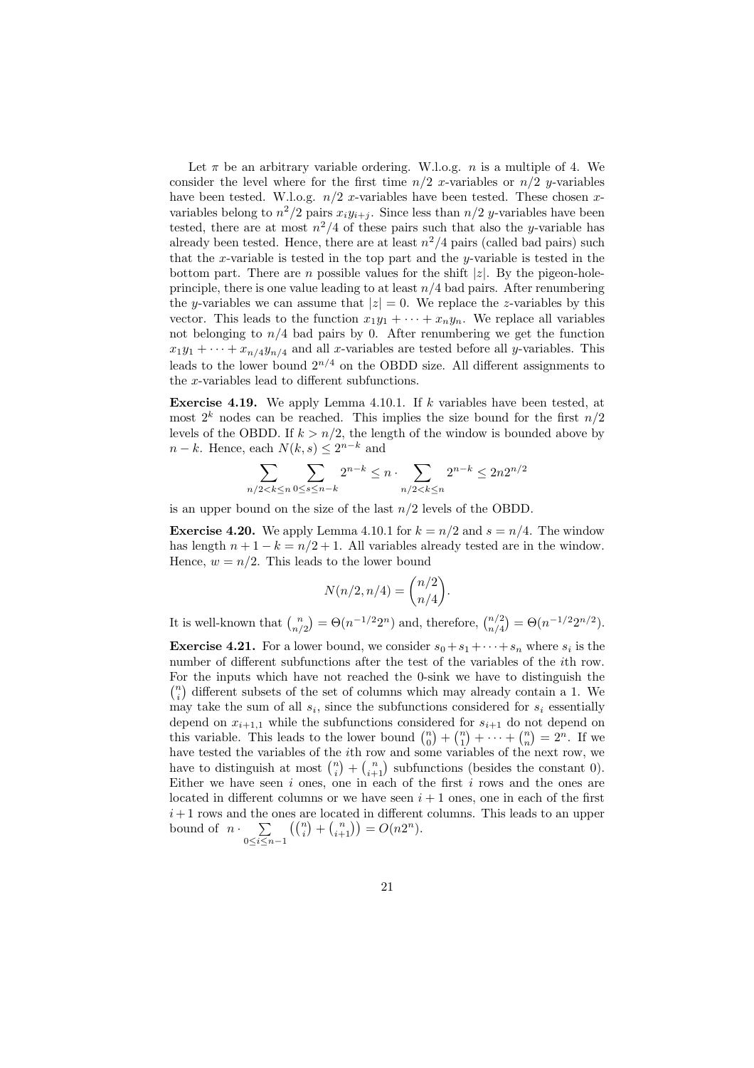Let $\pi$ be an arbitrary variable ordering. W.l.o.g. $n$ is a multiple of 4. We consider the level where for the first time $n/2$ $x$-variables or $n/2$ $y$-variables have been tested. W.l.o.g. $n/2$ $x$-variables have been tested. These chosen $x$-variables belong to $n^2/2$ pairs $x_i y_{i+j}$. Since less than $n/2$ $y$-variables have been tested, there are at most $n^2/4$ of these pairs such that also the $y$-variable has already been tested. Hence, there are at least $n^2/4$ pairs (called bad pairs) such that the $x$-variable is tested in the top part and the $y$-variable is tested in the bottom part. There are $n$ possible values for the shift $|z|$. By the pigeon-hole-principle, there is one value leading to at least $n/4$ bad pairs. After renumbering the $y$-variables we can assume that $|z| = 0$. We replace the $z$-variables by this vector. This leads to the function $x_1y_1 + \cdots + x_ny_n$. We replace all variables not belonging to $n/4$ bad pairs by 0. After renumbering we get the function $x_1y_1 + \cdots + x_{n/4}y_{n/4}$ and all $x$-variables are tested before all $y$-variables. This leads to the lower bound $2^{n/4}$ on the OBDD size. All different assignments to the $x$-variables lead to different subfunctions.

**Exercise 4.19.** We apply Lemma 4.10.1. If $k$ variables have been tested, at most $2^k$ nodes can be reached. This implies the size bound for the first $n/2$ levels of the OBDD. If $k > n/2$, the length of the window is bounded above by $n - k$. Hence, each $N(k, s) \le 2^{n-k}$ and

$$\sum_{n/2<k\le n} \sum_{0\le s\le n-k} 2^{n-k} \le n \cdot \sum_{n/2<k\le n} 2^{n-k} \le 2n2^{n/2}$$

is an upper bound on the size of the last $n/2$ levels of the OBDD.

**Exercise 4.20.** We apply Lemma 4.10.1 for $k = n/2$ and $s = n/4$. The window has length $n + 1 - k = n/2 + 1$. All variables already tested are in the window. Hence, $w = n/2$. This leads to the lower bound

$$N(n/2, n/4) = \binom{n/2}{n/4}.$$

It is well-known that $\binom{n}{n/2} = \Theta(n^{-1/2}2^n)$ and, therefore, $\binom{n/2}{n/4} = \Theta(n^{-1/2}2^{n/2})$.

**Exercise 4.21.** For a lower bound, we consider $s_0 + s_1 + \cdots + s_n$ where $s_i$ is the number of different subfunctions after the test of the variables of the $i$th row. For the inputs which have not reached the 0-sink we have to distinguish the $\binom{n}{i}$ different subsets of the set of columns which may already contain a 1. We may take the sum of all $s_i$, since the subfunctions considered for $s_i$ essentially depend on $x_{i+1,1}$ while the subfunctions considered for $s_{i+1}$ do not depend on this variable. This leads to the lower bound $\binom{n}{0} + \binom{n}{1} + \cdots + \binom{n}{n} = 2^n$. If we have tested the variables of the $i$th row and some variables of the next row, we have to distinguish at most $\binom{n}{i} + \binom{n}{i+1}$ subfunctions (besides the constant 0). Either we have seen $i$ ones, one in each of the first $i$ rows and the ones are located in different columns or we have seen $i+1$ ones, one in each of the first $i+1$ rows and the ones are located in different columns. This leads to an upper bound of $n \cdot \sum_{0\le i\le n-1} \left(\binom{n}{i} + \binom{n}{i+1}\right) = O(n2^n)$.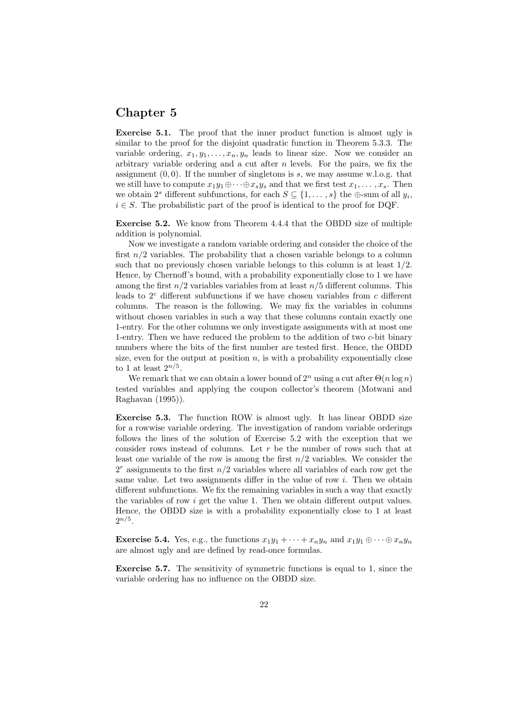# Chapter 5

**Exercise 5.1.** The proof that the inner product function is almost ugly is similar to the proof for the disjoint quadratic function in Theorem 5.3.3. The variable ordering, $x_1, y_1, \ldots, x_n, y_n$ leads to linear size. Now we consider an arbitrary variable ordering and a cut after $n$ levels. For the pairs, we fix the assignment $(0, 0)$. If the number of singletons is $s$, we may assume w.l.o.g. that we still have to compute $x_1y_1 \oplus \cdots \oplus x_sy_s$ and that we first test $x_1, \ldots, x_s$. Then we obtain $2^s$ different subfunctions, for each $S \subseteq \{1, \ldots, s\}$ the $\oplus$-sum of all $y_i$, $i \in S$. The probabilistic part of the proof is identical to the proof for DQF.

**Exercise 5.2.** We know from Theorem 4.4.4 that the OBDD size of multiple addition is polynomial.

Now we investigate a random variable ordering and consider the choice of the first $n/2$ variables. The probability that a chosen variable belongs to a column such that no previously chosen variable belongs to this column is at least $1/2$. Hence, by Chernoff's bound, with a probability exponentially close to 1 we have among the first $n/2$ variables variables from at least $n/5$ different columns. This leads to $2^c$ different subfunctions if we have chosen variables from $c$ different columns. The reason is the following. We may fix the variables in columns without chosen variables in such a way that these columns contain exactly one 1-entry. For the other columns we only investigate assignments with at most one 1-entry. Then we have reduced the problem to the addition of two $c$-bit binary numbers where the bits of the first number are tested first. Hence, the OBDD size, even for the output at position $n$, is with a probability exponentially close to 1 at least $2^{n/5}$.

We remark that we can obtain a lower bound of $2^n$ using a cut after $\Theta(n \log n)$ tested variables and applying the coupon collector's theorem (Motwani and Raghavan (1995)).

**Exercise 5.3.** The function ROW is almost ugly. It has linear OBDD size for a rowwise variable ordering. The investigation of random variable orderings follows the lines of the solution of Exercise 5.2 with the exception that we consider rows instead of columns. Let $r$ be the number of rows such that at least one variable of the row is among the first $n/2$ variables. We consider the $2^r$ assignments to the first $n/2$ variables where all variables of each row get the same value. Let two assignments differ in the value of row $i$. Then we obtain different subfunctions. We fix the remaining variables in such a way that exactly the variables of row $i$ get the value 1. Then we obtain different output values. Hence, the OBDD size is with a probability exponentially close to 1 at least $2^{n/5}$.

**Exercise 5.4.** Yes, e.g., the functions $x_1y_1 + \cdots + x_ny_n$ and $x_1y_1 \oplus \cdots \oplus x_ny_n$ are almost ugly and are defined by read-once formulas.

**Exercise 5.7.** The sensitivity of symmetric functions is equal to 1, since the variable ordering has no influence on the OBDD size.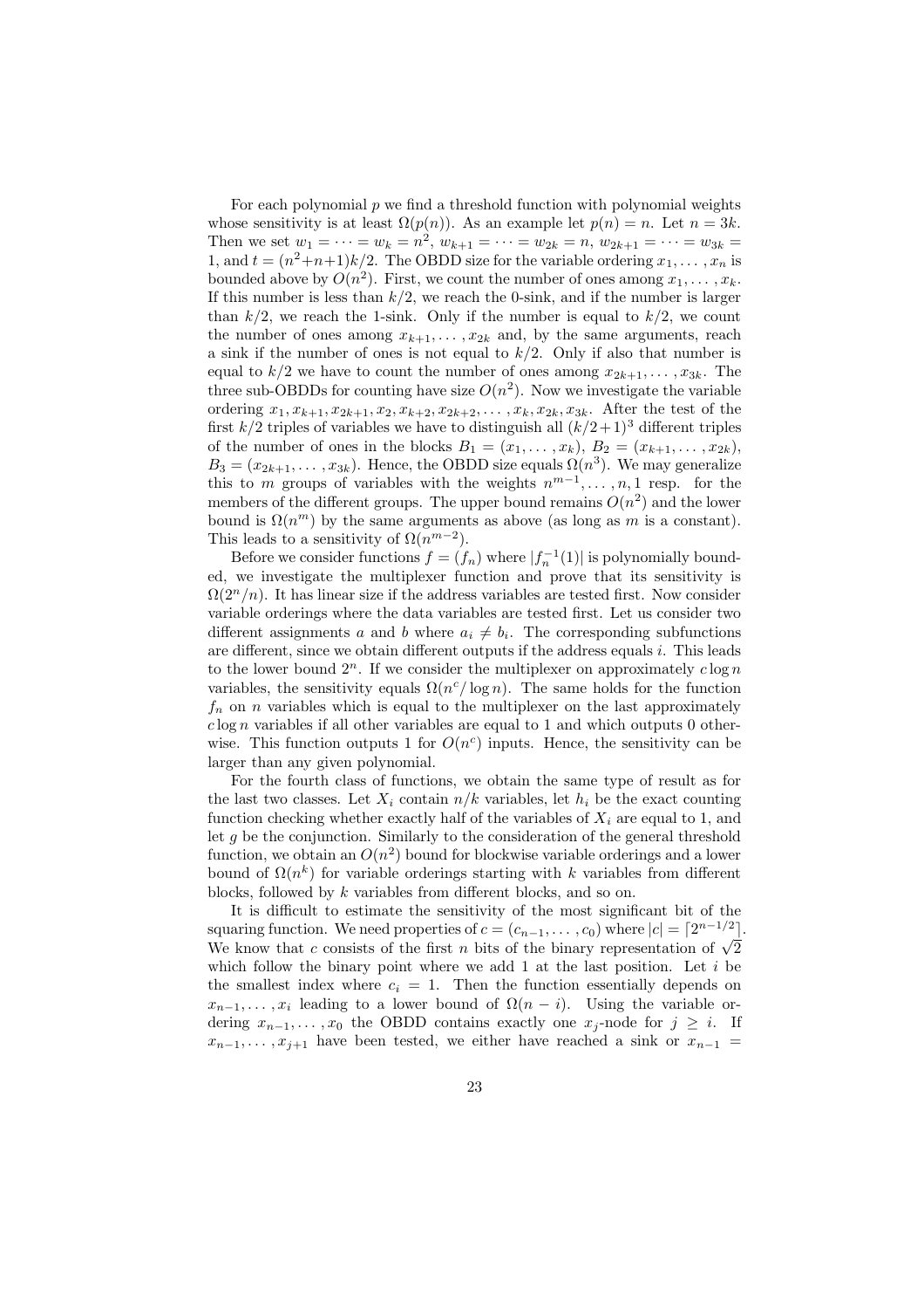For each polynomial $p$ we find a threshold function with polynomial weights whose sensitivity is at least $\Omega(p(n))$. As an example let $p(n) = n$. Let $n = 3k$. Then we set $w_1 = \cdots = w_k = n^2$, $w_{k+1} = \cdots = w_{2k} = n$, $w_{2k+1} = \cdots = w_{3k} = 1$, and $t = (n^2+n+1)k/2$. The OBDD size for the variable ordering $x_1, \ldots, x_n$ is bounded above by $O(n^2)$. First, we count the number of ones among $x_1, \ldots, x_k$. If this number is less than $k/2$, we reach the 0-sink, and if the number is larger than $k/2$, we reach the 1-sink. Only if the number is equal to $k/2$, we count the number of ones among $x_{k+1}, \ldots, x_{2k}$ and, by the same arguments, reach a sink if the number of ones is not equal to $k/2$. Only if also that number is equal to $k/2$ we have to count the number of ones among $x_{2k+1}, \ldots, x_{3k}$. The three sub-OBDDs for counting have size $O(n^2)$. Now we investigate the variable ordering $x_1, x_{k+1}, x_{2k+1}, x_2, x_{k+2}, x_{2k+2}, \ldots, x_k, x_{2k}, x_{3k}$. After the test of the first $k/2$ triples of variables we have to distinguish all $(k/2+1)^3$ different triples of the number of ones in the blocks $B_1 = (x_1, \ldots, x_k)$, $B_2 = (x_{k+1}, \ldots, x_{2k})$, $B_3 = (x_{2k+1}, \ldots, x_{3k})$. Hence, the OBDD size equals $\Omega(n^3)$. We may generalize this to $m$ groups of variables with the weights $n^{m-1}, \ldots, n, 1$ resp. for the members of the different groups. The upper bound remains $O(n^2)$ and the lower bound is $\Omega(n^m)$ by the same arguments as above (as long as $m$ is a constant). This leads to a sensitivity of $\Omega(n^{m-2})$.

Before we consider functions $f = (f_n)$ where $|f_n^{-1}(1)|$ is polynomially bounded, we investigate the multiplexer function and prove that its sensitivity is $\Omega(2^n/n)$. It has linear size if the address variables are tested first. Now consider variable orderings where the data variables are tested first. Let us consider two different assignments $a$ and $b$ where $a_i \neq b_i$. The corresponding subfunctions are different, since we obtain different outputs if the address equals $i$. This leads to the lower bound $2^n$. If we consider the multiplexer on approximately $c \log n$ variables, the sensitivity equals $\Omega(n^c/\log n)$. The same holds for the function $f_n$ on $n$ variables which is equal to the multiplexer on the last approximately $c \log n$ variables if all other variables are equal to 1 and which outputs 0 otherwise. This function outputs 1 for $O(n^c)$ inputs. Hence, the sensitivity can be larger than any given polynomial.

For the fourth class of functions, we obtain the same type of result as for the last two classes. Let $X_i$ contain $n/k$ variables, let $h_i$ be the exact counting function checking whether exactly half of the variables of $X_i$ are equal to 1, and let $g$ be the conjunction. Similarly to the consideration of the general threshold function, we obtain an $O(n^2)$ bound for blockwise variable orderings and a lower bound of $\Omega(n^k)$ for variable orderings starting with $k$ variables from different blocks, followed by $k$ variables from different blocks, and so on.

It is difficult to estimate the sensitivity of the most significant bit of the squaring function. We need properties of $c = (c_{n-1}, \ldots, c_0)$ where $|c| = \lceil 2^{n-1/2} \rceil$. We know that $c$ consists of the first $n$ bits of the binary representation of $0\ \sqrt{2}$ which follow the binary point where we add 1 at the last position. Let $i$ be the smallest index where $c_i = 1$. Then the function essentially depends on $x_{n-1}, \ldots, x_i$ leading to a lower bound of $\Omega(n - i)$. Using the variable ordering $x_{n-1}, \ldots, x_0$ the OBDD contains exactly one $x_j$-node for $j \geq i$. If $x_{n-1}, \ldots, x_{j+1}$ have been tested, we either have reached a sink or $x_{n-1} =$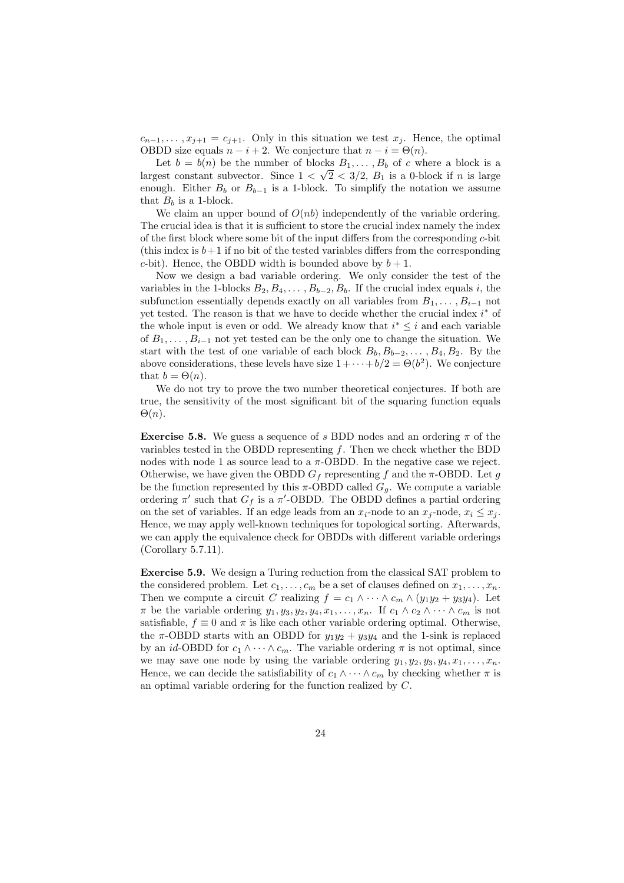$c_{n-1}, \dots, x_{j+1} = c_{j+1}$. Only in this situation we test $x_j$. Hence, the optimal OBDD size equals $n - i + 2$. We conjecture that $n - i = \Theta(n)$.

Let $b = b(n)$ be the number of blocks $B_1, \dots, B_b$ of $c$ where a block is a largest constant subvector. Since $1 < \sqrt{2} < 3/2$, $B_1$ is a 0-block if $n$ is large enough. Either $B_b$ or $B_{b-1}$ is a 1-block. To simplify the notation we assume that $B_b$ is a 1-block.

We claim an upper bound of $O(nb)$ independently of the variable ordering. The crucial idea is that it is sufficient to store the crucial index namely the index of the first block where some bit of the input differs from the corresponding $c$-bit (this index is $b+1$ if no bit of the tested variables differs from the corresponding $c$-bit). Hence, the OBDD width is bounded above by $b + 1$.

Now we design a bad variable ordering. We only consider the test of the variables in the 1-blocks $B_2, B_4, \dots, B_{b-2}, B_b$. If the crucial index equals $i$, the subfunction essentially depends exactly on all variables from $B_1, \dots, B_{i-1}$ not yet tested. The reason is that we have to decide whether the crucial index $i^*$ of the whole input is even or odd. We already know that $i^* \le i$ and each variable of $B_1, \dots, B_{i-1}$ not yet tested can be the only one to change the situation. We start with the test of one variable of each block $B_b, B_{b-2}, \dots, B_4, B_2$. By the above considerations, these levels have size $1 + \dots + b/2 = \Theta(b^2)$. We conjecture that $b = \Theta(n)$.

We do not try to prove the two number theoretical conjectures. If both are true, the sensitivity of the most significant bit of the squaring function equals $\Theta(n)$.

**Exercise 5.8.** We guess a sequence of $s$ BDD nodes and an ordering $\pi$ of the variables tested in the OBDD representing $f$. Then we check whether the BDD nodes with node 1 as source lead to a $\pi$-OBDD. In the negative case we reject. Otherwise, we have given the OBDD $G_f$ representing $f$ and the $\pi$-OBDD. Let $g$ be the function represented by this $\pi$-OBDD called $G_g$. We compute a variable ordering $\pi'$ such that $G_f$ is a $\pi'$-OBDD. The OBDD defines a partial ordering on the set of variables. If an edge leads from an $x_i$-node to an $x_j$-node, $x_i \le x_j$. Hence, we may apply well-known techniques for topological sorting. Afterwards, we can apply the equivalence check for OBDDs with different variable orderings (Corollary 5.7.11).

**Exercise 5.9.** We design a Turing reduction from the classical SAT problem to the considered problem. Let $c_1, \dots, c_m$ be a set of clauses defined on $x_1, \dots, x_n$. Then we compute a circuit $C$ realizing $f = c_1 \wedge \dots \wedge c_m \wedge (y_1 y_2 + y_3 y_4)$. Let $\pi$ be the variable ordering $y_1, y_3, y_2, y_4, x_1, \dots, x_n$. If $c_1 \wedge c_2 \wedge \dots \wedge c_m$ is not satisfiable, $f \equiv 0$ and $\pi$ is like each other variable ordering optimal. Otherwise, the $\pi$-OBDD starts with an OBDD for $y_1 y_2 + y_3 y_4$ and the 1-sink is replaced by an $id$-OBDD for $c_1 \wedge \dots \wedge c_m$. The variable ordering $\pi$ is not optimal, since we may save one node by using the variable ordering $y_1, y_2, y_3, y_4, x_1, \dots, x_n$. Hence, we can decide the satisfiability of $c_1 \wedge \dots \wedge c_m$ by checking whether $\pi$ is an optimal variable ordering for the function realized by $C$.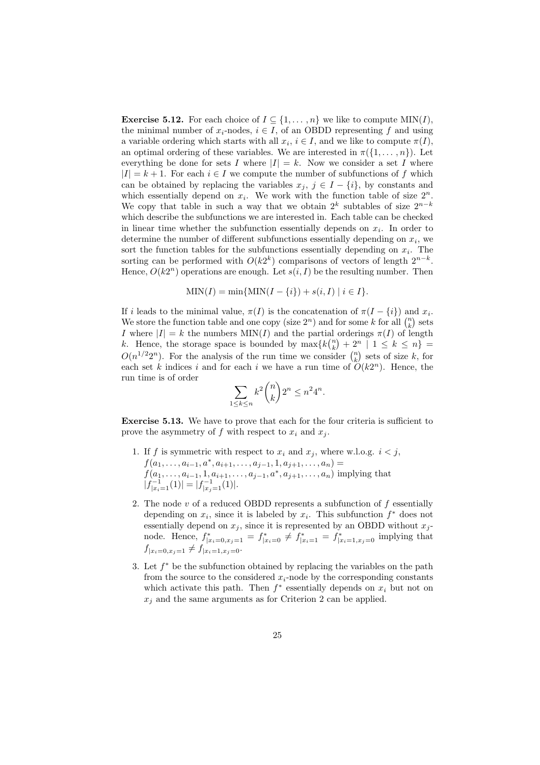**Exercise 5.12.** For each choice of $I \subseteq \{1, \dots, n\}$ we like to compute $\text{MIN}(I)$, the minimal number of $x_i$-nodes, $i \in I$, of an OBDD representing $f$ and using a variable ordering which starts with all $x_i$, $i \in I$, and we like to compute $\pi(I)$, an optimal ordering of these variables. We are interested in $\pi(\{1, \dots, n\})$. Let everything be done for sets $I$ where $|I| = k$. Now we consider a set $I$ where $|I| = k+1$. For each $i \in I$ we compute the number of subfunctions of $f$ which can be obtained by replacing the variables $x_j$, $j \in I - \{i\}$, by constants and which essentially depend on $x_i$. We work with the function table of size $2^n$. We copy that table in such a way that we obtain $2^k$ subtables of size $2^{n-k}$ which describe the subfunctions we are interested in. Each table can be checked in linear time whether the subfunction essentially depends on $x_i$. In order to determine the number of different subfunctions essentially depending on $x_i$, we sort the function tables for the subfunctions essentially depending on $x_i$. The sorting can be performed with $O(k2^k)$ comparisons of vectors of length $2^{n-k}$. Hence, $O(k2^n)$ operations are enough. Let $s(i, I)$ be the resulting number. Then

$$\text{MIN}(I) = \min\{\text{MIN}(I - \{i\}) + s(i, I) \mid i \in I\}.$$

If $i$ leads to the minimal value, $\pi(I)$ is the concatenation of $\pi(I - \{i\})$ and $x_i$. We store the function table and one copy (size $2^n$) and for some $k$ for all $\binom{n}{k}$ sets $I$ where $|I| = k$ the numbers $\text{MIN}(I)$ and the partial orderings $\pi(I)$ of length $k$. Hence, the storage space is bounded by $\max\{k\binom{n}{k} + 2^n \mid 1 \le k \le n\} = O(n^{1/2}2^n)$. For the analysis of the run time we consider $\binom{n}{k}$ sets of size $k$, for each set $k$ indices $i$ and for each $i$ we have a run time of $O(k2^n)$. Hence, the run time is of order

$$\sum_{1 \le k \le n} k^2 \binom{n}{k} 2^n \le n^2 4^n.$$

**Exercise 5.13.** We have to prove that each for the four criteria is sufficient to prove the asymmetry of $f$ with respect to $x_i$ and $x_j$.

1. If $f$ is symmetric with respect to $x_i$ and $x_j$, where w.l.o.g. $i < j$, $f(a_1, \dots, a_{i-1}, a^*, a_{i+1}, \dots, a_{j-1}, 1, a_{j+1}, \dots, a_n) = f(a_1, \dots, a_{i-1}, 1, a_{i+1}, \dots, a_{j-1}, a^*, a_{j+1}, \dots, a_n)$ implying that $|f^{-1}_{|x_i=1}(1)| = |f^{-1}_{|x_j=1}(1)|$.

2. The node $v$ of a reduced OBDD represents a subfunction of $f$ essentially depending on $x_i$, since it is labeled by $x_i$. This subfunction $f^*$ does not essentially depend on $x_j$, since it is represented by an OBDD without $x_j$-node. Hence, $f^*_{|x_i=0,x_j=1} = f^*_{|x_i=0} \neq f^*_{|x_i=1} = f^*_{|x_i=1,x_j=0}$ implying that $f_{|x_i=0,x_j=1} \neq f_{|x_i=1,x_j=0}$.

3. Let $f^*$ be the subfunction obtained by replacing the variables on the path from the source to the considered $x_i$-node by the corresponding constants which activate this path. Then $f^*$ essentially depends on $x_i$ but not on $x_j$ and the same arguments as for Criterion 2 can be applied.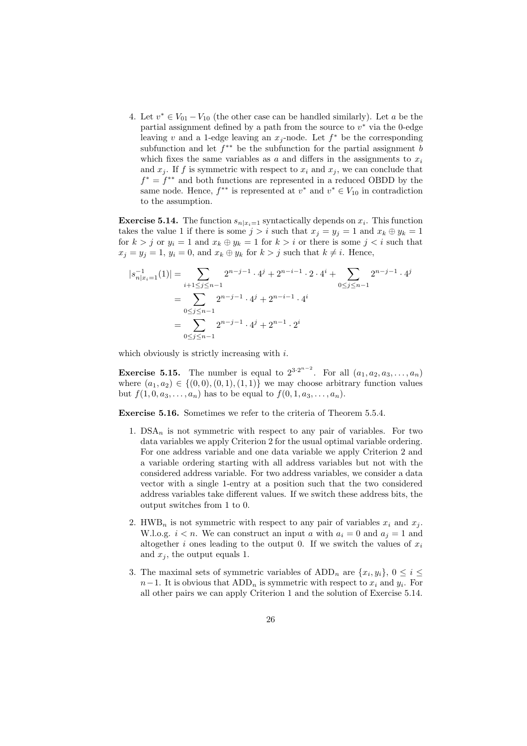4. Let $v^* \in V_{01} - V_{10}$ (the other case can be handled similarly). Let $a$ be the partial assignment defined by a path from the source to $v^*$ via the 0-edge leaving $v$ and a 1-edge leaving an $x_j$-node. Let $f^*$ be the corresponding subfunction and let $f^{**}$ be the subfunction for the partial assignment $b$ which fixes the same variables as $a$ and differs in the assignments to $x_i$ and $x_j$. If $f$ is symmetric with respect to $x_i$ and $x_j$, we can conclude that $f^* = f^{**}$ and both functions are represented in a reduced OBDD by the same node. Hence, $f^{**}$ is represented at $v^*$ and $v^* \in V_{10}$ in contradiction to the assumption.

**Exercise 5.14.** The function $s_{n|x_i=1}$ syntactically depends on $x_i$. This function takes the value 1 if there is some $j > i$ such that $x_j = y_j = 1$ and $x_k \oplus y_k = 1$ for $k > j$ or $y_i = 1$ and $x_k \oplus y_k = 1$ for $k > i$ or there is some $j < i$ such that $x_j = y_j = 1$, $y_i = 0$, and $x_k \oplus y_k$ for $k > j$ such that $k \neq i$. Hence,

$$
\begin{aligned}
|s^{-1}_{n|x_i=1}(1)| &= \sum_{i+1 \le j \le n-1} 2^{n-j-1} \cdot 4^j + 2^{n-i-1} \cdot 2 \cdot 4^i + \sum_{0 \le j \le n-1} 2^{n-j-1} \cdot 4^j \\
&= \sum_{0 \le j \le n-1} 2^{n-j-1} \cdot 4^j + 2^{n-i-1} \cdot 4^i \\
&= \sum_{0 \le j \le n-1} 2^{n-j-1} \cdot 4^j + 2^{n-1} \cdot 2^i
\end{aligned}
$$

which obviously is strictly increasing with $i$.

**Exercise 5.15.** The number is equal to $2^{3 \cdot 2^{n-2}}$. For all $(a_1, a_2, a_3, \ldots, a_n)$ where $(a_1, a_2) \in \{(0,0), (0,1), (1,1)\}$ we may choose arbitrary function values but $f(1, 0, a_3, \ldots, a_n)$ has to be equal to $f(0, 1, a_3, \ldots, a_n)$.

**Exercise 5.16.** Sometimes we refer to the criteria of Theorem 5.5.4.

1. $\text{DSA}_n$ is not symmetric with respect to any pair of variables. For two data variables we apply Criterion 2 for the usual optimal variable ordering. For one address variable and one data variable we apply Criterion 2 and a variable ordering starting with all address variables but not with the considered address variable. For two address variables, we consider a data vector with a single 1-entry at a position such that the two considered address variables take different values. If we switch these address bits, the output switches from 1 to 0.

2. $\text{HWB}_n$ is not symmetric with respect to any pair of variables $x_i$ and $x_j$. W.l.o.g. $i < n$. We can construct an input $a$ with $a_i = 0$ and $a_j = 1$ and altogether $i$ ones leading to the output 0. If we switch the values of $x_i$ and $x_j$, the output equals 1.

3. The maximal sets of symmetric variables of $\text{ADD}_n$ are $\{x_i, y_i\}$, $0 \le i \le n-1$. It is obvious that $\text{ADD}_n$ is symmetric with respect to $x_i$ and $y_i$. For all other pairs we can apply Criterion 1 and the solution of Exercise 5.14.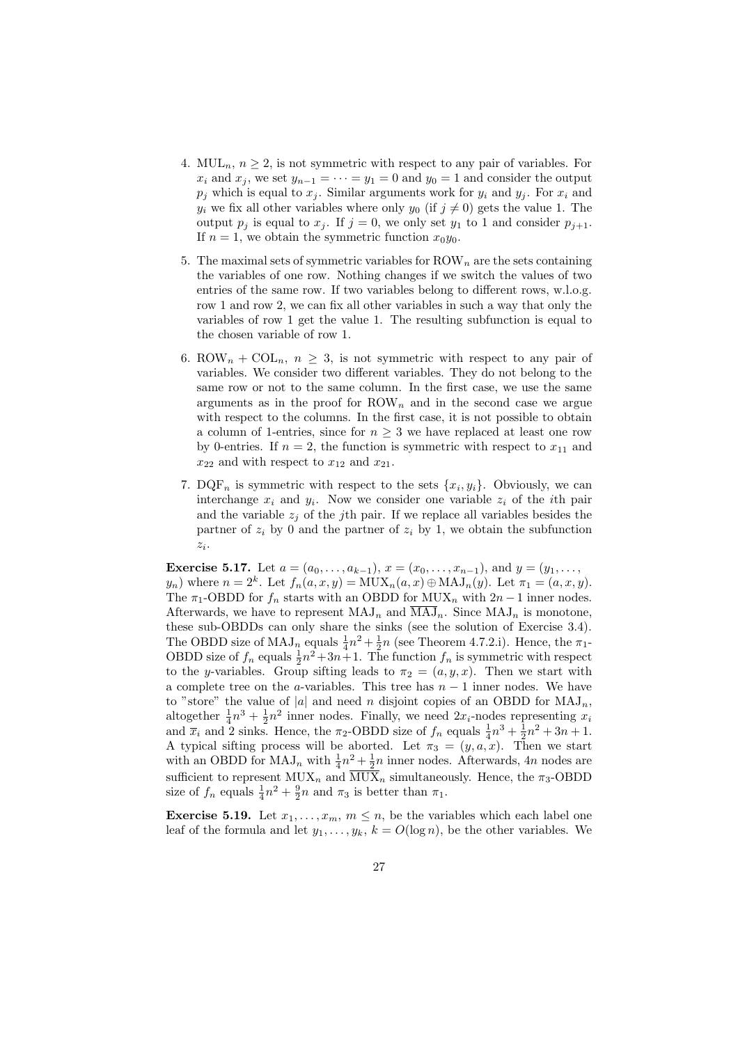4. $\text{MUL}_n$, $n \geq 2$, is not symmetric with respect to any pair of variables. For $x_i$ and $x_j$, we set $y_{n-1} = \cdots = y_1 = 0$ and $y_0 = 1$ and consider the output $p_j$ which is equal to $x_j$. Similar arguments work for $y_i$ and $y_j$. For $x_i$ and $y_i$ we fix all other variables where only $y_0$ (if $j \neq 0$) gets the value 1. The output $p_j$ is equal to $x_j$. If $j = 0$, we only set $y_1$ to 1 and consider $p_{j+1}$. If $n = 1$, we obtain the symmetric function $x_0 y_0$.

5. The maximal sets of symmetric variables for $\text{ROW}_n$ are the sets containing the variables of one row. Nothing changes if we switch the values of two entries of the same row. If two variables belong to different rows, w.l.o.g. row 1 and row 2, we can fix all other variables in such a way that only the variables of row 1 get the value 1. The resulting subfunction is equal to the chosen variable of row 1.

6. $\text{ROW}_n + \text{COL}_n$, $n \geq 3$, is not symmetric with respect to any pair of variables. We consider two different variables. They do not belong to the same row or not to the same column. In the first case, we use the same arguments as in the proof for $\text{ROW}_n$ and in the second case we argue with respect to the columns. In the first case, it is not possible to obtain a column of 1-entries, since for $n \geq 3$ we have replaced at least one row by 0-entries. If $n = 2$, the function is symmetric with respect to $x_{11}$ and $x_{22}$ and with respect to $x_{12}$ and $x_{21}$.

7. $\text{DQF}_n$ is symmetric with respect to the sets $\{x_i, y_i\}$. Obviously, we can interchange $x_i$ and $y_i$. Now we consider one variable $z_i$ of the $i$th pair and the variable $z_j$ of the $j$th pair. If we replace all variables besides the partner of $z_i$ by 0 and the partner of $z_i$ by 1, we obtain the subfunction $z_i$.

**Exercise 5.17.** Let $a = (a_0, \ldots, a_{k-1})$, $x = (x_0, \ldots, x_{n-1})$, and $y = (y_1, \ldots, y_n)$ where $n = 2^k$. Let $f_n(a, x, y) = \text{MUX}_n(a, x) \oplus \text{MAJ}_n(y)$. Let $\pi_1 = (a, x, y)$. The $\pi_1$-OBDD for $f_n$ starts with an OBDD for $\text{MUX}_n$ with $2n - 1$ inner nodes. Afterwards, we have to represent $\text{MAJ}_n$ and $\overline{\text{MAJ}}_n$. Since $\text{MAJ}_n$ is monotone, these sub-OBDDs can only share the sinks (see the solution of Exercise 3.4). The OBDD size of $\text{MAJ}_n$ equals $\frac{1}{4}n^2 + \frac{1}{2}n$ (see Theorem 4.7.2.i). Hence, the $\pi_1$-OBDD size of $f_n$ equals $\frac{1}{2}n^2 + 3n + 1$. The function $f_n$ is symmetric with respect to the $y$-variables. Group sifting leads to $\pi_2 = (a, y, x)$. Then we start with a complete tree on the $a$-variables. This tree has $n - 1$ inner nodes. We have to "store" the value of $|a|$ and need $n$ disjoint copies of an OBDD for $\text{MAJ}_n$, altogether $\frac{1}{4}n^3 + \frac{1}{2}n^2$ inner nodes. Finally, we need $2 x_i$-nodes representing $x_i$ and $\overline{x}_i$ and 2 sinks. Hence, the $\pi_2$-OBDD size of $f_n$ equals $\frac{1}{4}n^3 + \frac{1}{2}n^2 + 3n + 1$. A typical sifting process will be aborted. Let $\pi_3 = (y, a, x)$. Then we start with an OBDD for $\text{MAJ}_n$ with $\frac{1}{4}n^2 + \frac{1}{2}n$ inner nodes. Afterwards, $4n$ nodes are sufficient to represent $\text{MUX}_n$ and $\overline{\text{MUX}}_n$ simultaneously. Hence, the $\pi_3$-OBDD size of $f_n$ equals $\frac{1}{4}n^2 + \frac{9}{2}n$ and $\pi_3$ is better than $\pi_1$.

**Exercise 5.19.** Let $x_1, \ldots, x_m$, $m \leq n$, be the variables which each label one leaf of the formula and let $y_1, \ldots, y_k$, $k = O(\log n)$, be the other variables. We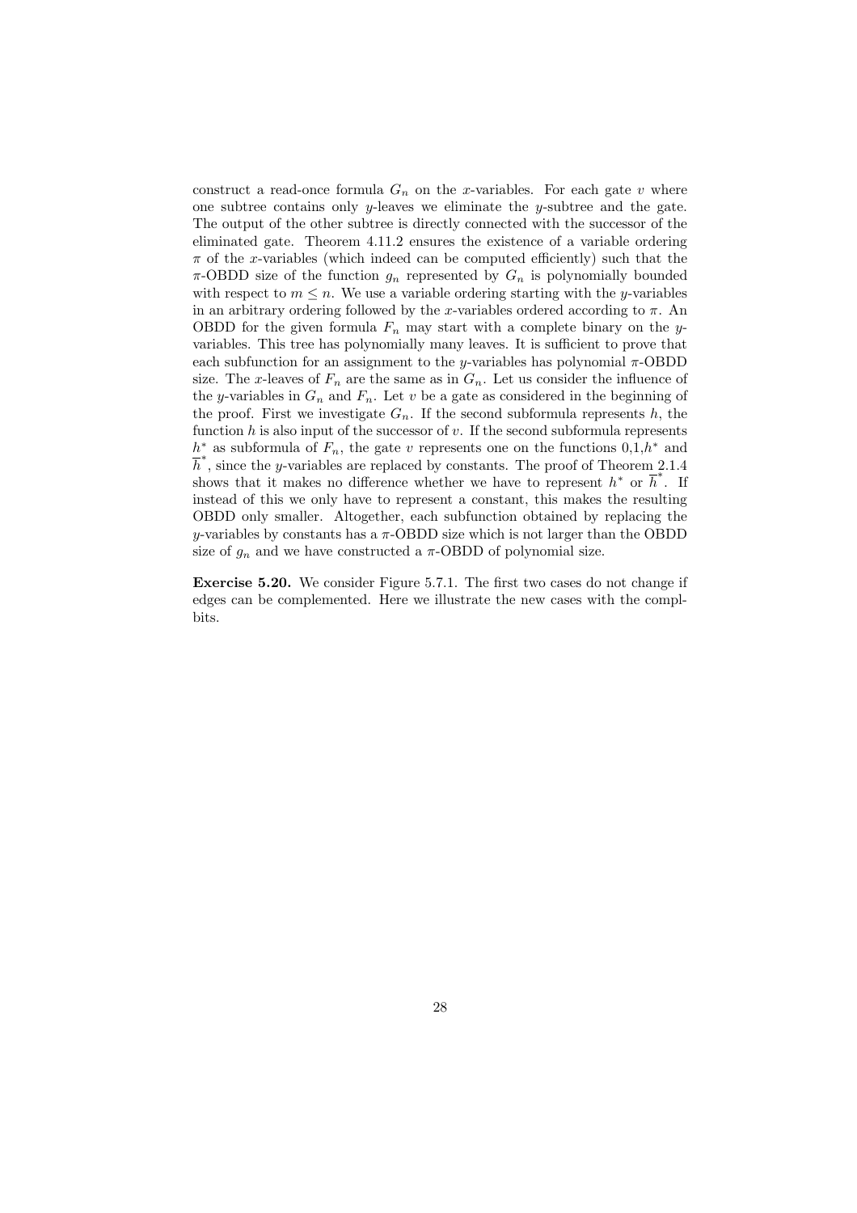construct a read-once formula $G_n$ on the $x$-variables. For each gate $v$ where one subtree contains only $y$-leaves we eliminate the $y$-subtree and the gate. The output of the other subtree is directly connected with the successor of the eliminated gate. Theorem 4.11.2 ensures the existence of a variable ordering $\pi$ of the $x$-variables (which indeed can be computed efficiently) such that the $\pi$-OBDD size of the function $g_n$ represented by $G_n$ is polynomially bounded with respect to $m \leq n$. We use a variable ordering starting with the $y$-variables in an arbitrary ordering followed by the $x$-variables ordered according to $\pi$. An OBDD for the given formula $F_n$ may start with a complete binary on the $y$-variables. This tree has polynomially many leaves. It is sufficient to prove that each subfunction for an assignment to the $y$-variables has polynomial $\pi$-OBDD size. The $x$-leaves of $F_n$ are the same as in $G_n$. Let us consider the influence of the $y$-variables in $G_n$ and $F_n$. Let $v$ be a gate as considered in the beginning of the proof. First we investigate $G_n$. If the second subformula represents $h$, the function $h$ is also input of the successor of $v$. If the second subformula represents $h^*$ as subformula of $F_n$, the gate $v$ represents one on the functions $0$,$1$,$h^*$ and $\overline{h}^*$, since the $y$-variables are replaced by constants. The proof of Theorem 2.1.4 shows that it makes no difference whether we have to represent $h^*$ or $\overline{h}^*$. If instead of this we only have to represent a constant, this makes the resulting OBDD only smaller. Altogether, each subfunction obtained by replacing the $y$-variables by constants has a $\pi$-OBDD size which is not larger than the OBDD size of $g_n$ and we have constructed a $\pi$-OBDD of polynomial size.

**Exercise 5.20.** We consider Figure 5.7.1. The first two cases do not change if edges can be complemented. Here we illustrate the new cases with the compl-bits.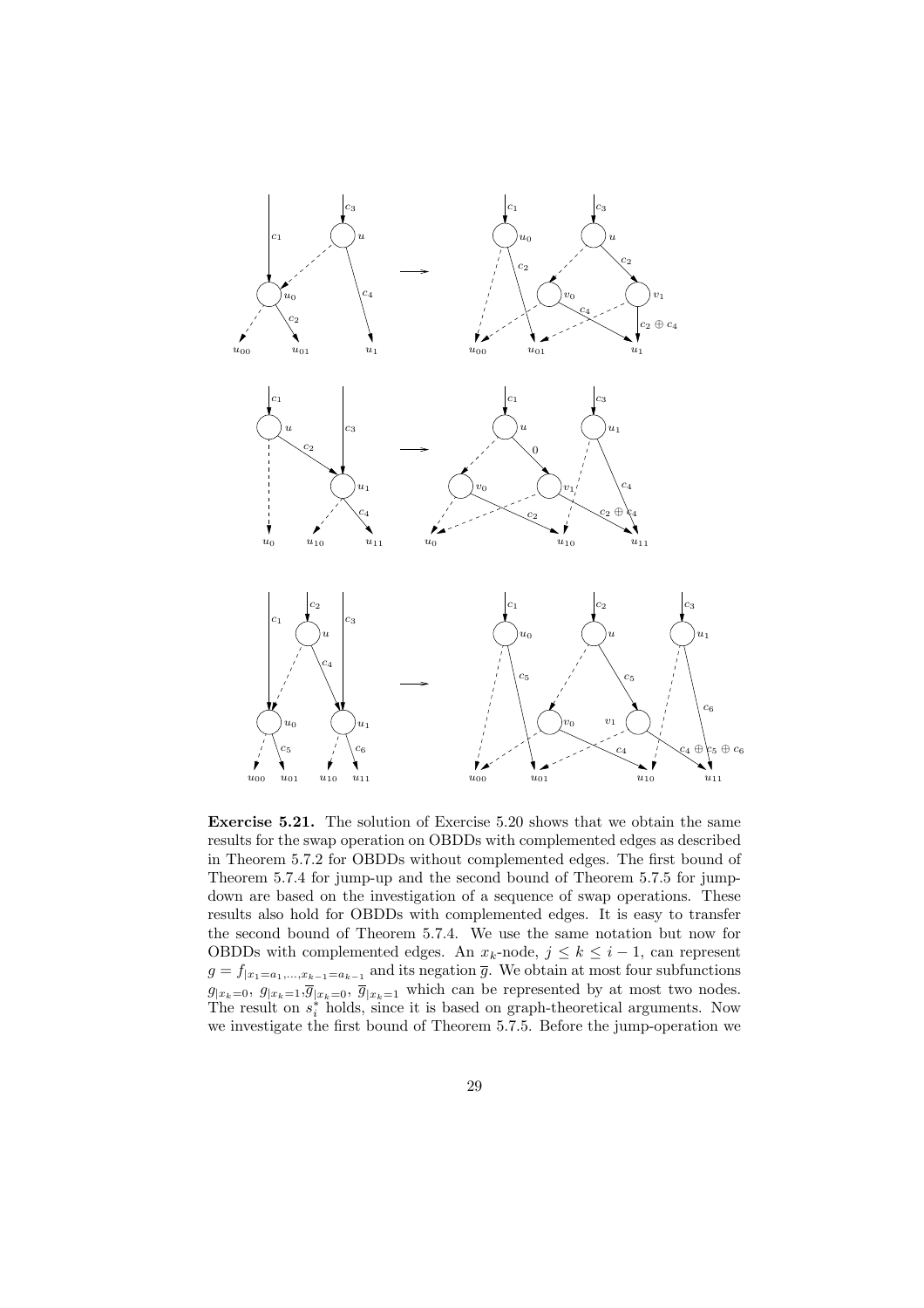**Exercise 5.21.** The solution of Exercise 5.20 shows that we obtain the same results for the swap operation on OBDDs with complemented edges as described in Theorem 5.7.2 for OBDDs without complemented edges. The first bound of Theorem 5.7.4 for jump-up and the second bound of Theorem 5.7.5 for jump-down are based on the investigation of a sequence of swap operations. These results also hold for OBDDs with complemented edges. It is easy to transfer the second bound of Theorem 5.7.4. We use the same notation but now for OBDDs with complemented edges. An $x_k$-node, $j \le k \le i-1$, can represent $g = f_{|x_1=a_1,\ldots,x_{k-1}=a_{k-1}}$ and its negation $\overline{g}$. We obtain at most four subfunctions $g_{|x_k=0}$, $g_{|x_k=1}$,$\overline{g}_{|x_k=0}$, $\overline{g}_{|x_k=1}$ which can be represented by at most two nodes. The result on $s_i^*$ holds, since it is based on graph-theoretical arguments. Now we investigate the first bound of Theorem 5.7.5. Before the jump-operation we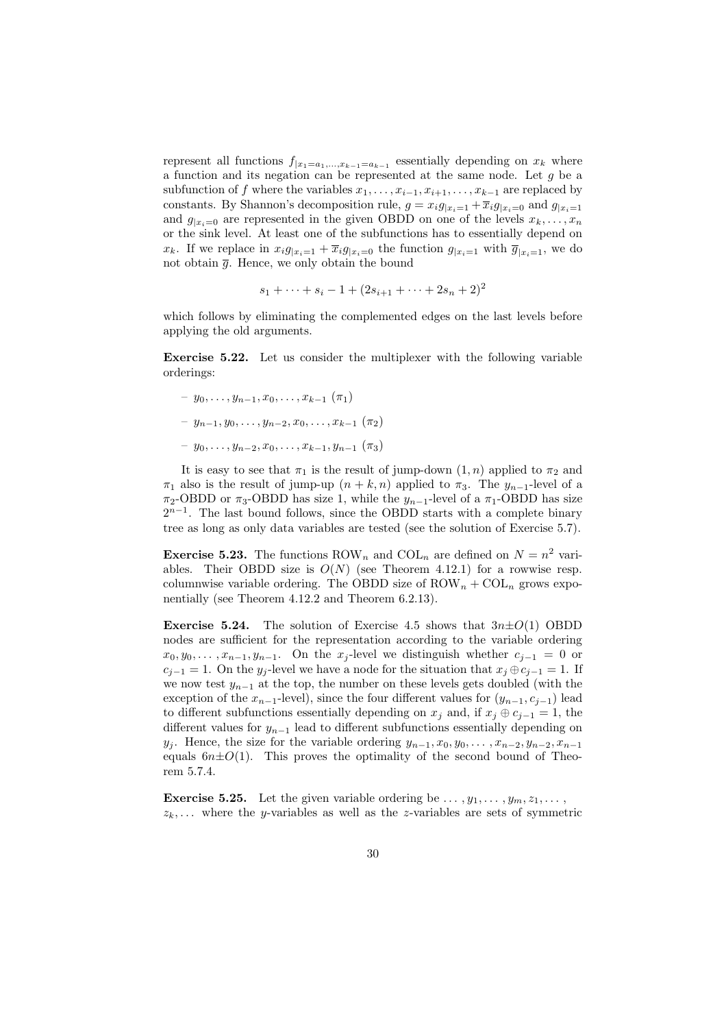represent all functions $f_{|x_1=a_1,\dots,x_{k-1}=a_{k-1}}$ essentially depending on $x_k$ where a function and its negation can be represented at the same node. Let $g$ be a subfunction of $f$ where the variables $x_1,\dots,x_{i-1},x_{i+1},\dots,x_{k-1}$ are replaced by constants. By Shannon's decomposition rule, $g = x_i g_{|x_i=1} + \overline{x}_i g_{|x_i=0}$ and $g_{|x_i=1}$ and $g_{|x_i=0}$ are represented in the given OBDD on one of the levels $x_k,\dots,x_n$ or the sink level. At least one of the subfunctions has to essentially depend on $x_k$. If we replace in $x_i g_{|x_i=1} + \overline{x}_i g_{|x_i=0}$ the function $g_{|x_i=1}$ with $\overline{g}_{|x_i=1}$, we do not obtain $\overline{g}$. Hence, we only obtain the bound

$$s_1 + \dots + s_i - 1 + (2s_{i+1} + \dots + 2s_n + 2)^2$$

which follows by eliminating the complemented edges on the last levels before applying the old arguments.

**Exercise 5.22.** Let us consider the multiplexer with the following variable orderings:

– $y_0,\dots,y_{n-1},x_0,\dots,x_{k-1}$ ($\pi_1$)

– $y_{n-1},y_0,\dots,y_{n-2},x_0,\dots,x_{k-1}$ ($\pi_2$)

– $y_0,\dots,y_{n-2},x_0,\dots,x_{k-1},y_{n-1}$ ($\pi_3$)

It is easy to see that $\pi_1$ is the result of jump-down $(1,n)$ applied to $\pi_2$ and $\pi_1$ also is the result of jump-up $(n+k,n)$ applied to $\pi_3$. The $y_{n-1}$-level of a $\pi_2$-OBDD or $\pi_3$-OBDD has size 1, while the $y_{n-1}$-level of a $\pi_1$-OBDD has size $2^{n-1}$. The last bound follows, since the OBDD starts with a complete binary tree as long as only data variables are tested (see the solution of Exercise 5.7).

**Exercise 5.23.** The functions $\mathrm{ROW}_n$ and $\mathrm{COL}_n$ are defined on $N = n^2$ variables. Their OBDD size is $O(N)$ (see Theorem 4.12.1) for a rowwise resp. columnwise variable ordering. The OBDD size of $\mathrm{ROW}_n + \mathrm{COL}_n$ grows exponentially (see Theorem 4.12.2 and Theorem 6.2.13).

**Exercise 5.24.** The solution of Exercise 4.5 shows that $3n \pm O(1)$ OBDD nodes are sufficient for the representation according to the variable ordering $x_0,y_0,\dots,x_{n-1},y_{n-1}$. On the $x_j$-level we distinguish whether $c_{j-1}=0$ or $c_{j-1}=1$. On the $y_j$-level we have a node for the situation that $x_j \oplus c_{j-1} = 1$. If we now test $y_{n-1}$ at the top, the number on these levels gets doubled (with the exception of the $x_{n-1}$-level), since the four different values for $(y_{n-1},c_{j-1})$ lead to different subfunctions essentially depending on $x_j$ and, if $x_j \oplus c_{j-1} = 1$, the different values for $y_{n-1}$ lead to different subfunctions essentially depending on $y_j$. Hence, the size for the variable ordering $y_{n-1},x_0,y_0,\dots,x_{n-2},y_{n-2},x_{n-1}$ equals $6n \pm O(1)$. This proves the optimality of the second bound of Theorem 5.7.4.

**Exercise 5.25.** Let the given variable ordering be $\dots,y_1,\dots,y_m,z_1,\dots,z_k,\dots$ where the $y$-variables as well as the $z$-variables are sets of symmetric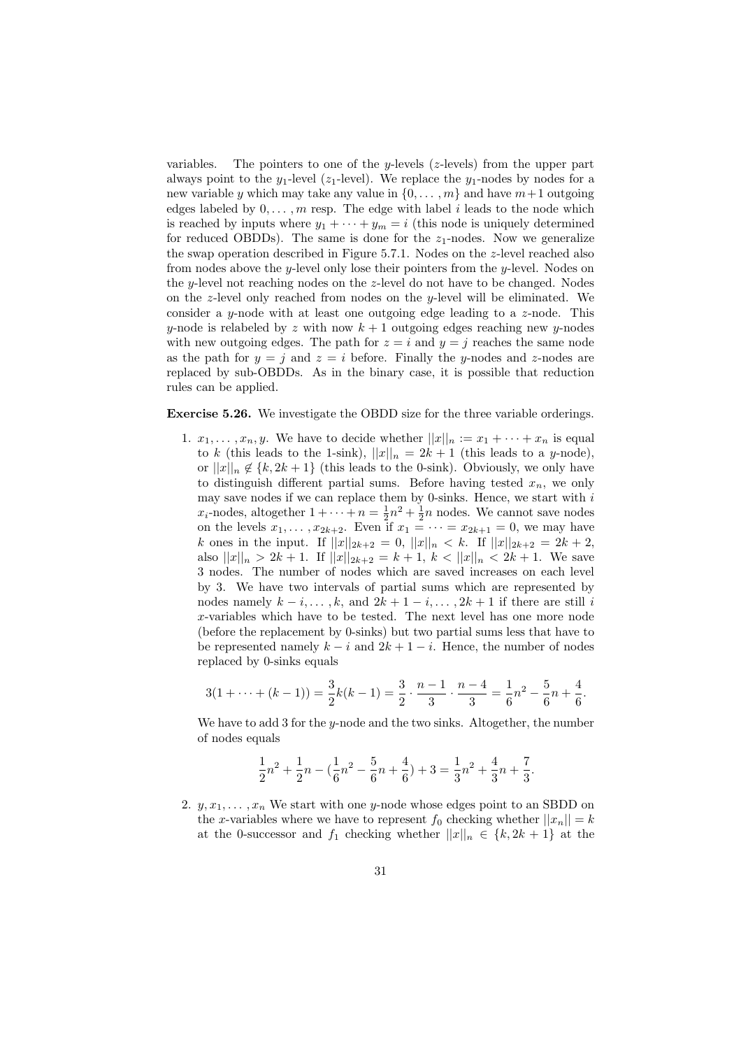variables. The pointers to one of the $y$-levels ($z$-levels) from the upper part always point to the $y_1$-level ($z_1$-level). We replace the $y_1$-nodes by nodes for a new variable $y$ which may take any value in $\{0, \ldots, m\}$ and have $m+1$ outgoing edges labeled by $0, \ldots, m$ resp. The edge with label $i$ leads to the node which is reached by inputs where $y_1 + \cdots + y_m = i$ (this node is uniquely determined for reduced OBDDs). The same is done for the $z_1$-nodes. Now we generalize the swap operation described in Figure 5.7.1. Nodes on the $z$-level reached also from nodes above the $y$-level only lose their pointers from the $y$-level. Nodes on the $y$-level not reaching nodes on the $z$-level do not have to be changed. Nodes on the $z$-level only reached from nodes on the $y$-level will be eliminated. We consider a $y$-node with at least one outgoing edge leading to a $z$-node. This $y$-node is relabeled by $z$ with now $k+1$ outgoing edges reaching new $y$-nodes with new outgoing edges. The path for $z = i$ and $y = j$ reaches the same node as the path for $y = j$ and $z = i$ before. Finally the $y$-nodes and $z$-nodes are replaced by sub-OBDDs. As in the binary case, it is possible that reduction rules can be applied.

**Exercise 5.26.** We investigate the OBDD size for the three variable orderings.

1. $x_1, \ldots, x_n, y$. We have to decide whether $||x||_n := x_1 + \cdots + x_n$ is equal to $k$ (this leads to the 1-sink), $||x||_n = 2k+1$ (this leads to a $y$-node), or $||x||_n \notin \{k, 2k+1\}$ (this leads to the 0-sink). Obviously, we only have to distinguish different partial sums. Before having tested $x_n$, we only may save nodes if we can replace them by 0-sinks. Hence, we start with $i$ $x_i$-nodes, altogether $1 + \cdots + n = \frac{1}{2}n^2 + \frac{1}{2}n$ nodes. We cannot save nodes on the levels $x_1, \ldots, x_{2k+2}$. Even if $x_1 = \cdots = x_{2k+1} = 0$, we may have $k$ ones in the input. If $||x||_{2k+2} = 0$, $||x||_n < k$. If $||x||_{2k+2} = 2k+2$, also $||x||_n > 2k+1$. If $||x||_{2k+2} = k+1$, $k < ||x||_n < 2k+1$. We save 3 nodes. The number of nodes which are saved increases on each level by 3. We have two intervals of partial sums which are represented by nodes namely $k-i, \ldots, k$, and $2k+1-i, \ldots, 2k+1$ if there are still $i$ $x$-variables which have to be tested. The next level has one more node (before the replacement by 0-sinks) but two partial sums less that have to be represented namely $k-i$ and $2k+1-i$. Hence, the number of nodes replaced by 0-sinks equals

$$3(1 + \cdots + (k-1)) = \frac{3}{2}k(k-1) = \frac{3}{2} \cdot \frac{n-1}{3} \cdot \frac{n-4}{3} = \frac{1}{6}n^2 - \frac{5}{6}n + \frac{4}{6}.$$

We have to add 3 for the $y$-node and the two sinks. Altogether, the number of nodes equals

$$\frac{1}{2}n^2 + \frac{1}{2}n - (\frac{1}{6}n^2 - \frac{5}{6}n + \frac{4}{6}) + 3 = \frac{1}{3}n^2 + \frac{4}{3}n + \frac{7}{3}.$$

2. $y, x_1, \ldots, x_n$ We start with one $y$-node whose edges point to an SBDD on the $x$-variables where we have to represent $f_0$ checking whether $||x_n|| = k$ at the 0-successor and $f_1$ checking whether $||x||_n \in \{k, 2k+1\}$ at the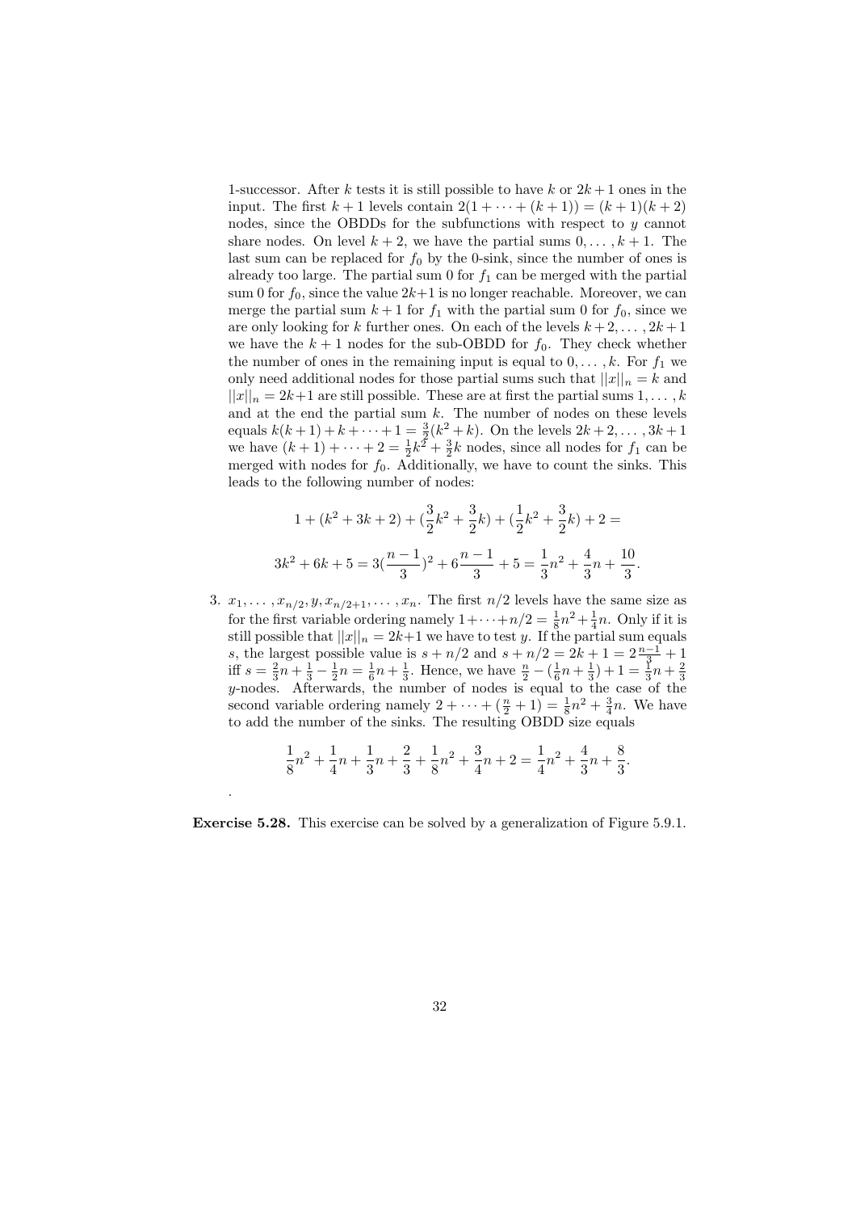1-successor. After $k$ tests it is still possible to have $k$ or $2k+1$ ones in the input. The first $k+1$ levels contain $2(1+\cdots+(k+1)) = (k+1)(k+2)$ nodes, since the OBDDs for the subfunctions with respect to $y$ cannot share nodes. On level $k+2$, we have the partial sums $0,\ldots,k+1$. The last sum can be replaced for $f_0$ by the 0-sink, since the number of ones is already too large. The partial sum 0 for $f_1$ can be merged with the partial sum 0 for $f_0$, since the value $2k+1$ is no longer reachable. Moreover, we can merge the partial sum $k+1$ for $f_1$ with the partial sum 0 for $f_0$, since we are only looking for $k$ further ones. On each of the levels $k+2,\ldots,2k+1$ we have the $k+1$ nodes for the sub-OBDD for $f_0$. They check whether the number of ones in the remaining input is equal to $0,\ldots,k$. For $f_1$ we only need additional nodes for those partial sums such that $||x||_n = k$ and $||x||_n = 2k+1$ are still possible. These are at first the partial sums $1,\ldots,k$ and at the end the partial sum $k$. The number of nodes on these levels equals $k(k+1)+k+\cdots+1 = \frac{3}{2}(k^2+k)$. On the levels $2k+2,\ldots,3k+1$ we have $(k+1)+\cdots+2 = \frac{1}{2}k^2+\frac{3}{2}k$ nodes, since all nodes for $f_1$ can be merged with nodes for $f_0$. Additionally, we have to count the sinks. This leads to the following number of nodes:

$$1+(k^2+3k+2)+(\frac{3}{2}k^2+\frac{3}{2}k)+(\frac{1}{2}k^2+\frac{3}{2}k)+2 =$$

$$3k^2+6k+5 = 3(\frac{n-1}{3})^2+6\frac{n-1}{3}+5 = \frac{1}{3}n^2+\frac{4}{3}n+\frac{10}{3}.$$

3. $x_1,\ldots,x_{n/2},y,x_{n/2+1},\ldots,x_n$. The first $n/2$ levels have the same size as for the first variable ordering namely $1+\cdots+n/2 = \frac{1}{8}n^2+\frac{1}{4}n$. Only if it is still possible that $||x||_n = 2k+1$ we have to test $y$. If the partial sum equals $s$, the largest possible value is $s+n/2$ and $s+n/2 = 2k+1 = 2\frac{n-1}{3}+1$ iff $s = \frac{2}{3}n+\frac{1}{3}-\frac{1}{2}n = \frac{1}{6}n+\frac{1}{3}$. Hence, we have $\frac{n}{2}-(\frac{1}{6}n+\frac{1}{3})+1 = \frac{1}{3}n+\frac{2}{3}$ $y$-nodes. Afterwards, the number of nodes is equal to the case of the second variable ordering namely $2+\cdots+(\frac{n}{2}+1) = \frac{1}{8}n^2+\frac{3}{4}n$. We have to add the number of the sinks. The resulting OBDD size equals

$$\frac{1}{8}n^2+\frac{1}{4}n+\frac{1}{3}n+\frac{2}{3}+\frac{1}{8}n^2+\frac{3}{4}n+2 = \frac{1}{4}n^2+\frac{4}{3}n+\frac{8}{3}.$$

.

**Exercise 5.28.** This exercise can be solved by a generalization of Figure 5.9.1.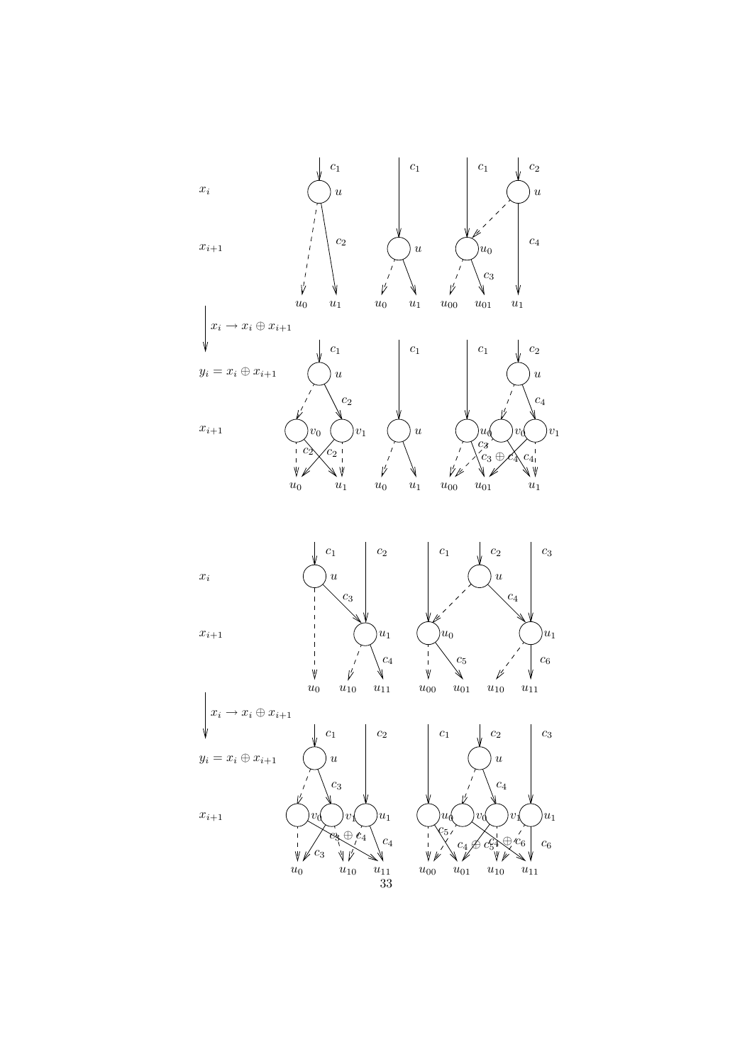$x_i$

$x_{i+1}$

$u_0 \quad u_1 \qquad u_0 \quad u_1 \qquad u_{00} \quad u_{01} \quad u_1$

$x_i \rightarrow x_i \oplus x_{i+1}$

$y_i = x_i \oplus x_{i+1}$

$x_{i+1}$

$u_0 \quad u_1 \qquad u_0 \quad u_1 \qquad u_{00} \quad u_{01} \quad u_1$

$x_i$

$x_{i+1}$

$u_0 \quad u_{10} \quad u_{11} \qquad u_{00} \quad u_{01} \quad u_{10} \quad u_{11}$

$x_i \rightarrow x_i \oplus x_{i+1}$

$y_i = x_i \oplus x_{i+1}$

$x_{i+1}$

$u_0 \quad u_{10} \quad u_{11} \qquad u_{00} \quad u_{01} \quad u_{10} \quad u_{11}$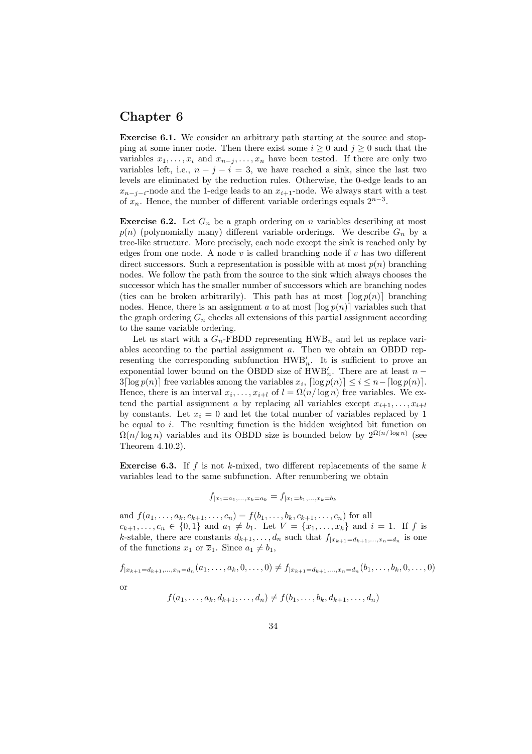# Chapter 6

**Exercise 6.1.** We consider an arbitrary path starting at the source and stopping at some inner node. Then there exist some $i \geq 0$ and $j \geq 0$ such that the variables $x_1, \ldots, x_i$ and $x_{n-j}, \ldots, x_n$ have been tested. If there are only two variables left, i.e., $n - j - i = 3$, we have reached a sink, since the last two levels are eliminated by the reduction rules. Otherwise, the 0-edge leads to an $x_{n-j-i}$-node and the 1-edge leads to an $x_{i+1}$-node. We always start with a test of $x_n$. Hence, the number of different variable orderings equals $2^{n-3}$.

**Exercise 6.2.** Let $G_n$ be a graph ordering on $n$ variables describing at most $p(n)$ (polynomially many) different variable orderings. We describe $G_n$ by a tree-like structure. More precisely, each node except the sink is reached only by edges from one node. A node $v$ is called branching node if $v$ has two different direct successors. Such a representation is possible with at most $p(n)$ branching nodes. We follow the path from the source to the sink which always chooses the successor which has the smaller number of successors which are branching nodes (ties can be broken arbitrarily). This path has at most $\lceil \log p(n) \rceil$ branching nodes. Hence, there is an assignment $a$ to at most $\lceil \log p(n) \rceil$ variables such that the graph ordering $G_n$ checks all extensions of this partial assignment according to the same variable ordering.

Let us start with a $G_n$-FBDD representing $\text{HWB}_n$ and let us replace variables according to the partial assignment $a$. Then we obtain an OBDD representing the corresponding subfunction $\text{HWB}'_n$. It is sufficient to prove an exponential lower bound on the OBDD size of $\text{HWB}'_n$. There are at least $n - 3\lceil \log p(n) \rceil$ free variables among the variables $x_i$, $\lceil \log p(n) \rceil \leq i \leq n - \lceil \log p(n) \rceil$. Hence, there is an interval $x_i, \ldots, x_{i+l}$ of $l = \Omega(n/\log n)$ free variables. We extend the partial assignment $a$ by replacing all variables except $x_{i+1}, \ldots, x_{i+l}$ by constants. Let $x_i = 0$ and let the total number of variables replaced by 1 be equal to $i$. The resulting function is the hidden weighted bit function on $\Omega(n/\log n)$ variables and its OBDD size is bounded below by $2^{\Omega(n/\log n)}$ (see Theorem 4.10.2).

**Exercise 6.3.** If $f$ is not $k$-mixed, two different replacements of the same $k$ variables lead to the same subfunction. After renumbering we obtain

$$f_{|x_1=a_1,\ldots,x_k=a_k} = f_{|x_1=b_1,\ldots,x_k=b_k}$$

and $f(a_1, \ldots, a_k, c_{k+1}, \ldots, c_n) = f(b_1, \ldots, b_k, c_{k+1}, \ldots, c_n)$ for all $c_{k+1}, \ldots, c_n \in \{0, 1\}$ and $a_1 \neq b_1$. Let $V = \{x_1, \ldots, x_k\}$ and $i = 1$. If $f$ is $k$-stable, there are constants $d_{k+1}, \ldots, d_n$ such that $f_{|x_{k+1}=d_{k+1},\ldots,x_n=d_n}$ is one of the functions $x_1$ or $\overline{x}_1$. Since $a_1 \neq b_1$,

$$f_{|x_{k+1}=d_{k+1},\ldots,x_n=d_n}(a_1, \ldots, a_k, 0, \ldots, 0) \neq f_{|x_{k+1}=d_{k+1},\ldots,x_n=d_n}(b_1, \ldots, b_k, 0, \ldots, 0)$$

or

$$f(a_1, \ldots, a_k, d_{k+1}, \ldots, d_n) \neq f(b_1, \ldots, b_k, d_{k+1}, \ldots, d_n)$$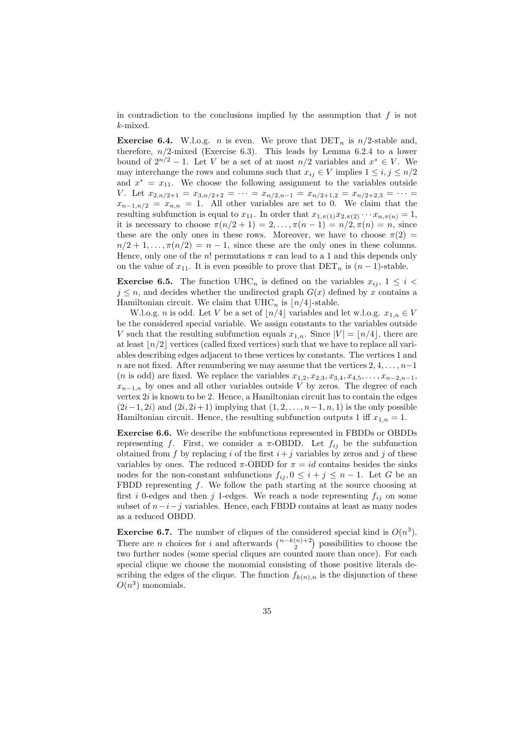in contradiction to the conclusions implied by the assumption that $f$ is not $k$-mixed.

**Exercise 6.4.** W.l.o.g. $n$ is even. We prove that $\mathrm{DET}_n$ is $n/2$-stable and, therefore, $n/2$-mixed (Exercise 6.3). This leads by Lemma 6.2.4 to a lower bound of $2^{n/2} - 1$. Let $V$ be a set of at most $n/2$ variables and $x^* \in V$. We may interchange the rows and columns such that $x_{ij} \in V$ implies $1 \le i, j \le n/2$ and $x^* = x_{11}$. We choose the following assignment to the variables outside $V$. Let $x_{2,n/2+1} = x_{3,n/2+2} = \cdots = x_{n/2,n-1} = x_{n/2+1,2} = x_{n/2+2,3} = \cdots = x_{n-1,n/2} = x_{n,n} = 1$. All other variables are set to 0. We claim that the resulting subfunction is equal to $x_{11}$. In order that $x_{1,\pi(1)} x_{2,\pi(2)} \cdots x_{n,\pi(n)} = 1$, it is necessary to choose $\pi(n/2+1) = 2, \ldots, \pi(n-1) = n/2, \pi(n) = n$, since these are the only ones in these rows. Moreover, we have to choose $\pi(2) = n/2+1, \ldots, \pi(n/2) = n-1$, since these are the only ones in these columns. Hence, only one of the $n!$ permutations $\pi$ can lead to a 1 and this depends only on the value of $x_{11}$. It is even possible to prove that $\mathrm{DET}_n$ is $(n-1)$-stable.

**Exercise 6.5.** The function $\mathrm{UHC}_n$ is defined on the variables $x_{ij}$, $1 \le i < j \le n$, and decides whether the undirected graph $G(x)$ defined by $x$ contains a Hamiltonian circuit. We claim that $\mathrm{UHC}_n$ is $\lfloor n/4 \rfloor$-stable.

W.l.o.g. $n$ is odd. Let $V$ be a set of $\lfloor n/4 \rfloor$ variables and let w.l.o.g. $x_{1,n} \in V$ be the considered special variable. We assign constants to the variables outside $V$ such that the resulting subfunction equals $x_{1,n}$. Since $|V| = \lfloor n/4 \rfloor$, there are at least $\lfloor n/2 \rfloor$ vertices (called fixed vertices) such that we have to replace all variables describing edges adjacent to these vertices by constants. The vertices 1 and $n$ are not fixed. After renumbering we may assume that the vertices $2, 4, \ldots, n-1$ ($n$ is odd) are fixed. We replace the variables $x_{1,2}, x_{2,3}, x_{3,4}, x_{4,5}, \ldots, x_{n-2,n-1}$, $x_{n-1,n}$ by ones and all other variables outside $V$ by zeros. The degree of each vertex $2i$ is known to be 2. Hence, a Hamiltonian circuit has to contain the edges $(2i-1, 2i)$ and $(2i, 2i+1)$ implying that $(1, 2, \ldots, n-1, n, 1)$ is the only possible Hamiltonian circuit. Hence, the resulting subfunction outputs 1 iff $x_{1,n} = 1$.

**Exercise 6.6.** We describe the subfunctions represented in FBDDs or OBDDs representing $f$. First, we consider a $\pi$-OBDD. Let $f_{ij}$ be the subfunction obtained from $f$ by replacing $i$ of the first $i+j$ variables by zeros and $j$ of these variables by ones. The reduced $\pi$-OBDD for $\pi = id$ contains besides the sinks nodes for the non-constant subfunctions $f_{ij}, 0 \le i+j \le n-1$. Let $G$ be an FBDD representing $f$. We follow the path starting at the source choosing at first $i$ 0-edges and then $j$ 1-edges. We reach a node representing $f_{ij}$ on some subset of $n-i-j$ variables. Hence, each FBDD contains at least as many nodes as a reduced OBDD.

**Exercise 6.7.** The number of cliques of the considered special kind is $O(n^3)$. There are $n$ choices for $i$ and afterwards $\binom{n-k(n)+2}{2}$ possibilities to choose the two further nodes (some special cliques are counted more than once). For each special clique we choose the monomial consisting of those positive literals describing the edges of the clique. The function $f_{k(n),n}$ is the disjunction of these $O(n^3)$ monomials.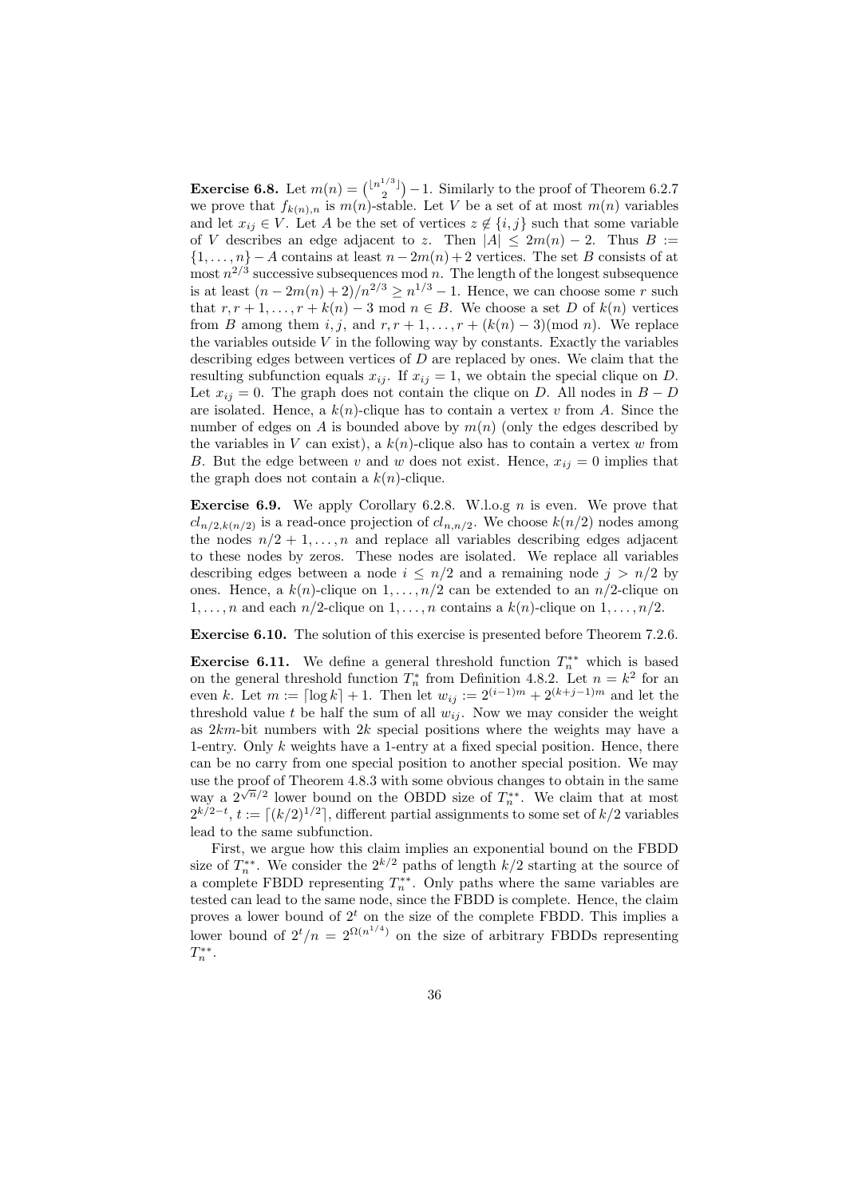**Exercise 6.8.** Let $m(n) = \binom{\lfloor n^{1/3} \rfloor}{2} - 1$. Similarly to the proof of Theorem 6.2.7 we prove that $f_{k(n),n}$ is $m(n)$-stable. Let $V$ be a set of at most $m(n)$ variables and let $x_{ij} \in V$. Let $A$ be the set of vertices $z \notin \{i, j\}$ such that some variable of $V$ describes an edge adjacent to $z$. Then $|A| \leq 2m(n) - 2$. Thus $B := \{1, \ldots, n\} - A$ contains at least $n - 2m(n) + 2$ vertices. The set $B$ consists of at most $n^{2/3}$ successive subsequences mod $n$. The length of the longest subsequence is at least $(n - 2m(n) + 2)/n^{2/3} \geq n^{1/3} - 1$. Hence, we can choose some $r$ such that $r, r+1, \ldots, r + k(n) - 3 \bmod n \in B$. We choose a set $D$ of $k(n)$ vertices from $B$ among them $i, j$, and $r, r+1, \ldots, r + (k(n) - 3) (\bmod n)$. We replace the variables outside $V$ in the following way by constants. Exactly the variables describing edges between vertices of $D$ are replaced by ones. We claim that the resulting subfunction equals $x_{ij}$. If $x_{ij} = 1$, we obtain the special clique on $D$. Let $x_{ij} = 0$. The graph does not contain the clique on $D$. All nodes in $B - D$ are isolated. Hence, a $k(n)$-clique has to contain a vertex $v$ from $A$. Since the number of edges on $A$ is bounded above by $m(n)$ (only the edges described by the variables in $V$ can exist), a $k(n)$-clique also has to contain a vertex $w$ from $B$. But the edge between $v$ and $w$ does not exist. Hence, $x_{ij} = 0$ implies that the graph does not contain a $k(n)$-clique.

**Exercise 6.9.** We apply Corollary 6.2.8. W.l.o.g $n$ is even. We prove that $cl_{n/2, k(n/2)}$ is a read-once projection of $cl_{n,n/2}$. We choose $k(n/2)$ nodes among the nodes $n/2+1, \ldots, n$ and replace all variables describing edges adjacent to these nodes by zeros. These nodes are isolated. We replace all variables describing edges between a node $i \leq n/2$ and a remaining node $j > n/2$ by ones. Hence, a $k(n)$-clique on $1, \ldots, n/2$ can be extended to an $n/2$-clique on $1, \ldots, n$ and each $n/2$-clique on $1, \ldots, n$ contains a $k(n)$-clique on $1, \ldots, n/2$.

**Exercise 6.10.** The solution of this exercise is presented before Theorem 7.2.6.

**Exercise 6.11.** We define a general threshold function $T_n^{**}$ which is based on the general threshold function $T_n^*$ from Definition 4.8.2. Let $n = k^2$ for an even $k$. Let $m := \lceil \log k \rceil + 1$. Then let $w_{ij} := 2^{(i-1)m} + 2^{(k+j-1)m}$ and let the threshold value $t$ be half the sum of all $w_{ij}$. Now we may consider the weight as $2km$-bit numbers with $2k$ special positions where the weights may have a 1-entry. Only $k$ weights have a 1-entry at a fixed special position. Hence, there can be no carry from one special position to another special position. We may use the proof of Theorem 4.8.3 with some obvious changes to obtain in the same way a $2^{\sqrt{n}/2}$ lower bound on the OBDD size of $T_n^{**}$. We claim that at most $2^{k/2-t}$, $t := \lceil (k/2)^{1/2} \rceil$, different partial assignments to some set of $k/2$ variables lead to the same subfunction.

First, we argue how this claim implies an exponential bound on the FBDD size of $T_n^{**}$. We consider the $2^{k/2}$ paths of length $k/2$ starting at the source of a complete FBDD representing $T_n^{**}$. Only paths where the same variables are tested can lead to the same node, since the FBDD is complete. Hence, the claim proves a lower bound of $2^t$ on the size of the complete FBDD. This implies a lower bound of $2^t/n = 2^{\Omega(n^{1/4})}$ on the size of arbitrary FBDDs representing $T_n^{**}$.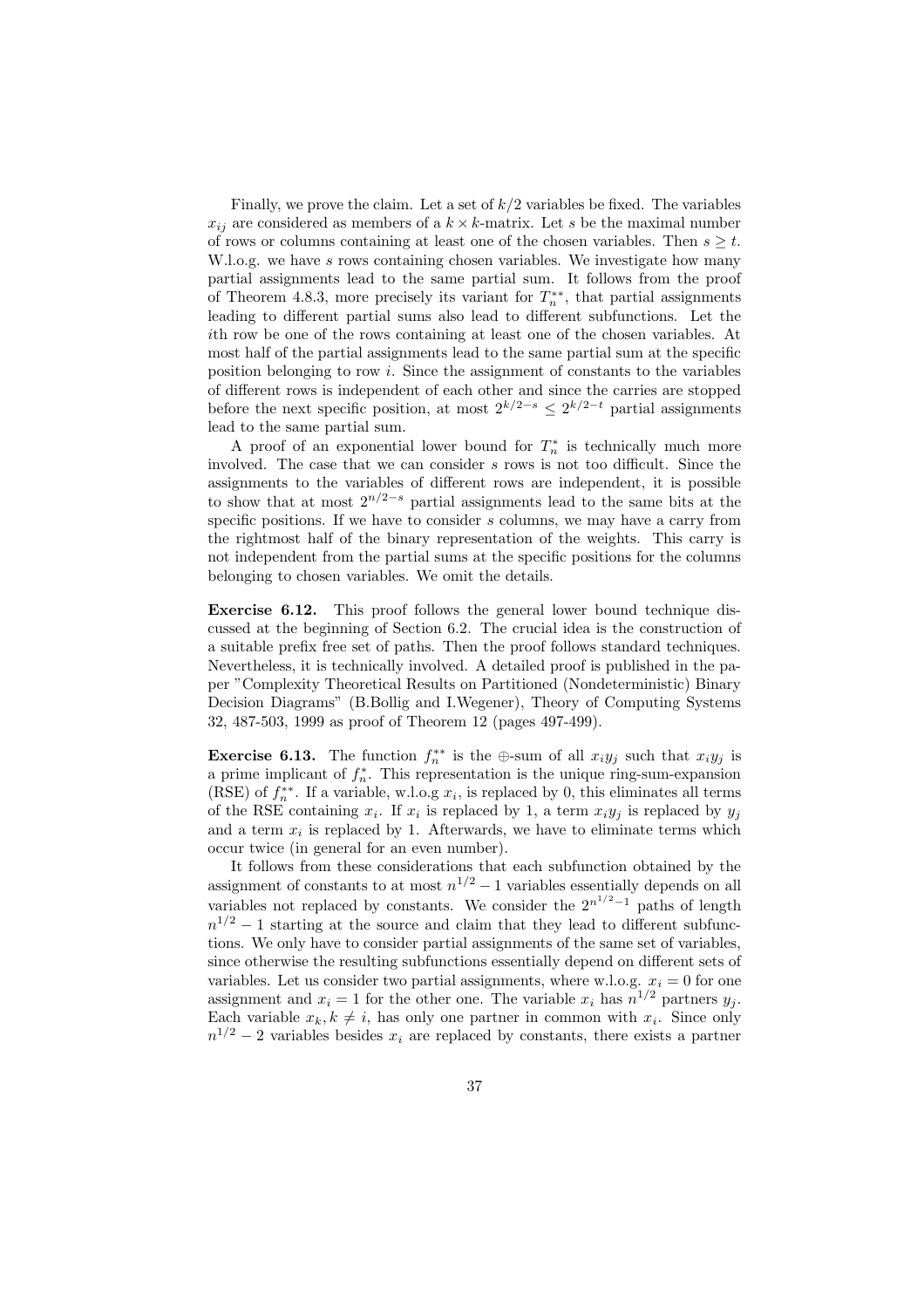Finally, we prove the claim. Let a set of $k/2$ variables be fixed. The variables $x_{ij}$ are considered as members of a $k \times k$-matrix. Let $s$ be the maximal number of rows or columns containing at least one of the chosen variables. Then $s \geq t$. W.l.o.g. we have $s$ rows containing chosen variables. We investigate how many partial assignments lead to the same partial sum. It follows from the proof of Theorem 4.8.3, more precisely its variant for $T_n^{**}$, that partial assignments leading to different partial sums also lead to different subfunctions. Let the $i$th row be one of the rows containing at least one of the chosen variables. At most half of the partial assignments lead to the same partial sum at the specific position belonging to row $i$. Since the assignment of constants to the variables of different rows is independent of each other and since the carries are stopped before the next specific position, at most $2^{k/2-s} \leq 2^{k/2-t}$ partial assignments lead to the same partial sum.

A proof of an exponential lower bound for $T_n^*$ is technically much more involved. The case that we can consider $s$ rows is not too difficult. Since the assignments to the variables of different rows are independent, it is possible to show that at most $2^{n/2-s}$ partial assignments lead to the same bits at the specific positions. If we have to consider $s$ columns, we may have a carry from the rightmost half of the binary representation of the weights. This carry is not independent from the partial sums at the specific positions for the columns belonging to chosen variables. We omit the details.

**Exercise 6.12.** This proof follows the general lower bound technique discussed at the beginning of Section 6.2. The crucial idea is the construction of a suitable prefix free set of paths. Then the proof follows standard techniques. Nevertheless, it is technically involved. A detailed proof is published in the paper "Complexity Theoretical Results on Partitioned (Nondeterministic) Binary Decision Diagrams" (B.Bollig and I.Wegener), Theory of Computing Systems 32, 487-503, 1999 as proof of Theorem 12 (pages 497-499).

**Exercise 6.13.** The function $f_n^{**}$ is the $\oplus$-sum of all $x_i y_j$ such that $x_i y_j$ is a prime implicant of $f_n^*$. This representation is the unique ring-sum-expansion (RSE) of $f_n^{**}$. If a variable, w.l.o.g $x_i$, is replaced by 0, this eliminates all terms of the RSE containing $x_i$. If $x_i$ is replaced by 1, a term $x_i y_j$ is replaced by $y_j$ and a term $x_i$ is replaced by 1. Afterwards, we have to eliminate terms which occur twice (in general for an even number).

It follows from these considerations that each subfunction obtained by the assignment of constants to at most $n^{1/2} - 1$ variables essentially depends on all variables not replaced by constants. We consider the $2^{n^{1/2}-1}$ paths of length $n^{1/2} - 1$ starting at the source and claim that they lead to different subfunctions. We only have to consider partial assignments of the same set of variables, since otherwise the resulting subfunctions essentially depend on different sets of variables. Let us consider two partial assignments, where w.l.o.g. $x_i = 0$ for one assignment and $x_i = 1$ for the other one. The variable $x_i$ has $n^{1/2}$ partners $y_j$. Each variable $x_k, k \neq i$, has only one partner in common with $x_i$. Since only $n^{1/2} - 2$ variables besides $x_i$ are replaced by constants, there exists a partner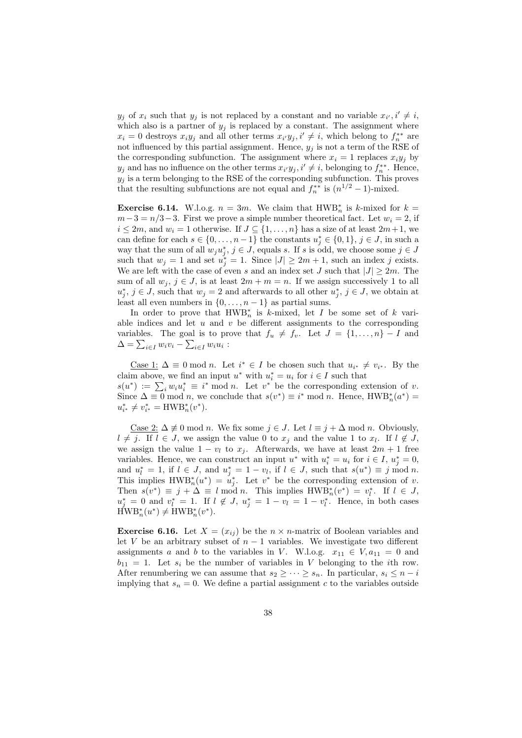$y_j$ of $x_i$ such that $y_j$ is not replaced by a constant and no variable $x_{i'}, i' \neq i$, which also is a partner of $y_j$ is replaced by a constant. The assignment where $x_i = 0$ destroys $x_i y_j$ and all other terms $x_{i'} y_j, i' \neq i$, which belong to $f_n^{**}$ are not influenced by this partial assignment. Hence, $y_j$ is not a term of the RSE of the corresponding subfunction. The assignment where $x_i = 1$ replaces $x_i y_j$ by $y_j$ and has no influence on the other terms $x_{i'} y_j, i' \neq i$, belonging to $f_n^{**}$. Hence, $y_j$ is a term belonging to the RSE of the corresponding subfunction. This proves that the resulting subfunctions are not equal and $f_n^{**}$ is $(n^{1/2} - 1)$-mixed.

**Exercise 6.14.** W.l.o.g. $n = 3m$. We claim that $\mathrm{HWB}_n^*$ is $k$-mixed for $k = m - 3 = n/3 - 3$. First we prove a simple number theoretical fact. Let $w_i = 2$, if $i \leq 2m$, and $w_i = 1$ otherwise. If $J \subseteq \{1, \ldots, n\}$ has a size of at least $2m + 1$, we can define for each $s \in \{0, \ldots, n-1\}$ the constants $u_j^* \in \{0, 1\}$, $j \in J$, in such a way that the sum of all $w_j u_j^*$, $j \in J$, equals $s$. If $s$ is odd, we choose some $j \in J$ such that $w_j = 1$ and set $u_j^* = 1$. Since $|J| \geq 2m + 1$, such an index $j$ exists. We are left with the case of even $s$ and an index set $J$ such that $|J| \geq 2m$. The sum of all $w_j$, $j \in J$, is at least $2m + m = n$. If we assign successively 1 to all $u_j^*$, $j \in J$, such that $w_j = 2$ and afterwards to all other $u_j^*$, $j \in J$, we obtain at least all even numbers in $\{0, \ldots, n-1\}$ as partial sums.

In order to prove that $\mathrm{HWB}_n^*$ is $k$-mixed, let $I$ be some set of $k$ variable indices and let $u$ and $v$ be different assignments to the corresponding variables. The goal is to prove that $f_u \neq f_v$. Let $J = \{1, \ldots, n\} - I$ and $\Delta = \sum_{i \in I} w_i v_i - \sum_{i \in I} w_i u_i$ :

Case 1: $\Delta \equiv 0 \bmod n$. Let $i^* \in I$ be chosen such that $u_{i^*} \neq v_{i^*}$. By the claim above, we find an input $u^*$ with $u_i^* = u_i$ for $i \in I$ such that $s(u^*) := \sum_i w_i u_i^* \equiv i^* \bmod n$. Let $v^*$ be the corresponding extension of $v$. Since $\Delta \equiv 0 \bmod n$, we conclude that $s(v^*) \equiv i^* \bmod n$. Hence, $\mathrm{HWB}_n^*(a^*) = u_{i^*}^* \neq v_{i^*}^* = \mathrm{HWB}_n^*(v^*)$.

Case 2: $\Delta \not\equiv 0 \bmod n$. We fix some $j \in J$. Let $l \equiv j + \Delta \bmod n$. Obviously, $l \neq j$. If $l \in J$, we assign the value 0 to $x_j$ and the value 1 to $x_l$. If $l \notin J$, we assign the value $1 - v_l$ to $x_j$. Afterwards, we have at least $2m + 1$ free variables. Hence, we can construct an input $u^*$ with $u_i^* = u_i$ for $i \in I$, $u_j^* = 0$, and $u_l^* = 1$, if $l \in J$, and $u_j^* = 1 - v_l$, if $l \in J$, such that $s(u^*) \equiv j \bmod n$. This implies $\mathrm{HWB}_n^*(u^*) = u_j^*$. Let $v^*$ be the corresponding extension of $v$. Then $s(v^*) \equiv j + \Delta \equiv l \bmod n$. This implies $\mathrm{HWB}_n^*(v^*) = v_l^*$. If $l \in J$, $u_j^* = 0$ and $v_l^* = 1$. If $l \notin J$, $u_j^* = 1 - v_l = 1 - v_l^*$. Hence, in both cases $\mathrm{HWB}_n^*(u^*) \neq \mathrm{HWB}_n^*(v^*)$.

**Exercise 6.16.** Let $X = (x_{ij})$ be the $n \times n$-matrix of Boolean variables and let $V$ be an arbitrary subset of $n - 1$ variables. We investigate two different assignments $a$ and $b$ to the variables in $V$. W.l.o.g. $x_{11} \in V, a_{11} = 0$ and $b_{11} = 1$. Let $s_i$ be the number of variables in $V$ belonging to the $i$th row. After renumbering we can assume that $s_2 \geq \cdots \geq s_n$. In particular, $s_i \leq n - i$ implying that $s_n = 0$. We define a partial assignment $c$ to the variables outside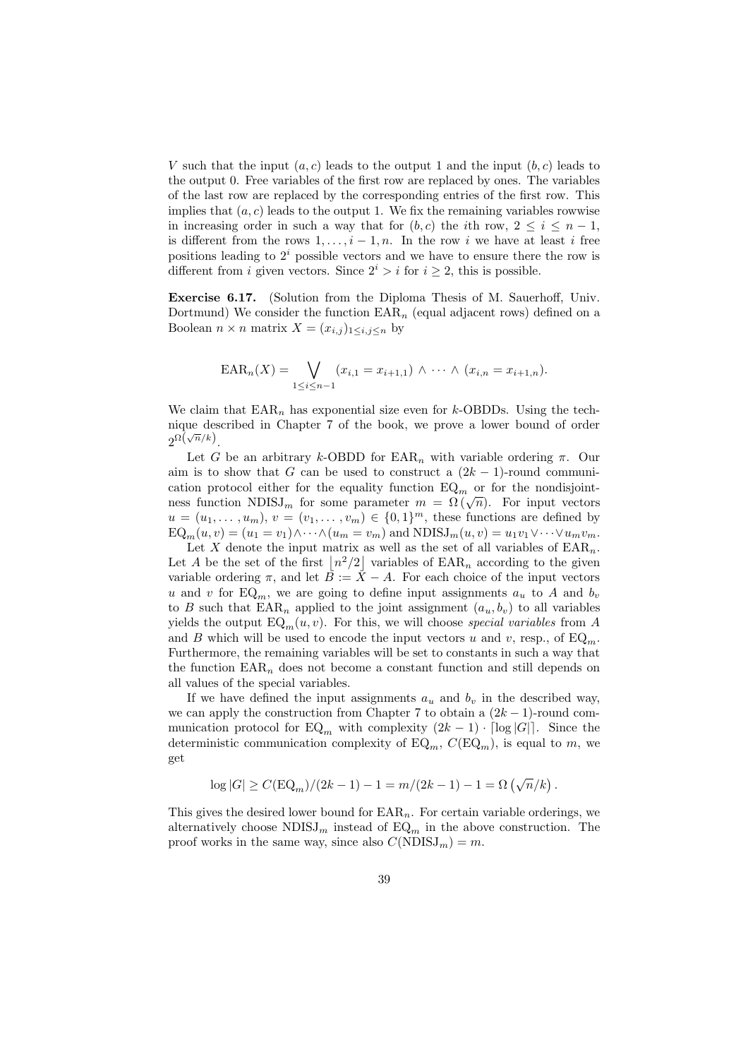$V$ such that the input $(a, c)$ leads to the output 1 and the input $(b, c)$ leads to the output 0. Free variables of the first row are replaced by ones. The variables of the last row are replaced by the corresponding entries of the first row. This implies that $(a, c)$ leads to the output 1. We fix the remaining variables rowwise in increasing order in such a way that for $(b, c)$ the $i$th row, $2 \le i \le n-1$, is different from the rows $1, \ldots, i-1, n$. In the row $i$ we have at least $i$ free positions leading to $2^i$ possible vectors and we have to ensure there the row is different from $i$ given vectors. Since $2^i > i$ for $i \ge 2$, this is possible.

**Exercise 6.17.** (Solution from the Diploma Thesis of M. Sauerhoff, Univ. Dortmund) We consider the function $\mathrm{EAR}_n$ (equal adjacent rows) defined on a Boolean $n \times n$ matrix $X = (x_{i,j})_{1 \le i,j \le n}$ by

$$\mathrm{EAR}_n(X) = \bigvee_{1 \le i \le n-1} (x_{i,1} = x_{i+1,1}) \wedge \cdots \wedge (x_{i,n} = x_{i+1,n}).$$

We claim that $\mathrm{EAR}_n$ has exponential size even for $k$-OBDDs. Using the technique described in Chapter 7 of the book, we prove a lower bound of order $2^{\Omega(\sqrt{n}/k)}$.

Let $G$ be an arbitrary $k$-OBDD for $\mathrm{EAR}_n$ with variable ordering $\pi$. Our aim is to show that $G$ can be used to construct a $(2k-1)$-round communication protocol either for the equality function $\mathrm{EQ}_m$ or for the nondisjointness function $\mathrm{NDISJ}_m$ for some parameter $m = \Omega(\sqrt{n})$. For input vectors $u = (u_1, \ldots, u_m)$, $v = (v_1, \ldots, v_m) \in \{0,1\}^m$, these functions are defined by $\mathrm{EQ}_m(u, v) = (u_1 = v_1) \wedge \cdots \wedge (u_m = v_m)$ and $\mathrm{NDISJ}_m(u, v) = u_1 v_1 \vee \cdots \vee u_m v_m$.

Let $X$ denote the input matrix as well as the set of all variables of $\mathrm{EAR}_n$. Let $A$ be the set of the first $\lfloor n^2/2 \rfloor$ variables of $\mathrm{EAR}_n$ according to the given variable ordering $\pi$, and let $B := X - A$. For each choice of the input vectors $u$ and $v$ for $\mathrm{EQ}_m$, we are going to define input assignments $a_u$ to $A$ and $b_v$ to $B$ such that $\mathrm{EAR}_n$ applied to the joint assignment $(a_u, b_v)$ to all variables yields the output $\mathrm{EQ}_m(u, v)$. For this, we will choose *special variables* from $A$ and $B$ which will be used to encode the input vectors $u$ and $v$, resp., of $\mathrm{EQ}_m$. Furthermore, the remaining variables will be set to constants in such a way that the function $\mathrm{EAR}_n$ does not become a constant function and still depends on all values of the special variables.

If we have defined the input assignments $a_u$ and $b_v$ in the described way, we can apply the construction from Chapter 7 to obtain a $(2k-1)$-round communication protocol for $\mathrm{EQ}_m$ with complexity $(2k-1) \cdot \lceil \log |G| \rceil$. Since the deterministic communication complexity of $\mathrm{EQ}_m$, $C(\mathrm{EQ}_m)$, is equal to $m$, we get

$$\log |G| \ge C(\mathrm{EQ}_m)/(2k-1) - 1 = m/(2k-1) - 1 = \Omega\left(\sqrt{n}/k\right).$$

This gives the desired lower bound for $\mathrm{EAR}_n$. For certain variable orderings, we alternatively choose $\mathrm{NDISJ}_m$ instead of $\mathrm{EQ}_m$ in the above construction. The proof works in the same way, since also $C(\mathrm{NDISJ}_m) = m$.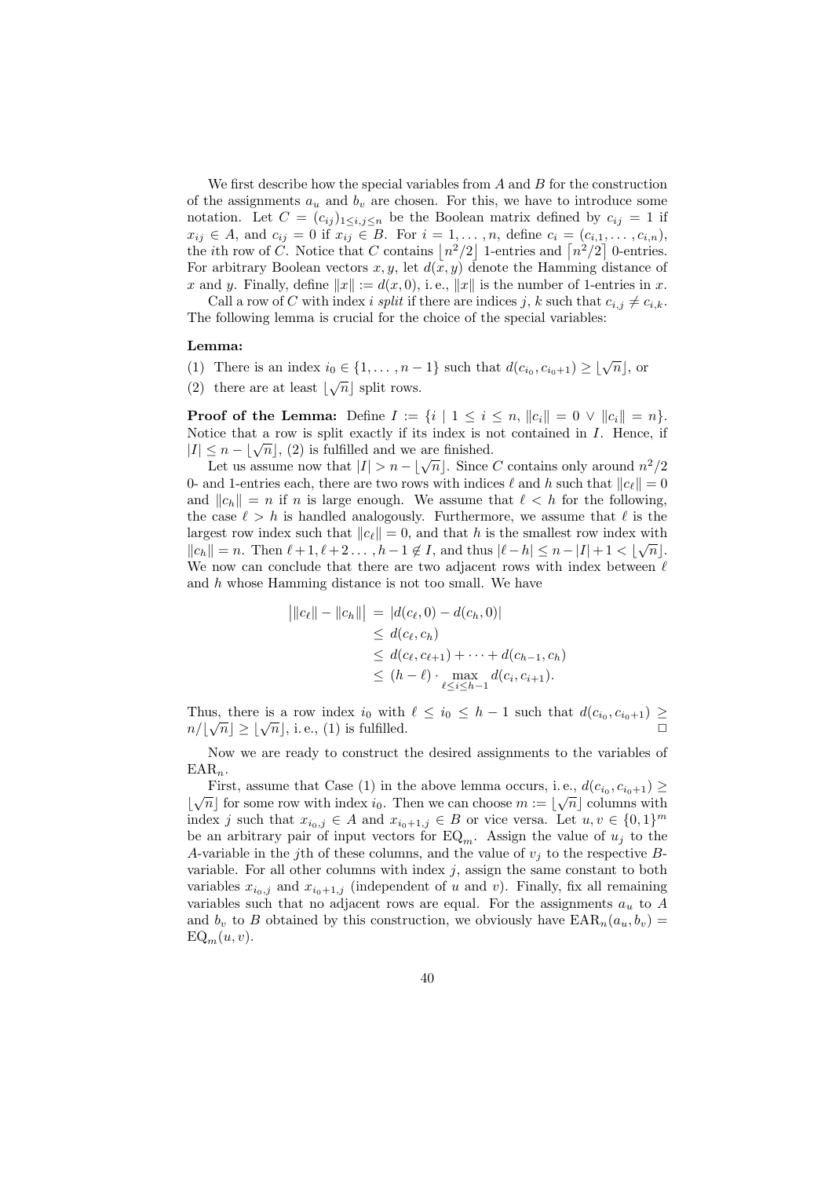We first describe how the special variables from $A$ and $B$ for the construction of the assignments $a_u$ and $b_v$ are chosen. For this, we have to introduce some notation. Let $C = (c_{ij})_{1 \le i,j \le n}$ be the Boolean matrix defined by $c_{ij} = 1$ if $x_{ij} \in A$, and $c_{ij} = 0$ if $x_{ij} \in B$. For $i = 1, \ldots, n$, define $c_i = (c_{i,1}, \ldots, c_{i,n})$, the $i$th row of $C$. Notice that $C$ contains $\lfloor n^2/2 \rfloor$ 1-entries and $\lceil n^2/2 \rceil$ 0-entries. For arbitrary Boolean vectors $x, y$, let $d(x, y)$ denote the Hamming distance of $x$ and $y$. Finally, define $\|x\| := d(x, 0)$, i. e., $\|x\|$ is the number of 1-entries in $x$.

Call a row of $C$ with index $i$ *split* if there are indices $j, k$ such that $c_{i,j} \ne c_{i,k}$. The following lemma is crucial for the choice of the special variables:

**Lemma:**

(1) There is an index $i_0 \in \{1, \ldots, n-1\}$ such that $d(c_{i_0}, c_{i_0+1}) \ge \lfloor \sqrt{n} \rfloor$, or

(2) there are at least $\lfloor \sqrt{n} \rfloor$ split rows.

**Proof of the Lemma:** Define $I := \{i \mid 1 \le i \le n, \|c_i\| = 0 \vee \|c_i\| = n\}$. Notice that a row is split exactly if its index is not contained in $I$. Hence, if $|I| \le n - \lfloor \sqrt{n} \rfloor$, (2) is fulfilled and we are finished.

Let us assume now that $|I| > n - \lfloor \sqrt{n} \rfloor$. Since $C$ contains only around $n^2/2$ 0- and 1-entries each, there are two rows with indices $\ell$ and $h$ such that $\|c_\ell\| = 0$ and $\|c_h\| = n$ if $n$ is large enough. We assume that $\ell < h$ for the following, the case $\ell > h$ is handled analogously. Furthermore, we assume that $\ell$ is the largest row index such that $\|c_\ell\| = 0$, and that $h$ is the smallest row index with $\|c_h\| = n$. Then $\ell+1, \ell+2 \ldots, h-1 \notin I$, and thus $|\ell - h| \le n - |I| + 1 < \lfloor \sqrt{n} \rfloor$. We now can conclude that there are two adjacent rows with index between $\ell$ and $h$ whose Hamming distance is not too small. We have

$$
\begin{aligned}
\big| \|c_\ell\| - \|c_h\| \big| &= |d(c_\ell, 0) - d(c_h, 0)| \\
&\le d(c_\ell, c_h) \\
&\le d(c_\ell, c_{\ell+1}) + \cdots + d(c_{h-1}, c_h) \\
&\le (h - \ell) \cdot \max_{\ell \le i \le h-1} d(c_i, c_{i+1}).
\end{aligned}
$$

Thus, there is a row index $i_0$ with $\ell \le i_0 \le h-1$ such that $d(c_{i_0}, c_{i_0+1}) \ge n / \lfloor \sqrt{n} \rfloor \ge \lfloor \sqrt{n} \rfloor$, i. e., (1) is fulfilled. □

Now we are ready to construct the desired assignments to the variables of $\mathrm{EAR}_n$.

First, assume that Case (1) in the above lemma occurs, i. e., $d(c_{i_0}, c_{i_0+1}) \ge \lfloor \sqrt{n} \rfloor$ for some row with index $i_0$. Then we can choose $m := \lfloor \sqrt{n} \rfloor$ columns with index $j$ such that $x_{i_0,j} \in A$ and $x_{i_0+1,j} \in B$ or vice versa. Let $u, v \in \{0,1\}^m$ be an arbitrary pair of input vectors for $\mathrm{EQ}_m$. Assign the value of $u_j$ to the $A$-variable in the $j$th of these columns, and the value of $v_j$ to the respective $B$-variable. For all other columns with index $j$, assign the same constant to both variables $x_{i_0,j}$ and $x_{i_0+1,j}$ (independent of $u$ and $v$). Finally, fix all remaining variables such that no adjacent rows are equal. For the assignments $a_u$ to $A$ and $b_v$ to $B$ obtained by this construction, we obviously have $\mathrm{EAR}_n(a_u, b_v) = \mathrm{EQ}_m(u, v)$.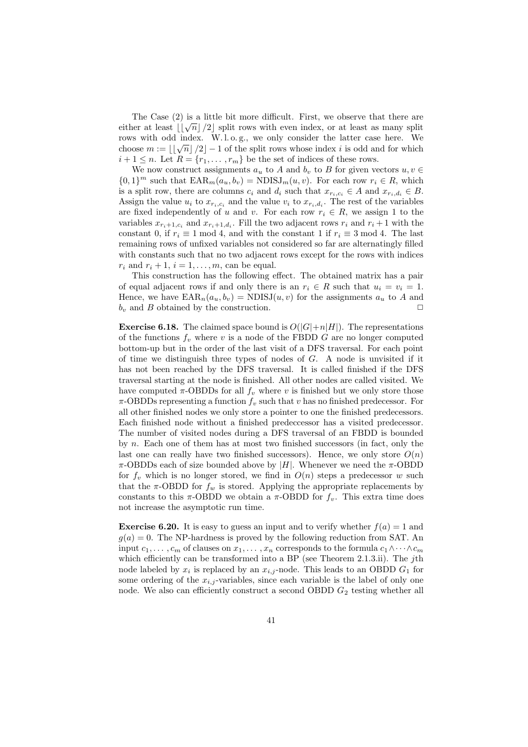The Case (2) is a little bit more difficult. First, we observe that there are either at least $\lfloor\lfloor\sqrt{n}\rfloor/2\rfloor$ split rows with even index, or at least as many split rows with odd index. W. l. o. g., we only consider the latter case here. We choose $m := \lfloor\lfloor\sqrt{n}\rfloor/2\rfloor - 1$ of the split rows whose index $i$ is odd and for which $i+1 \leq n$. Let $R = \{r_1, \ldots, r_m\}$ be the set of indices of these rows.

We now construct assignments $a_u$ to $A$ and $b_v$ to $B$ for given vectors $u, v \in \{0,1\}^m$ such that $\mathrm{EAR}_m(a_u, b_v) = \mathrm{NDISJ}_m(u, v)$. For each row $r_i \in R$, which is a split row, there are columns $c_i$ and $d_i$ such that $x_{r_i,c_i} \in A$ and $x_{r_i,d_i} \in B$. Assign the value $u_i$ to $x_{r_i,c_i}$ and the value $v_i$ to $x_{r_i,d_i}$. The rest of the variables are fixed independently of $u$ and $v$. For each row $r_i \in R$, we assign 1 to the variables $x_{r_i+1,c_i}$ and $x_{r_i+1,d_i}$. Fill the two adjacent rows $r_i$ and $r_i+1$ with the constant 0, if $r_i \equiv 1 \bmod 4$, and with the constant 1 if $r_i \equiv 3 \bmod 4$. The last remaining rows of unfixed variables not considered so far are alternatingly filled with constants such that no two adjacent rows except for the rows with indices $r_i$ and $r_i+1$, $i = 1, \ldots, m$, can be equal.

This construction has the following effect. The obtained matrix has a pair of equal adjacent rows if and only there is an $r_i \in R$ such that $u_i = v_i = 1$. Hence, we have $\mathrm{EAR}_n(a_u, b_v) = \mathrm{NDISJ}(u, v)$ for the assignments $a_u$ to $A$ and $b_v$ and $B$ obtained by the construction. □

**Exercise 6.18.** The claimed space bound is $O(|G|+n|H|)$. The representations of the functions $f_v$ where $v$ is a node of the FBDD $G$ are no longer computed bottom-up but in the order of the last visit of a DFS traversal. For each point of time we distinguish three types of nodes of $G$. A node is unvisited if it has not been reached by the DFS traversal. It is called finished if the DFS traversal starting at the node is finished. All other nodes are called visited. We have computed $\pi$-OBDDs for all $f_v$ where $v$ is finished but we only store those $\pi$-OBDDs representing a function $f_v$ such that $v$ has no finished predecessor. For all other finished nodes we only store a pointer to one the finished predecessors. Each finished node without a finished predeccessor has a visited predecessor. The number of visited nodes during a DFS traversal of an FBDD is bounded by $n$. Each one of them has at most two finished successors (in fact, only the last one can really have two finished successors). Hence, we only store $O(n)$ $\pi$-OBDDs each of size bounded above by $|H|$. Whenever we need the $\pi$-OBDD for $f_v$ which is no longer stored, we find in $O(n)$ steps a predecessor $w$ such that the $\pi$-OBDD for $f_w$ is stored. Applying the appropriate replacements by constants to this $\pi$-OBDD we obtain a $\pi$-OBDD for $f_v$. This extra time does not increase the asymptotic run time.

**Exercise 6.20.** It is easy to guess an input and to verify whether $f(a) = 1$ and $g(a) = 0$. The NP-hardness is proved by the following reduction from SAT. An input $c_1, \ldots, c_m$ of clauses on $x_1, \ldots, x_n$ corresponds to the formula $c_1 \wedge \cdots \wedge c_m$ which efficiently can be transformed into a BP (see Theorem 2.1.3.ii). The $j$th node labeled by $x_i$ is replaced by an $x_{i,j}$-node. This leads to an OBDD $G_1$ for some ordering of the $x_{i,j}$-variables, since each variable is the label of only one node. We also can efficiently construct a second OBDD $G_2$ testing whether all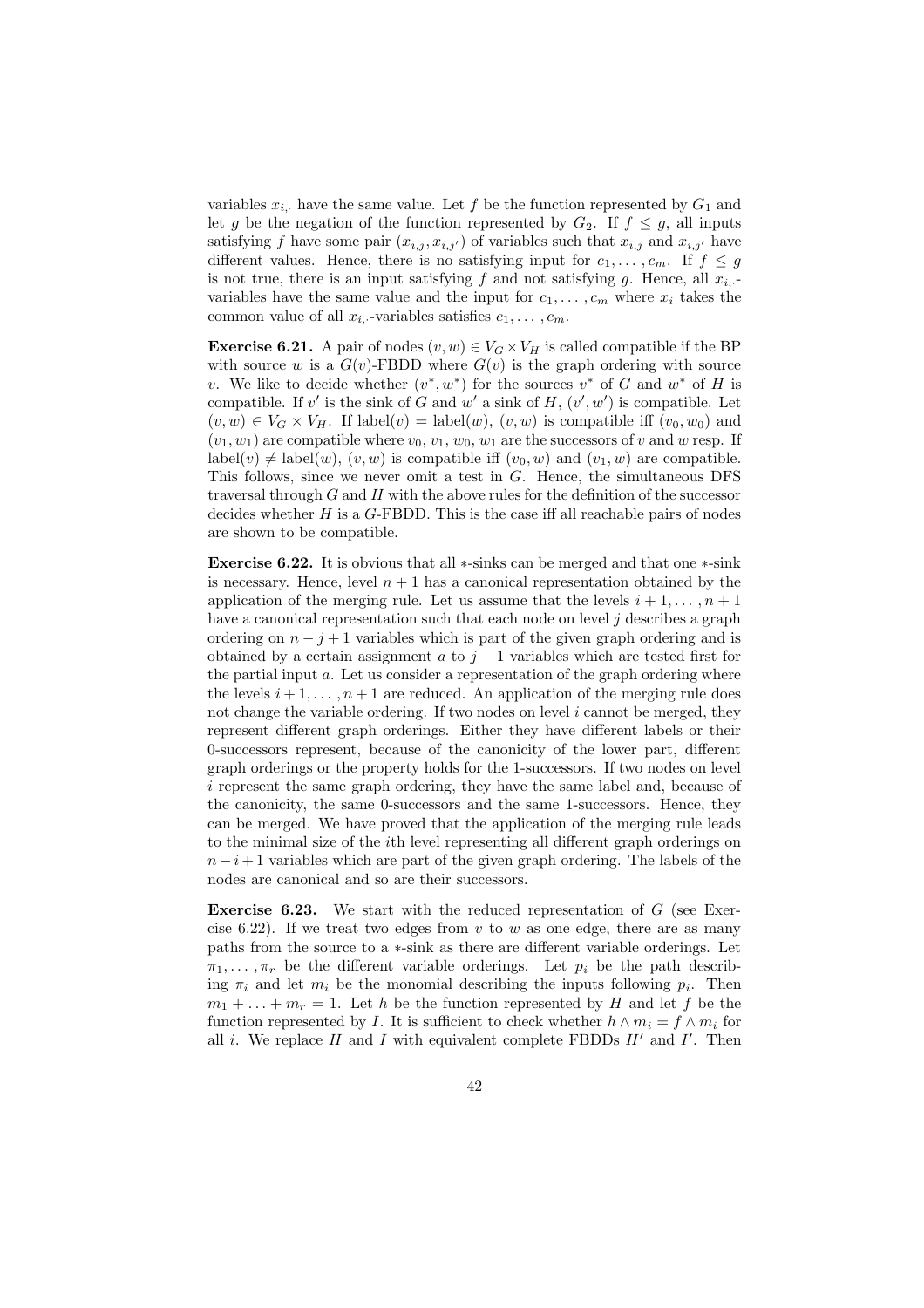variables $x_{i,\cdot}$ have the same value. Let $f$ be the function represented by $G_1$ and let $g$ be the negation of the function represented by $G_2$. If $f \leq g$, all inputs satisfying $f$ have some pair $(x_{i,j}, x_{i,j'})$ of variables such that $x_{i,j}$ and $x_{i,j'}$ have different values. Hence, there is no satisfying input for $c_1, \ldots, c_m$. If $f \leq g$ is not true, there is an input satisfying $f$ and not satisfying $g$. Hence, all $x_{i,\cdot}$-variables have the same value and the input for $c_1, \ldots, c_m$ where $x_i$ takes the common value of all $x_{i,\cdot}$-variables satisfies $c_1, \ldots, c_m$.

**Exercise 6.21.** A pair of nodes $(v, w) \in V_G \times V_H$ is called compatible if the BP with source $w$ is a $G(v)$-FBDD where $G(v)$ is the graph ordering with source $v$. We like to decide whether $(v^*, w^*)$ for the sources $v^*$ of $G$ and $w^*$ of $H$ is compatible. If $v'$ is the sink of $G$ and $w'$ a sink of $H$, $(v', w')$ is compatible. Let $(v, w) \in V_G \times V_H$. If $\text{label}(v) = \text{label}(w)$, $(v, w)$ is compatible iff $(v_0, w_0)$ and $(v_1, w_1)$ are compatible where $v_0$, $v_1$, $w_0$, $w_1$ are the successors of $v$ and $w$ resp. If $\text{label}(v) \neq \text{label}(w)$, $(v, w)$ is compatible iff $(v_0, w)$ and $(v_1, w)$ are compatible. This follows, since we never omit a test in $G$. Hence, the simultaneous DFS traversal through $G$ and $H$ with the above rules for the definition of the successor decides whether $H$ is a $G$-FBDD. This is the case iff all reachable pairs of nodes are shown to be compatible.

**Exercise 6.22.** It is obvious that all $*$-sinks can be merged and that one $*$-sink is necessary. Hence, level $n+1$ has a canonical representation obtained by the application of the merging rule. Let us assume that the levels $i+1, \ldots, n+1$ have a canonical representation such that each node on level $j$ describes a graph ordering on $n-j+1$ variables which is part of the given graph ordering and is obtained by a certain assignment $a$ to $j-1$ variables which are tested first for the partial input $a$. Let us consider a representation of the graph ordering where the levels $i+1, \ldots, n+1$ are reduced. An application of the merging rule does not change the variable ordering. If two nodes on level $i$ cannot be merged, they represent different graph orderings. Either they have different labels or their 0-successors represent, because of the canonicity of the lower part, different graph orderings or the property holds for the 1-successors. If two nodes on level $i$ represent the same graph ordering, they have the same label and, because of the canonicity, the same 0-successors and the same 1-successors. Hence, they can be merged. We have proved that the application of the merging rule leads to the minimal size of the $i$th level representing all different graph orderings on $n-i+1$ variables which are part of the given graph ordering. The labels of the nodes are canonical and so are their successors.

**Exercise 6.23.** We start with the reduced representation of $G$ (see Exercise 6.22). If we treat two edges from $v$ to $w$ as one edge, there are as many paths from the source to a $*$-sink as there are different variable orderings. Let $\pi_1, \ldots, \pi_r$ be the different variable orderings. Let $p_i$ be the path describing $\pi_i$ and let $m_i$ be the monomial describing the inputs following $p_i$. Then $m_1 + \ldots + m_r = 1$. Let $h$ be the function represented by $H$ and let $f$ be the function represented by $I$. It is sufficient to check whether $h \wedge m_i = f \wedge m_i$ for all $i$. We replace $H$ and $I$ with equivalent complete FBDDs $H'$ and $I'$. Then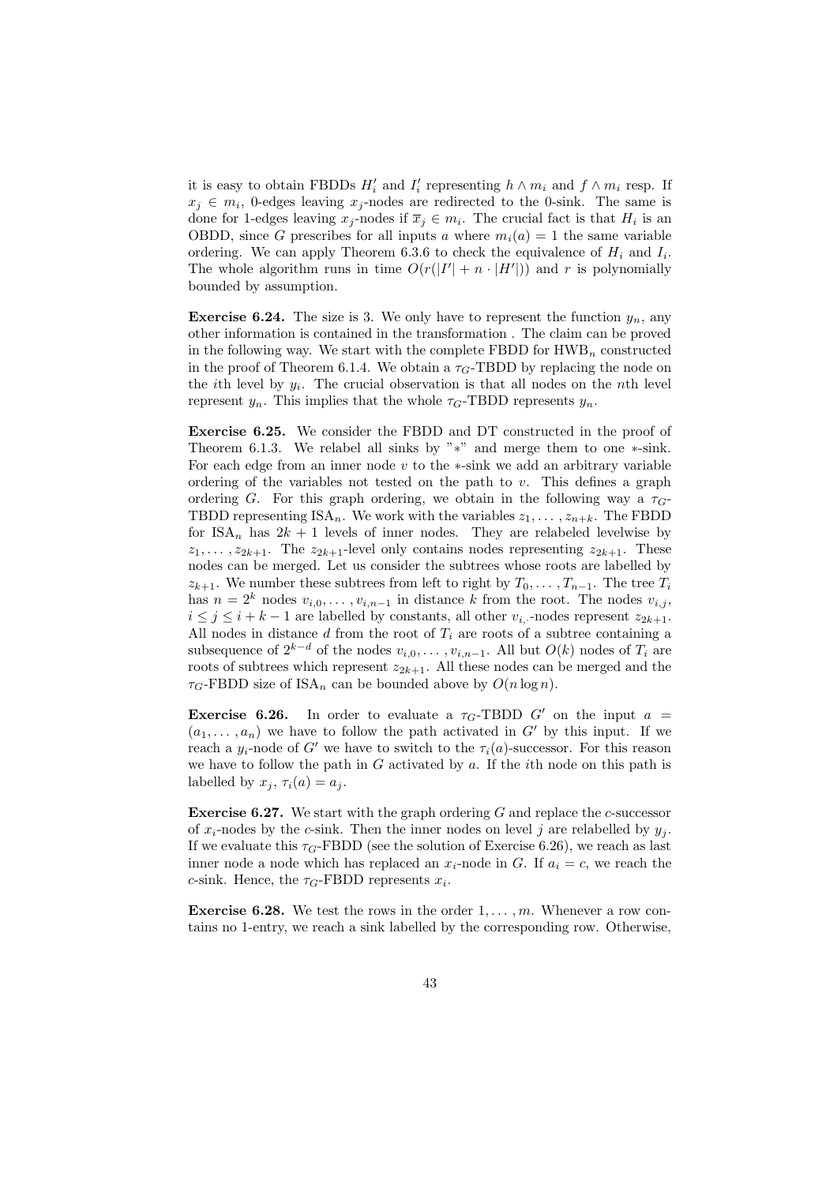it is easy to obtain FBDDs $H_i'$ and $I_i'$ representing $h \wedge m_i$ and $f \wedge m_i$ resp. If $x_j \in m_i$, 0-edges leaving $x_j$-nodes are redirected to the 0-sink. The same is done for 1-edges leaving $x_j$-nodes if $\overline{x}_j \in m_i$. The crucial fact is that $H_i$ is an OBDD, since $G$ prescribes for all inputs $a$ where $m_i(a) = 1$ the same variable ordering. We can apply Theorem 6.3.6 to check the equivalence of $H_i$ and $I_i$. The whole algorithm runs in time $O(r(|I'| + n \cdot |H'|))$ and $r$ is polynomially bounded by assumption.

**Exercise 6.24.** The size is 3. We only have to represent the function $y_n$, any other information is contained in the transformation . The claim can be proved in the following way. We start with the complete FBDD for $\mathrm{HWB}_n$ constructed in the proof of Theorem 6.1.4. We obtain a $\tau_G$-TBDD by replacing the node on the $i$th level by $y_i$. The crucial observation is that all nodes on the $n$th level represent $y_n$. This implies that the whole $\tau_G$-TBDD represents $y_n$.

**Exercise 6.25.** We consider the FBDD and DT constructed in the proof of Theorem 6.1.3. We relabel all sinks by "$*$" and merge them to one $*$-sink. For each edge from an inner node $v$ to the $*$-sink we add an arbitrary variable ordering of the variables not tested on the path to $v$. This defines a graph ordering $G$. For this graph ordering, we obtain in the following way a $\tau_G$-TBDD representing $\mathrm{ISA}_n$. We work with the variables $z_1, \dots, z_{n+k}$. The FBDD for $\mathrm{ISA}_n$ has $2k + 1$ levels of inner nodes. They are relabeled levelwise by $z_1, \dots, z_{2k+1}$. The $z_{2k+1}$-level only contains nodes representing $z_{2k+1}$. These nodes can be merged. Let us consider the subtrees whose roots are labelled by $z_{k+1}$. We number these subtrees from left to right by $T_0, \dots, T_{n-1}$. The tree $T_i$ has $n = 2^k$ nodes $v_{i,0}, \dots, v_{i,n-1}$ in distance $k$ from the root. The nodes $v_{i,j}$, $i \le j \le i + k - 1$ are labelled by constants, all other $v_{i,\cdot}$-nodes represent $z_{2k+1}$. All nodes in distance $d$ from the root of $T_i$ are roots of a subtree containing a subsequence of $2^{k-d}$ of the nodes $v_{i,0}, \dots, v_{i,n-1}$. All but $O(k)$ nodes of $T_i$ are roots of subtrees which represent $z_{2k+1}$. All these nodes can be merged and the $\tau_G$-FBDD size of $\mathrm{ISA}_n$ can be bounded above by $O(n \log n)$.

**Exercise 6.26.** In order to evaluate a $\tau_G$-TBDD $G'$ on the input $a = (a_1, \dots, a_n)$ we have to follow the path activated in $G'$ by this input. If we reach a $y_i$-node of $G'$ we have to switch to the $\tau_i(a)$-successor. For this reason we have to follow the path in $G$ activated by $a$. If the $i$th node on this path is labelled by $x_j$, $\tau_i(a) = a_j$.

**Exercise 6.27.** We start with the graph ordering $G$ and replace the $c$-successor of $x_i$-nodes by the $c$-sink. Then the inner nodes on level $j$ are relabelled by $y_j$. If we evaluate this $\tau_G$-FBDD (see the solution of Exercise 6.26), we reach as last inner node a node which has replaced an $x_i$-node in $G$. If $a_i = c$, we reach the $c$-sink. Hence, the $\tau_G$-FBDD represents $x_i$.

**Exercise 6.28.** We test the rows in the order $1, \dots, m$. Whenever a row contains no 1-entry, we reach a sink labelled by the corresponding row. Otherwise,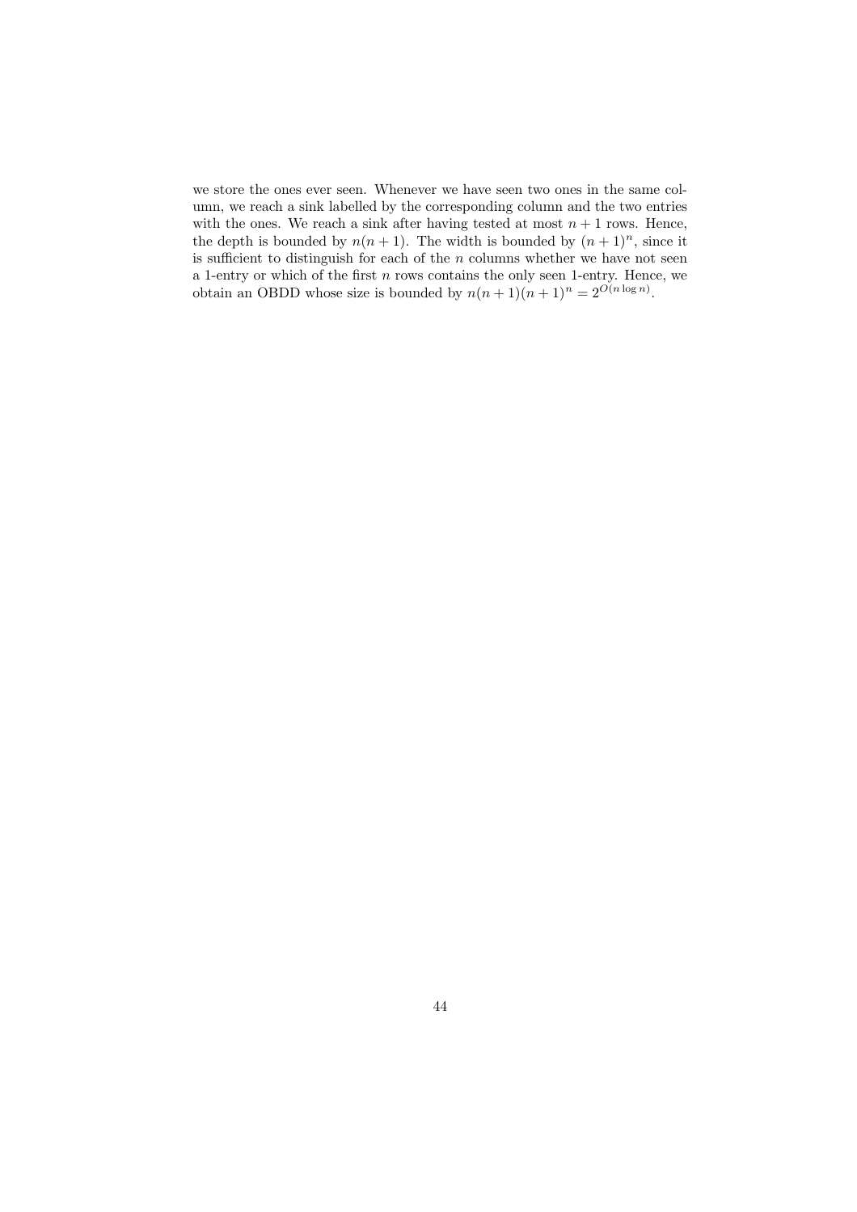we store the ones ever seen. Whenever we have seen two ones in the same column, we reach a sink labelled by the corresponding column and the two entries with the ones. We reach a sink after having tested at most $n+1$ rows. Hence, the depth is bounded by $n(n+1)$. The width is bounded by $(n+1)^n$, since it is sufficient to distinguish for each of the $n$ columns whether we have not seen a 1-entry or which of the first $n$ rows contains the only seen 1-entry. Hence, we obtain an OBDD whose size is bounded by $n(n+1)(n+1)^n = 2^{O(n \log n)}$.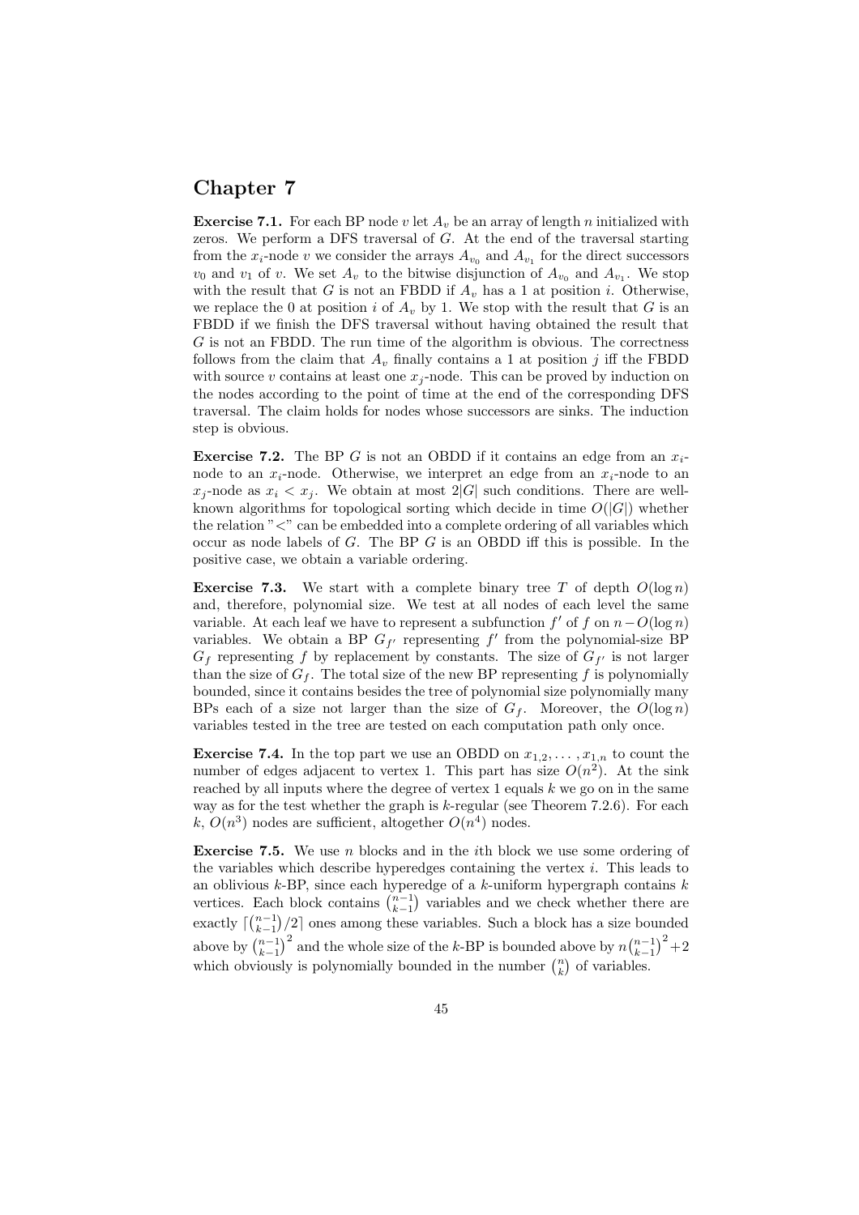# Chapter 7

**Exercise 7.1.** For each BP node $v$ let $A_v$ be an array of length $n$ initialized with zeros. We perform a DFS traversal of $G$. At the end of the traversal starting from the $x_i$-node $v$ we consider the arrays $A_{v_0}$ and $A_{v_1}$ for the direct successors $v_0$ and $v_1$ of $v$. We set $A_v$ to the bitwise disjunction of $A_{v_0}$ and $A_{v_1}$. We stop with the result that $G$ is not an FBDD if $A_v$ has a 1 at position $i$. Otherwise, we replace the 0 at position $i$ of $A_v$ by 1. We stop with the result that $G$ is an FBDD if we finish the DFS traversal without having obtained the result that $G$ is not an FBDD. The run time of the algorithm is obvious. The correctness follows from the claim that $A_v$ finally contains a 1 at position $j$ iff the FBDD with source $v$ contains at least one $x_j$-node. This can be proved by induction on the nodes according to the point of time at the end of the corresponding DFS traversal. The claim holds for nodes whose successors are sinks. The induction step is obvious.

**Exercise 7.2.** The BP $G$ is not an OBDD if it contains an edge from an $x_i$-node to an $x_i$-node. Otherwise, we interpret an edge from an $x_i$-node to an $x_j$-node as $x_i < x_j$. We obtain at most $2|G|$ such conditions. There are well-known algorithms for topological sorting which decide in time $O(|G|)$ whether the relation "$<$" can be embedded into a complete ordering of all variables which occur as node labels of $G$. The BP $G$ is an OBDD iff this is possible. In the positive case, we obtain a variable ordering.

**Exercise 7.3.** We start with a complete binary tree $T$ of depth $O(\log n)$ and, therefore, polynomial size. We test at all nodes of each level the same variable. At each leaf we have to represent a subfunction $f'$ of $f$ on $n - O(\log n)$ variables. We obtain a BP $G_{f'}$ representing $f'$ from the polynomial-size BP $G_f$ representing $f$ by replacement by constants. The size of $G_{f'}$ is not larger than the size of $G_f$. The total size of the new BP representing $f$ is polynomially bounded, since it contains besides the tree of polynomial size polynomially many BPs each of a size not larger than the size of $G_f$. Moreover, the $O(\log n)$ variables tested in the tree are tested on each computation path only once.

**Exercise 7.4.** In the top part we use an OBDD on $x_{1,2}, \ldots, x_{1,n}$ to count the number of edges adjacent to vertex 1. This part has size $O(n^2)$. At the sink reached by all inputs where the degree of vertex 1 equals $k$ we go on in the same way as for the test whether the graph is $k$-regular (see Theorem 7.2.6). For each $k$, $O(n^3)$ nodes are sufficient, altogether $O(n^4)$ nodes.

**Exercise 7.5.** We use $n$ blocks and in the $i$th block we use some ordering of the variables which describe hyperedges containing the vertex $i$. This leads to an oblivious $k$-BP, since each hyperedge of a $k$-uniform hypergraph contains $k$ vertices. Each block contains $\binom{n-1}{k-1}$ variables and we check whether there are exactly $\lceil \binom{n-1}{k-1}/2 \rceil$ ones among these variables. Such a block has a size bounded above by $\binom{n-1}{k-1}^2$ and the whole size of the $k$-BP is bounded above by $n\binom{n-1}{k-1}^2 + 2$ which obviously is polynomially bounded in the number $\binom{n}{k}$ of variables.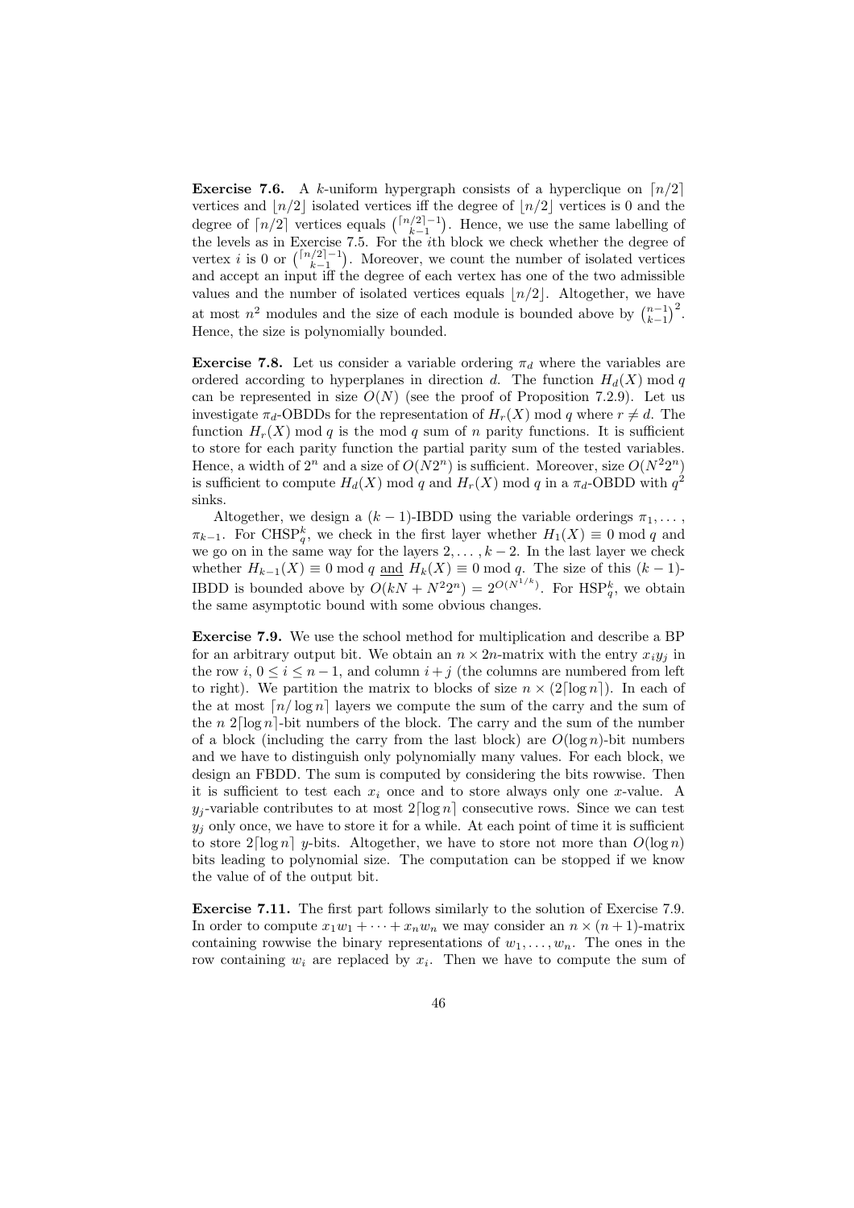**Exercise 7.6.** A $k$-uniform hypergraph consists of a hyperclique on $\lceil n/2 \rceil$ vertices and $\lfloor n/2 \rfloor$ isolated vertices iff the degree of $\lfloor n/2 \rfloor$ vertices is 0 and the degree of $\lceil n/2 \rceil$ vertices equals $\binom{\lceil n/2 \rceil - 1}{k-1}$. Hence, we use the same labelling of the levels as in Exercise 7.5. For the $i$th block we check whether the degree of vertex $i$ is 0 or $\binom{\lceil n/2 \rceil - 1}{k-1}$. Moreover, we count the number of isolated vertices and accept an input iff the degree of each vertex has one of the two admissible values and the number of isolated vertices equals $\lfloor n/2 \rfloor$. Altogether, we have at most $n^2$ modules and the size of each module is bounded above by $\binom{n-1}{k-1}^2$. Hence, the size is polynomially bounded.

**Exercise 7.8.** Let us consider a variable ordering $\pi_d$ where the variables are ordered according to hyperplanes in direction $d$. The function $H_d(X) \bmod q$ can be represented in size $O(N)$ (see the proof of Proposition 7.2.9). Let us investigate $\pi_d$-OBDDs for the representation of $H_r(X) \bmod q$ where $r \neq d$. The function $H_r(X) \bmod q$ is the mod $q$ sum of $n$ parity functions. It is sufficient to store for each parity function the partial parity sum of the tested variables. Hence, a width of $2^n$ and a size of $O(N2^n)$ is sufficient. Moreover, size $O(N^2 2^n)$ is sufficient to compute $H_d(X) \bmod q$ and $H_r(X) \bmod q$ in a $\pi_d$-OBDD with $q^2$ sinks.

Altogether, we design a $(k-1)$-IBDD using the variable orderings $\pi_1, \ldots, \pi_{k-1}$. For $\text{CHSP}_q^k$, we check in the first layer whether $H_1(X) \equiv 0 \bmod q$ and we go on in the same way for the layers $2, \ldots, k-2$. In the last layer we check whether $H_{k-1}(X) \equiv 0 \bmod q$ <u>and</u> $H_k(X) \equiv 0 \bmod q$. The size of this $(k-1)$-IBDD is bounded above by $O(kN + N^2 2^n) = 2^{O(N^{1/k})}$. For $\text{HSP}_q^k$, we obtain the same asymptotic bound with some obvious changes.

**Exercise 7.9.** We use the school method for multiplication and describe a BP for an arbitrary output bit. We obtain an $n \times 2n$-matrix with the entry $x_i y_j$ in the row $i$, $0 \leq i \leq n-1$, and column $i+j$ (the columns are numbered from left to right). We partition the matrix to blocks of size $n \times (2\lceil \log n \rceil)$. In each of the at most $\lceil n/\log n \rceil$ layers we compute the sum of the carry and the sum of the $n$ $2\lceil \log n \rceil$-bit numbers of the block. The carry and the sum of the number of a block (including the carry from the last block) are $O(\log n)$-bit numbers and we have to distinguish only polynomially many values. For each block, we design an FBDD. The sum is computed by considering the bits rowwise. Then it is sufficient to test each $x_i$ once and to store always only one $x$-value. A $y_j$-variable contributes to at most $2\lceil \log n \rceil$ consecutive rows. Since we can test $y_j$ only once, we have to store it for a while. At each point of time it is sufficient to store $2\lceil \log n \rceil$ $y$-bits. Altogether, we have to store not more than $O(\log n)$ bits leading to polynomial size. The computation can be stopped if we know the value of of the output bit.

**Exercise 7.11.** The first part follows similarly to the solution of Exercise 7.9. In order to compute $x_1 w_1 + \cdots + x_n w_n$ we may consider an $n \times (n+1)$-matrix containing rowwise the binary representations of $w_1, \ldots, w_n$. The ones in the row containing $w_i$ are replaced by $x_i$. Then we have to compute the sum of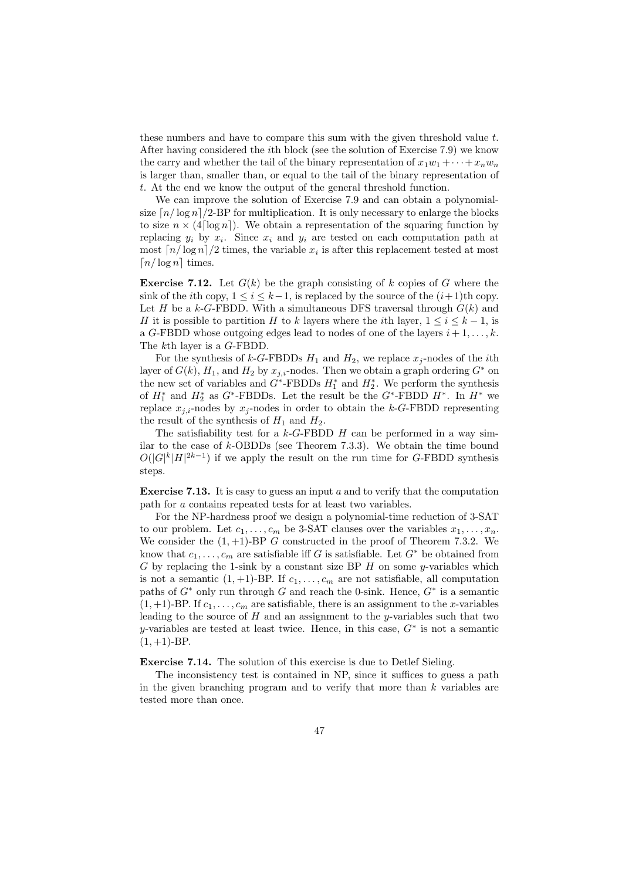these numbers and have to compare this sum with the given threshold value $t$. After having considered the $i$th block (see the solution of Exercise 7.9) we know the carry and whether the tail of the binary representation of $x_1w_1 + \cdots + x_nw_n$ is larger than, smaller than, or equal to the tail of the binary representation of $t$. At the end we know the output of the general threshold function.

We can improve the solution of Exercise 7.9 and can obtain a polynomial-size $\lceil n/\log n \rceil/2$-BP for multiplication. It is only necessary to enlarge the blocks to size $n \times (4\lceil \log n \rceil)$. We obtain a representation of the squaring function by replacing $y_i$ by $x_i$. Since $x_i$ and $y_i$ are tested on each computation path at most $\lceil n/\log n \rceil/2$ times, the variable $x_i$ is after this replacement tested at most $\lceil n/\log n \rceil$ times.

**Exercise 7.12.** Let $G(k)$ be the graph consisting of $k$ copies of $G$ where the sink of the $i$th copy, $1 \le i \le k-1$, is replaced by the source of the $(i+1)$th copy. Let $H$ be a $k$-$G$-FBDD. With a simultaneous DFS traversal through $G(k)$ and $H$ it is possible to partition $H$ to $k$ layers where the $i$th layer, $1 \le i \le k-1$, is a $G$-FBDD whose outgoing edges lead to nodes of one of the layers $i+1, \ldots, k$. The $k$th layer is a $G$-FBDD.

For the synthesis of $k$-$G$-FBDDs $H_1$ and $H_2$, we replace $x_j$-nodes of the $i$th layer of $G(k)$, $H_1$, and $H_2$ by $x_{j,i}$-nodes. Then we obtain a graph ordering $G^*$ on the new set of variables and $G^*$-FBDDs $H_1^*$ and $H_2^*$. We perform the synthesis of $H_1^*$ and $H_2^*$ as $G^*$-FBDDs. Let the result be the $G^*$-FBDD $H^*$. In $H^*$ we replace $x_{j,i}$-nodes by $x_j$-nodes in order to obtain the $k$-$G$-FBDD representing the result of the synthesis of $H_1$ and $H_2$.

The satisfiability test for a $k$-$G$-FBDD $H$ can be performed in a way similar to the case of $k$-OBDDs (see Theorem 7.3.3). We obtain the time bound $O(|G|^k |H|^{2k-1})$ if we apply the result on the run time for $G$-FBDD synthesis steps.

**Exercise 7.13.** It is easy to guess an input $a$ and to verify that the computation path for $a$ contains repeated tests for at least two variables.

For the NP-hardness proof we design a polynomial-time reduction of 3-SAT to our problem. Let $c_1, \ldots, c_m$ be 3-SAT clauses over the variables $x_1, \ldots, x_n$. We consider the $(1,+1)$-BP $G$ constructed in the proof of Theorem 7.3.2. We know that $c_1, \ldots, c_m$ are satisfiable iff $G$ is satisfiable. Let $G^*$ be obtained from $G$ by replacing the 1-sink by a constant size BP $H$ on some $y$-variables which is not a semantic $(1,+1)$-BP. If $c_1, \ldots, c_m$ are not satisfiable, all computation paths of $G^*$ only run through $G$ and reach the 0-sink. Hence, $G^*$ is a semantic $(1,+1)$-BP. If $c_1, \ldots, c_m$ are satisfiable, there is an assignment to the $x$-variables leading to the source of $H$ and an assignment to the $y$-variables such that two $y$-variables are tested at least twice. Hence, in this case, $G^*$ is not a semantic $(1,+1)$-BP.

**Exercise 7.14.** The solution of this exercise is due to Detlef Sieling.

The inconsistency test is contained in NP, since it suffices to guess a path in the given branching program and to verify that more than $k$ variables are tested more than once.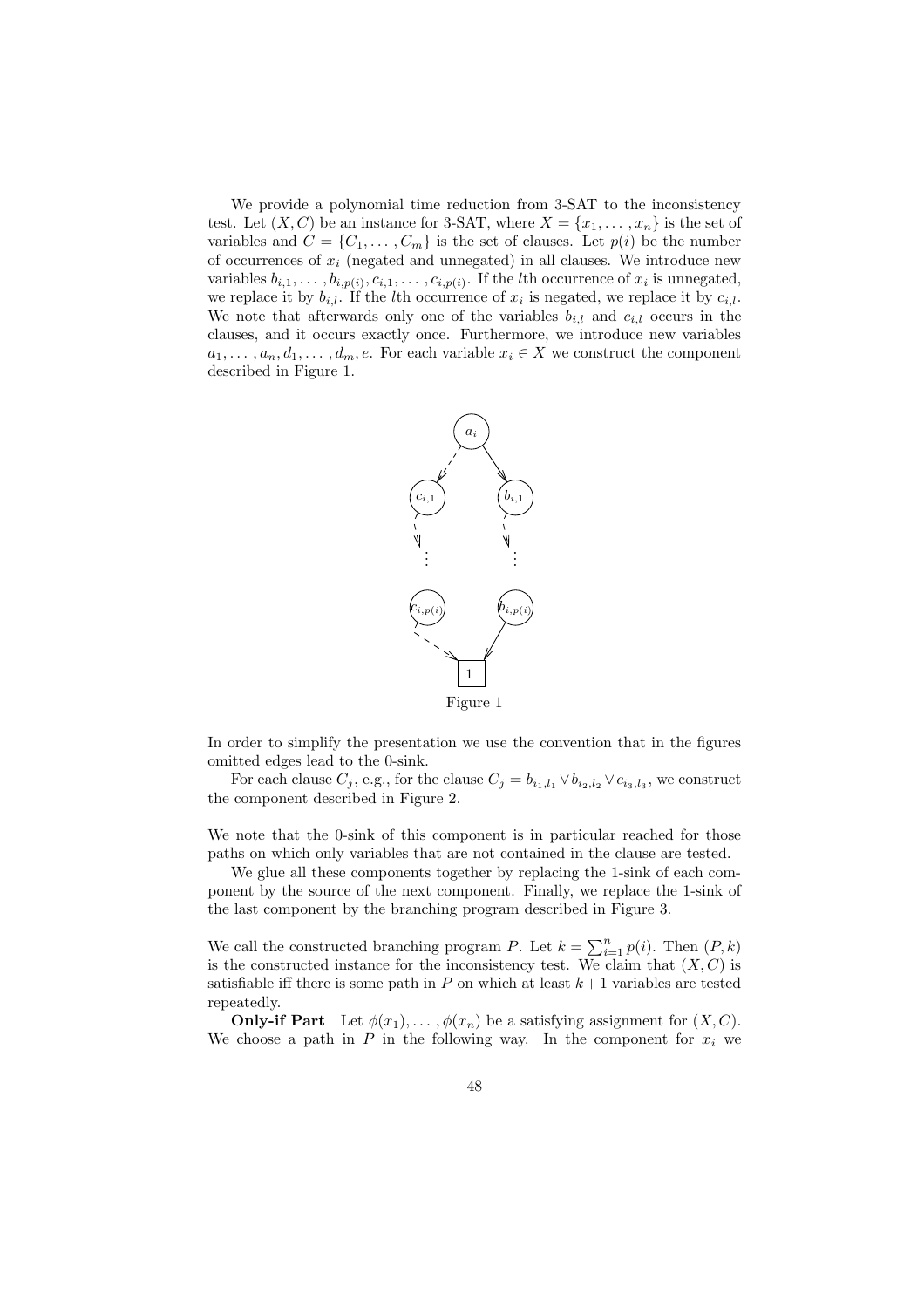We provide a polynomial time reduction from 3-SAT to the inconsistency test. Let $(X, C)$ be an instance for 3-SAT, where $X = \{x_1, \ldots, x_n\}$ is the set of variables and $C = \{C_1, \ldots, C_m\}$ is the set of clauses. Let $p(i)$ be the number of occurrences of $x_i$ (negated and unnegated) in all clauses. We introduce new variables $b_{i,1}, \ldots, b_{i,p(i)}, c_{i,1}, \ldots, c_{i,p(i)}$. If the $l$th occurrence of $x_i$ is unnegated, we replace it by $b_{i,l}$. If the $l$th occurrence of $x_i$ is negated, we replace it by $c_{i,l}$. We note that afterwards only one of the variables $b_{i,l}$ and $c_{i,l}$ occurs in the clauses, and it occurs exactly once. Furthermore, we introduce new variables $a_1, \ldots, a_n, d_1, \ldots, d_m, e$. For each variable $x_i \in X$ we construct the component described in Figure 1.

Figure 1

In order to simplify the presentation we use the convention that in the figures omitted edges lead to the 0-sink.

For each clause $C_j$, e.g., for the clause $C_j = b_{i_1,l_1} \vee b_{i_2,l_2} \vee c_{i_3,l_3}$, we construct the component described in Figure 2.

We note that the 0-sink of this component is in particular reached for those paths on which only variables that are not contained in the clause are tested.

We glue all these components together by replacing the 1-sink of each component by the source of the next component. Finally, we replace the 1-sink of the last component by the branching program described in Figure 3.

We call the constructed branching program $P$. Let $k = \sum_{i=1}^{n} p(i)$. Then $(P, k)$ is the constructed instance for the inconsistency test. We claim that $(X, C)$ is satisfiable iff there is some path in $P$ on which at least $k+1$ variables are tested repeatedly.

**Only-if Part** Let $\phi(x_1), \ldots, \phi(x_n)$ be a satisfying assignment for $(X, C)$. We choose a path in $P$ in the following way. In the component for $x_i$ we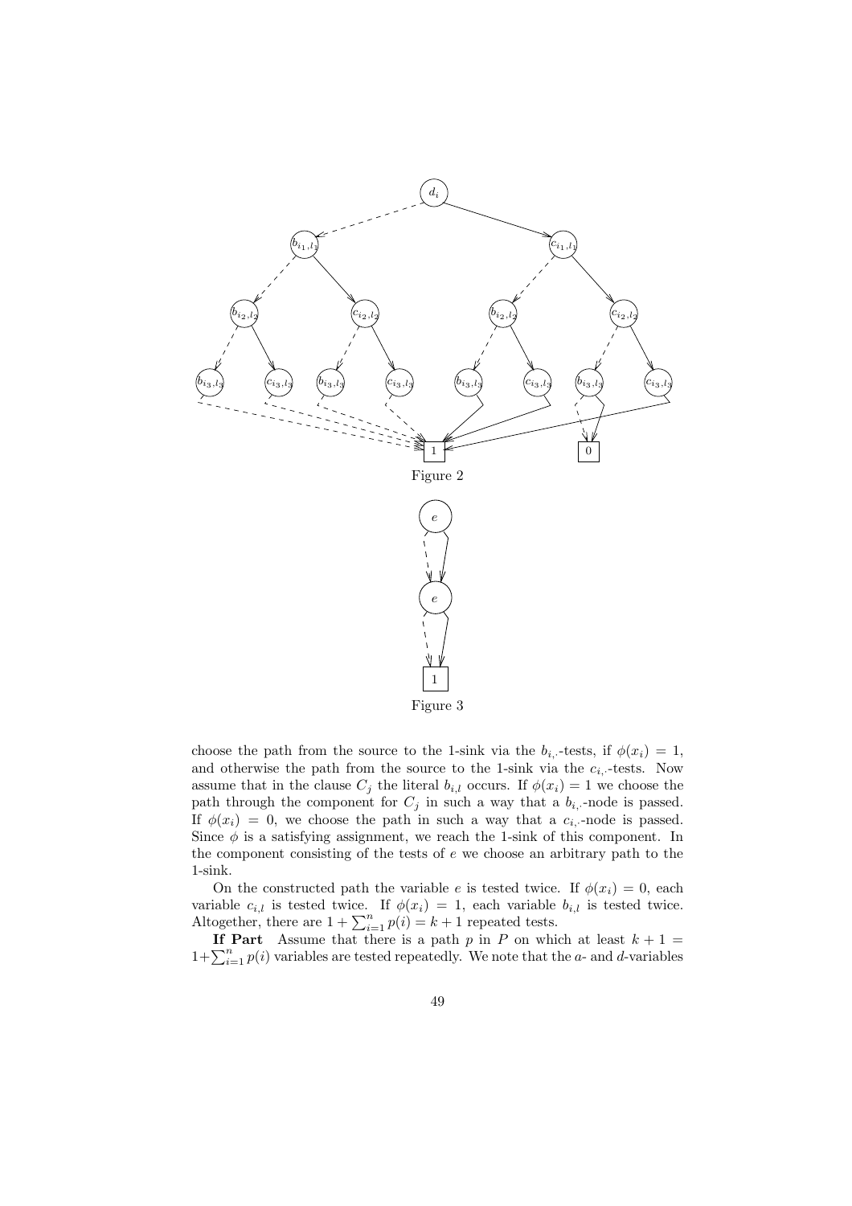Figure 2

Figure 3

choose the path from the source to the 1-sink via the $b_{i,\cdot}$-tests, if $\phi(x_i) = 1$, and otherwise the path from the source to the 1-sink via the $c_{i,\cdot}$-tests. Now assume that in the clause $C_j$ the literal $b_{i,l}$ occurs. If $\phi(x_i) = 1$ we choose the path through the component for $C_j$ in such a way that a $b_{i,\cdot}$-node is passed. If $\phi(x_i) = 0$, we choose the path in such a way that a $c_{i,\cdot}$-node is passed. Since $\phi$ is a satisfying assignment, we reach the 1-sink of this component. In the component consisting of the tests of $e$ we choose an arbitrary path to the 1-sink.

On the constructed path the variable $e$ is tested twice. If $\phi(x_i) = 0$, each variable $c_{i,l}$ is tested twice. If $\phi(x_i) = 1$, each variable $b_{i,l}$ is tested twice. Altogether, there are $1 + \sum_{i=1}^{n} p(i) = k + 1$ repeated tests.

**If Part** Assume that there is a path $p$ in $P$ on which at least $k + 1 = 1+\sum_{i=1}^{n} p(i)$ variables are tested repeatedly. We note that the $a$- and $d$-variables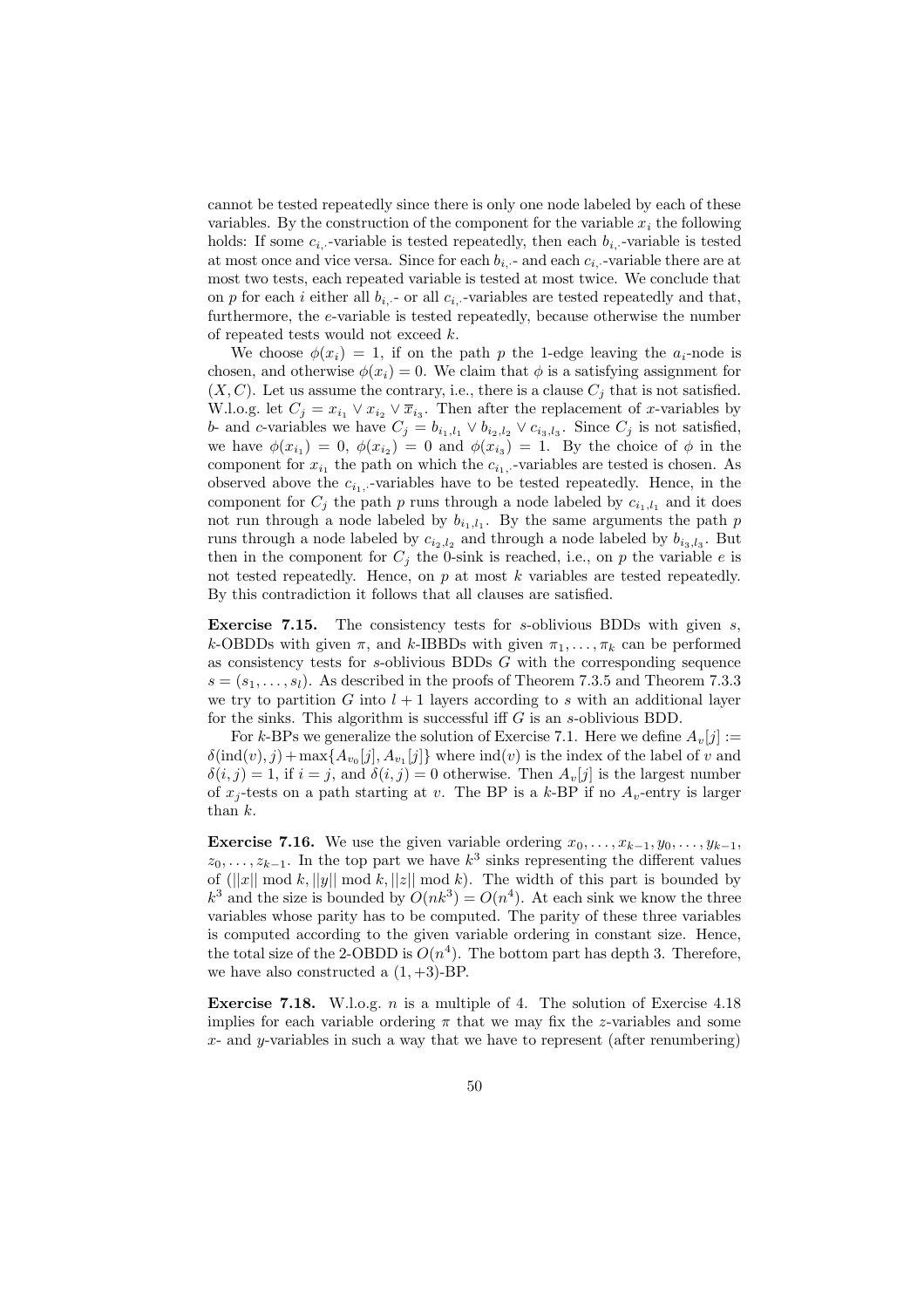cannot be tested repeatedly since there is only one node labeled by each of these variables. By the construction of the component for the variable $x_i$ the following holds: If some $c_{i,\cdot}$-variable is tested repeatedly, then each $b_{i,\cdot}$-variable is tested at most once and vice versa. Since for each $b_{i,\cdot}$- and each $c_{i,\cdot}$-variable there are at most two tests, each repeated variable is tested at most twice. We conclude that on $p$ for each $i$ either all $b_{i,\cdot}$- or all $c_{i,\cdot}$-variables are tested repeatedly and that, furthermore, the $e$-variable is tested repeatedly, because otherwise the number of repeated tests would not exceed $k$.

We choose $\phi(x_i) = 1$, if on the path $p$ the 1-edge leaving the $a_i$-node is chosen, and otherwise $\phi(x_i) = 0$. We claim that $\phi$ is a satisfying assignment for $(X, C)$. Let us assume the contrary, i.e., there is a clause $C_j$ that is not satisfied. W.l.o.g. let $C_j = x_{i_1} \vee x_{i_2} \vee \overline{x}_{i_3}$. Then after the replacement of $x$-variables by $b$- and $c$-variables we have $C_j = b_{i_1,l_1} \vee b_{i_2,l_2} \vee c_{i_3,l_3}$. Since $C_j$ is not satisfied, we have $\phi(x_{i_1}) = 0$, $\phi(x_{i_2}) = 0$ and $\phi(x_{i_3}) = 1$. By the choice of $\phi$ in the component for $x_{i_1}$ the path on which the $c_{i_1,\cdot}$-variables are tested is chosen. As observed above the $c_{i_1,\cdot}$-variables have to be tested repeatedly. Hence, in the component for $C_j$ the path $p$ runs through a node labeled by $c_{i_1,l_1}$ and it does not run through a node labeled by $b_{i_1,l_1}$. By the same arguments the path $p$ runs through a node labeled by $c_{i_2,l_2}$ and through a node labeled by $b_{i_3,l_3}$. But then in the component for $C_j$ the 0-sink is reached, i.e., on $p$ the variable $e$ is not tested repeatedly. Hence, on $p$ at most $k$ variables are tested repeatedly. By this contradiction it follows that all clauses are satisfied.

**Exercise 7.15.** The consistency tests for $s$-oblivious BDDs with given $s$, $k$-OBDDs with given $\pi$, and $k$-IBBDs with given $\pi_1, \ldots, \pi_k$ can be performed as consistency tests for $s$-oblivious BDDs $G$ with the corresponding sequence $s = (s_1, \ldots, s_l)$. As described in the proofs of Theorem 7.3.5 and Theorem 7.3.3 we try to partition $G$ into $l+1$ layers according to $s$ with an additional layer for the sinks. This algorithm is successful iff $G$ is an $s$-oblivious BDD.

For $k$-BPs we generalize the solution of Exercise 7.1. Here we define $A_v[j] := \delta(\text{ind}(v), j) + \max\{A_{v_0}[j], A_{v_1}[j]\}$ where $\text{ind}(v)$ is the index of the label of $v$ and $\delta(i,j) = 1$, if $i = j$, and $\delta(i,j) = 0$ otherwise. Then $A_v[j]$ is the largest number of $x_j$-tests on a path starting at $v$. The BP is a $k$-BP if no $A_v$-entry is larger than $k$.

**Exercise 7.16.** We use the given variable ordering $x_0, \ldots, x_{k-1}, y_0, \ldots, y_{k-1}, z_0, \ldots, z_{k-1}$. In the top part we have $k^3$ sinks representing the different values of $(||x|| \bmod k, ||y|| \bmod k, ||z|| \bmod k)$. The width of this part is bounded by $k^3$ and the size is bounded by $O(nk^3) = O(n^4)$. At each sink we know the three variables whose parity has to be computed. The parity of these three variables is computed according to the given variable ordering in constant size. Hence, the total size of the 2-OBDD is $O(n^4)$. The bottom part has depth 3. Therefore, we have also constructed a $(1, +3)$-BP.

**Exercise 7.18.** W.l.o.g. $n$ is a multiple of 4. The solution of Exercise 4.18 implies for each variable ordering $\pi$ that we may fix the $z$-variables and some $x$- and $y$-variables in such a way that we have to represent (after renumbering)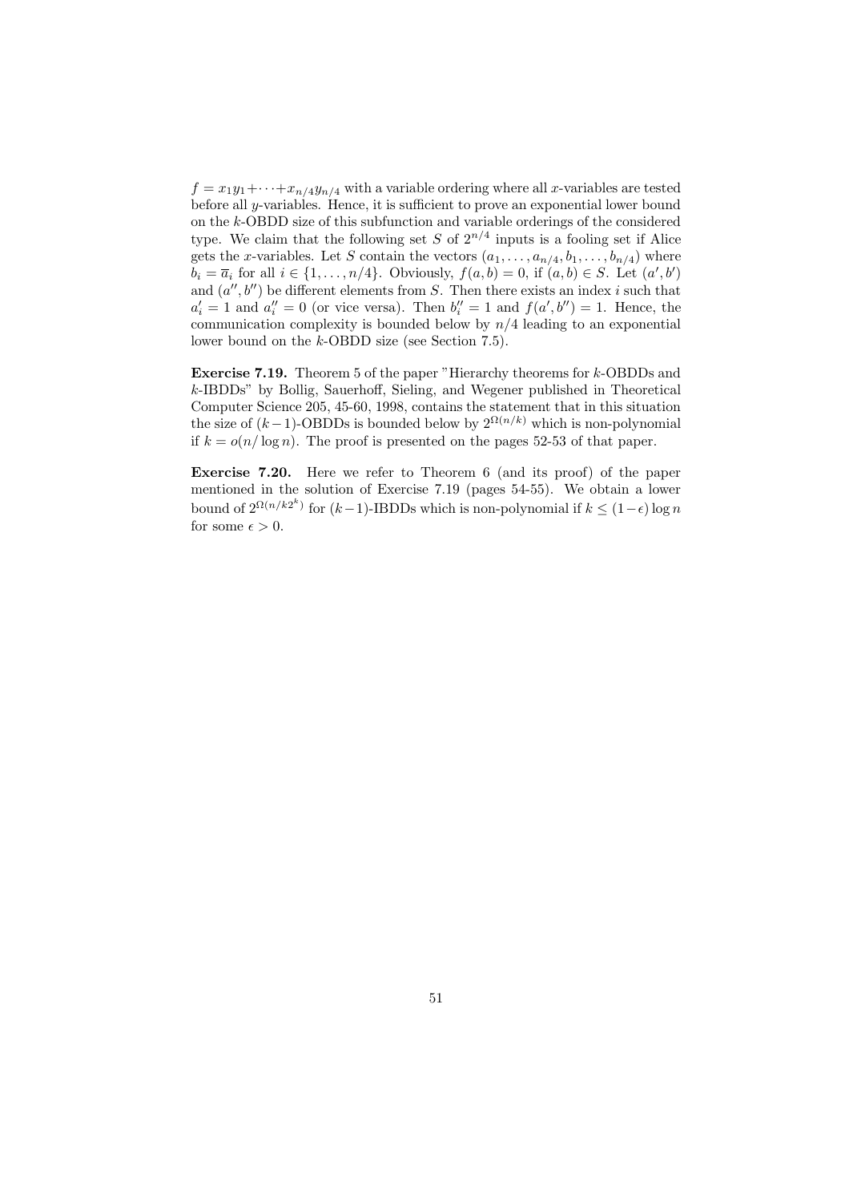$f = x_1y_1 + \cdots + x_{n/4}y_{n/4}$ with a variable ordering where all $x$-variables are tested before all $y$-variables. Hence, it is sufficient to prove an exponential lower bound on the $k$-OBDD size of this subfunction and variable orderings of the considered type. We claim that the following set $S$ of $2^{n/4}$ inputs is a fooling set if Alice gets the $x$-variables. Let $S$ contain the vectors $(a_1, \ldots, a_{n/4}, b_1, \ldots, b_{n/4})$ where $b_i = \overline{a}_i$ for all $i \in \{1, \ldots, n/4\}$. Obviously, $f(a, b) = 0$, if $(a, b) \in S$. Let $(a', b')$ and $(a'', b'')$ be different elements from $S$. Then there exists an index $i$ such that $a'_i = 1$ and $a''_i = 0$ (or vice versa). Then $b''_i = 1$ and $f(a', b'') = 1$. Hence, the communication complexity is bounded below by $n/4$ leading to an exponential lower bound on the $k$-OBDD size (see Section 7.5).

**Exercise 7.19.** Theorem 5 of the paper "Hierarchy theorems for $k$-OBDDs and $k$-IBDDs" by Bollig, Sauerhoff, Sieling, and Wegener published in Theoretical Computer Science 205, 45-60, 1998, contains the statement that in this situation the size of $(k-1)$-OBDDs is bounded below by $2^{\Omega(n/k)}$ which is non-polynomial if $k = o(n/\log n)$. The proof is presented on the pages 52-53 of that paper.

**Exercise 7.20.** Here we refer to Theorem 6 (and its proof) of the paper mentioned in the solution of Exercise 7.19 (pages 54-55). We obtain a lower bound of $2^{\Omega(n/k2^k)}$ for $(k-1)$-IBDDs which is non-polynomial if $k \leq (1-\epsilon)\log n$ for some $\epsilon > 0$.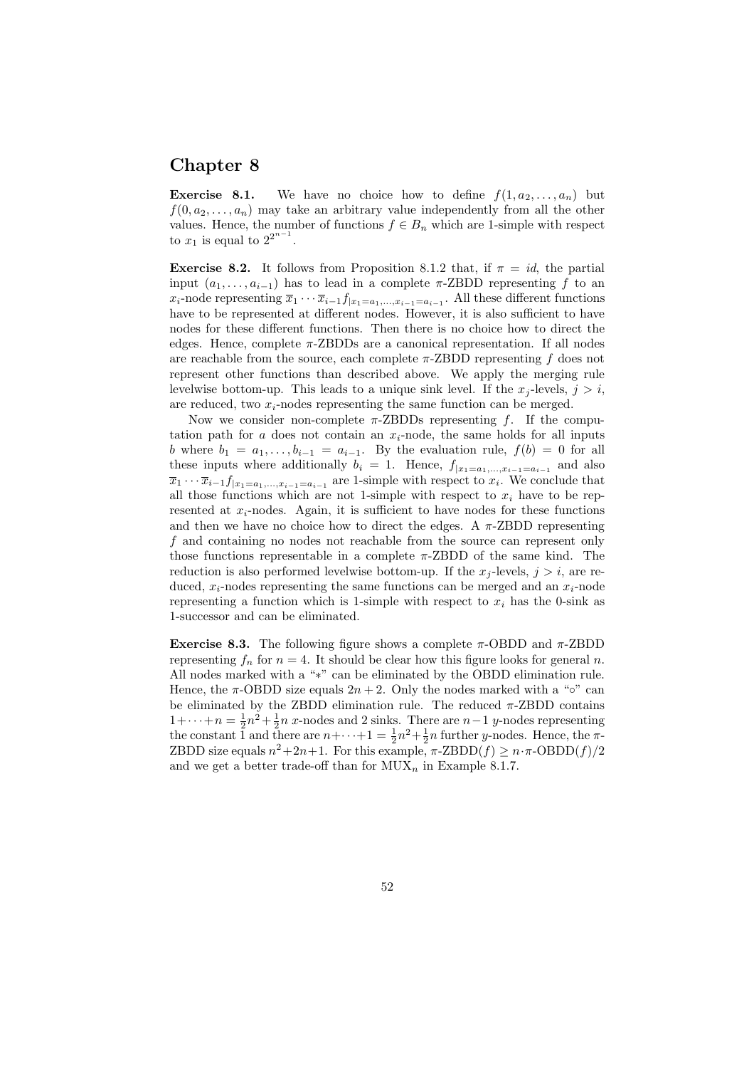# Chapter 8

**Exercise 8.1.** We have no choice how to define $f(1, a_2, \ldots, a_n)$ but $f(0, a_2, \ldots, a_n)$ may take an arbitrary value independently from all the other values. Hence, the number of functions $f \in B_n$ which are 1-simple with respect to $x_1$ is equal to $2^{2^{n-1}}$.

**Exercise 8.2.** It follows from Proposition 8.1.2 that, if $\pi = id$, the partial input $(a_1, \ldots, a_{i-1})$ has to lead in a complete $\pi$-ZBDD representing $f$ to an $x_i$-node representing $\overline{x}_1 \cdots \overline{x}_{i-1} f_{|x_1=a_1,\ldots,x_{i-1}=a_{i-1}}$. All these different functions have to be represented at different nodes. However, it is also sufficient to have nodes for these different functions. Then there is no choice how to direct the edges. Hence, complete $\pi$-ZBDDs are a canonical representation. If all nodes are reachable from the source, each complete $\pi$-ZBDD representing $f$ does not represent other functions than described above. We apply the merging rule levelwise bottom-up. This leads to a unique sink level. If the $x_j$-levels, $j > i$, are reduced, two $x_i$-nodes representing the same function can be merged.

Now we consider non-complete $\pi$-ZBDDs representing $f$. If the computation path for $a$ does not contain an $x_i$-node, the same holds for all inputs $b$ where $b_1 = a_1, \ldots, b_{i-1} = a_{i-1}$. By the evaluation rule, $f(b) = 0$ for all these inputs where additionally $b_i = 1$. Hence, $f_{|x_1=a_1,\ldots,x_{i-1}=a_{i-1}}$ and also $\overline{x}_1 \cdots \overline{x}_{i-1} f_{|x_1=a_1,\ldots,x_{i-1}=a_{i-1}}$ are 1-simple with respect to $x_i$. We conclude that all those functions which are not 1-simple with respect to $x_i$ have to be represented at $x_i$-nodes. Again, it is sufficient to have nodes for these functions and then we have no choice how to direct the edges. A $\pi$-ZBDD representing $f$ and containing no nodes not reachable from the source can represent only those functions representable in a complete $\pi$-ZBDD of the same kind. The reduction is also performed levelwise bottom-up. If the $x_j$-levels, $j > i$, are reduced, $x_i$-nodes representing the same functions can be merged and an $x_i$-node representing a function which is 1-simple with respect to $x_i$ has the 0-sink as 1-successor and can be eliminated.

**Exercise 8.3.** The following figure shows a complete $\pi$-OBDD and $\pi$-ZBDD representing $f_n$ for $n = 4$. It should be clear how this figure looks for general $n$. All nodes marked with a "$*$" can be eliminated by the OBDD elimination rule. Hence, the $\pi$-OBDD size equals $2n + 2$. Only the nodes marked with a "$\circ$" can be eliminated by the ZBDD elimination rule. The reduced $\pi$-ZBDD contains $1 + \cdots + n = \frac{1}{2}n^2 + \frac{1}{2}n$ $x$-nodes and 2 sinks. There are $n-1$ $y$-nodes representing the constant 1 and there are $n + \cdots + 1 = \frac{1}{2}n^2 + \frac{1}{2}n$ further $y$-nodes. Hence, the $\pi$-ZBDD size equals $n^2 + 2n + 1$. For this example, $\pi\text{-ZBDD}(f) \geq n \cdot \pi\text{-OBDD}(f)/2$ and we get a better trade-off than for $\text{MUX}_n$ in Example 8.1.7.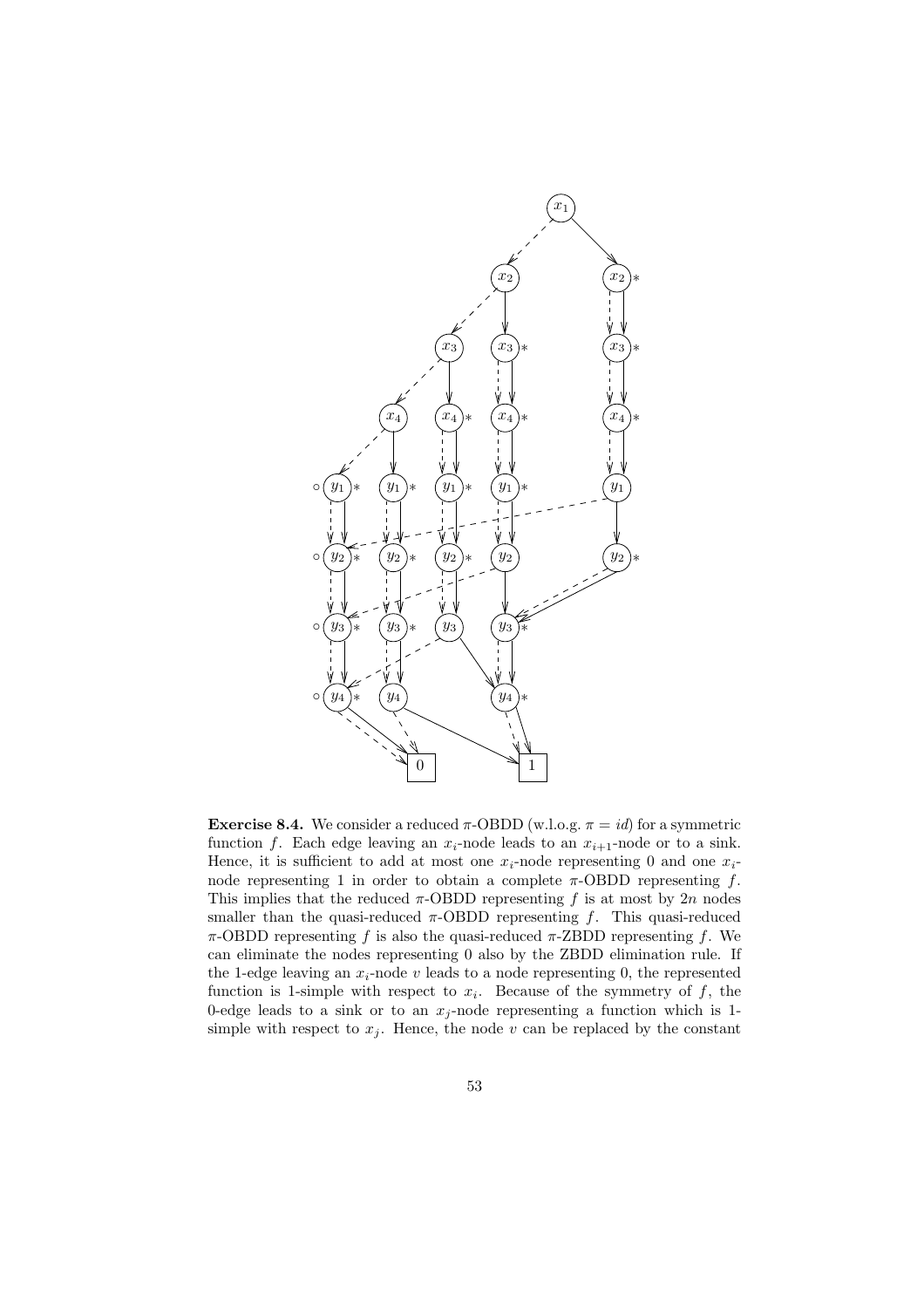**Exercise 8.4.** We consider a reduced $\pi$-OBDD (w.l.o.g. $\pi = id$) for a symmetric function $f$. Each edge leaving an $x_i$-node leads to an $x_{i+1}$-node or to a sink. Hence, it is sufficient to add at most one $x_i$-node representing 0 and one $x_i$-node representing 1 in order to obtain a complete $\pi$-OBDD representing $f$. This implies that the reduced $\pi$-OBDD representing $f$ is at most by $2n$ nodes smaller than the quasi-reduced $\pi$-OBDD representing $f$. This quasi-reduced $\pi$-OBDD representing $f$ is also the quasi-reduced $\pi$-ZBDD representing $f$. We can eliminate the nodes representing 0 also by the ZBDD elimination rule. If the 1-edge leaving an $x_i$-node $v$ leads to a node representing 0, the represented function is 1-simple with respect to $x_i$. Because of the symmetry of $f$, the 0-edge leads to a sink or to an $x_j$-node representing a function which is 1-simple with respect to $x_j$. Hence, the node $v$ can be replaced by the constant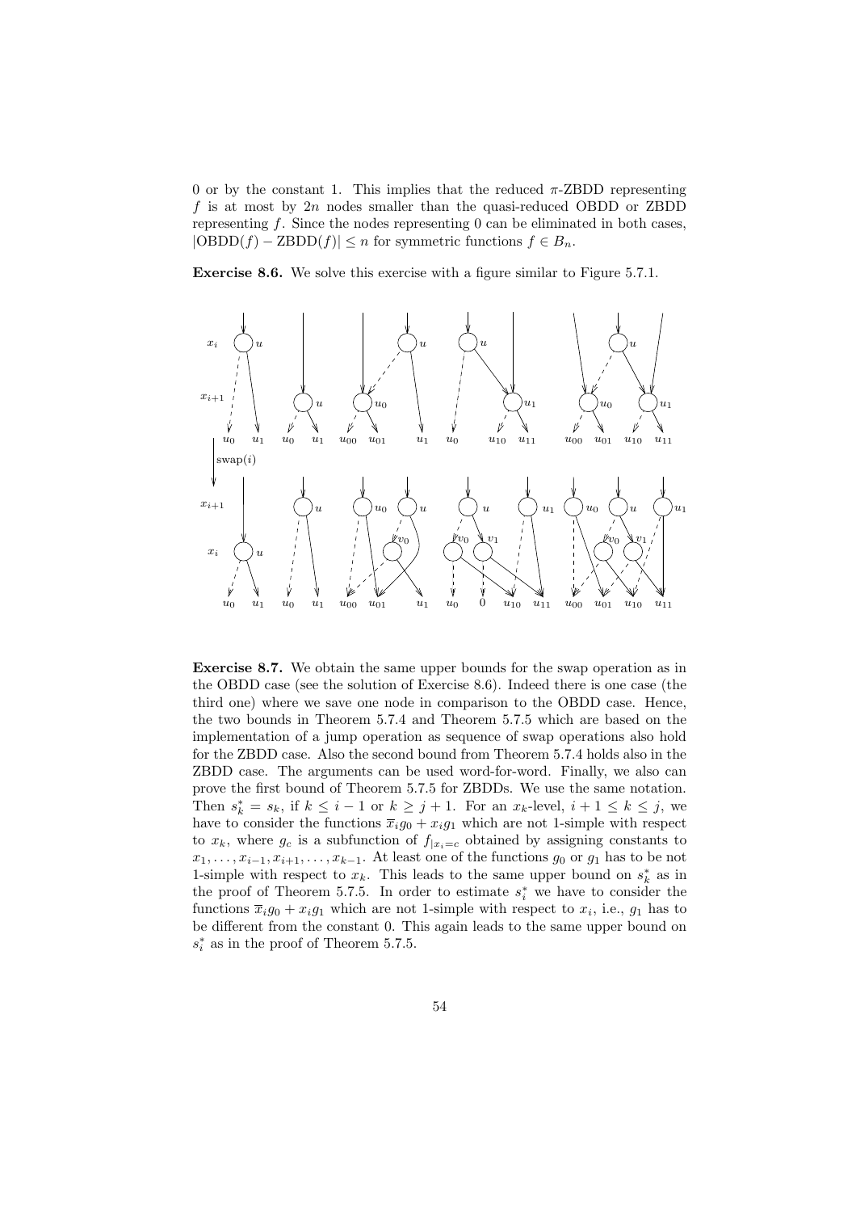0 or by the constant 1. This implies that the reduced $\pi$-ZBDD representing $f$ is at most by $2n$ nodes smaller than the quasi-reduced OBDD or ZBDD representing $f$. Since the nodes representing 0 can be eliminated in both cases, $|\text{OBDD}(f) - \text{ZBDD}(f)| \leq n$ for symmetric functions $f \in B_n$.

**Exercise 8.6.** We solve this exercise with a figure similar to Figure 5.7.1.

**Exercise 8.7.** We obtain the same upper bounds for the swap operation as in the OBDD case (see the solution of Exercise 8.6). Indeed there is one case (the third one) where we save one node in comparison to the OBDD case. Hence, the two bounds in Theorem 5.7.4 and Theorem 5.7.5 which are based on the implementation of a jump operation as sequence of swap operations also hold for the ZBDD case. Also the second bound from Theorem 5.7.4 holds also in the ZBDD case. The arguments can be used word-for-word. Finally, we also can prove the first bound of Theorem 5.7.5 for ZBDDs. We use the same notation. Then $s_k^* = s_k$, if $k \leq i-1$ or $k \geq j+1$. For an $x_k$-level, $i+1 \leq k \leq j$, we have to consider the functions $\overline{x}_i g_0 + x_i g_1$ which are not 1-simple with respect to $x_k$, where $g_c$ is a subfunction of $f_{|x_i=c}$ obtained by assigning constants to $x_1, \ldots, x_{i-1}, x_{i+1}, \ldots, x_{k-1}$. At least one of the functions $g_0$ or $g_1$ has to be not 1-simple with respect to $x_k$. This leads to the same upper bound on $s_k^*$ as in the proof of Theorem 5.7.5. In order to estimate $s_i^*$ we have to consider the functions $\overline{x}_i g_0 + x_i g_1$ which are not 1-simple with respect to $x_i$, i.e., $g_1$ has to be different from the constant 0. This again leads to the same upper bound on $s_i^*$ as in the proof of Theorem 5.7.5.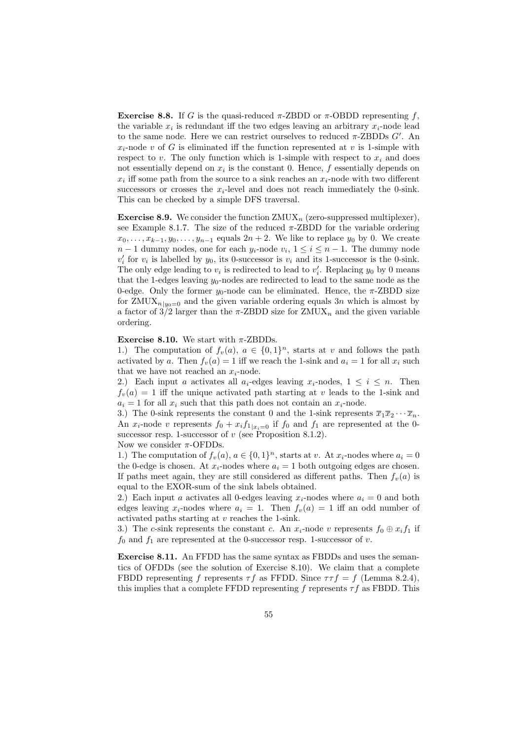**Exercise 8.8.** If $G$ is the quasi-reduced $\pi$-ZBDD or $\pi$-OBDD representing $f$, the variable $x_i$ is redundant iff the two edges leaving an arbitrary $x_i$-node lead to the same node. Here we can restrict ourselves to reduced $\pi$-ZBDDs $G'$. An $x_i$-node $v$ of $G$ is eliminated iff the function represented at $v$ is 1-simple with respect to $v$. The only function which is 1-simple with respect to $x_i$ and does not essentially depend on $x_i$ is the constant 0. Hence, $f$ essentially depends on $x_i$ iff some path from the source to a sink reaches an $x_i$-node with two different successors or crosses the $x_i$-level and does not reach immediately the 0-sink. This can be checked by a simple DFS traversal.

**Exercise 8.9.** We consider the function $\text{ZMUX}_n$ (zero-suppressed multiplexer), see Example 8.1.7. The size of the reduced $\pi$-ZBDD for the variable ordering $x_0, \ldots, x_{k-1}, y_0, \ldots, y_{n-1}$ equals $2n+2$. We like to replace $y_0$ by 0. We create $n-1$ dummy nodes, one for each $y_i$-node $v_i$, $1 \leq i \leq n-1$. The dummy node $v_i'$ for $v_i$ is labelled by $y_0$, its 0-successor is $v_i$ and its 1-successor is the 0-sink. The only edge leading to $v_i$ is redirected to lead to $v_i'$. Replacing $y_0$ by 0 means that the 1-edges leaving $y_0$-nodes are redirected to lead to the same node as the 0-edge. Only the former $y_0$-node can be eliminated. Hence, the $\pi$-ZBDD size for $\text{ZMUX}_{n|y_0=0}$ and the given variable ordering equals $3n$ which is almost by a factor of $3/2$ larger than the $\pi$-ZBDD size for $\text{ZMUX}_n$ and the given variable ordering.

**Exercise 8.10.** We start with $\pi$-ZBDDs.
1.) The computation of $f_v(a)$, $a \in \{0,1\}^n$, starts at $v$ and follows the path activated by $a$. Then $f_v(a) = 1$ iff we reach the 1-sink and $a_i = 1$ for all $x_i$ such that we have not reached an $x_i$-node.
2.) Each input $a$ activates all $a_i$-edges leaving $x_i$-nodes, $1 \leq i \leq n$. Then $f_v(a) = 1$ iff the unique activated path starting at $v$ leads to the 1-sink and $a_i = 1$ for all $x_i$ such that this path does not contain an $x_i$-node.
3.) The 0-sink represents the constant 0 and the 1-sink represents $\overline{x}_1\overline{x}_2\cdots\overline{x}_n$. An $x_i$-node $v$ represents $f_0 + x_i f_{1|x_i=0}$ if $f_0$ and $f_1$ are represented at the 0-successor resp. 1-successor of $v$ (see Proposition 8.1.2).
Now we consider $\pi$-OFDDs.
1.) The computation of $f_v(a)$, $a \in \{0,1\}^n$, starts at $v$. At $x_i$-nodes where $a_i = 0$ the 0-edge is chosen. At $x_i$-nodes where $a_i = 1$ both outgoing edges are chosen. If paths meet again, they are still considered as different paths. Then $f_v(a)$ is equal to the EXOR-sum of the sink labels obtained.
2.) Each input $a$ activates all 0-edges leaving $x_i$-nodes where $a_i = 0$ and both edges leaving $x_i$-nodes where $a_i = 1$. Then $f_v(a) = 1$ iff an odd number of activated paths starting at $v$ reaches the 1-sink.
3.) The $c$-sink represents the constant $c$. An $x_i$-node $v$ represents $f_0 \oplus x_i f_1$ if $f_0$ and $f_1$ are represented at the 0-successor resp. 1-successor of $v$.

**Exercise 8.11.** An FFDD has the same syntax as FBDDs and uses the semantics of OFDDs (see the solution of Exercise 8.10). We claim that a complete FBDD representing $f$ represents $\tau f$ as FFDD. Since $\tau\tau f = f$ (Lemma 8.2.4), this implies that a complete FFDD representing $f$ represents $\tau f$ as FBDD. This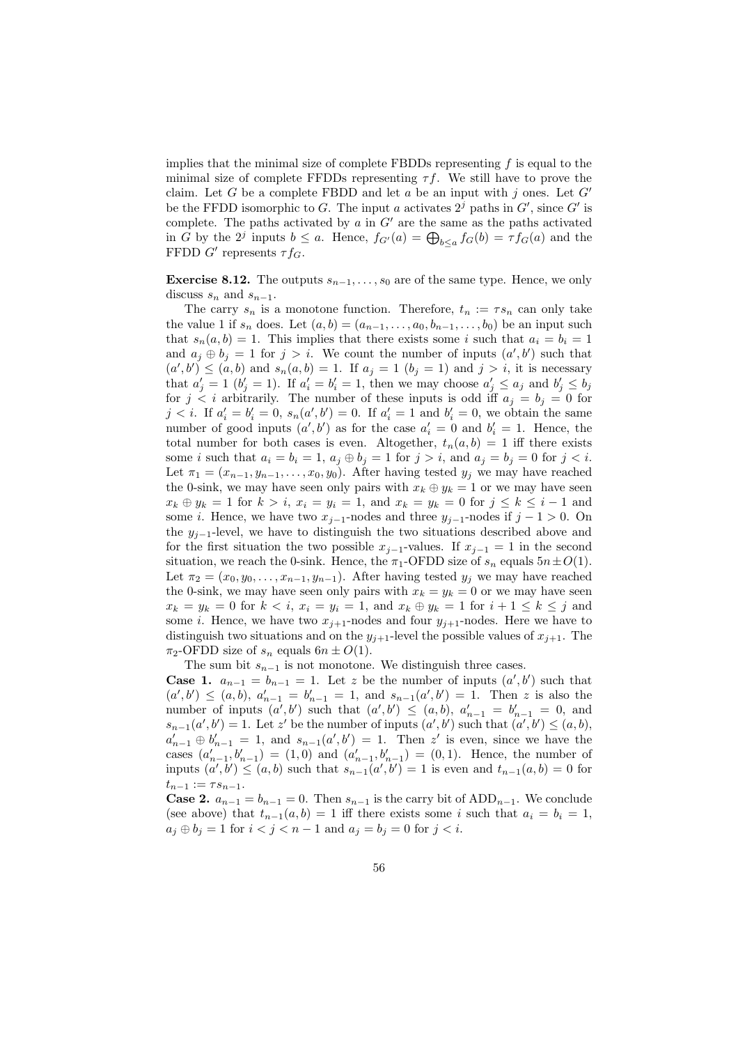implies that the minimal size of complete FBDDs representing $f$ is equal to the minimal size of complete FFDDs representing $\tau f$. We still have to prove the claim. Let $G$ be a complete FBDD and let $a$ be an input with $j$ ones. Let $G'$ be the FFDD isomorphic to $G$. The input $a$ activates $2^j$ paths in $G'$, since $G'$ is complete. The paths activated by $a$ in $G'$ are the same as the paths activated in $G$ by the $2^j$ inputs $b \leq a$. Hence, $f_{G'}(a) = \bigoplus_{b \leq a} f_G(b) = \tau f_G(a)$ and the FFDD $G'$ represents $\tau f_G$.

**Exercise 8.12.** The outputs $s_{n-1}, \ldots, s_0$ are of the same type. Hence, we only discuss $s_n$ and $s_{n-1}$.

The carry $s_n$ is a monotone function. Therefore, $t_n := \tau s_n$ can only take the value 1 if $s_n$ does. Let $(a, b) = (a_{n-1}, \ldots, a_0, b_{n-1}, \ldots, b_0)$ be an input such that $s_n(a, b) = 1$. This implies that there exists some $i$ such that $a_i = b_i = 1$ and $a_j \oplus b_j = 1$ for $j > i$. We count the number of inputs $(a', b')$ such that $(a', b') \leq (a, b)$ and $s_n(a, b) = 1$. If $a_j = 1$ ($b_j = 1$) and $j > i$, it is necessary that $a'_j = 1$ ($b'_j = 1$). If $a'_i = b'_i = 1$, then we may choose $a'_j \leq a_j$ and $b'_j \leq b_j$ for $j < i$ arbitrarily. The number of these inputs is odd iff $a_j = b_j = 0$ for $j < i$. If $a'_i = b'_i = 0$, $s_n(a', b') = 0$. If $a'_i = 1$ and $b'_i = 0$, we obtain the same number of good inputs $(a', b')$ as for the case $a'_i = 0$ and $b'_i = 1$. Hence, the total number for both cases is even. Altogether, $t_n(a, b) = 1$ iff there exists some $i$ such that $a_i = b_i = 1$, $a_j \oplus b_j = 1$ for $j > i$, and $a_j = b_j = 0$ for $j < i$. Let $\pi_1 = (x_{n-1}, y_{n-1}, \ldots, x_0, y_0)$. After having tested $y_j$ we may have reached the 0-sink, we may have seen only pairs with $x_k \oplus y_k = 1$ or we may have seen $x_k \oplus y_k = 1$ for $k > i$, $x_i = y_i = 1$, and $x_k = y_k = 0$ for $j \leq k \leq i-1$ and some $i$. Hence, we have two $x_{j-1}$-nodes and three $y_{j-1}$-nodes if $j - 1 > 0$. On the $y_{j-1}$-level, we have to distinguish the two situations described above and for the first situation the two possible $x_{j-1}$-values. If $x_{j-1} = 1$ in the second situation, we reach the 0-sink. Hence, the $\pi_1$-OFDD size of $s_n$ equals $5n \pm O(1)$. Let $\pi_2 = (x_0, y_0, \ldots, x_{n-1}, y_{n-1})$. After having tested $y_j$ we may have reached the 0-sink, we may have seen only pairs with $x_k = y_k = 0$ or we may have seen $x_k = y_k = 0$ for $k < i$, $x_i = y_i = 1$, and $x_k \oplus y_k = 1$ for $i + 1 \leq k \leq j$ and some $i$. Hence, we have two $x_{j+1}$-nodes and four $y_{j+1}$-nodes. Here we have to distinguish two situations and on the $y_{j+1}$-level the possible values of $x_{j+1}$. The $\pi_2$-OFDD size of $s_n$ equals $6n \pm O(1)$.

The sum bit $s_{n-1}$ is not monotone. We distinguish three cases.

**Case 1.** $a_{n-1} = b_{n-1} = 1$. Let $z$ be the number of inputs $(a', b')$ such that $(a', b') \leq (a, b)$, $a'_{n-1} = b'_{n-1} = 1$, and $s_{n-1}(a', b') = 1$. Then $z$ is also the number of inputs $(a', b')$ such that $(a', b') \leq (a, b)$, $a'_{n-1} = b'_{n-1} = 0$, and $s_{n-1}(a', b') = 1$. Let $z'$ be the number of inputs $(a', b')$ such that $(a', b') \leq (a, b)$, $a'_{n-1} \oplus b'_{n-1} = 1$, and $s_{n-1}(a', b') = 1$. Then $z'$ is even, since we have the cases $(a'_{n-1}, b'_{n-1}) = (1, 0)$ and $(a'_{n-1}, b'_{n-1}) = (0, 1)$. Hence, the number of inputs $(a', b') \leq (a, b)$ such that $s_{n-1}(a', b') = 1$ is even and $t_{n-1}(a, b) = 0$ for $t_{n-1} := \tau s_{n-1}$.

**Case 2.** $a_{n-1} = b_{n-1} = 0$. Then $s_{n-1}$ is the carry bit of $\mathrm{ADD}_{n-1}$. We conclude (see above) that $t_{n-1}(a, b) = 1$ iff there exists some $i$ such that $a_i = b_i = 1$, $a_j \oplus b_j = 1$ for $i < j < n - 1$ and $a_j = b_j = 0$ for $j < i$.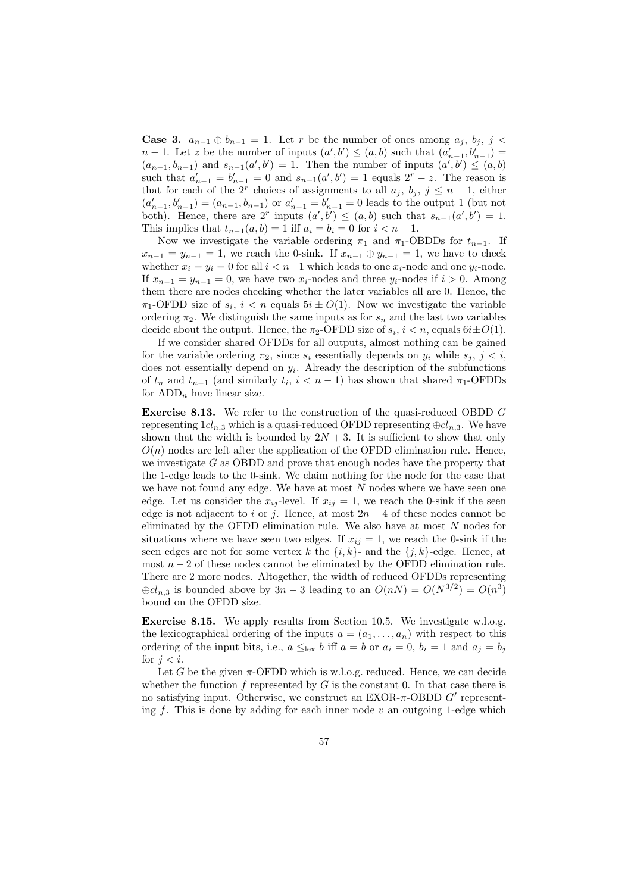**Case 3.** $a_{n-1} \oplus b_{n-1} = 1$. Let $r$ be the number of ones among $a_j$, $b_j$, $j < n-1$. Let $z$ be the number of inputs $(a', b') \le (a, b)$ such that $(a'_{n-1}, b'_{n-1}) = (a_{n-1}, b_{n-1})$ and $s_{n-1}(a', b') = 1$. Then the number of inputs $(a', b') \le (a, b)$ such that $a'_{n-1} = b'_{n-1} = 0$ and $s_{n-1}(a', b') = 1$ equals $2^r - z$. The reason is that for each of the $2^r$ choices of assignments to all $a_j$, $b_j$, $j \le n-1$, either $(a'_{n-1}, b'_{n-1}) = (a_{n-1}, b_{n-1})$ or $a'_{n-1} = b'_{n-1} = 0$ leads to the output 1 (but not both). Hence, there are $2^r$ inputs $(a', b') \le (a, b)$ such that $s_{n-1}(a', b') = 1$. This implies that $t_{n-1}(a, b) = 1$ iff $a_i = b_i = 0$ for $i < n-1$.

Now we investigate the variable ordering $\pi_1$ and $\pi_1$-OBDDs for $t_{n-1}$. If $x_{n-1} = y_{n-1} = 1$, we reach the 0-sink. If $x_{n-1} \oplus y_{n-1} = 1$, we have to check whether $x_i = y_i = 0$ for all $i < n-1$ which leads to one $x_i$-node and one $y_i$-node. If $x_{n-1} = y_{n-1} = 0$, we have two $x_i$-nodes and three $y_i$-nodes if $i > 0$. Among them there are nodes checking whether the later variables all are 0. Hence, the $\pi_1$-OFDD size of $s_i$, $i < n$ equals $5i \pm O(1)$. Now we investigate the variable ordering $\pi_2$. We distinguish the same inputs as for $s_n$ and the last two variables decide about the output. Hence, the $\pi_2$-OFDD size of $s_i$, $i < n$, equals $6i \pm O(1)$.

If we consider shared OFDDs for all outputs, almost nothing can be gained for the variable ordering $\pi_2$, since $s_i$ essentially depends on $y_i$ while $s_j$, $j < i$, does not essentially depend on $y_i$. Already the description of the subfunctions of $t_n$ and $t_{n-1}$ (and similarly $t_i$, $i < n-1$) has shown that shared $\pi_1$-OFDDs for $\text{ADD}_n$ have linear size.

**Exercise 8.13.** We refer to the construction of the quasi-reduced OBDD $G$ representing $1cl_{n,3}$ which is a quasi-reduced OFDD representing $\oplus cl_{n,3}$. We have shown that the width is bounded by $2N + 3$. It is sufficient to show that only $O(n)$ nodes are left after the application of the OFDD elimination rule. Hence, we investigate $G$ as OBDD and prove that enough nodes have the property that the 1-edge leads to the 0-sink. We claim nothing for the node for the case that we have not found any edge. We have at most $N$ nodes where we have seen one edge. Let us consider the $x_{ij}$-level. If $x_{ij} = 1$, we reach the 0-sink if the seen edge is not adjacent to $i$ or $j$. Hence, at most $2n - 4$ of these nodes cannot be eliminated by the OFDD elimination rule. We also have at most $N$ nodes for situations where we have seen two edges. If $x_{ij} = 1$, we reach the 0-sink if the seen edges are not for some vertex $k$ the $\{i, k\}$- and the $\{j, k\}$-edge. Hence, at most $n - 2$ of these nodes cannot be eliminated by the OFDD elimination rule. There are 2 more nodes. Altogether, the width of reduced OFDDs representing $\oplus cl_{n,3}$ is bounded above by $3n - 3$ leading to an $O(nN) = O(N^{3/2}) = O(n^3)$ bound on the OFDD size.

**Exercise 8.15.** We apply results from Section 10.5. We investigate w.l.o.g. the lexicographical ordering of the inputs $a = (a_1, \dots, a_n)$ with respect to this ordering of the input bits, i.e., $a \le_{\text{lex}} b$ iff $a = b$ or $a_i = 0$, $b_i = 1$ and $a_j = b_j$ for $j < i$.

Let $G$ be the given $\pi$-OFDD which is w.l.o.g. reduced. Hence, we can decide whether the function $f$ represented by $G$ is the constant 0. In that case there is no satisfying input. Otherwise, we construct an EXOR-$\pi$-OBDD $G'$ representing $f$. This is done by adding for each inner node $v$ an outgoing 1-edge which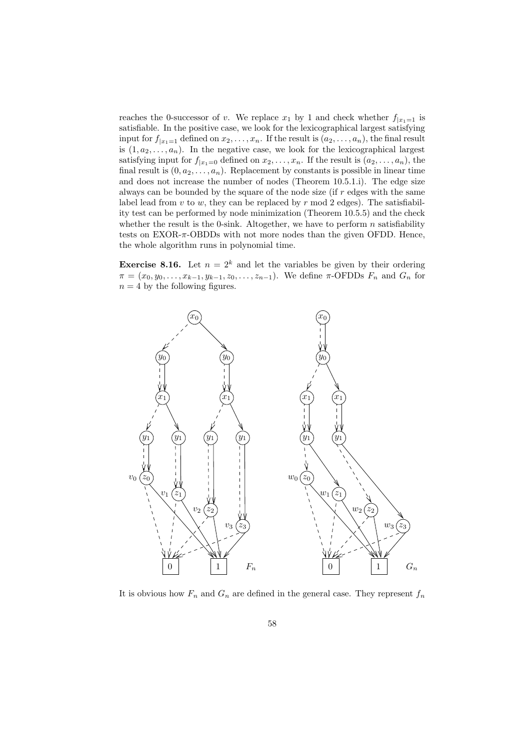reaches the 0-successor of $v$. We replace $x_1$ by 1 and check whether $f_{|x_1=1}$ is satisfiable. In the positive case, we look for the lexicographical largest satisfying input for $f_{|x_1=1}$ defined on $x_2, \ldots, x_n$. If the result is $(a_2, \ldots, a_n)$, the final result is $(1, a_2, \ldots, a_n)$. In the negative case, we look for the lexicographical largest satisfying input for $f_{|x_1=0}$ defined on $x_2, \ldots, x_n$. If the result is $(a_2, \ldots, a_n)$, the final result is $(0, a_2, \ldots, a_n)$. Replacement by constants is possible in linear time and does not increase the number of nodes (Theorem 10.5.1.i). The edge size always can be bounded by the square of the node size (if $r$ edges with the same label lead from $v$ to $w$, they can be replaced by $r$ mod 2 edges). The satisfiability test can be performed by node minimization (Theorem 10.5.5) and the check whether the result is the 0-sink. Altogether, we have to perform $n$ satisfiability tests on EXOR-$\pi$-OBDDs with not more nodes than the given OFDD. Hence, the whole algorithm runs in polynomial time.

**Exercise 8.16.** Let $n = 2^k$ and let the variables be given by their ordering $\pi = (x_0, y_0, \ldots, x_{k-1}, y_{k-1}, z_0, \ldots, z_{n-1})$. We define $\pi$-OFDDs $F_n$ and $G_n$ for $n = 4$ by the following figures.

It is obvious how $F_n$ and $G_n$ are defined in the general case. They represent $f_n$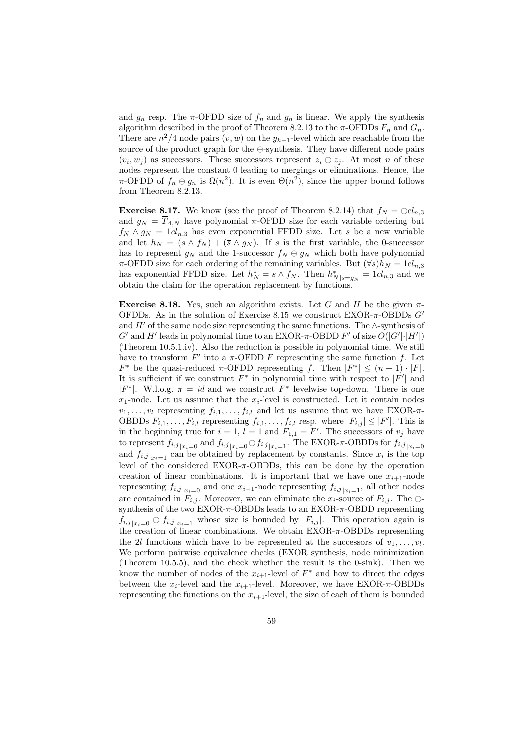and $g_n$ resp. The $\pi$-OFDD size of $f_n$ and $g_n$ is linear. We apply the synthesis algorithm described in the proof of Theorem 8.2.13 to the $\pi$-OFDDs $F_n$ and $G_n$. There are $n^2/4$ node pairs $(v, w)$ on the $y_{k-1}$-level which are reachable from the source of the product graph for the $\oplus$-synthesis. They have different node pairs $(v_i, w_j)$ as successors. These successors represent $z_i \oplus z_j$. At most $n$ of these nodes represent the constant 0 leading to mergings or eliminations. Hence, the $\pi$-OFDD of $f_n \oplus g_n$ is $\Omega(n^2)$. It is even $\Theta(n^2)$, since the upper bound follows from Theorem 8.2.13.

**Exercise 8.17.** We know (see the proof of Theorem 8.2.14) that $f_N = \oplus cl_{n,3}$ and $g_N = \overline{T}_{4,N}$ have polynomial $\pi$-OFDD size for each variable ordering but $f_N \wedge g_N = 1cl_{n,3}$ has even exponential FFDD size. Let $s$ be a new variable and let $h_N = (s \wedge f_N) + (\overline{s} \wedge g_N)$. If $s$ is the first variable, the 0-successor has to represent $g_N$ and the 1-successor $f_N \oplus g_N$ which both have polynomial $\pi$-OFDD size for each ordering of the remaining variables. But $(\forall s) h_N = 1cl_{n,3}$ has exponential FFDD size. Let $h_N^* = s \wedge f_N$. Then $h^*_{N|s=g_N} = 1cl_{n,3}$ and we obtain the claim for the operation replacement by functions.

**Exercise 8.18.** Yes, such an algorithm exists. Let $G$ and $H$ be the given $\pi$-OFDDs. As in the solution of Exercise 8.15 we construct EXOR-$\pi$-OBDDs $G'$ and $H'$ of the same node size representing the same functions. The $\wedge$-synthesis of $G'$ and $H'$ leads in polynomial time to an EXOR-$\pi$-OBDD $F'$ of size $O(|G'|\cdot|H'|)$ (Theorem 10.5.1.iv). Also the reduction is possible in polynomial time. We still have to transform $F'$ into a $\pi$-OFDD $F$ representing the same function $f$. Let $F^*$ be the quasi-reduced $\pi$-OFDD representing $f$. Then $|F^*| \leq (n+1)\cdot|F|$. It is sufficient if we construct $F^*$ in polynomial time with respect to $|F'|$ and $|F^*|$. W.l.o.g. $\pi = id$ and we construct $F^*$ levelwise top-down. There is one $x_1$-node. Let us assume that the $x_i$-level is constructed. Let it contain nodes $v_1, \ldots, v_l$ representing $f_{i,1}, \ldots, f_{i,l}$ and let us assume that we have EXOR-$\pi$-OBDDs $F_{i,1}, \ldots, F_{i,l}$ representing $f_{i,1}, \ldots, f_{i,l}$ resp. where $|F_{i,j}| \leq |F'|$. This is in the beginning true for $i = 1$, $l = 1$ and $F_{1,1} = F'$. The successors of $v_j$ have to represent $f_{i,j|x_i=0}$ and $f_{i,j|x_i=0} \oplus f_{i,j|x_i=1}$. The EXOR-$\pi$-OBDDs for $f_{i,j|x_i=0}$ and $f_{i,j|x_i=1}$ can be obtained by replacement by constants. Since $x_i$ is the top level of the considered EXOR-$\pi$-OBDDs, this can be done by the operation creation of linear combinations. It is important that we have one $x_{i+1}$-node representing $f_{i,j|x_i=0}$ and one $x_{i+1}$-node representing $f_{i,j|x_i=1}$, all other nodes are contained in $F_{i,j}$. Moreover, we can eliminate the $x_i$-source of $F_{i,j}$. The $\oplus$-synthesis of the two EXOR-$\pi$-OBDDs leads to an EXOR-$\pi$-OBDD representing $f_{i,j|x_i=0} \oplus f_{i,j|x_i=1}$ whose size is bounded by $|F_{i,j}|$. This operation again is the creation of linear combinations. We obtain EXOR-$\pi$-OBDDs representing the $2l$ functions which have to be represented at the successors of $v_1, \ldots, v_l$. We perform pairwise equivalence checks (EXOR synthesis, node minimization (Theorem 10.5.5), and the check whether the result is the 0-sink). Then we know the number of nodes of the $x_{i+1}$-level of $F^*$ and how to direct the edges between the $x_i$-level and the $x_{i+1}$-level. Moreover, we have EXOR-$\pi$-OBDDs representing the functions on the $x_{i+1}$-level, the size of each of them is bounded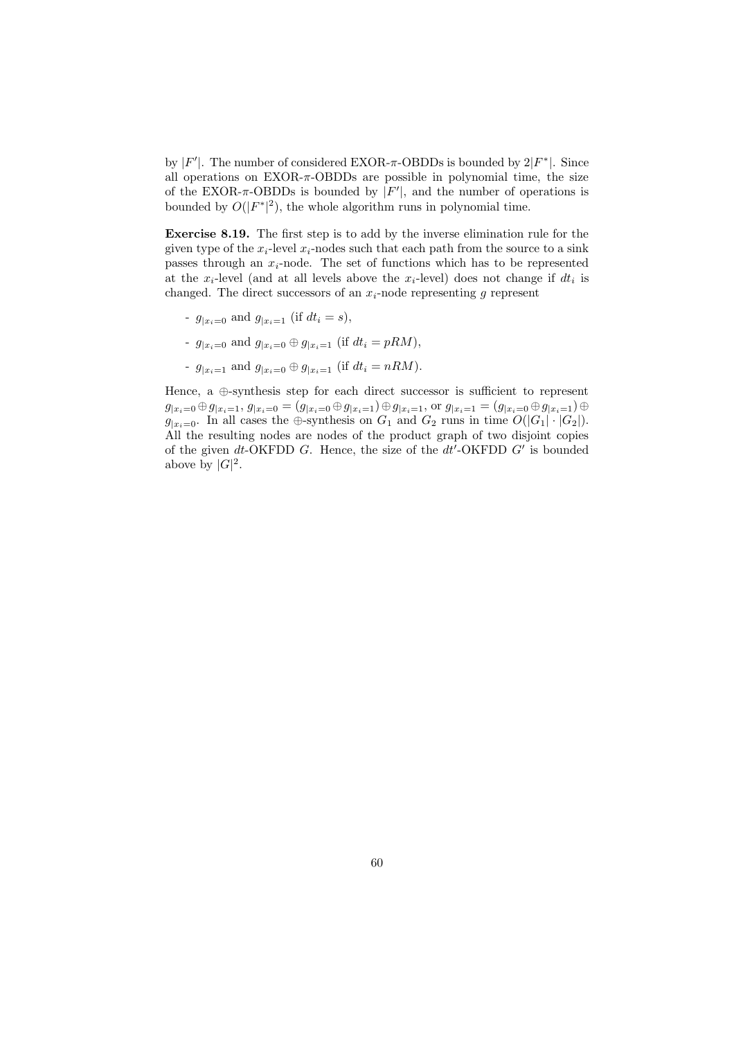by $|F'|$. The number of considered EXOR-$\pi$-OBDDs is bounded by $2|F^*|$. Since all operations on EXOR-$\pi$-OBDDs are possible in polynomial time, the size of the EXOR-$\pi$-OBDDs is bounded by $|F'|$, and the number of operations is bounded by $O(|F^*|^2)$, the whole algorithm runs in polynomial time.

**Exercise 8.19.** The first step is to add by the inverse elimination rule for the given type of the $x_i$-level $x_i$-nodes such that each path from the source to a sink passes through an $x_i$-node. The set of functions which has to be represented at the $x_i$-level (and at all levels above the $x_i$-level) does not change if $dt_i$ is changed. The direct successors of an $x_i$-node representing $g$ represent

- $g_{|x_i=0}$ and $g_{|x_i=1}$ (if $dt_i = s$),
- $g_{|x_i=0}$ and $g_{|x_i=0} \oplus g_{|x_i=1}$ (if $dt_i = pRM$),
- $g_{|x_i=1}$ and $g_{|x_i=0} \oplus g_{|x_i=1}$ (if $dt_i = nRM$).

Hence, a $\oplus$-synthesis step for each direct successor is sufficient to represent $g_{|x_i=0} \oplus g_{|x_i=1}$, $g_{|x_i=0} = (g_{|x_i=0} \oplus g_{|x_i=1}) \oplus g_{|x_i=1}$, or $g_{|x_i=1} = (g_{|x_i=0} \oplus g_{|x_i=1}) \oplus g_{|x_i=0}$. In all cases the $\oplus$-synthesis on $G_1$ and $G_2$ runs in time $O(|G_1| \cdot |G_2|)$. All the resulting nodes are nodes of the product graph of two disjoint copies of the given $dt$-OKFDD $G$. Hence, the size of the $dt'$-OKFDD $G'$ is bounded above by $|G|^2$.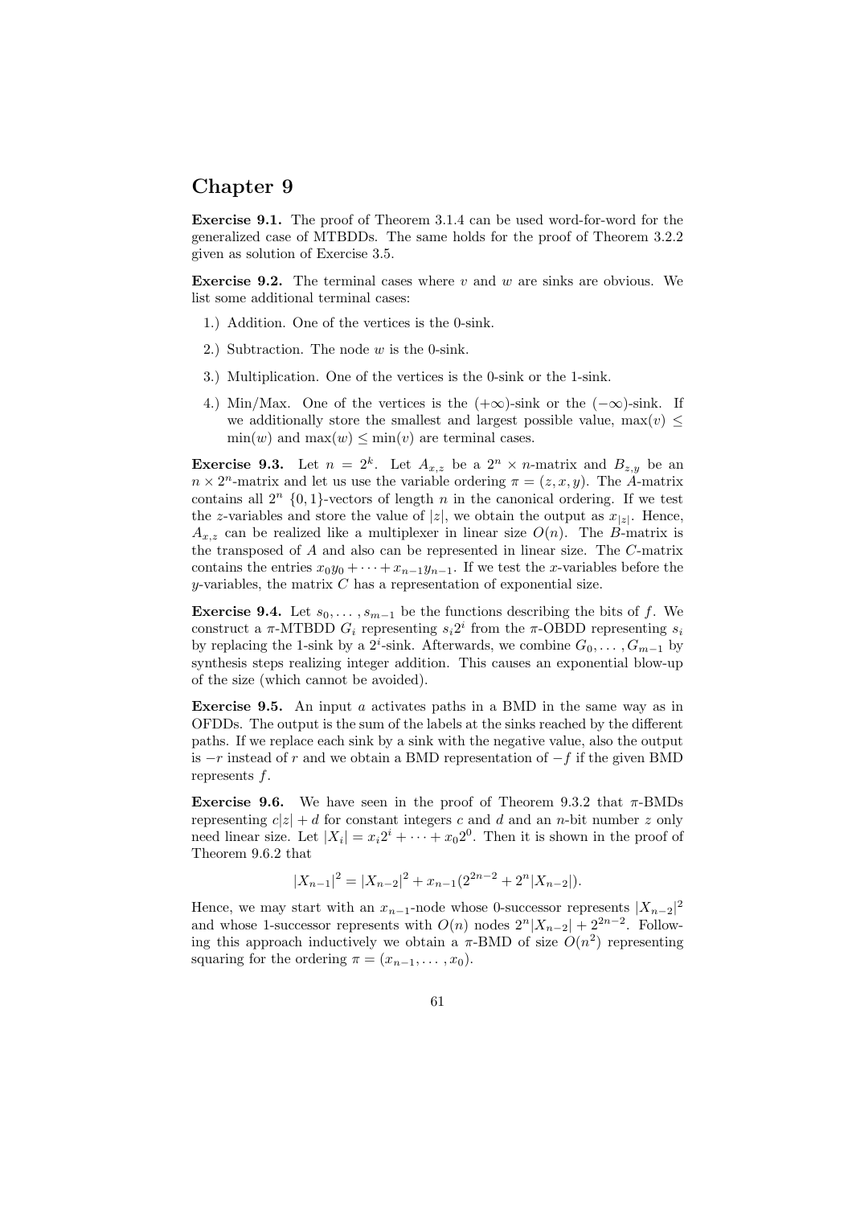# Chapter 9

**Exercise 9.1.** The proof of Theorem 3.1.4 can be used word-for-word for the generalized case of MTBDDs. The same holds for the proof of Theorem 3.2.2 given as solution of Exercise 3.5.

**Exercise 9.2.** The terminal cases where $v$ and $w$ are sinks are obvious. We list some additional terminal cases:

1.) Addition. One of the vertices is the 0-sink.

2.) Subtraction. The node $w$ is the 0-sink.

3.) Multiplication. One of the vertices is the 0-sink or the 1-sink.

4.) Min/Max. One of the vertices is the $(+\infty)$-sink or the $(-\infty)$-sink. If we additionally store the smallest and largest possible value, $\max(v) \le \min(w)$ and $\max(w) \le \min(v)$ are terminal cases.

**Exercise 9.3.** Let $n = 2^k$. Let $A_{x,z}$ be a $2^n \times n$-matrix and $B_{z,y}$ be an $n \times 2^n$-matrix and let us use the variable ordering $\pi = (z, x, y)$. The $A$-matrix contains all $2^n$ $\{0,1\}$-vectors of length $n$ in the canonical ordering. If we test the $z$-variables and store the value of $|z|$, we obtain the output as $x_{|z|}$. Hence, $A_{x,z}$ can be realized like a multiplexer in linear size $O(n)$. The $B$-matrix is the transposed of $A$ and also can be represented in linear size. The $C$-matrix contains the entries $x_0y_0 + \cdots + x_{n-1}y_{n-1}$. If we test the $x$-variables before the $y$-variables, the matrix $C$ has a representation of exponential size.

**Exercise 9.4.** Let $s_0, \ldots, s_{m-1}$ be the functions describing the bits of $f$. We construct a $\pi$-MTBDD $G_i$ representing $s_i 2^i$ from the $\pi$-OBDD representing $s_i$ by replacing the 1-sink by a $2^i$-sink. Afterwards, we combine $G_0, \ldots, G_{m-1}$ by synthesis steps realizing integer addition. This causes an exponential blow-up of the size (which cannot be avoided).

**Exercise 9.5.** An input $a$ activates paths in a BMD in the same way as in OFDDs. The output is the sum of the labels at the sinks reached by the different paths. If we replace each sink by a sink with the negative value, also the output is $-r$ instead of $r$ and we obtain a BMD representation of $-f$ if the given BMD represents $f$.

**Exercise 9.6.** We have seen in the proof of Theorem 9.3.2 that $\pi$-BMDs representing $c|z| + d$ for constant integers $c$ and $d$ and an $n$-bit number $z$ only need linear size. Let $|X_i| = x_i 2^i + \cdots + x_0 2^0$. Then it is shown in the proof of Theorem 9.6.2 that

$$|X_{n-1}|^2 = |X_{n-2}|^2 + x_{n-1}(2^{2n-2} + 2^n |X_{n-2}|).$$

Hence, we may start with an $x_{n-1}$-node whose 0-successor represents $|X_{n-2}|^2$ and whose 1-successor represents with $O(n)$ nodes $2^n |X_{n-2}| + 2^{2n-2}$. Following this approach inductively we obtain a $\pi$-BMD of size $O(n^2)$ representing squaring for the ordering $\pi = (x_{n-1}, \ldots, x_0)$.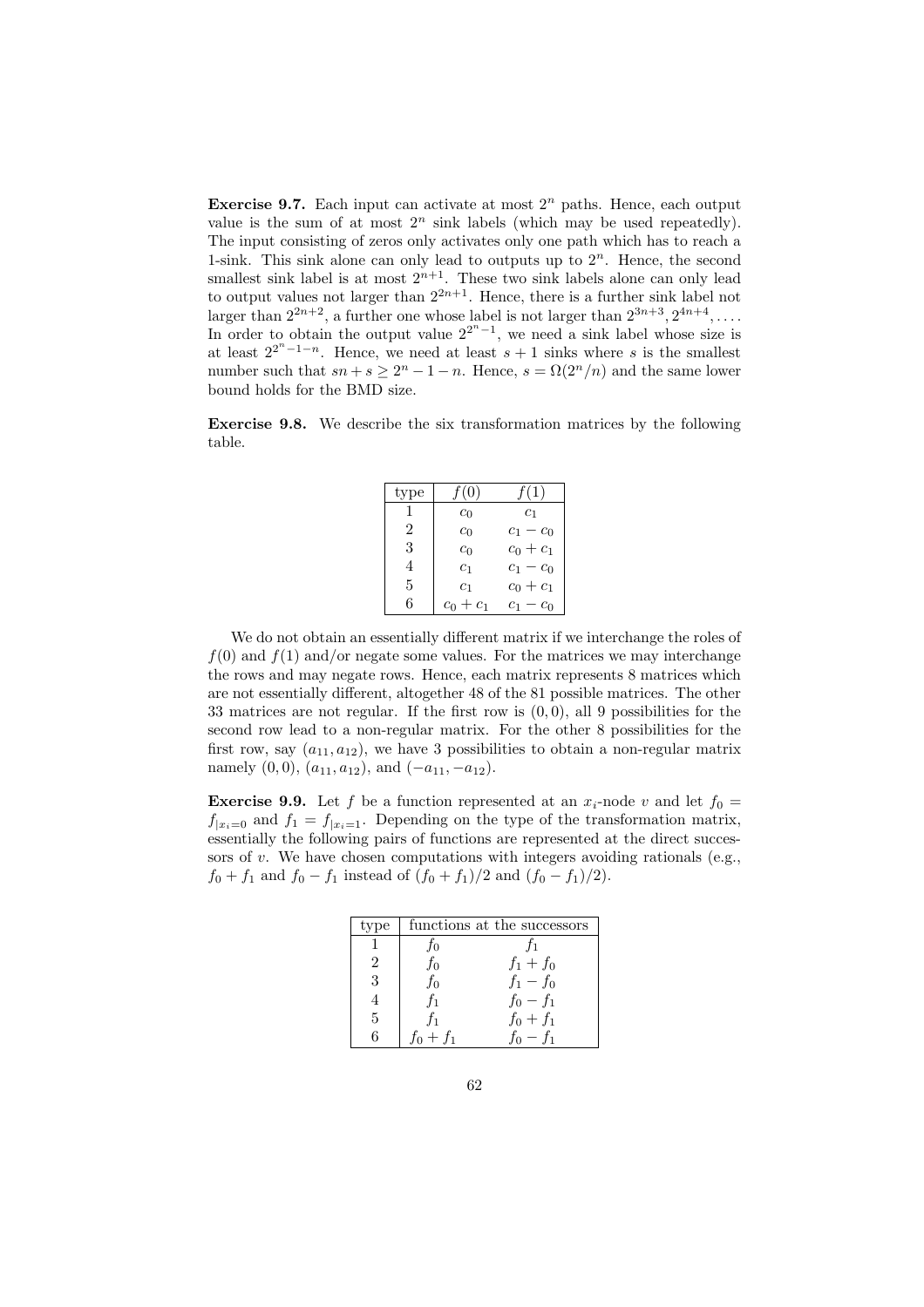**Exercise 9.7.** Each input can activate at most $2^n$ paths. Hence, each output value is the sum of at most $2^n$ sink labels (which may be used repeatedly). The input consisting of zeros only activates only one path which has to reach a 1-sink. This sink alone can only lead to outputs up to $2^n$. Hence, the second smallest sink label is at most $2^{n+1}$. These two sink labels alone can only lead to output values not larger than $2^{2n+1}$. Hence, there is a further sink label not larger than $2^{2n+2}$, a further one whose label is not larger than $2^{3n+3}, 2^{4n+4}, \ldots$. In order to obtain the output value $2^{2^n-1}$, we need a sink label whose size is at least $2^{2^n-1-n}$. Hence, we need at least $s+1$ sinks where $s$ is the smallest number such that $sn + s \geq 2^n - 1 - n$. Hence, $s = \Omega(2^n/n)$ and the same lower bound holds for the BMD size.

**Exercise 9.8.** We describe the six transformation matrices by the following table.

| type | $f(0)$ | $f(1)$ |
|---|---|---|
| 1 | $c_0$ | $c_1$ |
| 2 | $c_0$ | $c_1 - c_0$ |
| 3 | $c_0$ | $c_0 + c_1$ |
| 4 | $c_1$ | $c_1 - c_0$ |
| 5 | $c_1$ | $c_0 + c_1$ |
| 6 | $c_0 + c_1$ | $c_1 - c_0$ |

We do not obtain an essentially different matrix if we interchange the roles of $f(0)$ and $f(1)$ and/or negate some values. For the matrices we may interchange the rows and may negate rows. Hence, each matrix represents 8 matrices which are not essentially different, altogether 48 of the 81 possible matrices. The other 33 matrices are not regular. If the first row is $(0,0)$, all 9 possibilities for the second row lead to a non-regular matrix. For the other 8 possibilities for the first row, say $(a_{11}, a_{12})$, we have 3 possibilities to obtain a non-regular matrix namely $(0,0)$, $(a_{11}, a_{12})$, and $(-a_{11}, -a_{12})$.

**Exercise 9.9.** Let $f$ be a function represented at an $x_i$-node $v$ and let $f_0 = f_{|x_i=0}$ and $f_1 = f_{|x_i=1}$. Depending on the type of the transformation matrix, essentially the following pairs of functions are represented at the direct successors of $v$. We have chosen computations with integers avoiding rationals (e.g., $f_0 + f_1$ and $f_0 - f_1$ instead of $(f_0 + f_1)/2$ and $(f_0 - f_1)/2$).

| type | functions at the successors | |
|---|---|---|
| 1 | $f_0$ | $f_1$ |
| 2 | $f_0$ | $f_1 + f_0$ |
| 3 | $f_0$ | $f_1 - f_0$ |
| 4 | $f_1$ | $f_0 - f_1$ |
| 5 | $f_1$ | $f_0 + f_1$ |
| 6 | $f_0 + f_1$ | $f_0 - f_1$ |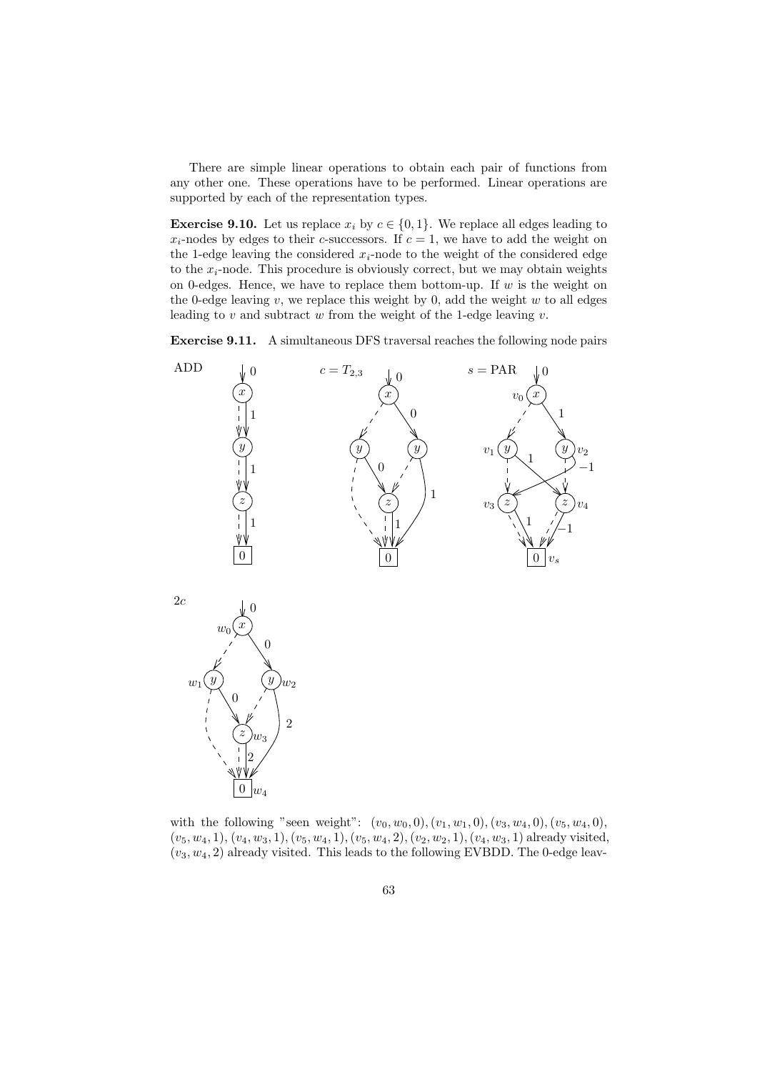There are simple linear operations to obtain each pair of functions from any other one. These operations have to be performed. Linear operations are supported by each of the representation types.

**Exercise 9.10.** Let us replace $x_i$ by $c \in \{0,1\}$. We replace all edges leading to $x_i$-nodes by edges to their $c$-successors. If $c = 1$, we have to add the weight on the 1-edge leaving the considered $x_i$-node to the weight of the considered edge to the $x_i$-node. This procedure is obviously correct, but we may obtain weights on 0-edges. Hence, we have to replace them bottom-up. If $w$ is the weight on the 0-edge leaving $v$, we replace this weight by 0, add the weight $w$ to all edges leading to $v$ and subtract $w$ from the weight of the 1-edge leaving $v$.

**Exercise 9.11.** A simultaneous DFS traversal reaches the following node pairs

with the following "seen weight": $(v_0, w_0, 0), (v_1, w_1, 0), (v_3, w_4, 0), (v_5, w_4, 0),$ $(v_5, w_4, 1), (v_4, w_3, 1), (v_5, w_4, 1), (v_5, w_4, 2), (v_2, w_2, 1), (v_4, w_3, 1)$ already visited, $(v_3, w_4, 2)$ already visited. This leads to the following EVBDD. The 0-edge leav-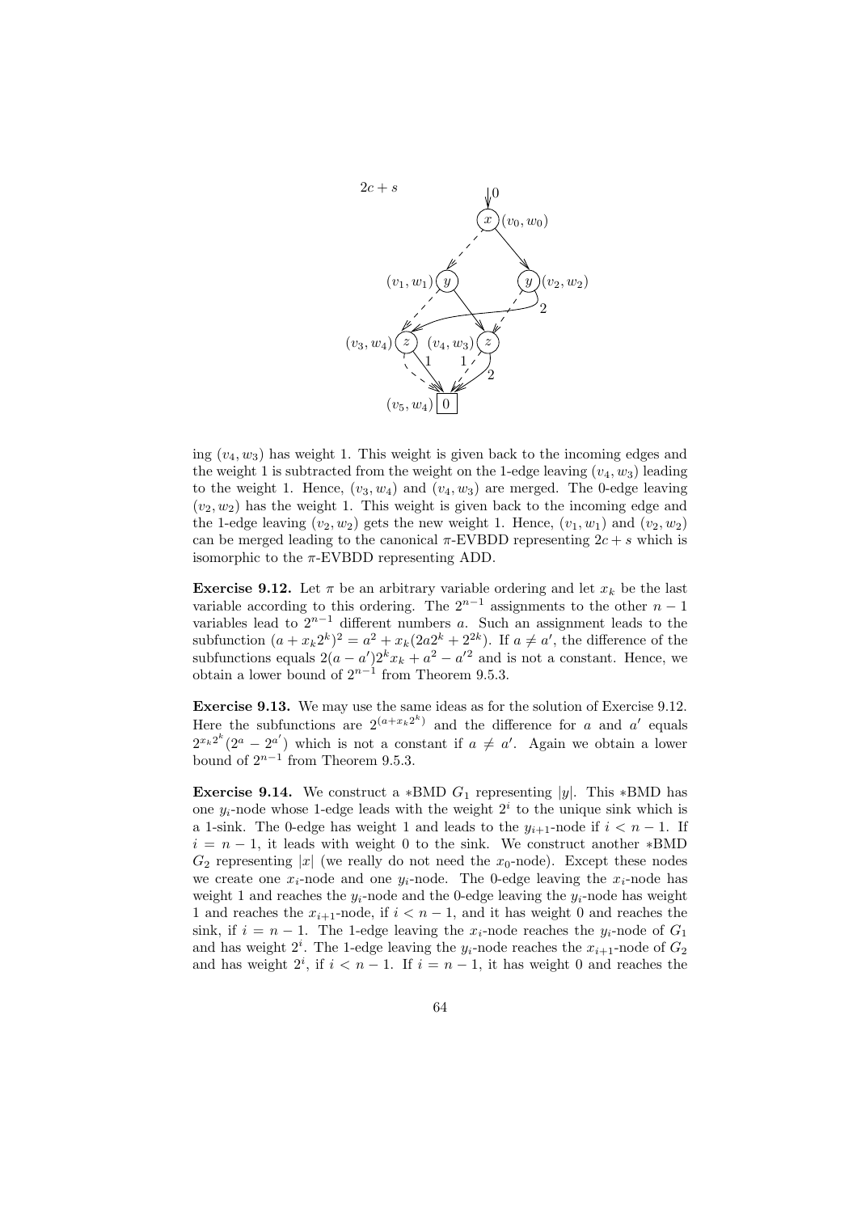2c + s

ing $(v_4, w_3)$ has weight 1. This weight is given back to the incoming edges and the weight 1 is subtracted from the weight on the 1-edge leaving $(v_4, w_3)$ leading to the weight 1. Hence, $(v_3, w_4)$ and $(v_4, w_3)$ are merged. The 0-edge leaving $(v_2, w_2)$ has the weight 1. This weight is given back to the incoming edge and the 1-edge leaving $(v_2, w_2)$ gets the new weight 1. Hence, $(v_1, w_1)$ and $(v_2, w_2)$ can be merged leading to the canonical $\pi$-EVBDD representing $2c + s$ which is isomorphic to the $\pi$-EVBDD representing ADD.

**Exercise 9.12.** Let $\pi$ be an arbitrary variable ordering and let $x_k$ be the last variable according to this ordering. The $2^{n-1}$ assignments to the other $n-1$ variables lead to $2^{n-1}$ different numbers $a$. Such an assignment leads to the subfunction $(a + x_k 2^k)^2 = a^2 + x_k(2a2^k + 2^{2k})$. If $a \neq a'$, the difference of the subfunctions equals $2(a - a')2^k x_k + a^2 - a'^2$ and is not a constant. Hence, we obtain a lower bound of $2^{n-1}$ from Theorem 9.5.3.

**Exercise 9.13.** We may use the same ideas as for the solution of Exercise 9.12. Here the subfunctions are $2^{(a + x_k 2^k)}$ and the difference for $a$ and $a'$ equals $2^{x_k 2^k}(2^a - 2^{a'})$ which is not a constant if $a \neq a'$. Again we obtain a lower bound of $2^{n-1}$ from Theorem 9.5.3.

**Exercise 9.14.** We construct a *BMD $G_1$ representing $|y|$. This *BMD has one $y_i$-node whose 1-edge leads with the weight $2^i$ to the unique sink which is a 1-sink. The 0-edge has weight 1 and leads to the $y_{i+1}$-node if $i < n-1$. If $i = n-1$, it leads with weight 0 to the sink. We construct another *BMD $G_2$ representing $|x|$ (we really do not need the $x_0$-node). Except these nodes we create one $x_i$-node and one $y_i$-node. The 0-edge leaving the $x_i$-node has weight 1 and reaches the $y_i$-node and the 0-edge leaving the $y_i$-node has weight 1 and reaches the $x_{i+1}$-node, if $i < n-1$, and it has weight 0 and reaches the sink, if $i = n-1$. The 1-edge leaving the $x_i$-node reaches the $y_i$-node of $G_1$ and has weight $2^i$. The 1-edge leaving the $y_i$-node reaches the $x_{i+1}$-node of $G_2$ and has weight $2^i$, if $i < n-1$. If $i = n-1$, it has weight 0 and reaches the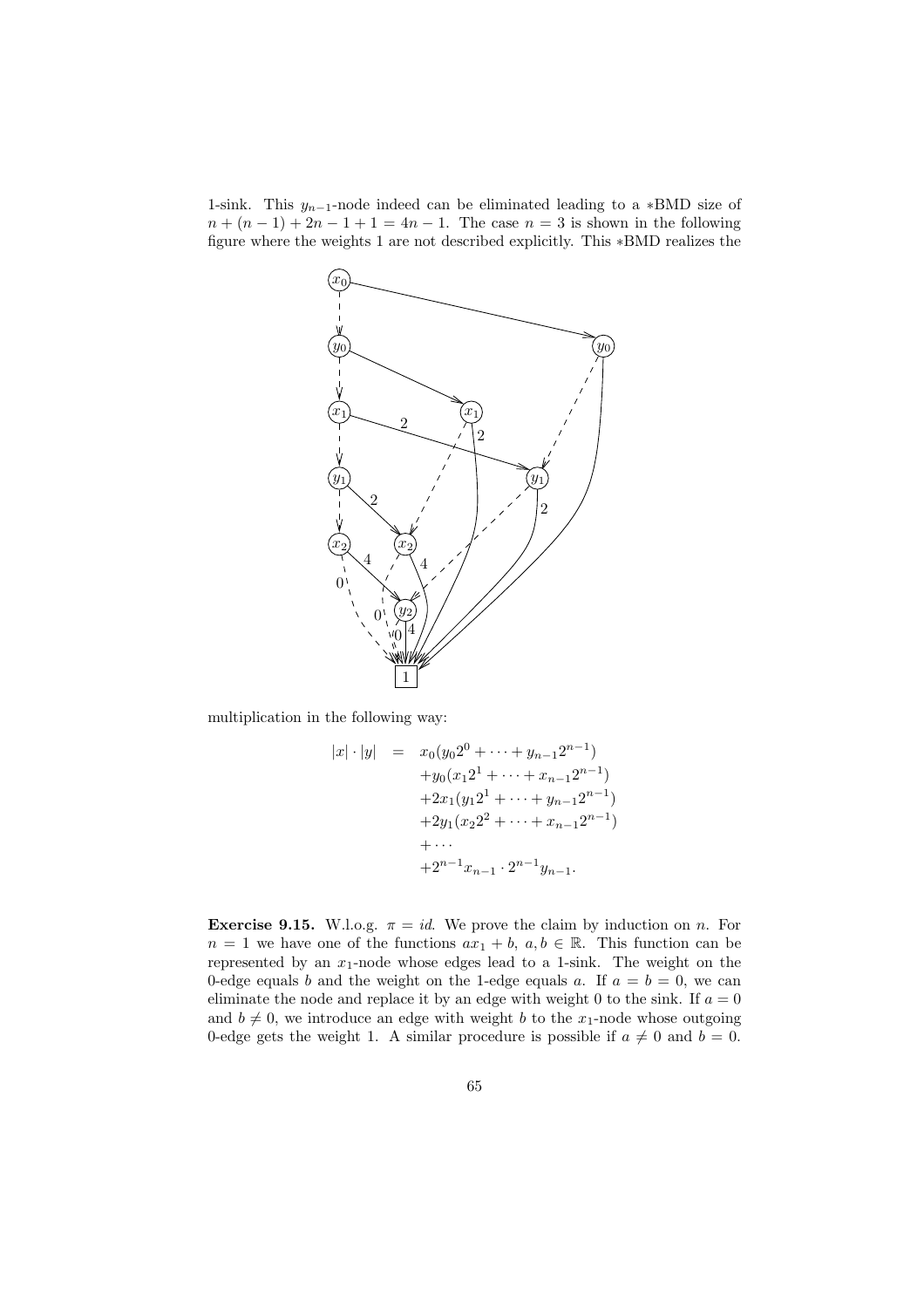1-sink. This $y_{n-1}$-node indeed can be eliminated leading to a *BMD size of $n + (n-1) + 2n - 1 + 1 = 4n - 1$. The case $n = 3$ is shown in the following figure where the weights 1 are not described explicitly. This *BMD realizes the multiplication in the following way:

$$
\begin{aligned}
|x| \cdot |y| \;=\;& x_0(y_0 2^0 + \cdots + y_{n-1}2^{n-1}) \\
&+ y_0(x_1 2^1 + \cdots + x_{n-1}2^{n-1}) \\
&+ 2x_1(y_1 2^1 + \cdots + y_{n-1}2^{n-1}) \\
&+ 2y_1(x_2 2^2 + \cdots + x_{n-1}2^{n-1}) \\
&+ \cdots \\
&+ 2^{n-1}x_{n-1} \cdot 2^{n-1}y_{n-1}.
\end{aligned}
$$

**Exercise 9.15.** W.l.o.g. $\pi = id$. We prove the claim by induction on $n$. For $n = 1$ we have one of the functions $ax_1 + b$, $a, b \in \mathbb{R}$. This function can be represented by an $x_1$-node whose edges lead to a 1-sink. The weight on the 0-edge equals $b$ and the weight on the 1-edge equals $a$. If $a = b = 0$, we can eliminate the node and replace it by an edge with weight 0 to the sink. If $a = 0$ and $b \neq 0$, we introduce an edge with weight $b$ to the $x_1$-node whose outgoing 0-edge gets the weight 1. A similar procedure is possible if $a \neq 0$ and $b = 0$.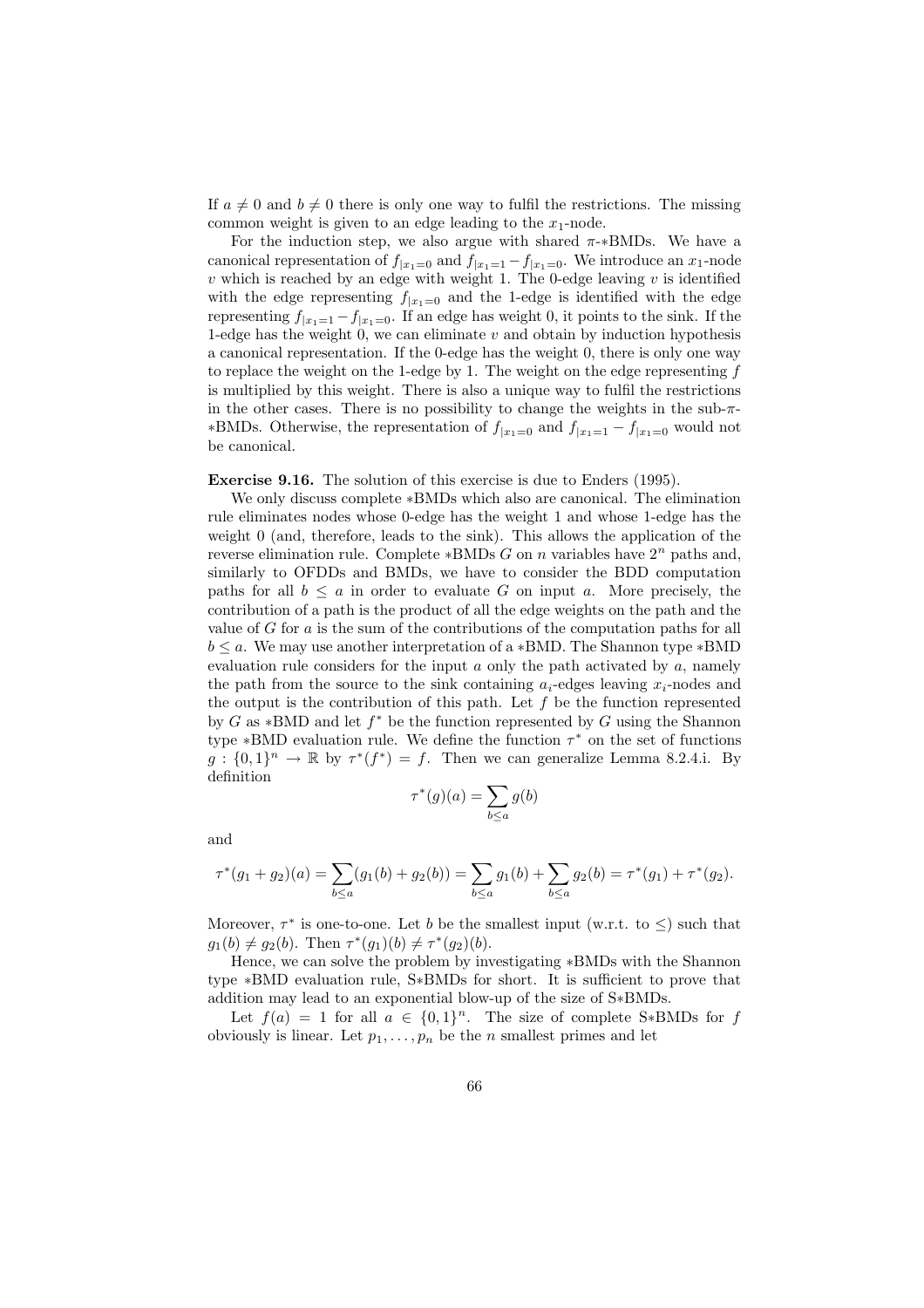If $a \neq 0$ and $b \neq 0$ there is only one way to fulfil the restrictions. The missing common weight is given to an edge leading to the $x_1$-node.

For the induction step, we also argue with shared $\pi$-$*$BMDs. We have a canonical representation of $f_{|x_1=0}$ and $f_{|x_1=1} - f_{|x_1=0}$. We introduce an $x_1$-node $v$ which is reached by an edge with weight 1. The 0-edge leaving $v$ is identified with the edge representing $f_{|x_1=0}$ and the 1-edge is identified with the edge representing $f_{|x_1=1} - f_{|x_1=0}$. If an edge has weight 0, it points to the sink. If the 1-edge has the weight 0, we can eliminate $v$ and obtain by induction hypothesis a canonical representation. If the 0-edge has the weight 0, there is only one way to replace the weight on the 1-edge by 1. The weight on the edge representing $f$ is multiplied by this weight. There is also a unique way to fulfil the restrictions in the other cases. There is no possibility to change the weights in the sub-$\pi$-$*$BMDs. Otherwise, the representation of $f_{|x_1=0}$ and $f_{|x_1=1} - f_{|x_1=0}$ would not be canonical.

**Exercise 9.16.** The solution of this exercise is due to Enders (1995).

We only discuss complete $*$BMDs which also are canonical. The elimination rule eliminates nodes whose 0-edge has the weight 1 and whose 1-edge has the weight 0 (and, therefore, leads to the sink). This allows the application of the reverse elimination rule. Complete $*$BMDs $G$ on $n$ variables have $2^n$ paths and, similarly to OFDDs and BMDs, we have to consider the BDD computation paths for all $b \leq a$ in order to evaluate $G$ on input $a$. More precisely, the contribution of a path is the product of all the edge weights on the path and the value of $G$ for $a$ is the sum of the contributions of the computation paths for all $b \leq a$. We may use another interpretation of a $*$BMD. The Shannon type $*$BMD evaluation rule considers for the input $a$ only the path activated by $a$, namely the path from the source to the sink containing $a_i$-edges leaving $x_i$-nodes and the output is the contribution of this path. Let $f$ be the function represented by $G$ as $*$BMD and let $f^*$ be the function represented by $G$ using the Shannon type $*$BMD evaluation rule. We define the function $\tau^*$ on the set of functions $g : \{0,1\}^n \to \mathbb{R}$ by $\tau^*(f^*) = f$. Then we can generalize Lemma 8.2.4.i. By definition

$$\tau^*(g)(a) = \sum_{b \leq a} g(b)$$

and

$$\tau^*(g_1 + g_2)(a) = \sum_{b \leq a} (g_1(b) + g_2(b)) = \sum_{b \leq a} g_1(b) + \sum_{b \leq a} g_2(b) = \tau^*(g_1) + \tau^*(g_2).$$

Moreover, $\tau^*$ is one-to-one. Let $b$ be the smallest input (w.r.t. to $\leq$) such that $g_1(b) \neq g_2(b)$. Then $\tau^*(g_1)(b) \neq \tau^*(g_2)(b)$.

Hence, we can solve the problem by investigating $*$BMDs with the Shannon type $*$BMD evaluation rule, S$*$BMDs for short. It is sufficient to prove that addition may lead to an exponential blow-up of the size of S$*$BMDs.

Let $f(a) = 1$ for all $a \in \{0,1\}^n$. The size of complete S$*$BMDs for $f$ obviously is linear. Let $p_1, \dots, p_n$ be the $n$ smallest primes and let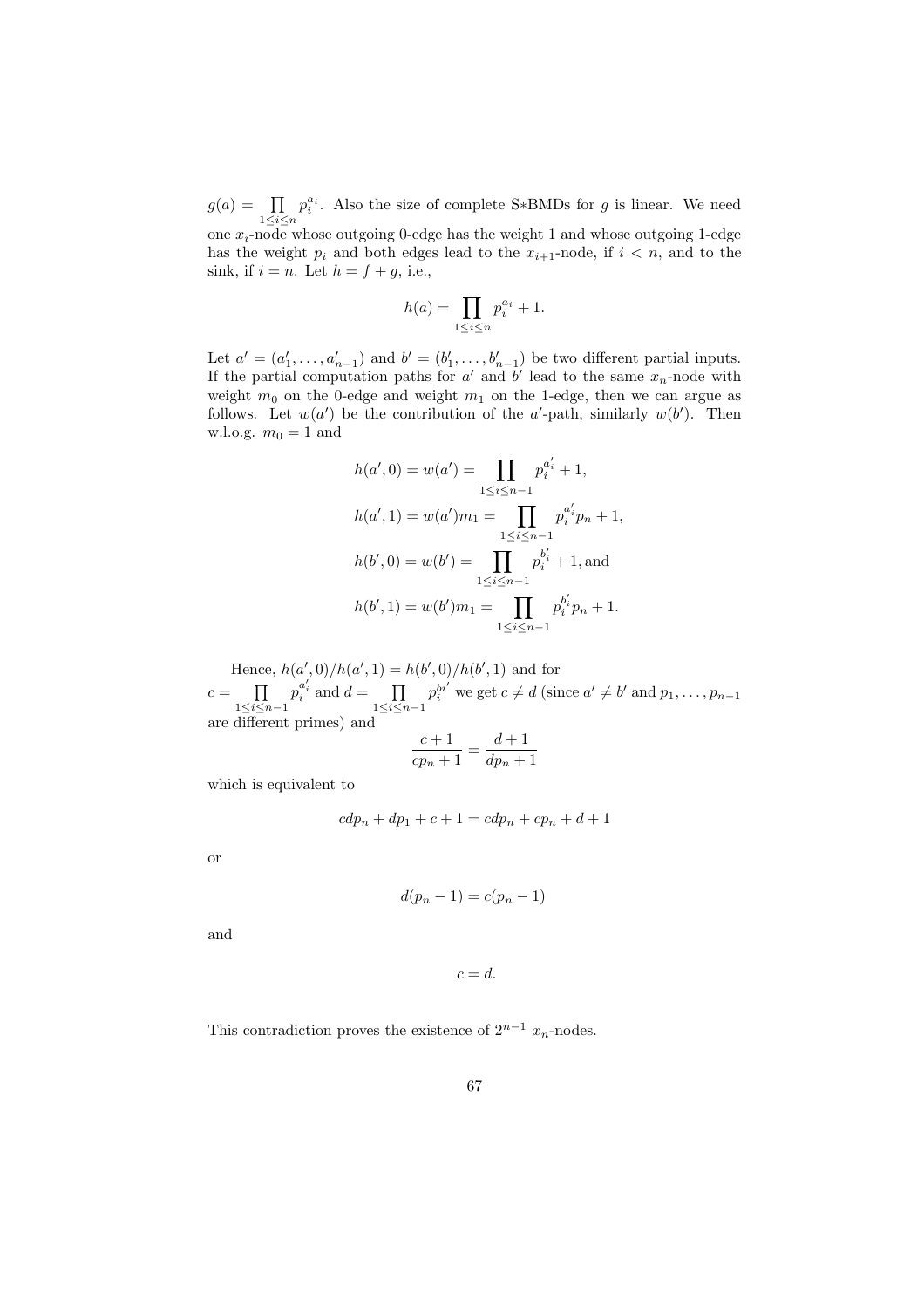$g(a) = \prod_{1 \le i \le n} p_i^{a_i}$. Also the size of complete S*BMDs for $g$ is linear. We need one $x_i$-node whose outgoing 0-edge has the weight 1 and whose outgoing 1-edge has the weight $p_i$ and both edges lead to the $x_{i+1}$-node, if $i < n$, and to the sink, if $i = n$. Let $h = f + g$, i.e.,

$$h(a) = \prod_{1 \le i \le n} p_i^{a_i} + 1.$$

Let $a' = (a'_1, \ldots, a'_{n-1})$ and $b' = (b'_1, \ldots, b'_{n-1})$ be two different partial inputs. If the partial computation paths for $a'$ and $b'$ lead to the same $x_n$-node with weight $m_0$ on the 0-edge and weight $m_1$ on the 1-edge, then we can argue as follows. Let $w(a')$ be the contribution of the $a'$-path, similarly $w(b')$. Then w.l.o.g. $m_0 = 1$ and

$$h(a', 0) = w(a') = \prod_{1 \le i \le n-1} p_i^{a'_i} + 1,$$

$$h(a', 1) = w(a')m_1 = \prod_{1 \le i \le n-1} p_i^{a'_i} p_n + 1,$$

$$h(b', 0) = w(b') = \prod_{1 \le i \le n-1} p_i^{b'_i} + 1, \text{and}$$

$$h(b', 1) = w(b')m_1 = \prod_{1 \le i \le n-1} p_i^{b'_i} p_n + 1.$$

Hence, $h(a', 0)/h(a', 1) = h(b', 0)/h(b', 1)$ and for $c = \prod_{1 \le i \le n-1} p_i^{a'_i}$ and $d = \prod_{1 \le i \le n-1} p_i^{bi'}$ we get $c \neq d$ (since $a' \neq b'$ and $p_1, \ldots, p_{n-1}$ are different primes) and

$$\frac{c+1}{cp_n + 1} = \frac{d+1}{dp_n + 1}$$

which is equivalent to

$$cdp_n + dp_1 + c + 1 = cdp_n + cp_n + d + 1$$

or

$$d(p_n - 1) = c(p_n - 1)$$

and

$$c = d.$$

This contradiction proves the existence of $2^{n-1}$ $x_n$-nodes.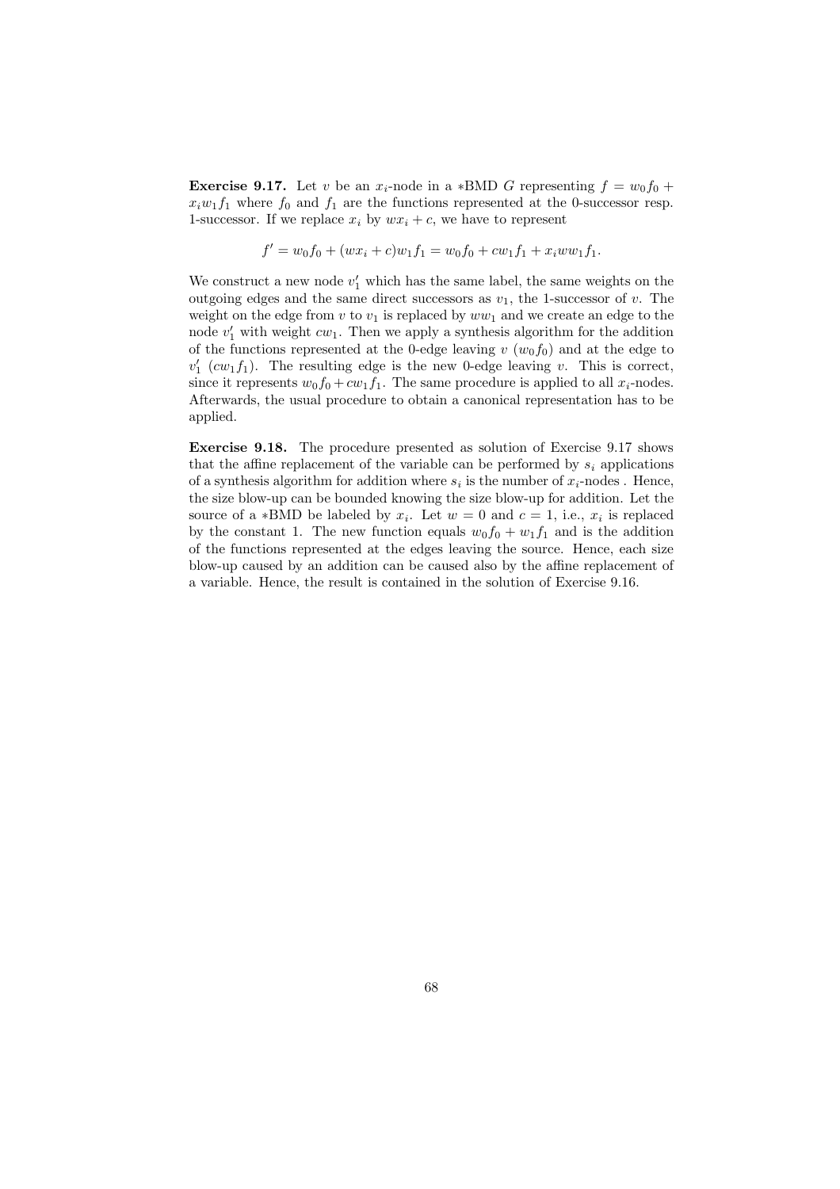**Exercise 9.17.** Let $v$ be an $x_i$-node in a $*$BMD $G$ representing $f = w_0 f_0 + x_i w_1 f_1$ where $f_0$ and $f_1$ are the functions represented at the 0-successor resp. 1-successor. If we replace $x_i$ by $wx_i + c$, we have to represent

$$f' = w_0 f_0 + (wx_i + c)w_1 f_1 = w_0 f_0 + cw_1 f_1 + x_i ww_1 f_1.$$

We construct a new node $v_1'$ which has the same label, the same weights on the outgoing edges and the same direct successors as $v_1$, the 1-successor of $v$. The weight on the edge from $v$ to $v_1$ is replaced by $ww_1$ and we create an edge to the node $v_1'$ with weight $cw_1$. Then we apply a synthesis algorithm for the addition of the functions represented at the 0-edge leaving $v$ ($w_0 f_0$) and at the edge to $v_1'$ ($cw_1 f_1$). The resulting edge is the new 0-edge leaving $v$. This is correct, since it represents $w_0 f_0 + cw_1 f_1$. The same procedure is applied to all $x_i$-nodes. Afterwards, the usual procedure to obtain a canonical representation has to be applied.

**Exercise 9.18.** The procedure presented as solution of Exercise 9.17 shows that the affine replacement of the variable can be performed by $s_i$ applications of a synthesis algorithm for addition where $s_i$ is the number of $x_i$-nodes . Hence, the size blow-up can be bounded knowing the size blow-up for addition. Let the source of a $*$BMD be labeled by $x_i$. Let $w = 0$ and $c = 1$, i.e., $x_i$ is replaced by the constant 1. The new function equals $w_0 f_0 + w_1 f_1$ and is the addition of the functions represented at the edges leaving the source. Hence, each size blow-up caused by an addition can be caused also by the affine replacement of a variable. Hence, the result is contained in the solution of Exercise 9.16.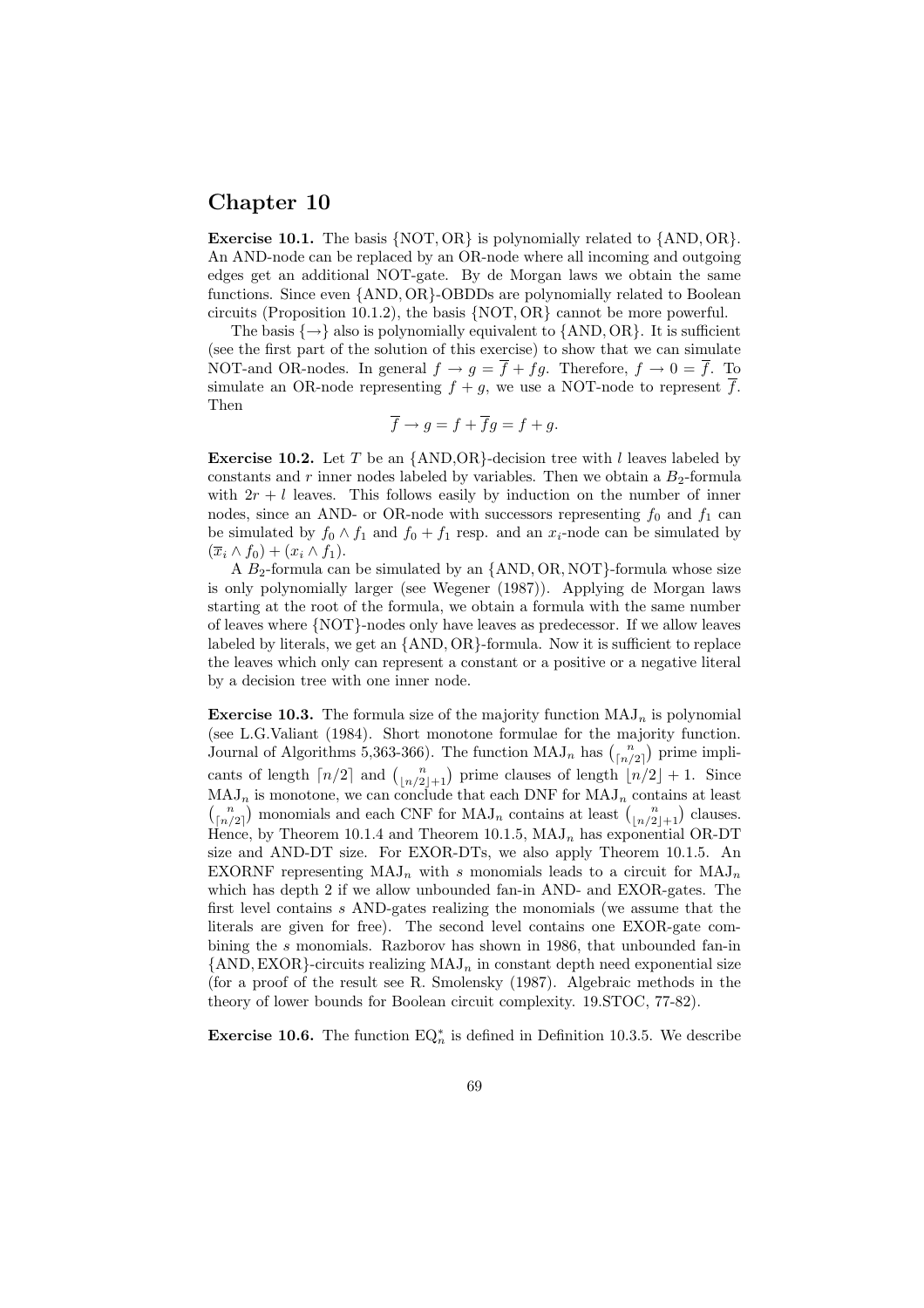# Chapter 10

**Exercise 10.1.** The basis $\{\mathrm{NOT}, \mathrm{OR}\}$ is polynomially related to $\{\mathrm{AND}, \mathrm{OR}\}$. An AND-node can be replaced by an OR-node where all incoming and outgoing edges get an additional NOT-gate. By de Morgan laws we obtain the same functions. Since even $\{\mathrm{AND}, \mathrm{OR}\}$-OBDDs are polynomially related to Boolean circuits (Proposition 10.1.2), the basis $\{\mathrm{NOT}, \mathrm{OR}\}$ cannot be more powerful.

The basis $\{\rightarrow\}$ also is polynomially equivalent to $\{\mathrm{AND}, \mathrm{OR}\}$. It is sufficient (see the first part of the solution of this exercise) to show that we can simulate NOT-and OR-nodes. In general $f \rightarrow g = \overline{f} + fg$. Therefore, $f \rightarrow 0 = \overline{f}$. To simulate an OR-node representing $f + g$, we use a NOT-node to represent $\overline{f}$. Then

$$\overline{f} \rightarrow g = f + \overline{f}g = f + g.$$

**Exercise 10.2.** Let $T$ be an {AND,OR}-decision tree with $l$ leaves labeled by constants and $r$ inner nodes labeled by variables. Then we obtain a $B_2$-formula with $2r + l$ leaves. This follows easily by induction on the number of inner nodes, since an AND- or OR-node with successors representing $f_0$ and $f_1$ can be simulated by $f_0 \wedge f_1$ and $f_0 + f_1$ resp. and an $x_i$-node can be simulated by $(\overline{x}_i \wedge f_0) + (x_i \wedge f_1)$.

A $B_2$-formula can be simulated by an $\{\mathrm{AND}, \mathrm{OR}, \mathrm{NOT}\}$-formula whose size is only polynomially larger (see Wegener (1987)). Applying de Morgan laws starting at the root of the formula, we obtain a formula with the same number of leaves where {NOT}-nodes only have leaves as predecessor. If we allow leaves labeled by literals, we get an $\{\mathrm{AND}, \mathrm{OR}\}$-formula. Now it is sufficient to replace the leaves which only can represent a constant or a positive or a negative literal by a decision tree with one inner node.

**Exercise 10.3.** The formula size of the majority function $\mathrm{MAJ}_n$ is polynomial (see L.G.Valiant (1984). Short monotone formulae for the majority function. Journal of Algorithms 5,363-366). The function $\mathrm{MAJ}_n$ has $\binom{n}{\lceil n/2 \rceil}$ prime implicants of length $\lceil n/2 \rceil$ and $\binom{n}{\lfloor n/2 \rfloor + 1}$ prime clauses of length $\lfloor n/2 \rfloor + 1$. Since $\mathrm{MAJ}_n$ is monotone, we can conclude that each DNF for $\mathrm{MAJ}_n$ contains at least $\binom{n}{\lceil n/2 \rceil}$ monomials and each CNF for $\mathrm{MAJ}_n$ contains at least $\binom{n}{\lfloor n/2 \rfloor + 1}$ clauses. Hence, by Theorem 10.1.4 and Theorem 10.1.5, $\mathrm{MAJ}_n$ has exponential OR-DT size and AND-DT size. For EXOR-DTs, we also apply Theorem 10.1.5. An EXORNF representing $\mathrm{MAJ}_n$ with $s$ monomials leads to a circuit for $\mathrm{MAJ}_n$ which has depth 2 if we allow unbounded fan-in AND- and EXOR-gates. The first level contains $s$ AND-gates realizing the monomials (we assume that the literals are given for free). The second level contains one EXOR-gate combining the $s$ monomials. Razborov has shown in 1986, that unbounded fan-in $\{\mathrm{AND}, \mathrm{EXOR}\}$-circuits realizing $\mathrm{MAJ}_n$ in constant depth need exponential size (for a proof of the result see R. Smolensky (1987). Algebraic methods in the theory of lower bounds for Boolean circuit complexity. 19.STOC, 77-82).

**Exercise 10.6.** The function $\mathrm{EQ}_n^*$ is defined in Definition 10.3.5. We describe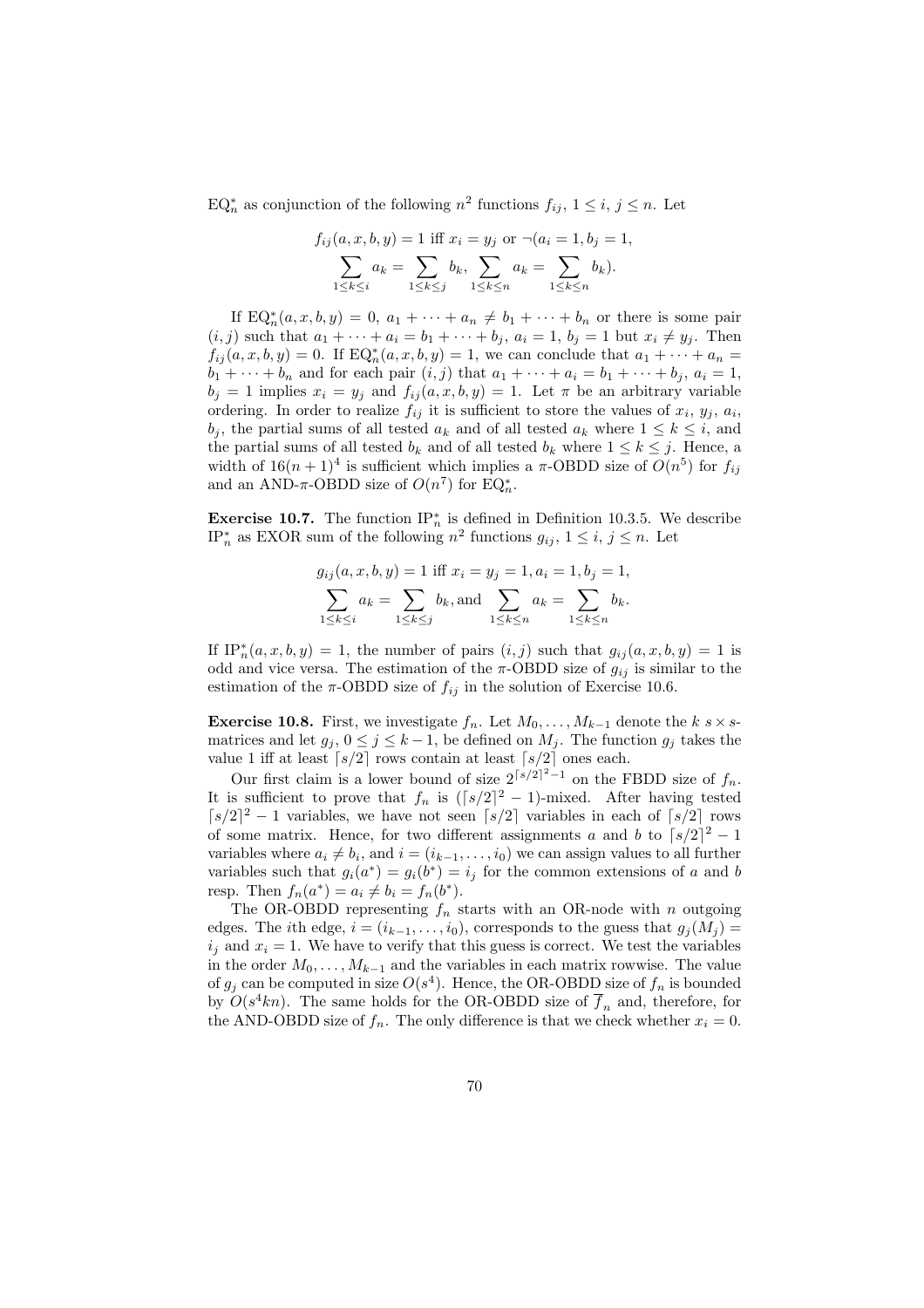$\text{EQ}^*_n$ as conjunction of the following $n^2$ functions $f_{ij}$, $1 \le i,\ j \le n$. Let

$$f_{ij}(a,x,b,y) = 1 \text{ iff } x_i = y_j \text{ or } \neg(a_i = 1, b_j = 1,$$
$$\sum_{1\le k\le i} a_k = \sum_{1\le k\le j} b_k,\ \sum_{1\le k\le n} a_k = \sum_{1\le k\le n} b_k).$$

If $\text{EQ}^*_n(a,x,b,y) = 0$, $a_1 + \cdots + a_n \ne b_1 + \cdots + b_n$ or there is some pair $(i,j)$ such that $a_1 + \cdots + a_i = b_1 + \cdots + b_j$, $a_i = 1$, $b_j = 1$ but $x_i \ne y_j$. Then $f_{ij}(a,x,b,y) = 0$. If $\text{EQ}^*_n(a,x,b,y) = 1$, we can conclude that $a_1 + \cdots + a_n = b_1 + \cdots + b_n$ and for each pair $(i,j)$ that $a_1 + \cdots + a_i = b_1 + \cdots + b_j$, $a_i = 1$, $b_j = 1$ implies $x_i = y_j$ and $f_{ij}(a,x,b,y) = 1$. Let $\pi$ be an arbitrary variable ordering. In order to realize $f_{ij}$ it is sufficient to store the values of $x_i$, $y_j$, $a_i$, $b_j$, the partial sums of all tested $a_k$ and of all tested $a_k$ where $1 \le k \le i$, and the partial sums of all tested $b_k$ and of all tested $b_k$ where $1 \le k \le j$. Hence, a width of $16(n+1)^4$ is sufficient which implies a $\pi$-OBDD size of $O(n^5)$ for $f_{ij}$ and an AND-$\pi$-OBDD size of $O(n^7)$ for $\text{EQ}^*_n$.

**Exercise 10.7.** The function $\text{IP}^*_n$ is defined in Definition 10.3.5. We describe $\text{IP}^*_n$ as EXOR sum of the following $n^2$ functions $g_{ij}$, $1 \le i,\ j \le n$. Let

$$g_{ij}(a,x,b,y) = 1 \text{ iff } x_i = y_j = 1, a_i = 1, b_j = 1,$$
$$\sum_{1\le k\le i} a_k = \sum_{1\le k\le j} b_k, \text{and} \sum_{1\le k\le n} a_k = \sum_{1\le k\le n} b_k.$$

If $\text{IP}^*_n(a,x,b,y) = 1$, the number of pairs $(i,j)$ such that $g_{ij}(a,x,b,y) = 1$ is odd and vice versa. The estimation of the $\pi$-OBDD size of $g_{ij}$ is similar to the estimation of the $\pi$-OBDD size of $f_{ij}$ in the solution of Exercise 10.6.

**Exercise 10.8.** First, we investigate $f_n$. Let $M_0, \ldots, M_{k-1}$ denote the $k$ $s \times s$-matrices and let $g_j$, $0 \le j \le k-1$, be defined on $M_j$. The function $g_j$ takes the value 1 iff at least $\lceil s/2 \rceil$ rows contain at least $\lceil s/2 \rceil$ ones each.

Our first claim is a lower bound of size $2^{\lceil s/2 \rceil^2 - 1}$ on the FBDD size of $f_n$. It is sufficient to prove that $f_n$ is $(\lceil s/2 \rceil^2 - 1)$-mixed. After having tested $\lceil s/2 \rceil^2 - 1$ variables, we have not seen $\lceil s/2 \rceil$ variables in each of $\lceil s/2 \rceil$ rows of some matrix. Hence, for two different assignments $a$ and $b$ to $\lceil s/2 \rceil^2 - 1$ variables where $a_i \ne b_i$, and $i = (i_{k-1}, \ldots, i_0)$ we can assign values to all further variables such that $g_i(a^*) = g_i(b^*) = i_j$ for the common extensions of $a$ and $b$ resp. Then $f_n(a^*) = a_i \ne b_i = f_n(b^*)$.

The OR-OBDD representing $f_n$ starts with an OR-node with $n$ outgoing edges. The $i$th edge, $i = (i_{k-1}, \ldots, i_0)$, corresponds to the guess that $g_j(M_j) = i_j$ and $x_i = 1$. We have to verify that this guess is correct. We test the variables in the order $M_0, \ldots, M_{k-1}$ and the variables in each matrix rowwise. The value of $g_j$ can be computed in size $O(s^4)$. Hence, the OR-OBDD size of $f_n$ is bounded by $O(s^4 kn)$. The same holds for the OR-OBDD size of $\overline{f}_n$ and, therefore, for the AND-OBDD size of $f_n$. The only difference is that we check whether $x_i = 0$.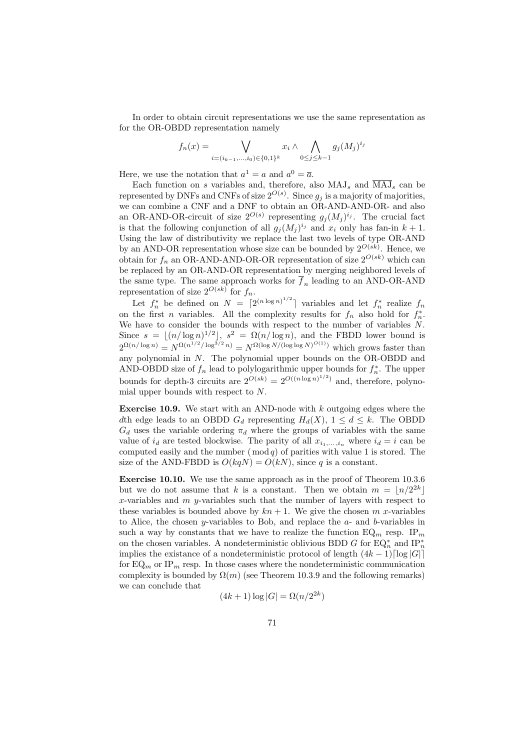In order to obtain circuit representations we use the same representation as for the OR-OBDD representation namely

$$f_n(x) = \bigvee_{i=(i_{k-1},\ldots,i_0)\in\{0,1\}^k} x_i \wedge \bigwedge_{0\le j\le k-1} g_j(M_j)^{i_j}$$

Here, we use the notation that $a^1 = a$ and $a^0 = \overline{a}$.

Each function on $s$ variables and, therefore, also $\mathrm{MAJ}_s$ and $\overline{\mathrm{MAJ}}_s$ can be represented by DNFs and CNFs of size $2^{O(s)}$. Since $g_j$ is a majority of majorities, we can combine a CNF and a DNF to obtain an OR-AND-AND-OR- and also an OR-AND-OR-circuit of size $2^{O(s)}$ representing $g_j(M_j)^{i_j}$. The crucial fact is that the following conjunction of all $g_j(M_j)^{i_j}$ and $x_i$ only has fan-in $k+1$. Using the law of distributivity we replace the last two levels of type OR-AND by an AND-OR representation whose size can be bounded by $2^{O(sk)}$. Hence, we obtain for $f_n$ an OR-AND-AND-OR-OR representation of size $2^{O(sk)}$ which can be replaced by an OR-AND-OR representation by merging neighbored levels of the same type. The same approach works for $\overline{f}_n$ leading to an AND-OR-AND representation of size $2^{O(sk)}$ for $f_n$.

Let $f_n^*$ be defined on $N = \lceil 2^{(n\log n)^{1/2}} \rceil$ variables and let $f_n^*$ realize $f_n$ on the first $n$ variables. All the complexity results for $f_n$ also hold for $f_n^*$. We have to consider the bounds with respect to the number of variables $N$. Since $s = \lfloor (n/\log n)^{1/2} \rfloor$, $s^2 = \Omega(n/\log n)$, and the FBDD lower bound is $2^{\Omega(n/\log n)} = N^{\Omega(n^{1/2}/\log^{3/2} n)} = N^{\Omega(\log N/(\log\log N)^{O(1)})}$ which grows faster than any polynomial in $N$. The polynomial upper bounds on the OR-OBDD and AND-OBDD size of $f_n$ lead to polylogarithmic upper bounds for $f_n^*$. The upper bounds for depth-3 circuits are $2^{O(sk)} = 2^{O((n\log n)^{1/2})}$ and, therefore, polynomial upper bounds with respect to $N$.

**Exercise 10.9.** We start with an AND-node with $k$ outgoing edges where the $d$th edge leads to an OBDD $G_d$ representing $H_d(X)$, $1 \le d \le k$. The OBDD $G_d$ uses the variable ordering $\pi_d$ where the groups of variables with the same value of $i_d$ are tested blockwise. The parity of all $x_{i_1,\ldots,i_n}$ where $i_d = i$ can be computed easily and the number $(\bmod\, q)$ of parities with value 1 is stored. The size of the AND-FBDD is $O(kqN) = O(kN)$, since $q$ is a constant.

**Exercise 10.10.** We use the same approach as in the proof of Theorem 10.3.6 but we do not assume that $k$ is a constant. Then we obtain $m = \lfloor n/2^{2k} \rfloor$ $x$-variables and $m$ $y$-variables such that the number of layers with respect to these variables is bounded above by $kn+1$. We give the chosen $m$ $x$-variables to Alice, the chosen $y$-variables to Bob, and replace the $a$- and $b$-variables in such a way by constants that we have to realize the function $\mathrm{EQ}_m$ resp. $\mathrm{IP}_m$ on the chosen variables. A nondeterministic oblivious BDD $G$ for $\mathrm{EQ}_n^*$ and $\mathrm{IP}_n^*$ implies the existance of a nondeterministic protocol of length $(4k-1)\lceil \log |G| \rceil$ for $\mathrm{EQ}_m$ or $\mathrm{IP}_m$ resp. In those cases where the nondeterministic communication complexity is bounded by $\Omega(m)$ (see Theorem 10.3.9 and the following remarks) we can conclude that

$$(4k+1)\log |G| = \Omega(n/2^{2k})$$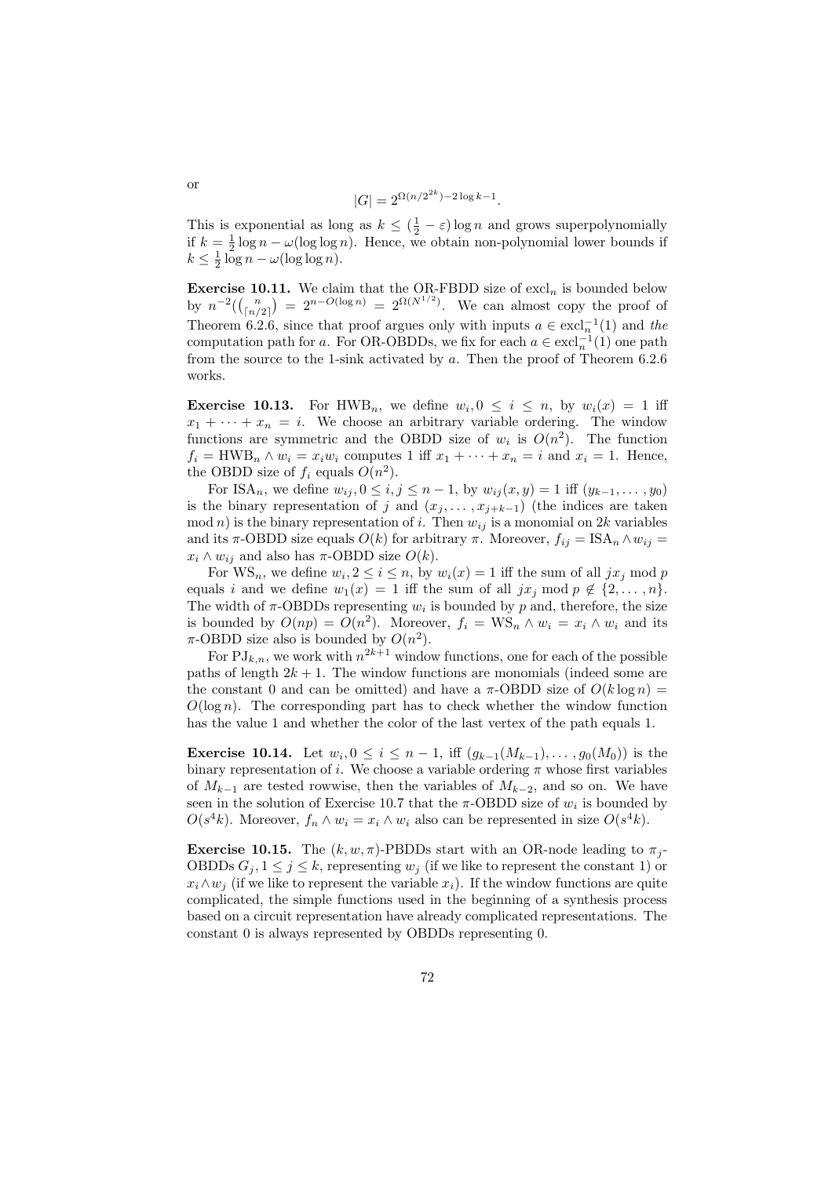or

$$|G| = 2^{\Omega(n/2^{2k})-2\log k-1}.$$

This is exponential as long as $k \le (\frac{1}{2} - \varepsilon)\log n$ and grows superpolynomially if $k = \frac{1}{2}\log n - \omega(\log\log n)$. Hence, we obtain non-polynomial lower bounds if $k \le \frac{1}{2}\log n - \omega(\log\log n)$.

**Exercise 10.11.** We claim that the OR-FBDD size of $\mathrm{excl}_n$ is bounded below by $n^{-2}(\binom{n}{\lceil n/2\rceil}) = 2^{n-O(\log n)} = 2^{\Omega(N^{1/2})}$. We can almost copy the proof of Theorem 6.2.6, since that proof argues only with inputs $a \in \mathrm{excl}_n^{-1}(1)$ and *the* computation path for $a$. For OR-OBDDs, we fix for each $a \in \mathrm{excl}_n^{-1}(1)$ one path from the source to the 1-sink activated by $a$. Then the proof of Theorem 6.2.6 works.

**Exercise 10.13.** For $\mathrm{HWB}_n$, we define $w_i, 0 \le i \le n$, by $w_i(x) = 1$ iff $x_1 + \cdots + x_n = i$. We choose an arbitrary variable ordering. The window functions are symmetric and the OBDD size of $w_i$ is $O(n^2)$. The function $f_i = \mathrm{HWB}_n \wedge w_i = x_i w_i$ computes 1 iff $x_1 + \cdots + x_n = i$ and $x_i = 1$. Hence, the OBDD size of $f_i$ equals $O(n^2)$.

For $\mathrm{ISA}_n$, we define $w_{ij}, 0 \le i, j \le n-1$, by $w_{ij}(x, y) = 1$ iff $(y_{k-1}, \ldots, y_0)$ is the binary representation of $j$ and $(x_j, \ldots, x_{j+k-1})$ (the indices are taken mod $n$) is the binary representation of $i$. Then $w_{ij}$ is a monomial on $2k$ variables and its $\pi$-OBDD size equals $O(k)$ for arbitrary $\pi$. Moreover, $f_{ij} = \mathrm{ISA}_n \wedge w_{ij} = x_i \wedge w_{ij}$ and also has $\pi$-OBDD size $O(k)$.

For $\mathrm{WS}_n$, we define $w_i, 2 \le i \le n$, by $w_i(x) = 1$ iff the sum of all $jx_j$ mod $p$ equals $i$ and we define $w_1(x) = 1$ iff the sum of all $jx_j$ mod $p \notin \{2, \ldots, n\}$. The width of $\pi$-OBDDs representing $w_i$ is bounded by $p$ and, therefore, the size is bounded by $O(np) = O(n^2)$. Moreover, $f_i = \mathrm{WS}_n \wedge w_i = x_i \wedge w_i$ and its $\pi$-OBDD size also is bounded by $O(n^2)$.

For $\mathrm{PJ}_{k,n}$, we work with $n^{2k+1}$ window functions, one for each of the possible paths of length $2k+1$. The window functions are monomials (indeed some are the constant 0 and can be omitted) and have a $\pi$-OBDD size of $O(k \log n) = O(\log n)$. The corresponding part has to check whether the window function has the value 1 and whether the color of the last vertex of the path equals 1.

**Exercise 10.14.** Let $w_i, 0 \le i \le n-1$, iff $(g_{k-1}(M_{k-1}), \ldots, g_0(M_0))$ is the binary representation of $i$. We choose a variable ordering $\pi$ whose first variables of $M_{k-1}$ are tested rowwise, then the variables of $M_{k-2}$, and so on. We have seen in the solution of Exercise 10.7 that the $\pi$-OBDD size of $w_i$ is bounded by $O(s^4 k)$. Moreover, $f_n \wedge w_i = x_i \wedge w_i$ also can be represented in size $O(s^4 k)$.

**Exercise 10.15.** The $(k, w, \pi)$-PBDDs start with an OR-node leading to $\pi_j$-OBDDs $G_j, 1 \le j \le k$, representing $w_j$ (if we like to represent the constant 1) or $x_i \wedge w_j$ (if we like to represent the variable $x_i$). If the window functions are quite complicated, the simple functions used in the beginning of a synthesis process based on a circuit representation have already complicated representations. The constant 0 is always represented by OBDDs representing 0.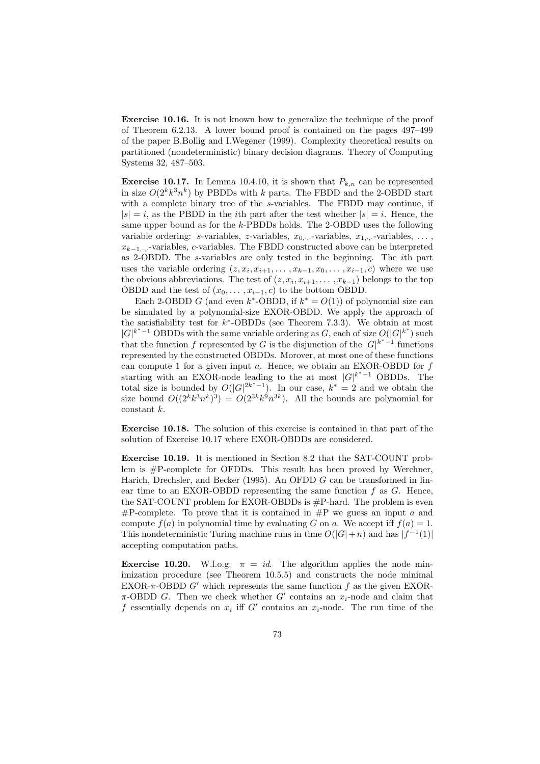**Exercise 10.16.** It is not known how to generalize the technique of the proof of Theorem 6.2.13. A lower bound proof is contained on the pages 497–499 of the paper B.Bollig and I.Wegener (1999). Complexity theoretical results on partitioned (nondeterministic) binary decision diagrams. Theory of Computing Systems 32, 487–503.

**Exercise 10.17.** In Lemma 10.4.10, it is shown that $P_{k,n}$ can be represented in size $O(2^k k^3 n^k)$ by PBDDs with $k$ parts. The FBDD and the 2-OBDD start with a complete binary tree of the $s$-variables. The FBDD may continue, if $|s| = i$, as the PBDD in the $i$th part after the test whether $|s| = i$. Hence, the same upper bound as for the $k$-PBDDs holds. The 2-OBDD uses the following variable ordering: $s$-variables, $z$-variables, $x_{0,\cdot,\cdot}$-variables, $x_{1,\cdot,\cdot}$-variables, ..., $x_{k-1,\cdot,\cdot}$-variables, $c$-variables. The FBDD constructed above can be interpreted as 2-OBDD. The $s$-variables are only tested in the beginning. The $i$th part uses the variable ordering $(z, x_i, x_{i+1}, \ldots, x_{k-1}, x_0, \ldots, x_{i-1}, c)$ where we use the obvious abbreviations. The test of $(z, x_i, x_{i+1}, \ldots, x_{k-1})$ belongs to the top OBDD and the test of $(x_0, \ldots, x_{i-1}, c)$ to the bottom OBDD.

Each 2-OBDD $G$ (and even $k^*$-OBDD, if $k^* = O(1)$) of polynomial size can be simulated by a polynomial-size EXOR-OBDD. We apply the approach of the satisfiability test for $k^*$-OBDDs (see Theorem 7.3.3). We obtain at most $|G|^{k^*-1}$ OBDDs with the same variable ordering as $G$, each of size $O(|G|^{k^*})$ such that the function $f$ represented by $G$ is the disjunction of the $|G|^{k^*-1}$ functions represented by the constructed OBDDs. Morover, at most one of these functions can compute 1 for a given input $a$. Hence, we obtain an EXOR-OBDD for $f$ starting with an EXOR-node leading to the at most $|G|^{k^*-1}$ OBDDs. The total size is bounded by $O(|G|^{2k^*-1})$. In our case, $k^* = 2$ and we obtain the size bound $O((2^k k^3 n^k)^3) = O(2^{3k} k^9 n^{3k})$. All the bounds are polynomial for constant $k$.

**Exercise 10.18.** The solution of this exercise is contained in that part of the solution of Exercise 10.17 where EXOR-OBDDs are considered.

**Exercise 10.19.** It is mentioned in Section 8.2 that the SAT-COUNT problem is #P-complete for OFDDs. This result has been proved by Werchner, Harich, Drechsler, and Becker (1995). An OFDD $G$ can be transformed in linear time to an EXOR-OBDD representing the same function $f$ as $G$. Hence, the SAT-COUNT problem for EXOR-OBDDs is #P-hard. The problem is even #P-complete. To prove that it is contained in #P we guess an input $a$ and compute $f(a)$ in polynomial time by evaluating $G$ on $a$. We accept iff $f(a) = 1$. This nondeterministic Turing machine runs in time $O(|G| + n)$ and has $|f^{-1}(1)|$ accepting computation paths.

**Exercise 10.20.** W.l.o.g. $\pi = id$. The algorithm applies the node minimization procedure (see Theorem 10.5.5) and constructs the node minimal EXOR-$\pi$-OBDD $G'$ which represents the same function $f$ as the given EXOR-$\pi$-OBDD $G$. Then we check whether $G'$ contains an $x_i$-node and claim that $f$ essentially depends on $x_i$ iff $G'$ contains an $x_i$-node. The run time of the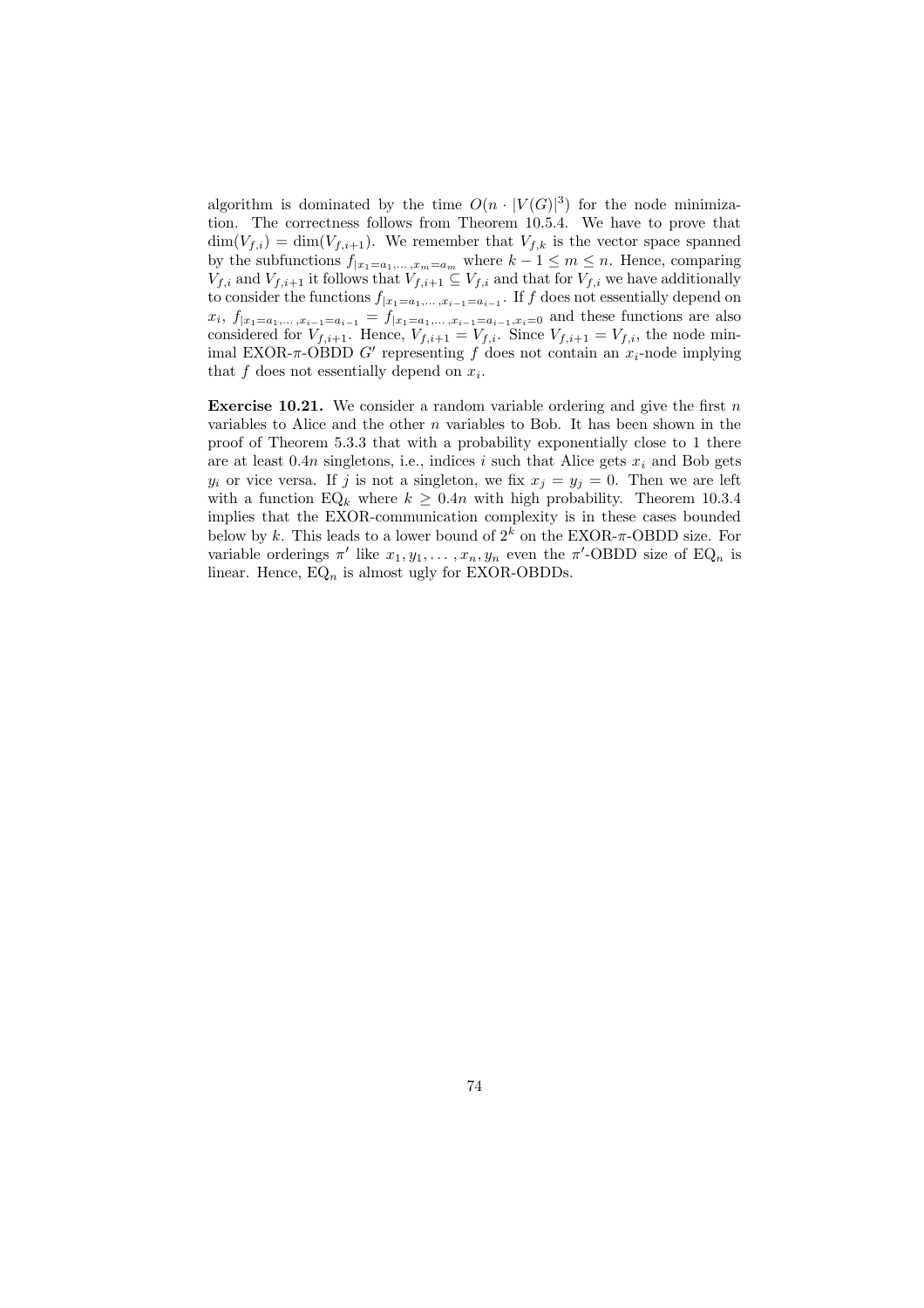algorithm is dominated by the time $O(n \cdot |V(G)|^3)$ for the node minimization. The correctness follows from Theorem 10.5.4. We have to prove that $\dim(V_{f,i}) = \dim(V_{f,i+1})$. We remember that $V_{f,k}$ is the vector space spanned by the subfunctions $f_{|x_1=a_1,\dots,x_m=a_m}$ where $k-1 \leq m \leq n$. Hence, comparing $V_{f,i}$ and $V_{f,i+1}$ it follows that $V_{f,i+1} \subseteq V_{f,i}$ and that for $V_{f,i}$ we have additionally to consider the functions $f_{|x_1=a_1,\dots,x_{i-1}=a_{i-1}}$. If $f$ does not essentially depend on $x_i$, $f_{|x_1=a_1,\dots,x_{i-1}=a_{i-1}} = f_{|x_1=a_1,\dots,x_{i-1}=a_{i-1},x_i=0}$ and these functions are also considered for $V_{f,i+1}$. Hence, $V_{f,i+1} = V_{f,i}$. Since $V_{f,i+1} = V_{f,i}$, the node minimal EXOR-$\pi$-OBDD $G'$ representing $f$ does not contain an $x_i$-node implying that $f$ does not essentially depend on $x_i$.

**Exercise 10.21.** We consider a random variable ordering and give the first $n$ variables to Alice and the other $n$ variables to Bob. It has been shown in the proof of Theorem 5.3.3 that with a probability exponentially close to 1 there are at least $0.4n$ singletons, i.e., indices $i$ such that Alice gets $x_i$ and Bob gets $y_i$ or vice versa. If $j$ is not a singleton, we fix $x_j = y_j = 0$. Then we are left with a function $\mathrm{EQ}_k$ where $k \geq 0.4n$ with high probability. Theorem 10.3.4 implies that the EXOR-communication complexity is in these cases bounded below by $k$. This leads to a lower bound of $2^k$ on the EXOR-$\pi$-OBDD size. For variable orderings $\pi'$ like $x_1, y_1, \dots, x_n, y_n$ even the $\pi'$-OBDD size of $\mathrm{EQ}_n$ is linear. Hence, $\mathrm{EQ}_n$ is almost ugly for EXOR-OBDDs.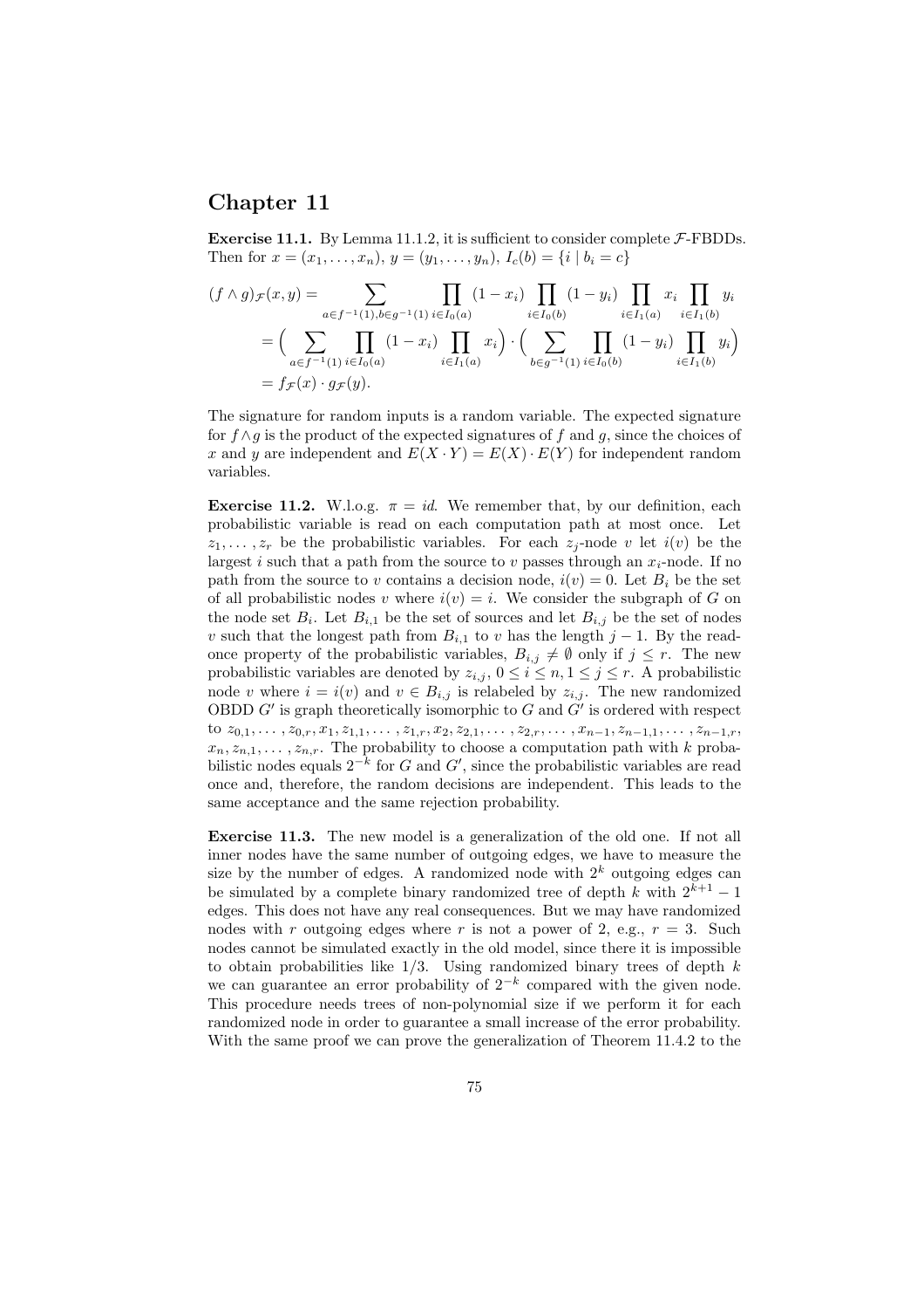# Chapter 11

**Exercise 11.1.** By Lemma 11.1.2, it is sufficient to consider complete $\mathcal{F}$-FBDDs. Then for $x = (x_1, \ldots, x_n)$, $y = (y_1, \ldots, y_n)$, $I_c(b) = \{i \mid b_i = c\}$

$$
\begin{aligned}
(f \wedge g)_{\mathcal{F}}(x, y) &= \sum_{a \in f^{-1}(1), b \in g^{-1}(1)} \prod_{i \in I_0(a)} (1 - x_i) \prod_{i \in I_0(b)} (1 - y_i) \prod_{i \in I_1(a)} x_i \prod_{i \in I_1(b)} y_i \\
&= \Big( \sum_{a \in f^{-1}(1)} \prod_{i \in I_0(a)} (1 - x_i) \prod_{i \in I_1(a)} x_i \Big) \cdot \Big( \sum_{b \in g^{-1}(1)} \prod_{i \in I_0(b)} (1 - y_i) \prod_{i \in I_1(b)} y_i \Big) \\
&= f_{\mathcal{F}}(x) \cdot g_{\mathcal{F}}(y).
\end{aligned}
$$

The signature for random inputs is a random variable. The expected signature for $f \wedge g$ is the product of the expected signatures of $f$ and $g$, since the choices of $x$ and $y$ are independent and $E(X \cdot Y) = E(X) \cdot E(Y)$ for independent random variables.

**Exercise 11.2.** W.l.o.g. $\pi = id$. We remember that, by our definition, each probabilistic variable is read on each computation path at most once. Let $z_1, \ldots, z_r$ be the probabilistic variables. For each $z_j$-node $v$ let $i(v)$ be the largest $i$ such that a path from the source to $v$ passes through an $x_i$-node. If no path from the source to $v$ contains a decision node, $i(v) = 0$. Let $B_i$ be the set of all probabilistic nodes $v$ where $i(v) = i$. We consider the subgraph of $G$ on the node set $B_i$. Let $B_{i,1}$ be the set of sources and let $B_{i,j}$ be the set of nodes $v$ such that the longest path from $B_{i,1}$ to $v$ has the length $j - 1$. By the read-once property of the probabilistic variables, $B_{i,j} \neq \emptyset$ only if $j \leq r$. The new probabilistic variables are denoted by $z_{i,j}$, $0 \leq i \leq n, 1 \leq j \leq r$. A probabilistic node $v$ where $i = i(v)$ and $v \in B_{i,j}$ is relabeled by $z_{i,j}$. The new randomized OBDD $G'$ is graph theoretically isomorphic to $G$ and $G'$ is ordered with respect to $z_{0,1}, \ldots, z_{0,r}, x_1, z_{1,1}, \ldots, z_{1,r}, x_2, z_{2,1}, \ldots, z_{2,r}, \ldots, x_{n-1}, z_{n-1,1}, \ldots, z_{n-1,r}, x_n, z_{n,1}, \ldots, z_{n,r}$. The probability to choose a computation path with $k$ probabilistic nodes equals $2^{-k}$ for $G$ and $G'$, since the probabilistic variables are read once and, therefore, the random decisions are independent. This leads to the same acceptance and the same rejection probability.

**Exercise 11.3.** The new model is a generalization of the old one. If not all inner nodes have the same number of outgoing edges, we have to measure the size by the number of edges. A randomized node with $2^k$ outgoing edges can be simulated by a complete binary randomized tree of depth $k$ with $2^{k+1} - 1$ edges. This does not have any real consequences. But we may have randomized nodes with $r$ outgoing edges where $r$ is not a power of 2, e.g., $r = 3$. Such nodes cannot be simulated exactly in the old model, since there it is impossible to obtain probabilities like $1/3$. Using randomized binary trees of depth $k$ we can guarantee an error probability of $2^{-k}$ compared with the given node. This procedure needs trees of non-polynomial size if we perform it for each randomized node in order to guarantee a small increase of the error probability. With the same proof we can prove the generalization of Theorem 11.4.2 to the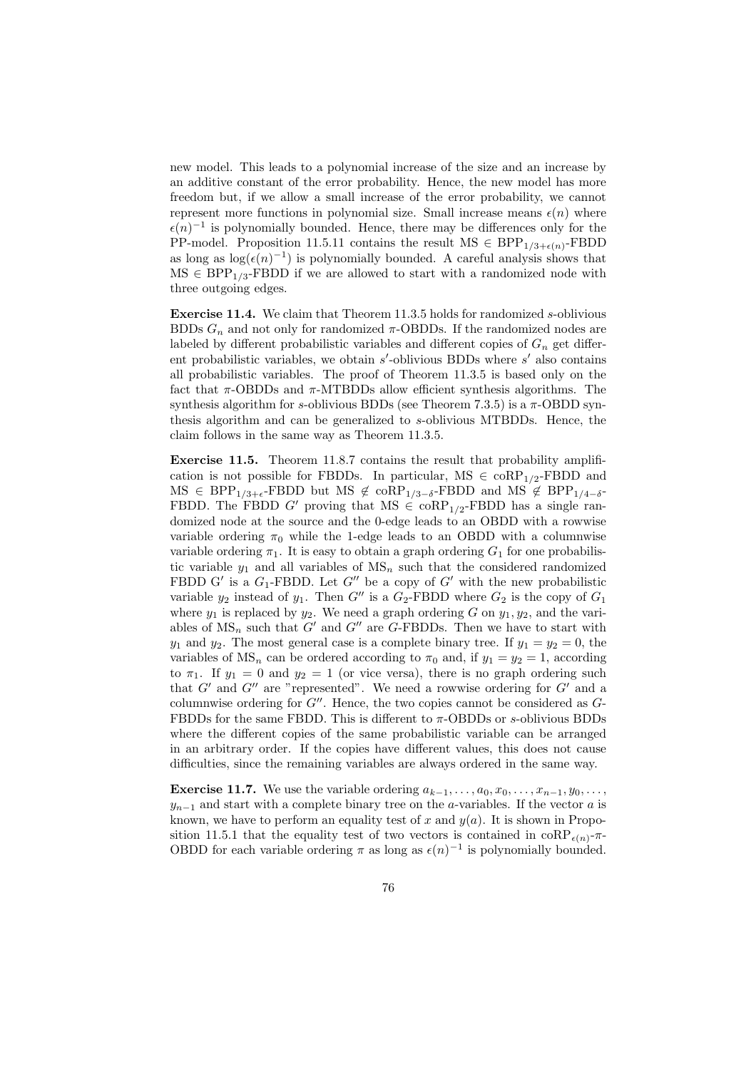new model. This leads to a polynomial increase of the size and an increase by an additive constant of the error probability. Hence, the new model has more freedom but, if we allow a small increase of the error probability, we cannot represent more functions in polynomial size. Small increase means $\epsilon(n)$ where $\epsilon(n)^{-1}$ is polynomially bounded. Hence, there may be differences only for the PP-model. Proposition 11.5.11 contains the result $\mathrm{MS} \in \mathrm{BPP}_{1/3+\epsilon(n)}$-FBDD as long as $\log(\epsilon(n)^{-1})$ is polynomially bounded. A careful analysis shows that $\mathrm{MS} \in \mathrm{BPP}_{1/3}$-FBDD if we are allowed to start with a randomized node with three outgoing edges.

**Exercise 11.4.** We claim that Theorem 11.3.5 holds for randomized $s$-oblivious BDDs $G_n$ and not only for randomized $\pi$-OBDDs. If the randomized nodes are labeled by different probabilistic variables and different copies of $G_n$ get different probabilistic variables, we obtain $s'$-oblivious BDDs where $s'$ also contains all probabilistic variables. The proof of Theorem 11.3.5 is based only on the fact that $\pi$-OBDDs and $\pi$-MTBDDs allow efficient synthesis algorithms. The synthesis algorithm for $s$-oblivious BDDs (see Theorem 7.3.5) is a $\pi$-OBDD synthesis algorithm and can be generalized to $s$-oblivious MTBDDs. Hence, the claim follows in the same way as Theorem 11.3.5.

**Exercise 11.5.** Theorem 11.8.7 contains the result that probability amplification is not possible for FBDDs. In particular, $\mathrm{MS} \in \mathrm{coRP}_{1/2}$-FBDD and $\mathrm{MS} \in \mathrm{BPP}_{1/3+\epsilon}$-FBDD but $\mathrm{MS} \notin \mathrm{coRP}_{1/3-\delta}$-FBDD and $\mathrm{MS} \notin \mathrm{BPP}_{1/4-\delta}$-FBDD. The FBDD $G'$ proving that $\mathrm{MS} \in \mathrm{coRP}_{1/2}$-FBDD has a single randomized node at the source and the 0-edge leads to an OBDD with a rowwise variable ordering $\pi_0$ while the 1-edge leads to an OBDD with a columnwise variable ordering $\pi_1$. It is easy to obtain a graph ordering $G_1$ for one probabilistic variable $y_1$ and all variables of $\mathrm{MS}_n$ such that the considered randomized FBDD G' is a $G_1$-FBDD. Let $G''$ be a copy of $G'$ with the new probabilistic variable $y_2$ instead of $y_1$. Then $G''$ is a $G_2$-FBDD where $G_2$ is the copy of $G_1$ where $y_1$ is replaced by $y_2$. We need a graph ordering $G$ on $y_1, y_2$, and the variables of $\mathrm{MS}_n$ such that $G'$ and $G''$ are $G$-FBDDs. Then we have to start with $y_1$ and $y_2$. The most general case is a complete binary tree. If $y_1 = y_2 = 0$, the variables of $\mathrm{MS}_n$ can be ordered according to $\pi_0$ and, if $y_1 = y_2 = 1$, according to $\pi_1$. If $y_1 = 0$ and $y_2 = 1$ (or vice versa), there is no graph ordering such that $G'$ and $G''$ are "represented". We need a rowwise ordering for $G'$ and a columnwise ordering for $G''$. Hence, the two copies cannot be considered as $G$-FBDDs for the same FBDD. This is different to $\pi$-OBDDs or $s$-oblivious BDDs where the different copies of the same probabilistic variable can be arranged in an arbitrary order. If the copies have different values, this does not cause difficulties, since the remaining variables are always ordered in the same way.

**Exercise 11.7.** We use the variable ordering $a_{k-1}, \ldots, a_0, x_0, \ldots, x_{n-1}, y_0, \ldots, y_{n-1}$ and start with a complete binary tree on the $a$-variables. If the vector $a$ is known, we have to perform an equality test of $x$ and $y(a)$. It is shown in Proposition 11.5.1 that the equality test of two vectors is contained in $\mathrm{coRP}_{\epsilon(n)}$-$\pi$-OBDD for each variable ordering $\pi$ as long as $\epsilon(n)^{-1}$ is polynomially bounded.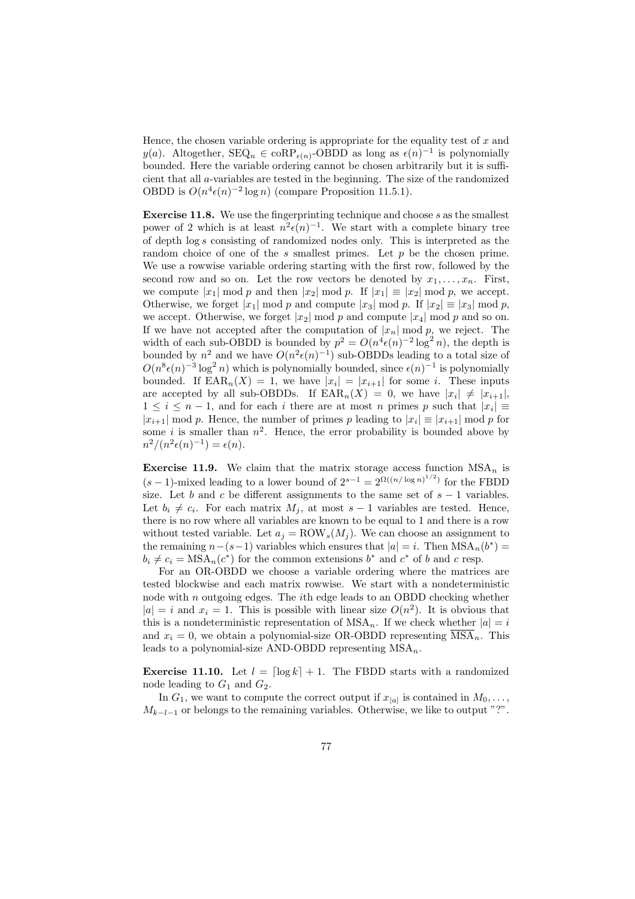Hence, the chosen variable ordering is appropriate for the equality test of $x$ and $y(a)$. Altogether, $\text{SEQ}_n \in \text{coRP}_{\epsilon(n)}$-OBDD as long as $\epsilon(n)^{-1}$ is polynomially bounded. Here the variable ordering cannot be chosen arbitrarily but it is sufficient that all $a$-variables are tested in the beginning. The size of the randomized OBDD is $O(n^4\epsilon(n)^{-2}\log n)$ (compare Proposition 11.5.1).

**Exercise 11.8.** We use the fingerprinting technique and choose $s$ as the smallest power of 2 which is at least $n^2\epsilon(n)^{-1}$. We start with a complete binary tree of depth $\log s$ consisting of randomized nodes only. This is interpreted as the random choice of one of the $s$ smallest primes. Let $p$ be the chosen prime. We use a rowwise variable ordering starting with the first row, followed by the second row and so on. Let the row vectors be denoted by $x_1, \ldots, x_n$. First, we compute $|x_1| \bmod p$ and then $|x_2| \bmod p$. If $|x_1| \equiv |x_2| \bmod p$, we accept. Otherwise, we forget $|x_1| \bmod p$ and compute $|x_3| \bmod p$. If $|x_2| \equiv |x_3| \bmod p$, we accept. Otherwise, we forget $|x_2| \bmod p$ and compute $|x_4| \bmod p$ and so on. If we have not accepted after the computation of $|x_n| \bmod p$, we reject. The width of each sub-OBDD is bounded by $p^2 = O(n^4\epsilon(n)^{-2}\log^2 n)$, the depth is bounded by $n^2$ and we have $O(n^2\epsilon(n)^{-1})$ sub-OBDDs leading to a total size of $O(n^8\epsilon(n)^{-3}\log^2 n)$ which is polynomially bounded, since $\epsilon(n)^{-1}$ is polynomially bounded. If $\text{EAR}_n(X) = 1$, we have $|x_i| = |x_{i+1}|$ for some $i$. These inputs are accepted by all sub-OBDDs. If $\text{EAR}_n(X) = 0$, we have $|x_i| \neq |x_{i+1}|$, $1 \le i \le n-1$, and for each $i$ there are at most $n$ primes $p$ such that $|x_i| \equiv |x_{i+1}| \bmod p$. Hence, the number of primes $p$ leading to $|x_i| \equiv |x_{i+1}| \bmod p$ for some $i$ is smaller than $n^2$. Hence, the error probability is bounded above by $n^2/(n^2\epsilon(n)^{-1}) = \epsilon(n)$.

**Exercise 11.9.** We claim that the matrix storage access function $\text{MSA}_n$ is $(s-1)$-mixed leading to a lower bound of $2^{s-1} = 2^{\Omega((n/\log n)^{1/2})}$ for the FBDD size. Let $b$ and $c$ be different assignments to the same set of $s-1$ variables. Let $b_i \neq c_i$. For each matrix $M_j$, at most $s-1$ variables are tested. Hence, there is no row where all variables are known to be equal to 1 and there is a row without tested variable. Let $a_j = \text{ROW}_s(M_j)$. We can choose an assignment to the remaining $n-(s-1)$ variables which ensures that $|a| = i$. Then $\text{MSA}_n(b^*) = b_i \neq c_i = \text{MSA}_n(c^*)$ for the common extensions $b^*$ and $c^*$ of $b$ and $c$ resp.

For an OR-OBDD we choose a variable ordering where the matrices are tested blockwise and each matrix rowwise. We start with a nondeterministic node with $n$ outgoing edges. The $i$th edge leads to an OBDD checking whether $|a| = i$ and $x_i = 1$. This is possible with linear size $O(n^2)$. It is obvious that this is a nondeterministic representation of $\text{MSA}_n$. If we check whether $|a| = i$ and $x_i = 0$, we obtain a polynomial-size OR-OBDD representing $\overline{\text{MSA}_n}$. This leads to a polynomial-size AND-OBDD representing $\text{MSA}_n$.

**Exercise 11.10.** Let $l = \lceil \log k \rceil + 1$. The FBDD starts with a randomized node leading to $G_1$ and $G_2$.

In $G_1$, we want to compute the correct output if $x_{|a|}$ is contained in $M_0, \ldots, M_{k-l-1}$ or belongs to the remaining variables. Otherwise, we like to output "?".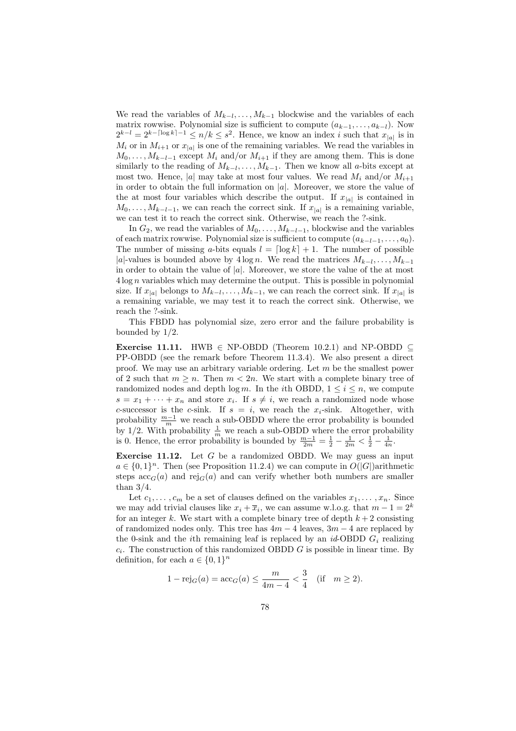We read the variables of $M_{k-l}, \dots, M_{k-1}$ blockwise and the variables of each matrix rowwise. Polynomial size is sufficient to compute $(a_{k-1}, \dots, a_{k-l})$. Now $2^{k-l} = 2^{k-\lceil \log k \rceil - 1} \le n/k \le s^2$. Hence, we know an index $i$ such that $x_{|a|}$ is in $M_i$ or in $M_{i+1}$ or $x_{|a|}$ is one of the remaining variables. We read the variables in $M_0, \dots, M_{k-l-1}$ except $M_i$ and/or $M_{i+1}$ if they are among them. This is done similarly to the reading of $M_{k-l}, \dots, M_{k-1}$. Then we know all $a$-bits except at most two. Hence, $|a|$ may take at most four values. We read $M_i$ and/or $M_{i+1}$ in order to obtain the full information on $|a|$. Moreover, we store the value of the at most four variables which describe the output. If $x_{|a|}$ is contained in $M_0, \dots, M_{k-l-1}$, we can reach the correct sink. If $x_{|a|}$ is a remaining variable, we can test it to reach the correct sink. Otherwise, we reach the ?-sink.

In $G_2$, we read the variables of $M_0, \dots, M_{k-l-1}$, blockwise and the variables of each matrix rowwise. Polynomial size is sufficient to compute $(a_{k-l-1}, \dots, a_0)$. The number of missing $a$-bits equals $l = \lceil \log k \rceil + 1$. The number of possible $|a|$-values is bounded above by $4 \log n$. We read the matrices $M_{k-l}, \dots, M_{k-1}$ in order to obtain the value of $|a|$. Moreover, we store the value of the at most $4 \log n$ variables which may determine the output. This is possible in polynomial size. If $x_{|a|}$ belongs to $M_{k-l}, \dots, M_{k-1}$, we can reach the correct sink. If $x_{|a|}$ is a remaining variable, we may test it to reach the correct sink. Otherwise, we reach the ?-sink.

This FBDD has polynomial size, zero error and the failure probability is bounded by 1/2.

**Exercise 11.11.** HWB $\in$ NP-OBDD (Theorem 10.2.1) and NP-OBDD $\subseteq$ PP-OBDD (see the remark before Theorem 11.3.4). We also present a direct proof. We may use an arbitrary variable ordering. Let $m$ be the smallest power of 2 such that $m \ge n$. Then $m < 2n$. We start with a complete binary tree of randomized nodes and depth $\log m$. In the $i$th OBDD, $1 \le i \le n$, we compute $s = x_1 + \cdots + x_n$ and store $x_i$. If $s \ne i$, we reach a randomized node whose $c$-successor is the $c$-sink. If $s = i$, we reach the $x_i$-sink. Altogether, with probability $\frac{m-1}{m}$ we reach a sub-OBDD where the error probability is bounded by 1/2. With probability $\frac{1}{m}$ we reach a sub-OBDD where the error probability is 0. Hence, the error probability is bounded by $\frac{m-1}{2m} = \frac{1}{2} - \frac{1}{2m} < \frac{1}{2} - \frac{1}{4n}$.

**Exercise 11.12.** Let $G$ be a randomized OBDD. We may guess an input $a \in \{0,1\}^n$. Then (see Proposition 11.2.4) we can compute in $O(|G|)$arithmetic steps $\mathrm{acc}_G(a)$ and $\mathrm{rej}_G(a)$ and can verify whether both numbers are smaller than 3/4.

Let $c_1, \dots, c_m$ be a set of clauses defined on the variables $x_1, \dots, x_n$. Since we may add trivial clauses like $x_i + \overline{x}_i$, we can assume w.l.o.g. that $m - 1 = 2^k$ for an integer $k$. We start with a complete binary tree of depth $k+2$ consisting of randomized nodes only. This tree has $4m-4$ leaves, $3m-4$ are replaced by the 0-sink and the $i$th remaining leaf is replaced by an $id$-OBDD $G_i$ realizing $c_i$. The construction of this randomized OBDD $G$ is possible in linear time. By definition, for each $a \in \{0,1\}^n$

$$1 - \mathrm{rej}_G(a) = \mathrm{acc}_G(a) \le \frac{m}{4m-4} < \frac{3}{4} \quad (\text{if} \quad m \ge 2).$$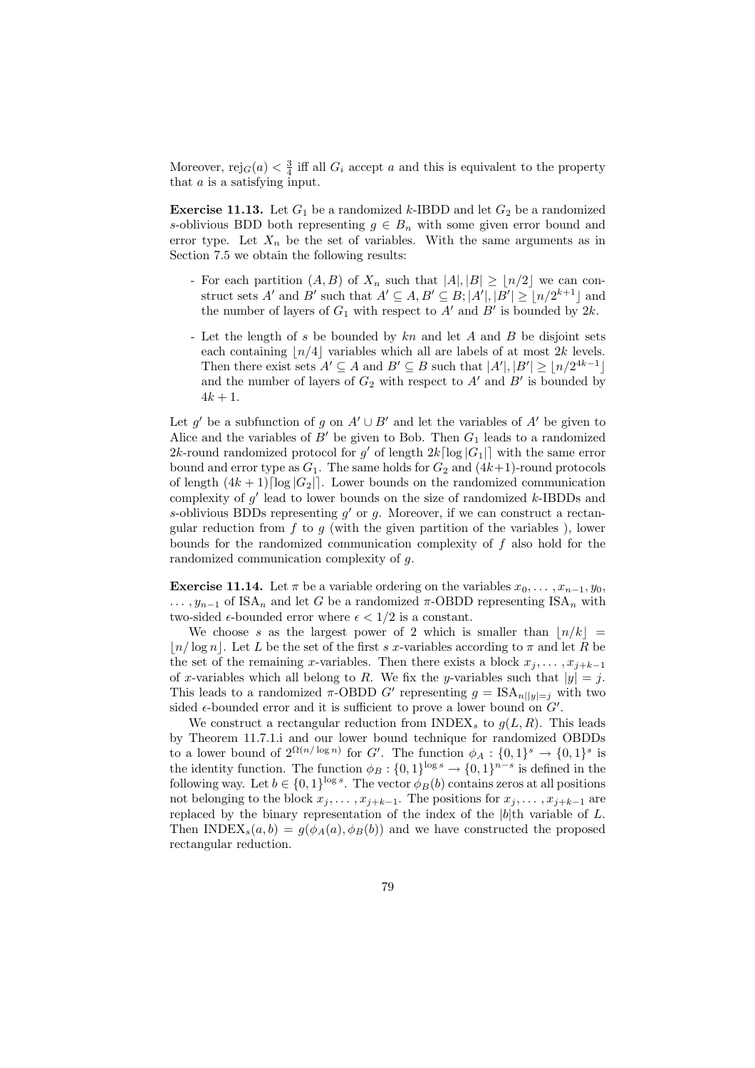Moreover, $\text{rej}_G(a) < \frac{3}{4}$ iff all $G_i$ accept $a$ and this is equivalent to the property that $a$ is a satisfying input.

**Exercise 11.13.** Let $G_1$ be a randomized $k$-IBDD and let $G_2$ be a randomized $s$-oblivious BDD both representing $g \in B_n$ with some given error bound and error type. Let $X_n$ be the set of variables. With the same arguments as in Section 7.5 we obtain the following results:

- For each partition $(A, B)$ of $X_n$ such that $|A|, |B| \geq \lfloor n/2 \rfloor$ we can construct sets $A'$ and $B'$ such that $A' \subseteq A, B' \subseteq B; |A'|, |B'| \geq \lfloor n/2^{k+1} \rfloor$ and the number of layers of $G_1$ with respect to $A'$ and $B'$ is bounded by $2k$.
- Let the length of $s$ be bounded by $kn$ and let $A$ and $B$ be disjoint sets each containing $\lfloor n/4 \rfloor$ variables which all are labels of at most $2k$ levels. Then there exist sets $A' \subseteq A$ and $B' \subseteq B$ such that $|A'|, |B'| \geq \lfloor n/2^{4k-1} \rfloor$ and the number of layers of $G_2$ with respect to $A'$ and $B'$ is bounded by $4k+1$.

Let $g'$ be a subfunction of $g$ on $A' \cup B'$ and let the variables of $A'$ be given to Alice and the variables of $B'$ be given to Bob. Then $G_1$ leads to a randomized $2k$-round randomized protocol for $g'$ of length $2k\lceil \log |G_1| \rceil$ with the same error bound and error type as $G_1$. The same holds for $G_2$ and $(4k+1)$-round protocols of length $(4k+1)\lceil \log |G_2| \rceil$. Lower bounds on the randomized communication complexity of $g'$ lead to lower bounds on the size of randomized $k$-IBDDs and $s$-oblivious BDDs representing $g'$ or $g$. Moreover, if we can construct a rectangular reduction from $f$ to $g$ (with the given partition of the variables ), lower bounds for the randomized communication complexity of $f$ also hold for the randomized communication complexity of $g$.

**Exercise 11.14.** Let $\pi$ be a variable ordering on the variables $x_0, \ldots, x_{n-1}, y_0, \ldots, y_{n-1}$ of $\text{ISA}_n$ and let $G$ be a randomized $\pi$-OBDD representing $\text{ISA}_n$ with two-sided $\epsilon$-bounded error where $\epsilon < 1/2$ is a constant.

We choose $s$ as the largest power of 2 which is smaller than $\lfloor n/k \rfloor = \lfloor n/\log n \rfloor$. Let $L$ be the set of the first $s$ $x$-variables according to $\pi$ and let $R$ be the set of the remaining $x$-variables. Then there exists a block $x_j, \ldots, x_{j+k-1}$ of $x$-variables which all belong to $R$. We fix the $y$-variables such that $|y| = j$. This leads to a randomized $\pi$-OBDD $G'$ representing $g = \text{ISA}_{n||y|=j}$ with two sided $\epsilon$-bounded error and it is sufficient to prove a lower bound on $G'$.

We construct a rectangular reduction from $\text{INDEX}_s$ to $g(L, R)$. This leads by Theorem 11.7.1.i and our lower bound technique for randomized OBDDs to a lower bound of $2^{\Omega(n/\log n)}$ for $G'$. The function $\phi_A : \{0,1\}^s \to \{0,1\}^s$ is the identity function. The function $\phi_B : \{0,1\}^{\log s} \to \{0,1\}^{n-s}$ is defined in the following way. Let $b \in \{0,1\}^{\log s}$. The vector $\phi_B(b)$ contains zeros at all positions not belonging to the block $x_j, \ldots, x_{j+k-1}$. The positions for $x_j, \ldots, x_{j+k-1}$ are replaced by the binary representation of the index of the $|b|$th variable of $L$. Then $\text{INDEX}_s(a, b) = g(\phi_A(a), \phi_B(b))$ and we have constructed the proposed rectangular reduction.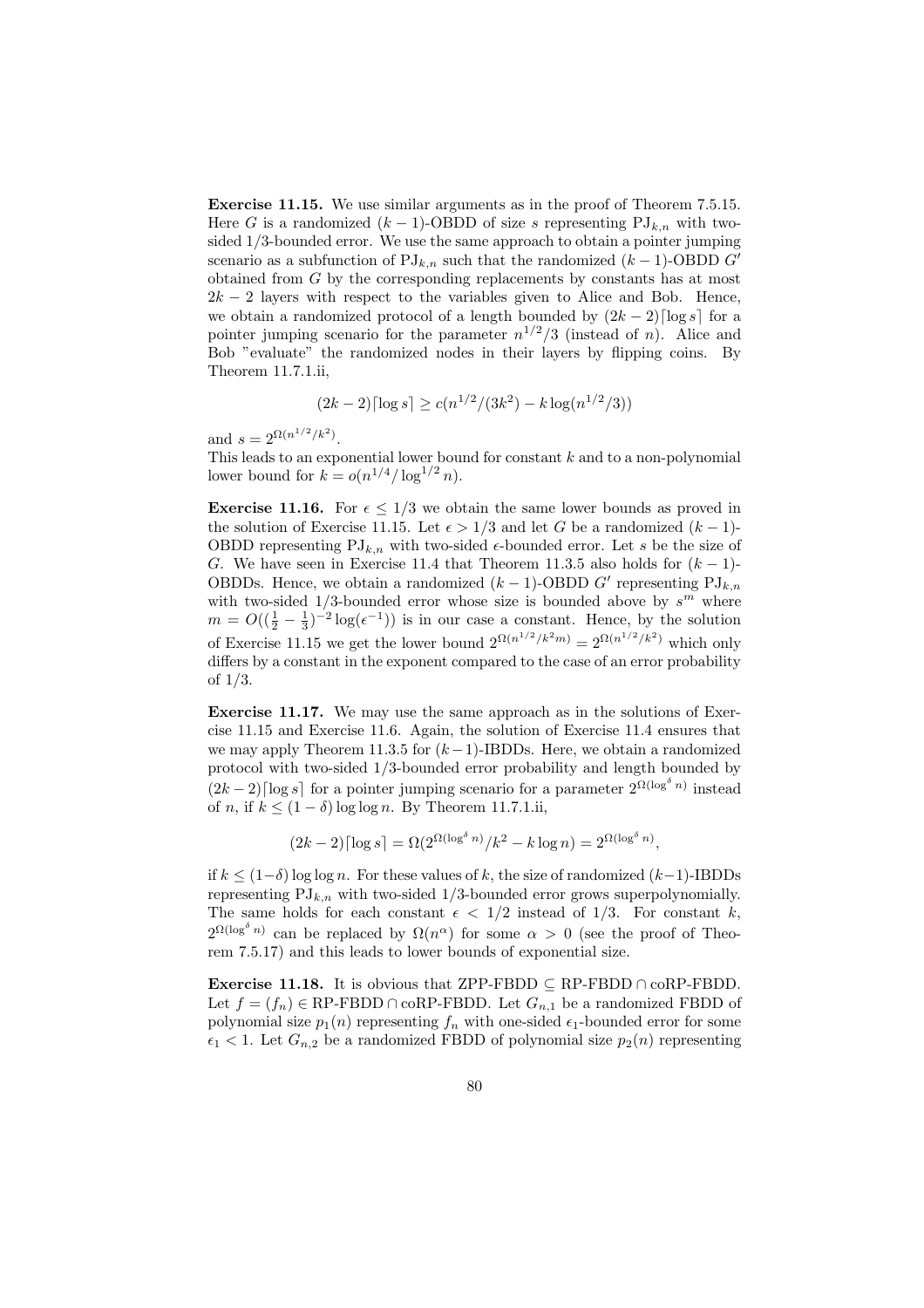**Exercise 11.15.** We use similar arguments as in the proof of Theorem 7.5.15. Here $G$ is a randomized $(k-1)$-OBDD of size $s$ representing $\mathrm{PJ}_{k,n}$ with two-sided 1/3-bounded error. We use the same approach to obtain a pointer jumping scenario as a subfunction of $\mathrm{PJ}_{k,n}$ such that the randomized $(k-1)$-OBDD $G'$ obtained from $G$ by the corresponding replacements by constants has at most $2k-2$ layers with respect to the variables given to Alice and Bob. Hence, we obtain a randomized protocol of a length bounded by $(2k-2)\lceil \log s \rceil$ for a pointer jumping scenario for the parameter $n^{1/2}/3$ (instead of $n$). Alice and Bob "evaluate" the randomized nodes in their layers by flipping coins. By Theorem 11.7.1.ii,

$$(2k-2)\lceil \log s \rceil \geq c(n^{1/2}/(3k^2) - k \log(n^{1/2}/3))$$

and $s = 2^{\Omega(n^{1/2}/k^2)}$.
This leads to an exponential lower bound for constant $k$ and to a non-polynomial lower bound for $k = o(n^{1/4}/\log^{1/2} n)$.

**Exercise 11.16.** For $\epsilon \leq 1/3$ we obtain the same lower bounds as proved in the solution of Exercise 11.15. Let $\epsilon > 1/3$ and let $G$ be a randomized $(k-1)$-OBDD representing $\mathrm{PJ}_{k,n}$ with two-sided $\epsilon$-bounded error. Let $s$ be the size of $G$. We have seen in Exercise 11.4 that Theorem 11.3.5 also holds for $(k-1)$-OBDDs. Hence, we obtain a randomized $(k-1)$-OBDD $G'$ representing $\mathrm{PJ}_{k,n}$ with two-sided 1/3-bounded error whose size is bounded above by $s^m$ where $m = O((\frac{1}{2} - \frac{1}{3})^{-2} \log(\epsilon^{-1}))$ is in our case a constant. Hence, by the solution of Exercise 11.15 we get the lower bound $2^{\Omega(n^{1/2}/k^2 m)} = 2^{\Omega(n^{1/2}/k^2)}$ which only differs by a constant in the exponent compared to the case of an error probability of 1/3.

**Exercise 11.17.** We may use the same approach as in the solutions of Exercise 11.15 and Exercise 11.6. Again, the solution of Exercise 11.4 ensures that we may apply Theorem 11.3.5 for $(k-1)$-IBDDs. Here, we obtain a randomized protocol with two-sided 1/3-bounded error probability and length bounded by $(2k-2)\lceil \log s \rceil$ for a pointer jumping scenario for a parameter $2^{\Omega(\log^\delta n)}$ instead of $n$, if $k \leq (1-\delta)\log\log n$. By Theorem 11.7.1.ii,

$$(2k-2)\lceil \log s \rceil = \Omega(2^{\Omega(\log^\delta n)}/k^2 - k \log n) = 2^{\Omega(\log^\delta n)},$$

if $k \leq (1-\delta)\log\log n$. For these values of $k$, the size of randomized $(k-1)$-IBDDs representing $\mathrm{PJ}_{k,n}$ with two-sided 1/3-bounded error grows superpolynomially. The same holds for each constant $\epsilon < 1/2$ instead of 1/3. For constant $k$, $2^{\Omega(\log^\delta n)}$ can be replaced by $\Omega(n^\alpha)$ for some $\alpha > 0$ (see the proof of Theorem 7.5.17) and this leads to lower bounds of exponential size.

**Exercise 11.18.** It is obvious that ZPP-FBDD $\subseteq$ RP-FBDD $\cap$ coRP-FBDD. Let $f = (f_n) \in$ RP-FBDD $\cap$ coRP-FBDD. Let $G_{n,1}$ be a randomized FBDD of polynomial size $p_1(n)$ representing $f_n$ with one-sided $\epsilon_1$-bounded error for some $\epsilon_1 < 1$. Let $G_{n,2}$ be a randomized FBDD of polynomial size $p_2(n)$ representing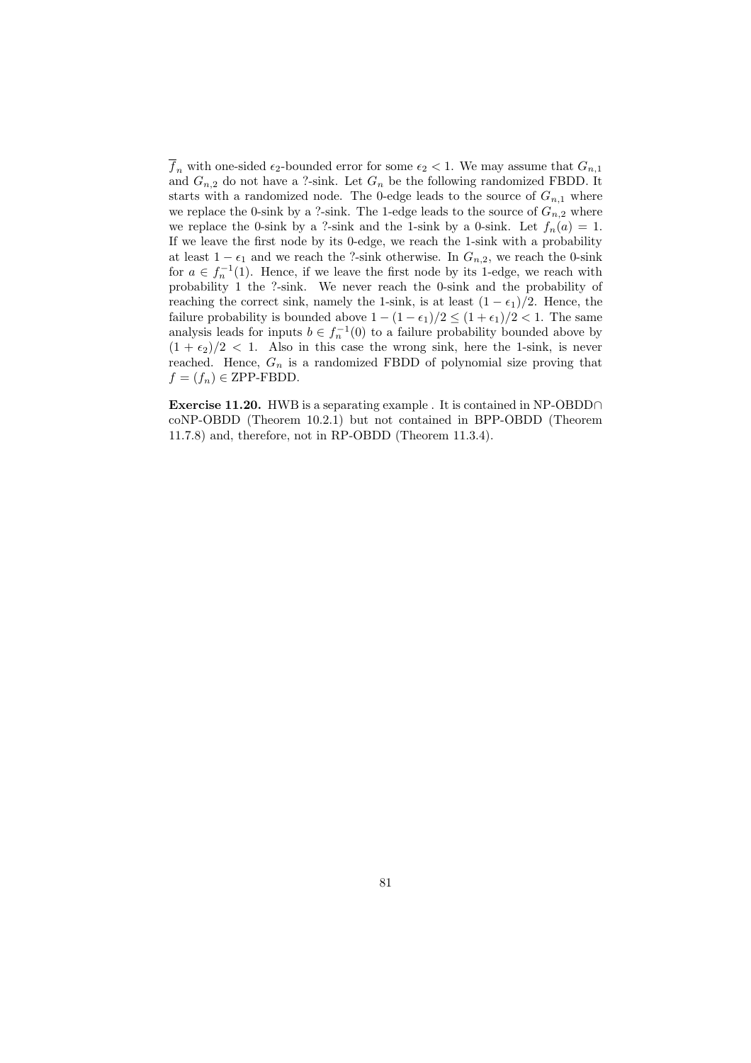$\overline{f}_n$ with one-sided $\epsilon_2$-bounded error for some $\epsilon_2 < 1$. We may assume that $G_{n,1}$ and $G_{n,2}$ do not have a ?-sink. Let $G_n$ be the following randomized FBDD. It starts with a randomized node. The 0-edge leads to the source of $G_{n,1}$ where we replace the 0-sink by a ?-sink. The 1-edge leads to the source of $G_{n,2}$ where we replace the 0-sink by a ?-sink and the 1-sink by a 0-sink. Let $f_n(a) = 1$. If we leave the first node by its 0-edge, we reach the 1-sink with a probability at least $1 - \epsilon_1$ and we reach the ?-sink otherwise. In $G_{n,2}$, we reach the 0-sink for $a \in f_n^{-1}(1)$. Hence, if we leave the first node by its 1-edge, we reach with probability 1 the ?-sink. We never reach the 0-sink and the probability of reaching the correct sink, namely the 1-sink, is at least $(1 - \epsilon_1)/2$. Hence, the failure probability is bounded above $1 - (1 - \epsilon_1)/2 \le (1 + \epsilon_1)/2 < 1$. The same analysis leads for inputs $b \in f_n^{-1}(0)$ to a failure probability bounded above by $(1 + \epsilon_2)/2 < 1$. Also in this case the wrong sink, here the 1-sink, is never reached. Hence, $G_n$ is a randomized FBDD of polynomial size proving that $f = (f_n) \in$ ZPP-FBDD.

**Exercise 11.20.** HWB is a separating example . It is contained in NP-OBDD$\cap$ coNP-OBDD (Theorem 10.2.1) but not contained in BPP-OBDD (Theorem 11.7.8) and, therefore, not in RP-OBDD (Theorem 11.3.4).